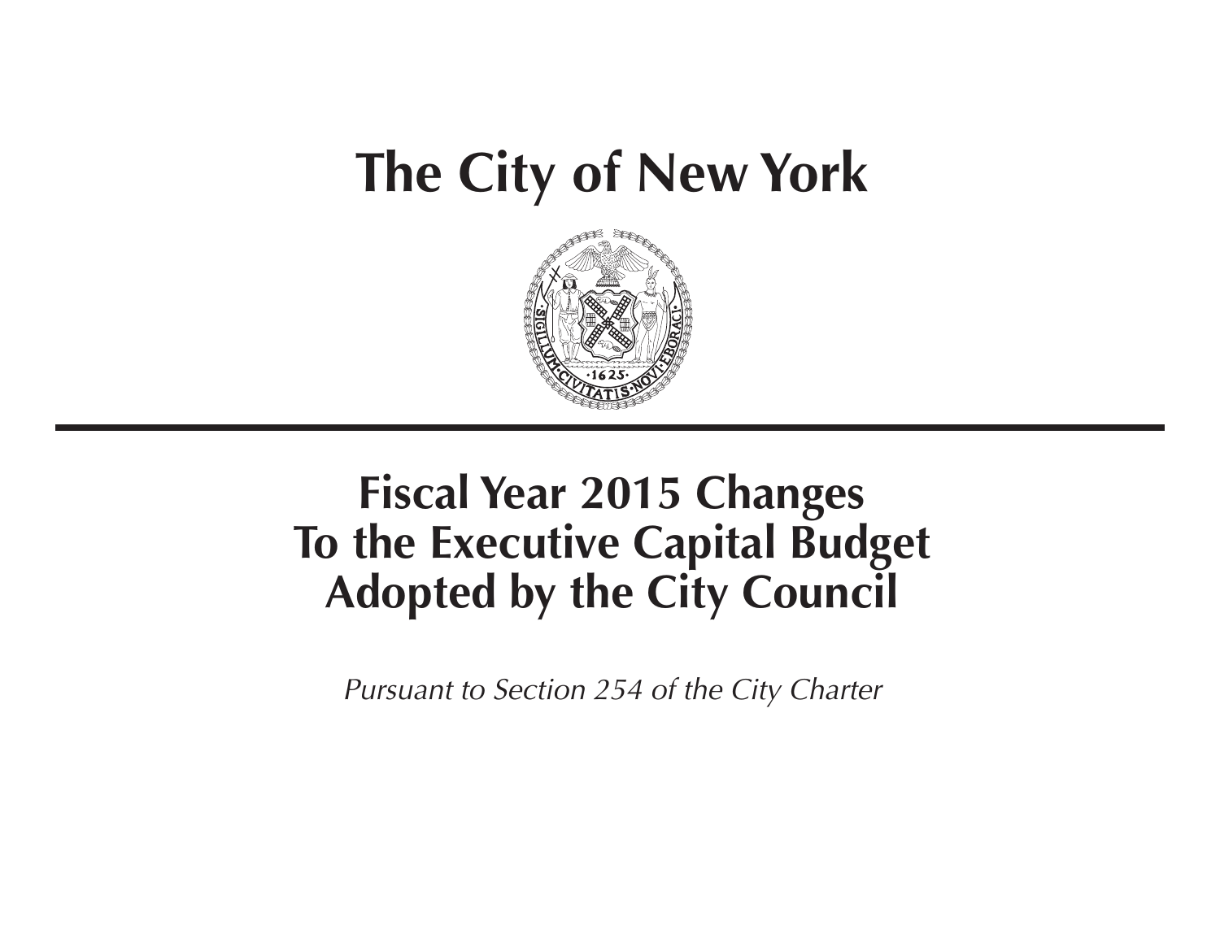# The City of New York

## Fiscal Year 2015 Changes To the Executive Capital Budget Adopted by the City Council

*Pursuant to Section 254 of the City Charter*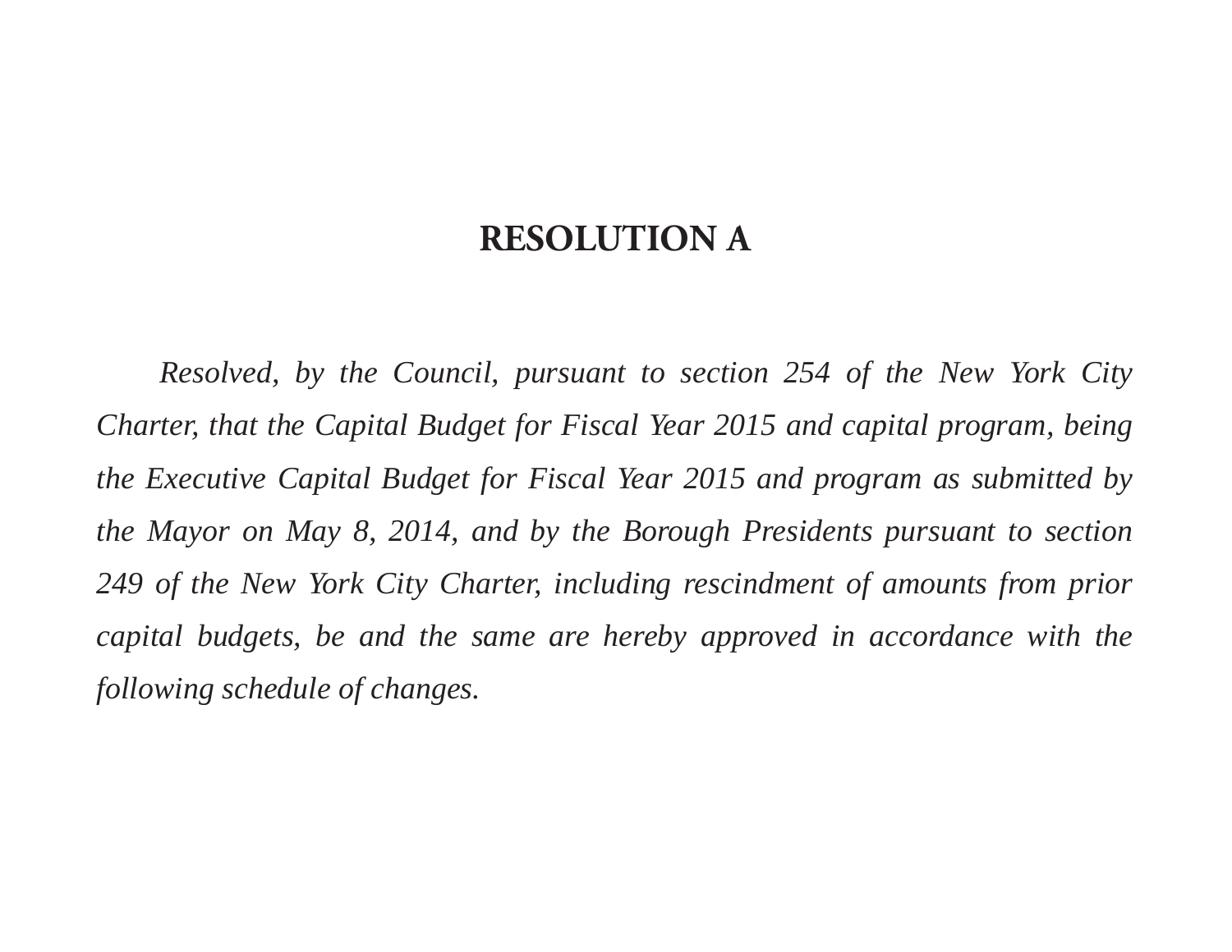# RESOLUTION A

*Resolved, by the Council, pursuant to section 254 of the New York City Charter, that the Capital Budget for Fiscal Year 2015 and capital program, being the Executive Capital Budget for Fiscal Year 2015 and program as submitted by the Mayor on May 8, 2014, and by the Borough Presidents pursuant to section 249 of the New York City Charter, including rescindment of amounts from prior capital budgets, be and the same are hereby approved in accordance with the following schedule of changes.*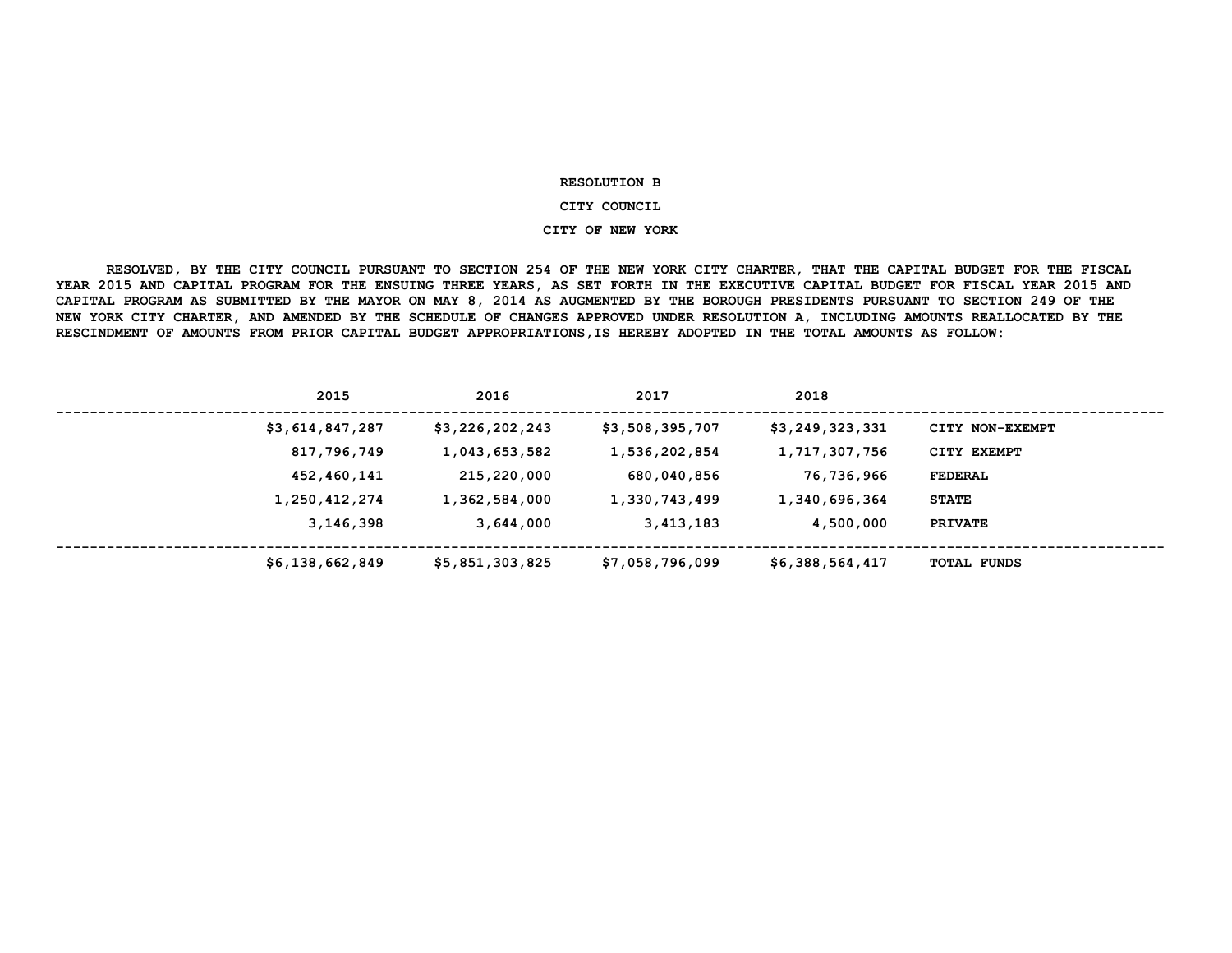**RESOLUTION B**

**CITY COUNCIL**

**CITY OF NEW YORK**

**RESOLVED, BY THE CITY COUNCIL PURSUANT TO SECTION 254 OF THE NEW YORK CITY CHARTER, THAT THE CAPITAL BUDGET FOR THE FISCAL YEAR 2015 AND CAPITAL PROGRAM FOR THE ENSUING THREE YEARS, AS SET FORTH IN THE EXECUTIVE CAPITAL BUDGET FOR FISCAL YEAR 2015 AND CAPITAL PROGRAM AS SUBMITTED BY THE MAYOR ON MAY 8, 2014 AS AUGMENTED BY THE BOROUGH PRESIDENTS PURSUANT TO SECTION 249 OF THE NEW YORK CITY CHARTER, AND AMENDED BY THE SCHEDULE OF CHANGES APPROVED UNDER RESOLUTION A, INCLUDING AMOUNTS REALLOCATED BY THE RESCINDMENT OF AMOUNTS FROM PRIOR CAPITAL BUDGET APPROPRIATIONS,IS HEREBY ADOPTED IN THE TOTAL AMOUNTS AS FOLLOW:**

| 2015 | 2016 | 2017 | 2018 | |
|---|---|---|---|---|
| $3,614,847,287 | $3,226,202,243 | $3,508,395,707 | $3,249,323,331 | CITY NON-EXEMPT |
| 817,796,749 | 1,043,653,582 | 1,536,202,854 | 1,717,307,756 | CITY EXEMPT |
| 452,460,141 | 215,220,000 | 680,040,856 | 76,736,966 | FEDERAL |
| 1,250,412,274 | 1,362,584,000 | 1,330,743,499 | 1,340,696,364 | STATE |
| 3,146,398 | 3,644,000 | 3,413,183 | 4,500,000 | PRIVATE |
| $6,138,662,849 | $5,851,303,825 | $7,058,796,099 | $6,388,564,417 | TOTAL FUNDS |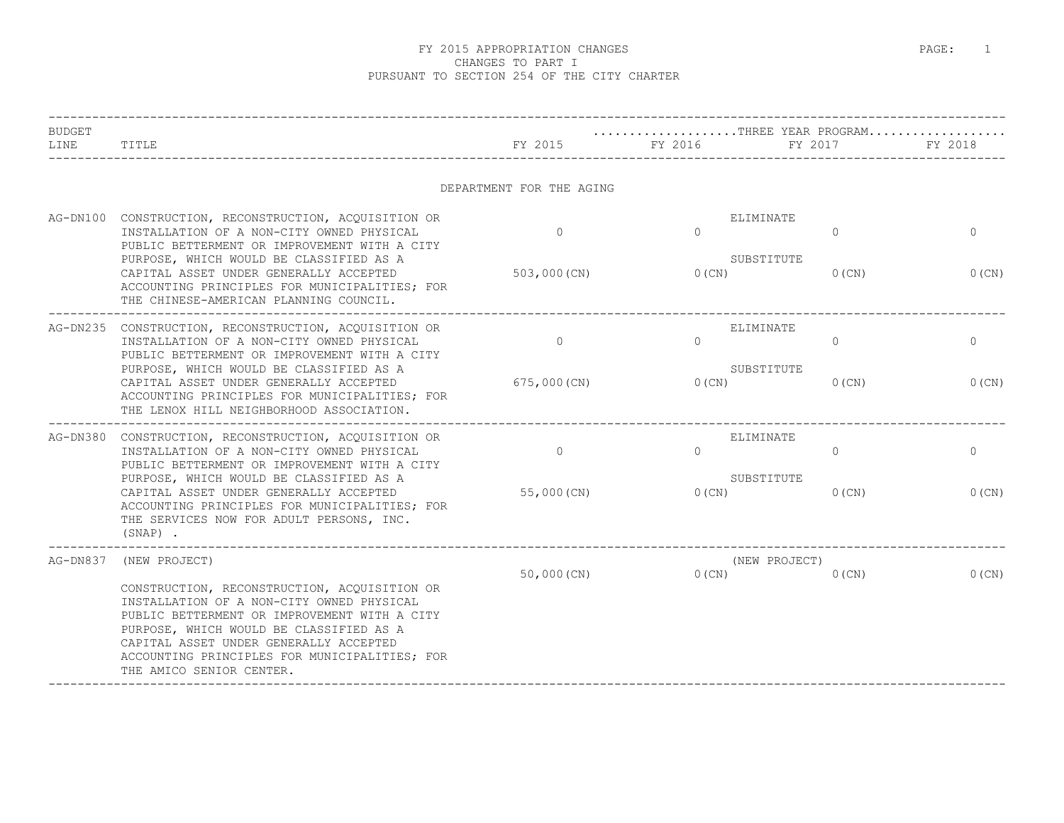# FY 2015 APPROPRIATION CHANGES
## CHANGES TO PART I
## PURSUANT TO SECTION 254 OF THE CITY CHARTER

| BUDGET LINE | TITLE | FY 2015 | FY 2016 | FY 2017 | FY 2018 |
|---|---|---|---|---|---|
| | | | ..................THREE YEAR PROGRAM.................. | | |
| | **DEPARTMENT FOR THE AGING** | | | | |
| AG-DN100 | CONSTRUCTION, RECONSTRUCTION, ACQUISITION OR INSTALLATION OF A NON-CITY OWNED PHYSICAL PUBLIC BETTERMENT OR IMPROVEMENT WITH A CITY PURPOSE, WHICH WOULD BE CLASSIFIED AS A CAPITAL ASSET UNDER GENERALLY ACCEPTED ACCOUNTING PRINCIPLES FOR MUNICIPALITIES; FOR THE CHINESE-AMERICAN PLANNING COUNCIL. | ELIMINATE<br>0<br>SUBSTITUTE<br>503,000(CN) | 0<br><br>0(CN) | 0<br><br>0(CN) | 0<br><br>0(CN) |
| AG-DN235 | CONSTRUCTION, RECONSTRUCTION, ACQUISITION OR INSTALLATION OF A NON-CITY OWNED PHYSICAL PUBLIC BETTERMENT OR IMPROVEMENT WITH A CITY PURPOSE, WHICH WOULD BE CLASSIFIED AS A CAPITAL ASSET UNDER GENERALLY ACCEPTED ACCOUNTING PRINCIPLES FOR MUNICIPALITIES; FOR THE LENOX HILL NEIGHBORHOOD ASSOCIATION. | ELIMINATE<br>0<br>SUBSTITUTE<br>675,000(CN) | 0<br><br>0(CN) | 0<br><br>0(CN) | 0<br><br>0(CN) |
| AG-DN380 | CONSTRUCTION, RECONSTRUCTION, ACQUISITION OR INSTALLATION OF A NON-CITY OWNED PHYSICAL PUBLIC BETTERMENT OR IMPROVEMENT WITH A CITY PURPOSE, WHICH WOULD BE CLASSIFIED AS A CAPITAL ASSET UNDER GENERALLY ACCEPTED ACCOUNTING PRINCIPLES FOR MUNICIPALITIES; FOR THE SERVICES NOW FOR ADULT PERSONS, INC. (SNAP) . | ELIMINATE<br>0<br>SUBSTITUTE<br>55,000(CN) | 0<br><br>0(CN) | 0<br><br>0(CN) | 0<br><br>0(CN) |
| AG-DN837 | (NEW PROJECT)<br>CONSTRUCTION, RECONSTRUCTION, ACQUISITION OR INSTALLATION OF A NON-CITY OWNED PHYSICAL PUBLIC BETTERMENT OR IMPROVEMENT WITH A CITY PURPOSE, WHICH WOULD BE CLASSIFIED AS A CAPITAL ASSET UNDER GENERALLY ACCEPTED ACCOUNTING PRINCIPLES FOR MUNICIPALITIES; FOR THE AMICO SENIOR CENTER. | (NEW PROJECT)<br>50,000(CN) | 0(CN) | 0(CN) | 0(CN) |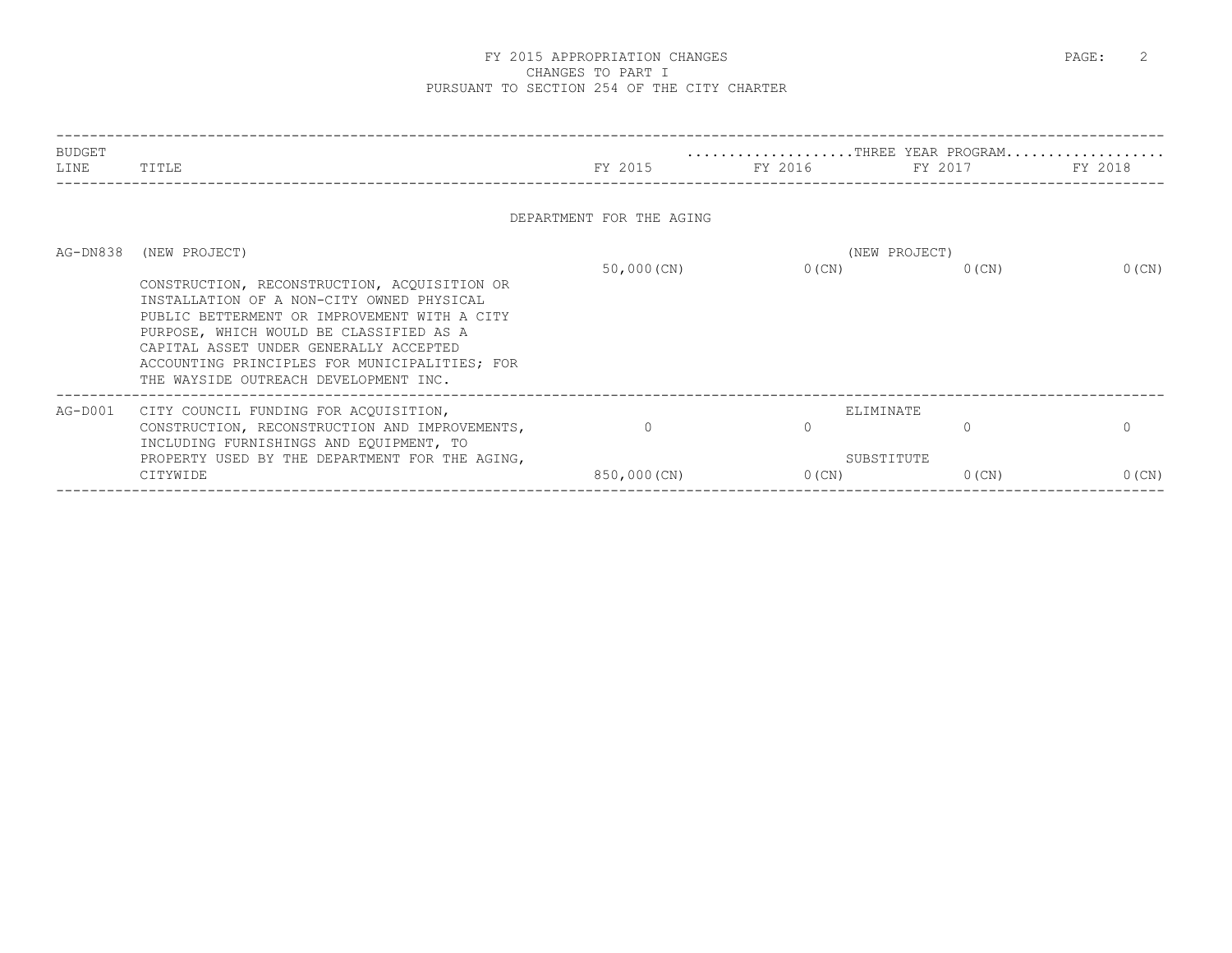# FY 2015 APPROPRIATION CHANGES
## CHANGES TO PART I
## PURSUANT TO SECTION 254 OF THE CITY CHARTER

| BUDGET LINE | TITLE | FY 2015 | THREE YEAR PROGRAM FY 2016 | FY 2017 | FY 2018 |
|---|---|---|---|---|---|
| | **DEPARTMENT FOR THE AGING** | | | | |
| AG-DN838 | (NEW PROJECT) | | (NEW PROJECT) | | |
| | CONSTRUCTION, RECONSTRUCTION, ACQUISITION OR INSTALLATION OF A NON-CITY OWNED PHYSICAL PUBLIC BETTERMENT OR IMPROVEMENT WITH A CITY PURPOSE, WHICH WOULD BE CLASSIFIED AS A CAPITAL ASSET UNDER GENERALLY ACCEPTED ACCOUNTING PRINCIPLES FOR MUNICIPALITIES; FOR THE WAYSIDE OUTREACH DEVELOPMENT INC. | 50,000(CN) | 0(CN) | 0(CN) | 0(CN) |
| AG-D001 | CITY COUNCIL FUNDING FOR ACQUISITION, CONSTRUCTION, RECONSTRUCTION AND IMPROVEMENTS, INCLUDING FURNISHINGS AND EQUIPMENT, TO PROPERTY USED BY THE DEPARTMENT FOR THE AGING, CITYWIDE | | ELIMINATE | | |
| | | 0 | 0 | 0 | 0 |
| | | | SUBSTITUTE | | |
| | | 850,000(CN) | 0(CN) | 0(CN) | 0(CN) |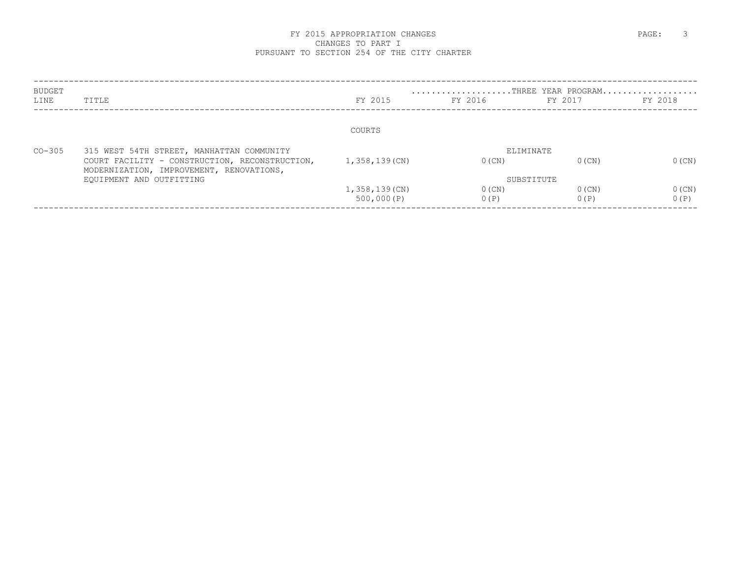# FY 2015 APPROPRIATION CHANGES
## CHANGES TO PART I
## PURSUANT TO SECTION 254 OF THE CITY CHARTER

| BUDGET LINE | TITLE | FY 2015 | THREE YEAR PROGRAM FY 2016 | FY 2017 | FY 2018 |
|---|---|---|---|---|---|
| | | COURTS | | | |
| CO-305 | 315 WEST 54TH STREET, MANHATTAN COMMUNITY COURT FACILITY - CONSTRUCTION, RECONSTRUCTION, MODERNIZATION, IMPROVEMENT, RENOVATIONS, EQUIPMENT AND OUTFITTING | | ELIMINATE | | |
| | | 1,358,139(CN) | 0(CN) | 0(CN) | 0(CN) |
| | | | SUBSTITUTE | | |
| | | 1,358,139(CN) | 0(CN) | 0(CN) | 0(CN) |
| | | 500,000(P) | 0(P) | 0(P) | 0(P) |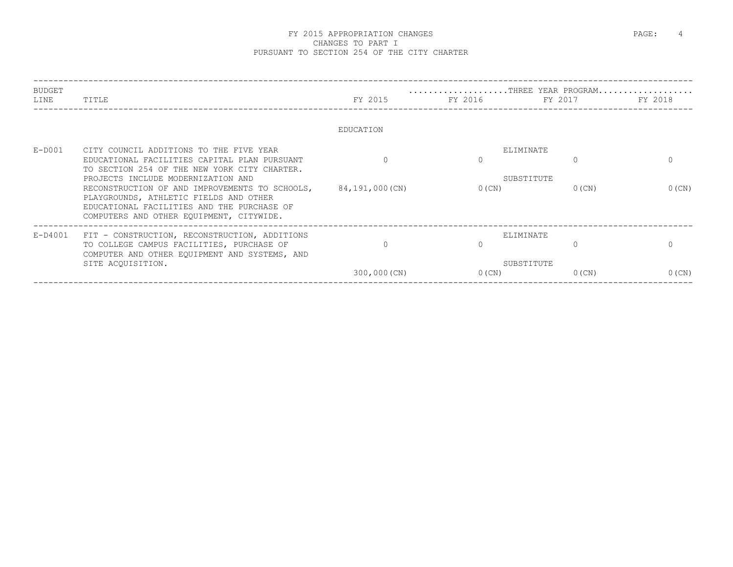# FY 2015 APPROPRIATION CHANGES
## CHANGES TO PART I
## PURSUANT TO SECTION 254 OF THE CITY CHARTER

| BUDGET LINE | TITLE | FY 2015 | FY 2016 (THREE YEAR PROGRAM) | FY 2017 (THREE YEAR PROGRAM) | FY 2018 (THREE YEAR PROGRAM) |
|---|---|---|---|---|---|
| | **EDUCATION** | | | | |
| E-D001 | CITY COUNCIL ADDITIONS TO THE FIVE YEAR EDUCATIONAL FACILITIES CAPITAL PLAN PURSUANT TO SECTION 254 OF THE NEW YORK CITY CHARTER. PROJECTS INCLUDE MODERNIZATION AND RECONSTRUCTION OF AND IMPROVEMENTS TO SCHOOLS, PLAYGROUNDS, ATHLETIC FIELDS AND OTHER EDUCATIONAL FACILITIES AND THE PURCHASE OF COMPUTERS AND OTHER EQUIPMENT, CITYWIDE. | ELIMINATE: 0<br>SUBSTITUTE: 84,191,000(CN) | ELIMINATE: 0<br>SUBSTITUTE: 0(CN) | ELIMINATE: 0<br>SUBSTITUTE: 0(CN) | ELIMINATE: 0<br>SUBSTITUTE: 0(CN) |
| E-D4001 | FIT - CONSTRUCTION, RECONSTRUCTION, ADDITIONS TO COLLEGE CAMPUS FACILITIES, PURCHASE OF COMPUTER AND OTHER EQUIPMENT AND SYSTEMS, AND SITE ACQUISITION. | ELIMINATE: 0<br>SUBSTITUTE: 300,000(CN) | ELIMINATE: 0<br>SUBSTITUTE: 0(CN) | ELIMINATE: 0<br>SUBSTITUTE: 0(CN) | ELIMINATE: 0<br>SUBSTITUTE: 0(CN) |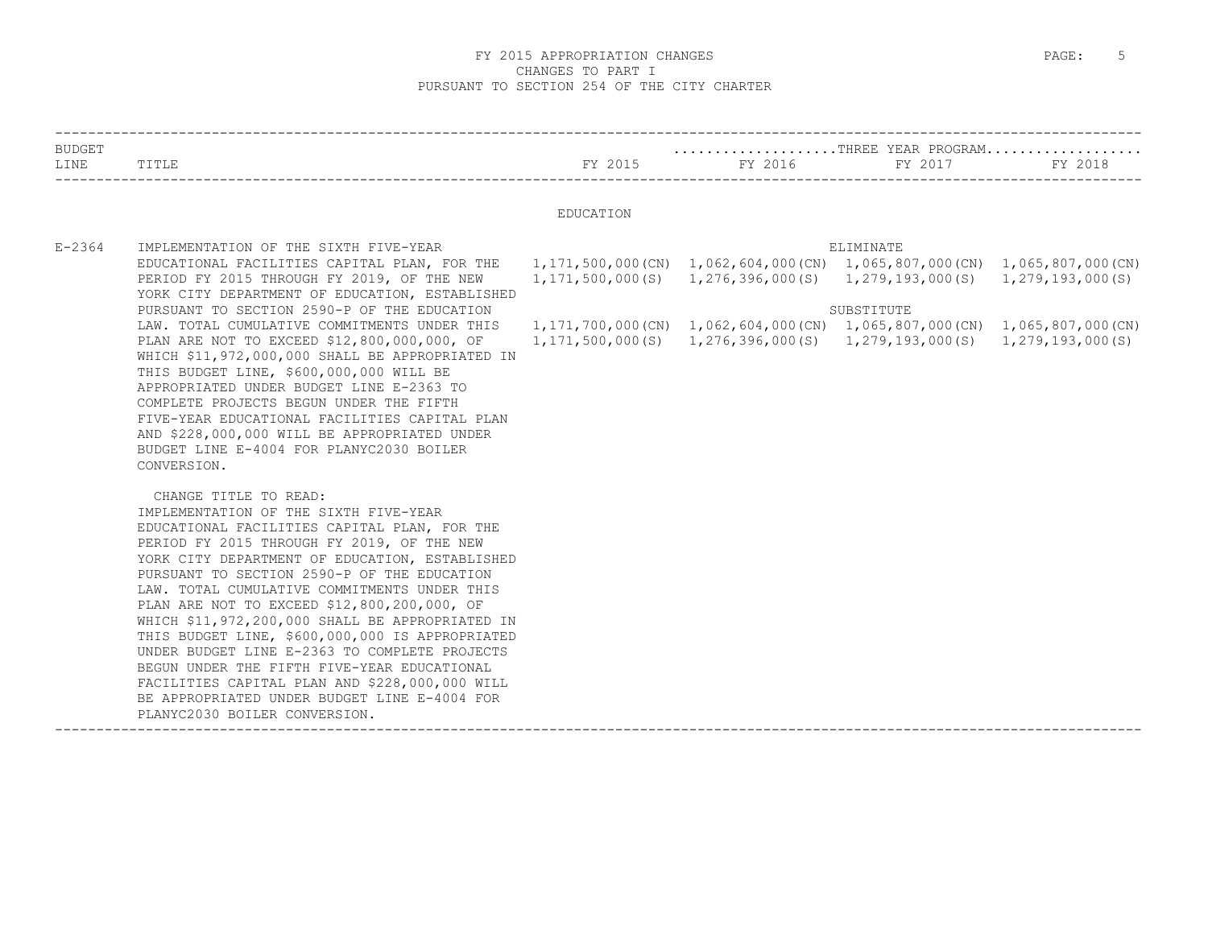# FY 2015 APPROPRIATION CHANGES
## CHANGES TO PART I
## PURSUANT TO SECTION 254 OF THE CITY CHARTER

| BUDGET LINE | TITLE | FY 2015 | THREE YEAR PROGRAM FY 2016 | FY 2017 | FY 2018 |
|---|---|---|---|---|---|
| | **EDUCATION** | | | | |
| E-2364 | IMPLEMENTATION OF THE SIXTH FIVE-YEAR EDUCATIONAL FACILITIES CAPITAL PLAN, FOR THE PERIOD FY 2015 THROUGH FY 2019, OF THE NEW YORK CITY DEPARTMENT OF EDUCATION, ESTABLISHED PURSUANT TO SECTION 2590-P OF THE EDUCATION LAW. TOTAL CUMULATIVE COMMITMENTS UNDER THIS PLAN ARE NOT TO EXCEED $12,800,000,000, OF WHICH $11,972,000,000 SHALL BE APPROPRIATED IN THIS BUDGET LINE, $600,000,000 WILL BE APPROPRIATED UNDER BUDGET LINE E-2363 TO COMPLETE PROJECTS BEGUN UNDER THE FIFTH FIVE-YEAR EDUCATIONAL FACILITIES CAPITAL PLAN AND $228,000,000 WILL BE APPROPRIATED UNDER BUDGET LINE E-4004 FOR PLANYC2030 BOILER CONVERSION. | | | | |
| | ELIMINATE | 1,171,500,000(CN) | 1,062,604,000(CN) | 1,065,807,000(CN) | 1,065,807,000(CN) |
| | | 1,171,500,000(S) | 1,276,396,000(S) | 1,279,193,000(S) | 1,279,193,000(S) |
| | SUBSTITUTE | 1,171,700,000(CN) | 1,062,604,000(CN) | 1,065,807,000(CN) | 1,065,807,000(CN) |
| | | 1,171,500,000(S) | 1,276,396,000(S) | 1,279,193,000(S) | 1,279,193,000(S) |
| | CHANGE TITLE TO READ: IMPLEMENTATION OF THE SIXTH FIVE-YEAR EDUCATIONAL FACILITIES CAPITAL PLAN, FOR THE PERIOD FY 2015 THROUGH FY 2019, OF THE NEW YORK CITY DEPARTMENT OF EDUCATION, ESTABLISHED PURSUANT TO SECTION 2590-P OF THE EDUCATION LAW. TOTAL CUMULATIVE COMMITMENTS UNDER THIS PLAN ARE NOT TO EXCEED $12,800,200,000, OF WHICH $11,972,200,000 SHALL BE APPROPRIATED IN THIS BUDGET LINE, $600,000,000 IS APPROPRIATED UNDER BUDGET LINE E-2363 TO COMPLETE PROJECTS BEGUN UNDER THE FIFTH FIVE-YEAR EDUCATIONAL FACILITIES CAPITAL PLAN AND $228,000,000 WILL BE APPROPRIATED UNDER BUDGET LINE E-4004 FOR PLANYC2030 BOILER CONVERSION. | | | | |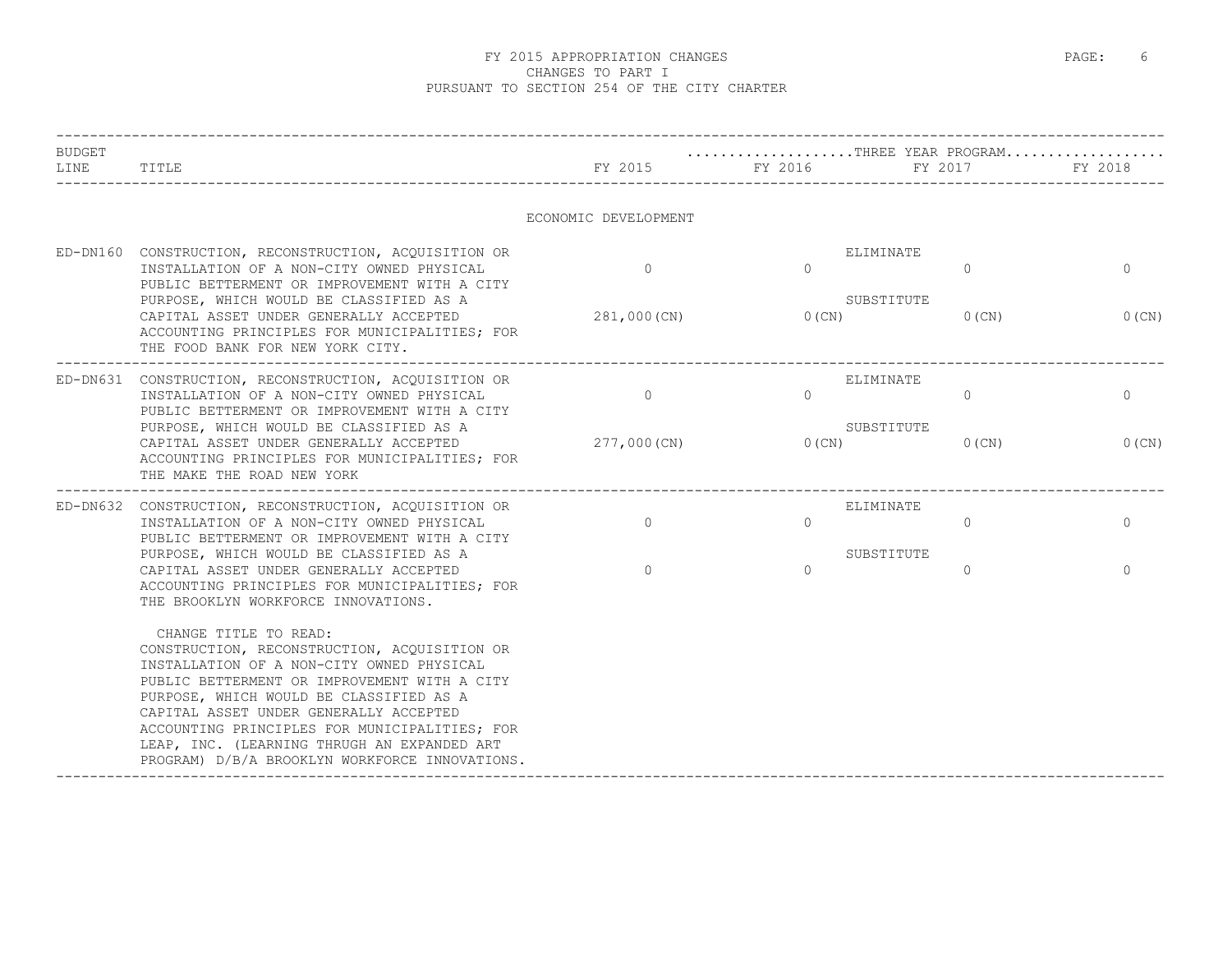# FY 2015 APPROPRIATION CHANGES

CHANGES TO PART I

PURSUANT TO SECTION 254 OF THE CITY CHARTER

| BUDGET LINE | TITLE | FY 2015 | THREE YEAR PROGRAM FY 2016 | FY 2017 | FY 2018 |
|---|---|---|---|---|---|
| | **ECONOMIC DEVELOPMENT** | | | | |
| ED-DN160 | CONSTRUCTION, RECONSTRUCTION, ACQUISITION OR INSTALLATION OF A NON-CITY OWNED PHYSICAL PUBLIC BETTERMENT OR IMPROVEMENT WITH A CITY PURPOSE, WHICH WOULD BE CLASSIFIED AS A CAPITAL ASSET UNDER GENERALLY ACCEPTED ACCOUNTING PRINCIPLES FOR MUNICIPALITIES; FOR THE FOOD BANK FOR NEW YORK CITY. | ELIMINATE | | | |
| | | 0 | 0 | 0 | 0 |
| | | SUBSTITUTE | | | |
| | | 281,000(CN) | 0(CN) | 0(CN) | 0(CN) |
| ED-DN631 | CONSTRUCTION, RECONSTRUCTION, ACQUISITION OR INSTALLATION OF A NON-CITY OWNED PHYSICAL PUBLIC BETTERMENT OR IMPROVEMENT WITH A CITY PURPOSE, WHICH WOULD BE CLASSIFIED AS A CAPITAL ASSET UNDER GENERALLY ACCEPTED ACCOUNTING PRINCIPLES FOR MUNICIPALITIES; FOR THE MAKE THE ROAD NEW YORK | ELIMINATE | | | |
| | | 0 | 0 | 0 | 0 |
| | | SUBSTITUTE | | | |
| | | 277,000(CN) | 0(CN) | 0(CN) | 0(CN) |
| ED-DN632 | CONSTRUCTION, RECONSTRUCTION, ACQUISITION OR INSTALLATION OF A NON-CITY OWNED PHYSICAL PUBLIC BETTERMENT OR IMPROVEMENT WITH A CITY PURPOSE, WHICH WOULD BE CLASSIFIED AS A CAPITAL ASSET UNDER GENERALLY ACCEPTED ACCOUNTING PRINCIPLES FOR MUNICIPALITIES; FOR THE BROOKLYN WORKFORCE INNOVATIONS. | ELIMINATE | | | |
| | | 0 | 0 | 0 | 0 |
| | | SUBSTITUTE | | | |
| | | 0 | 0 | 0 | 0 |
| | CHANGE TITLE TO READ: CONSTRUCTION, RECONSTRUCTION, ACQUISITION OR INSTALLATION OF A NON-CITY OWNED PHYSICAL PUBLIC BETTERMENT OR IMPROVEMENT WITH A CITY PURPOSE, WHICH WOULD BE CLASSIFIED AS A CAPITAL ASSET UNDER GENERALLY ACCEPTED ACCOUNTING PRINCIPLES FOR MUNICIPALITIES; FOR LEAP, INC. (LEARNING THRUGH AN EXPANDED ART PROGRAM) D/B/A BROOKLYN WORKFORCE INNOVATIONS. | | | | |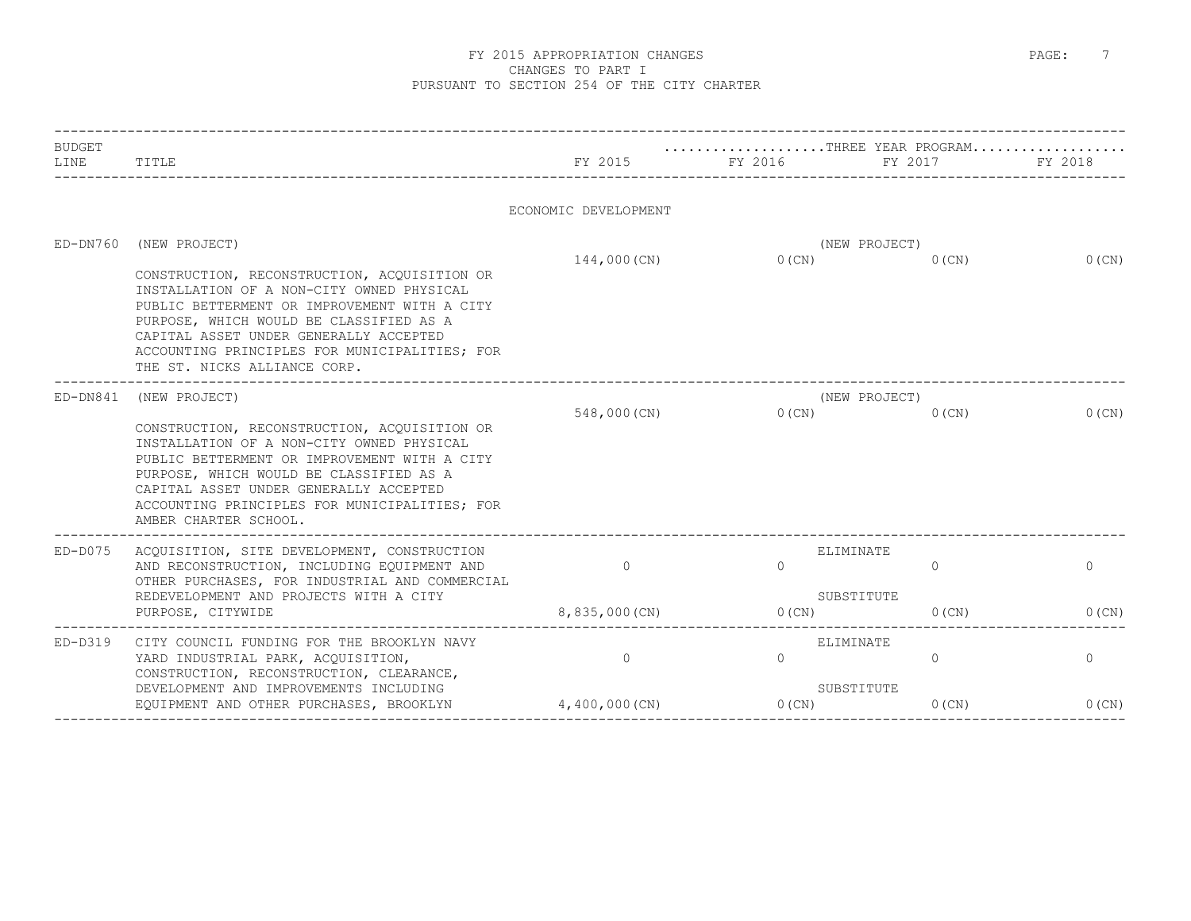# FY 2015 APPROPRIATION CHANGES
## CHANGES TO PART I
## PURSUANT TO SECTION 254 OF THE CITY CHARTER

| BUDGET LINE | TITLE | FY 2015 | FY 2016 | FY 2017 | FY 2018 |
|---|---|---|---|---|---|
| | | ECONOMIC DEVELOPMENT | | | |
| ED-DN760 | (NEW PROJECT)<br>CONSTRUCTION, RECONSTRUCTION, ACQUISITION OR INSTALLATION OF A NON-CITY OWNED PHYSICAL PUBLIC BETTERMENT OR IMPROVEMENT WITH A CITY PURPOSE, WHICH WOULD BE CLASSIFIED AS A CAPITAL ASSET UNDER GENERALLY ACCEPTED ACCOUNTING PRINCIPLES FOR MUNICIPALITIES; FOR THE ST. NICKS ALLIANCE CORP. | (NEW PROJECT)<br>144,000(CN) | 0(CN) | 0(CN) | 0(CN) |
| ED-DN841 | (NEW PROJECT)<br>CONSTRUCTION, RECONSTRUCTION, ACQUISITION OR INSTALLATION OF A NON-CITY OWNED PHYSICAL PUBLIC BETTERMENT OR IMPROVEMENT WITH A CITY PURPOSE, WHICH WOULD BE CLASSIFIED AS A CAPITAL ASSET UNDER GENERALLY ACCEPTED ACCOUNTING PRINCIPLES FOR MUNICIPALITIES; FOR AMBER CHARTER SCHOOL. | (NEW PROJECT)<br>548,000(CN) | 0(CN) | 0(CN) | 0(CN) |
| ED-D075 | ACQUISITION, SITE DEVELOPMENT, CONSTRUCTION AND RECONSTRUCTION, INCLUDING EQUIPMENT AND OTHER PURCHASES, FOR INDUSTRIAL AND COMMERCIAL REDEVELOPMENT AND PROJECTS WITH A CITY PURPOSE, CITYWIDE | ELIMINATE<br>0<br>SUBSTITUTE<br>8,835,000(CN) | <br>0<br><br>0(CN) | <br>0<br><br>0(CN) | <br>0<br><br>0(CN) |
| ED-D319 | CITY COUNCIL FUNDING FOR THE BROOKLYN NAVY YARD INDUSTRIAL PARK, ACQUISITION, CONSTRUCTION, RECONSTRUCTION, CLEARANCE, DEVELOPMENT AND IMPROVEMENTS INCLUDING EQUIPMENT AND OTHER PURCHASES, BROOKLYN | ELIMINATE<br>0<br>SUBSTITUTE<br>4,400,000(CN) | <br>0<br><br>0(CN) | <br>0<br><br>0(CN) | <br>0<br><br>0(CN) |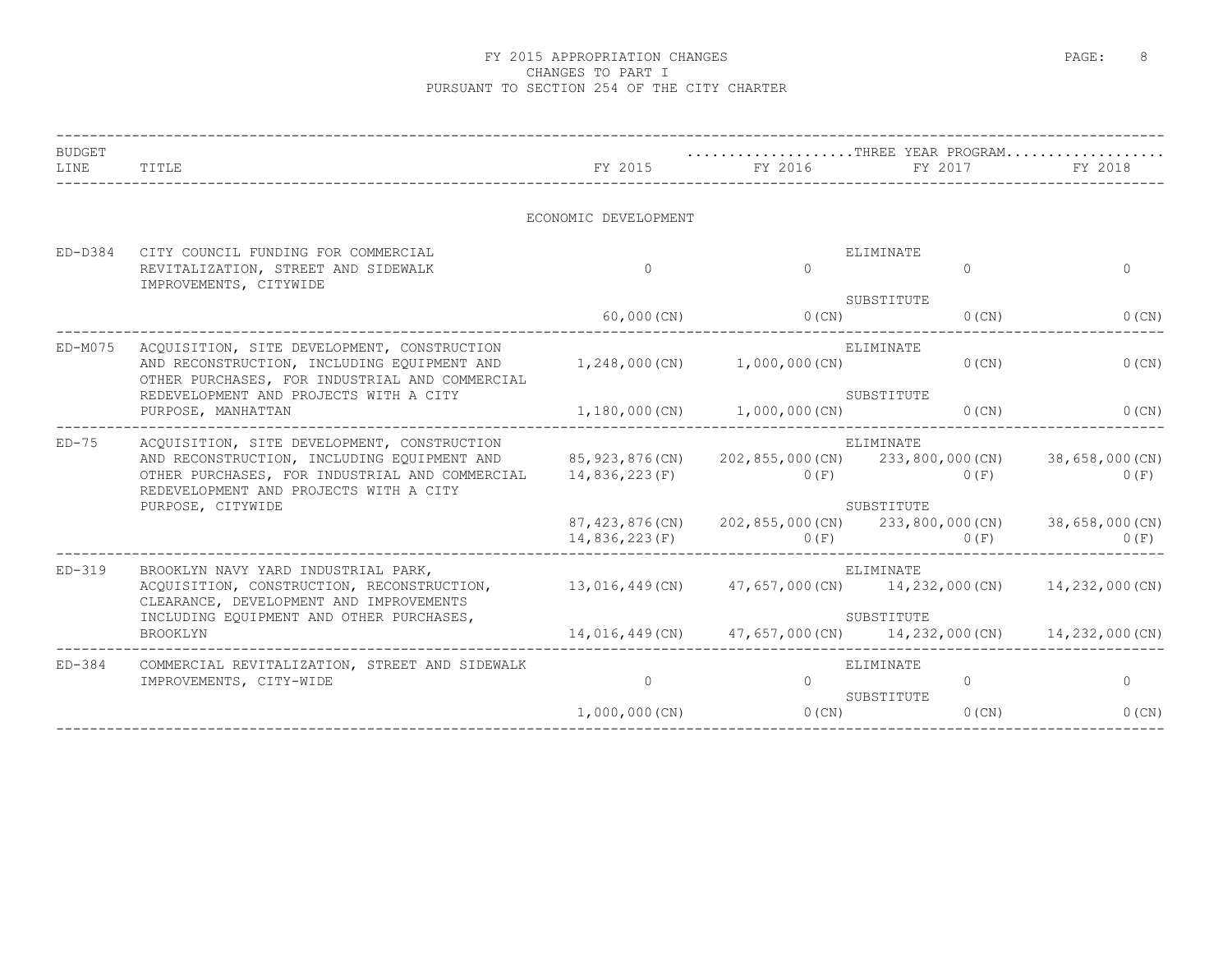# FY 2015 APPROPRIATION CHANGES
## CHANGES TO PART I
## PURSUANT TO SECTION 254 OF THE CITY CHARTER

| BUDGET LINE | TITLE | | FY 2015 | FY 2016 | FY 2017 | FY 2018 |
|---|---|---|---|---|---|---|
| | | | | ...THREE YEAR PROGRAM... | | |
| | **ECONOMIC DEVELOPMENT** | | | | | |
| ED-D384 | CITY COUNCIL FUNDING FOR COMMERCIAL REVITALIZATION, STREET AND SIDEWALK IMPROVEMENTS, CITYWIDE | ELIMINATE | 0 | 0 | 0 | 0 |
| | | SUBSTITUTE | 60,000(CN) | 0(CN) | 0(CN) | 0(CN) |
| ED-M075 | ACQUISITION, SITE DEVELOPMENT, CONSTRUCTION AND RECONSTRUCTION, INCLUDING EQUIPMENT AND OTHER PURCHASES, FOR INDUSTRIAL AND COMMERCIAL REDEVELOPMENT AND PROJECTS WITH A CITY PURPOSE, MANHATTAN | ELIMINATE | 1,248,000(CN) | 1,000,000(CN) | 0(CN) | 0(CN) |
| | | SUBSTITUTE | 1,180,000(CN) | 1,000,000(CN) | 0(CN) | 0(CN) |
| ED-75 | ACQUISITION, SITE DEVELOPMENT, CONSTRUCTION AND RECONSTRUCTION, INCLUDING EQUIPMENT AND OTHER PURCHASES, FOR INDUSTRIAL AND COMMERCIAL REDEVELOPMENT AND PROJECTS WITH A CITY PURPOSE, CITYWIDE | ELIMINATE | 85,923,876(CN) | 202,855,000(CN) | 233,800,000(CN) | 38,658,000(CN) |
| | | | 14,836,223(F) | 0(F) | 0(F) | 0(F) |
| | | SUBSTITUTE | 87,423,876(CN) | 202,855,000(CN) | 233,800,000(CN) | 38,658,000(CN) |
| | | | 14,836,223(F) | 0(F) | 0(F) | 0(F) |
| ED-319 | BROOKLYN NAVY YARD INDUSTRIAL PARK, ACQUISITION, CONSTRUCTION, RECONSTRUCTION, CLEARANCE, DEVELOPMENT AND IMPROVEMENTS INCLUDING EQUIPMENT AND OTHER PURCHASES, BROOKLYN | ELIMINATE | 13,016,449(CN) | 47,657,000(CN) | 14,232,000(CN) | 14,232,000(CN) |
| | | SUBSTITUTE | 14,016,449(CN) | 47,657,000(CN) | 14,232,000(CN) | 14,232,000(CN) |
| ED-384 | COMMERCIAL REVITALIZATION, STREET AND SIDEWALK IMPROVEMENTS, CITY-WIDE | ELIMINATE | 0 | 0 | 0 | 0 |
| | | SUBSTITUTE | 1,000,000(CN) | 0(CN) | 0(CN) | 0(CN) |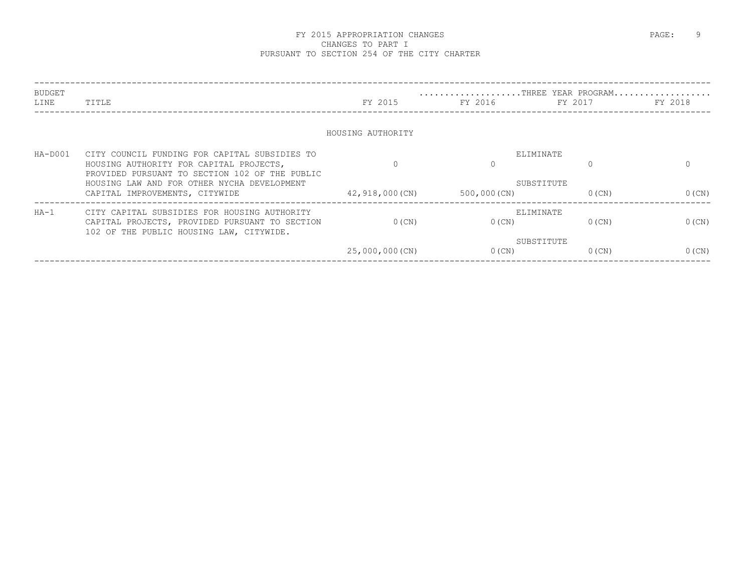# FY 2015 APPROPRIATION CHANGES
## CHANGES TO PART I
## PURSUANT TO SECTION 254 OF THE CITY CHARTER

| BUDGET LINE | TITLE | FY 2015 | FY 2016 (THREE YEAR PROGRAM) | FY 2017 (THREE YEAR PROGRAM) | FY 2018 (THREE YEAR PROGRAM) |
|---|---|---|---|---|---|
| | **HOUSING AUTHORITY** | | | | |
| HA-D001 | CITY COUNCIL FUNDING FOR CAPITAL SUBSIDIES TO HOUSING AUTHORITY FOR CAPITAL PROJECTS, PROVIDED PURSUANT TO SECTION 102 OF THE PUBLIC HOUSING LAW AND FOR OTHER NYCHA DEVELOPMENT CAPITAL IMPROVEMENTS, CITYWIDE | ELIMINATE | | | |
| | | 0 | 0 | 0 | 0 |
| | | SUBSTITUTE | | | |
| | | 42,918,000(CN) | 500,000(CN) | 0(CN) | 0(CN) |
| HA-1 | CITY CAPITAL SUBSIDIES FOR HOUSING AUTHORITY CAPITAL PROJECTS, PROVIDED PURSUANT TO SECTION 102 OF THE PUBLIC HOUSING LAW, CITYWIDE. | ELIMINATE | | | |
| | | 0(CN) | 0(CN) | 0(CN) | 0(CN) |
| | | SUBSTITUTE | | | |
| | | 25,000,000(CN) | 0(CN) | 0(CN) | 0(CN) |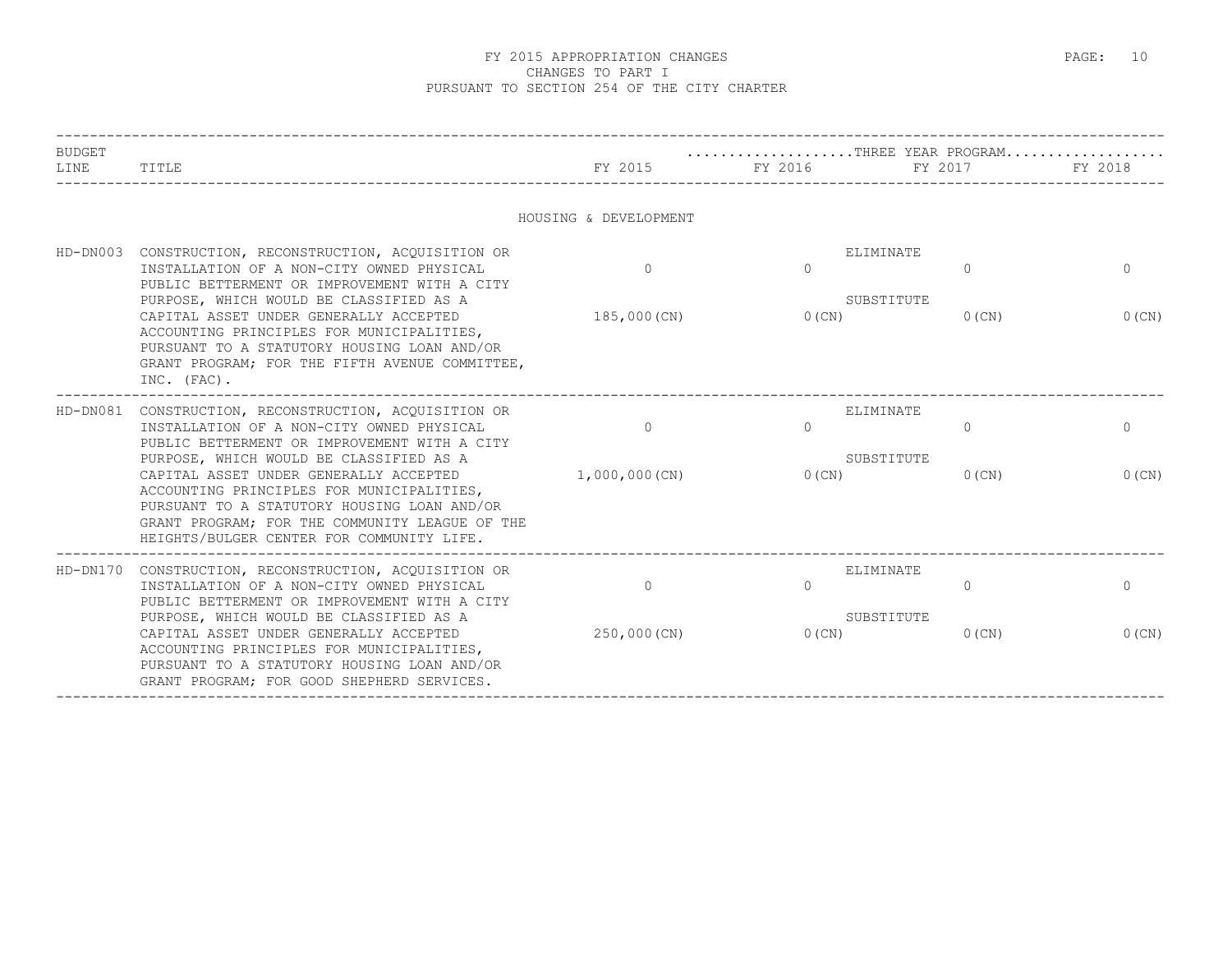FY 2015 APPROPRIATION CHANGES
CHANGES TO PART I
PURSUANT TO SECTION 254 OF THE CITY CHARTER

| BUDGET LINE | TITLE | FY 2015 | THREE YEAR PROGRAM FY 2016 | FY 2017 | FY 2018 |
|---|---|---|---|---|---|
| | HOUSING & DEVELOPMENT | | | | |
| HD-DN003 | CONSTRUCTION, RECONSTRUCTION, ACQUISITION OR INSTALLATION OF A NON-CITY OWNED PHYSICAL PUBLIC BETTERMENT OR IMPROVEMENT WITH A CITY PURPOSE, WHICH WOULD BE CLASSIFIED AS A CAPITAL ASSET UNDER GENERALLY ACCEPTED ACCOUNTING PRINCIPLES FOR MUNICIPALITIES, PURSUANT TO A STATUTORY HOUSING LOAN AND/OR GRANT PROGRAM; FOR THE FIFTH AVENUE COMMITTEE, INC. (FAC). | ELIMINATE 0 | 0 | 0 | 0 |
| | | SUBSTITUTE 185,000(CN) | 0(CN) | 0(CN) | 0(CN) |
| HD-DN081 | CONSTRUCTION, RECONSTRUCTION, ACQUISITION OR INSTALLATION OF A NON-CITY OWNED PHYSICAL PUBLIC BETTERMENT OR IMPROVEMENT WITH A CITY PURPOSE, WHICH WOULD BE CLASSIFIED AS A CAPITAL ASSET UNDER GENERALLY ACCEPTED ACCOUNTING PRINCIPLES FOR MUNICIPALITIES, PURSUANT TO A STATUTORY HOUSING LOAN AND/OR GRANT PROGRAM; FOR THE COMMUNITY LEAGUE OF THE HEIGHTS/BULGER CENTER FOR COMMUNITY LIFE. | ELIMINATE 0 | 0 | 0 | 0 |
| | | SUBSTITUTE 1,000,000(CN) | 0(CN) | 0(CN) | 0(CN) |
| HD-DN170 | CONSTRUCTION, RECONSTRUCTION, ACQUISITION OR INSTALLATION OF A NON-CITY OWNED PHYSICAL PUBLIC BETTERMENT OR IMPROVEMENT WITH A CITY PURPOSE, WHICH WOULD BE CLASSIFIED AS A CAPITAL ASSET UNDER GENERALLY ACCEPTED ACCOUNTING PRINCIPLES FOR MUNICIPALITIES, PURSUANT TO A STATUTORY HOUSING LOAN AND/OR GRANT PROGRAM; FOR GOOD SHEPHERD SERVICES. | ELIMINATE 0 | 0 | 0 | 0 |
| | | SUBSTITUTE 250,000(CN) | 0(CN) | 0(CN) | 0(CN) |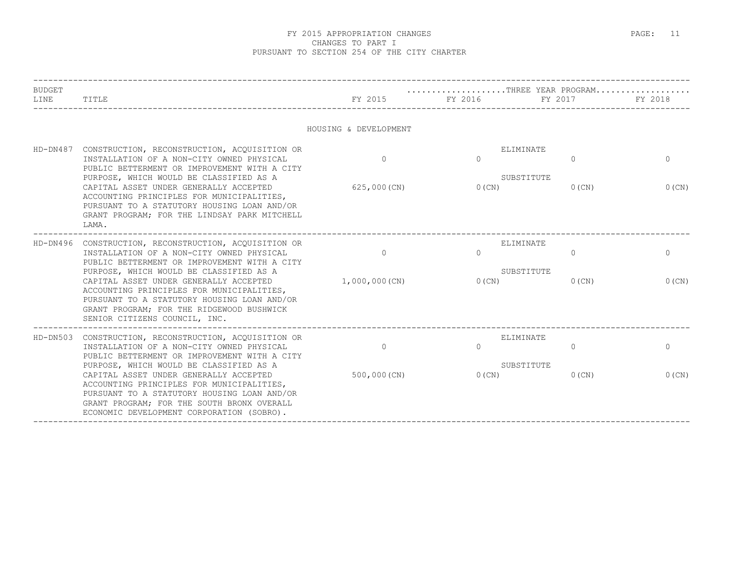# FY 2015 APPROPRIATION CHANGES
## CHANGES TO PART I
## PURSUANT TO SECTION 254 OF THE CITY CHARTER

| BUDGET LINE | TITLE | FY 2015 | THREE YEAR PROGRAM FY 2016 | FY 2017 | FY 2018 |
|---|---|---|---|---|---|
| | **HOUSING & DEVELOPMENT** | | | | |
| HD-DN487 | CONSTRUCTION, RECONSTRUCTION, ACQUISITION OR INSTALLATION OF A NON-CITY OWNED PHYSICAL PUBLIC BETTERMENT OR IMPROVEMENT WITH A CITY PURPOSE, WHICH WOULD BE CLASSIFIED AS A CAPITAL ASSET UNDER GENERALLY ACCEPTED ACCOUNTING PRINCIPLES FOR MUNICIPALITIES, PURSUANT TO A STATUTORY HOUSING LOAN AND/OR GRANT PROGRAM; FOR THE LINDSAY PARK MITCHELL LAMA. | ELIMINATE<br>0<br>SUBSTITUTE<br>625,000(CN) | 0<br><br>0(CN) | 0<br><br>0(CN) | 0<br><br>0(CN) |
| HD-DN496 | CONSTRUCTION, RECONSTRUCTION, ACQUISITION OR INSTALLATION OF A NON-CITY OWNED PHYSICAL PUBLIC BETTERMENT OR IMPROVEMENT WITH A CITY PURPOSE, WHICH WOULD BE CLASSIFIED AS A CAPITAL ASSET UNDER GENERALLY ACCEPTED ACCOUNTING PRINCIPLES FOR MUNICIPALITIES, PURSUANT TO A STATUTORY HOUSING LOAN AND/OR GRANT PROGRAM; FOR THE RIDGEWOOD BUSHWICK SENIOR CITIZENS COUNCIL, INC. | ELIMINATE<br>0<br>SUBSTITUTE<br>1,000,000(CN) | 0<br><br>0(CN) | 0<br><br>0(CN) | 0<br><br>0(CN) |
| HD-DN503 | CONSTRUCTION, RECONSTRUCTION, ACQUISITION OR INSTALLATION OF A NON-CITY OWNED PHYSICAL PUBLIC BETTERMENT OR IMPROVEMENT WITH A CITY PURPOSE, WHICH WOULD BE CLASSIFIED AS A CAPITAL ASSET UNDER GENERALLY ACCEPTED ACCOUNTING PRINCIPLES FOR MUNICIPALITIES, PURSUANT TO A STATUTORY HOUSING LOAN AND/OR GRANT PROGRAM; FOR THE SOUTH BRONX OVERALL ECONOMIC DEVELOPMENT CORPORATION (SOBRO). | ELIMINATE<br>0<br>SUBSTITUTE<br>500,000(CN) | 0<br><br>0(CN) | 0<br><br>0(CN) | 0<br><br>0(CN) |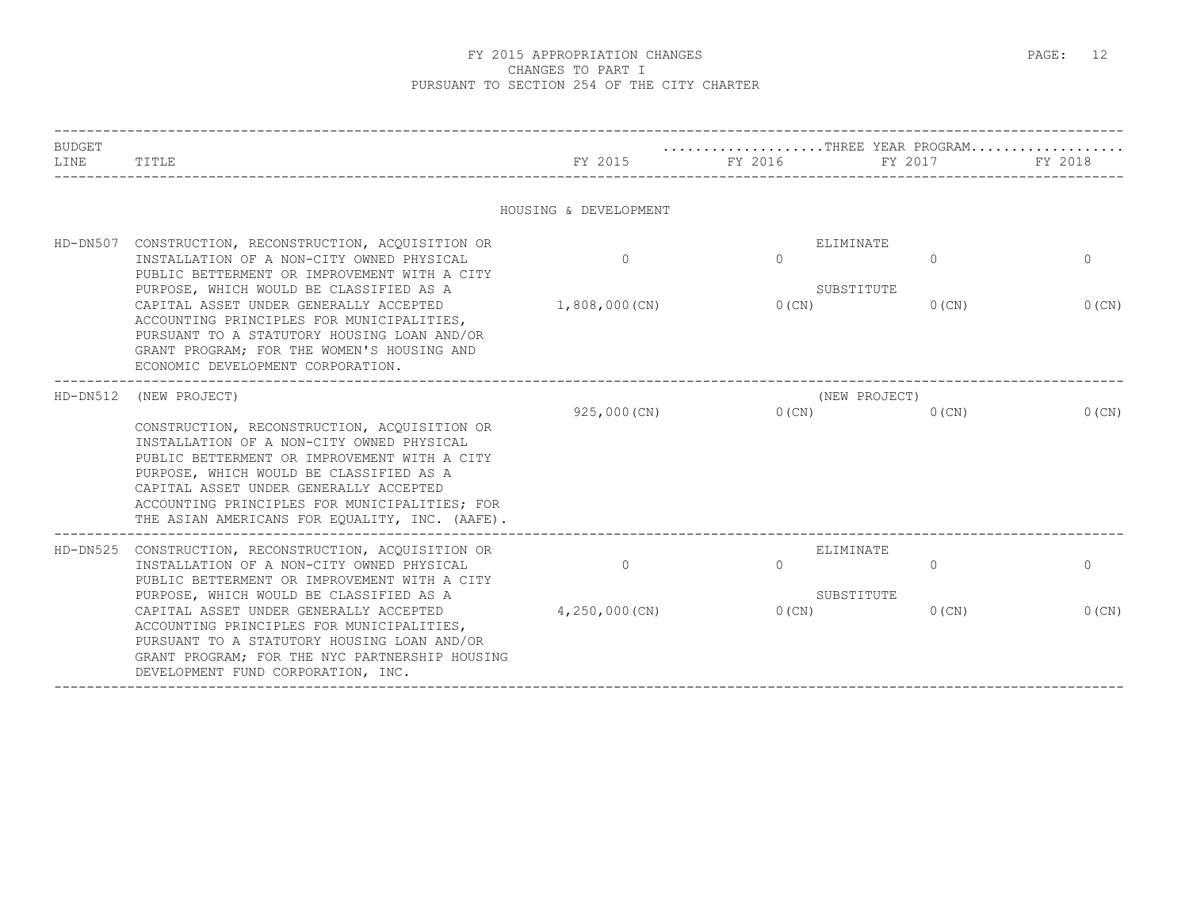FY 2015 APPROPRIATION CHANGES
CHANGES TO PART I
PURSUANT TO SECTION 254 OF THE CITY CHARTER

| BUDGET LINE | TITLE | FY 2015 | THREE YEAR PROGRAM FY 2016 | FY 2017 | FY 2018 |
|---|---|---|---|---|---|
| | HOUSING & DEVELOPMENT | | | | |
| HD-DN507 | CONSTRUCTION, RECONSTRUCTION, ACQUISITION OR INSTALLATION OF A NON-CITY OWNED PHYSICAL PUBLIC BETTERMENT OR IMPROVEMENT WITH A CITY PURPOSE, WHICH WOULD BE CLASSIFIED AS A CAPITAL ASSET UNDER GENERALLY ACCEPTED ACCOUNTING PRINCIPLES FOR MUNICIPALITIES, PURSUANT TO A STATUTORY HOUSING LOAN AND/OR GRANT PROGRAM; FOR THE WOMEN'S HOUSING AND ECONOMIC DEVELOPMENT CORPORATION. | ELIMINATE 0 | 0 | 0 | 0 |
| | | SUBSTITUTE 1,808,000(CN) | 0(CN) | 0(CN) | 0(CN) |
| HD-DN512 | (NEW PROJECT) CONSTRUCTION, RECONSTRUCTION, ACQUISITION OR INSTALLATION OF A NON-CITY OWNED PHYSICAL PUBLIC BETTERMENT OR IMPROVEMENT WITH A CITY PURPOSE, WHICH WOULD BE CLASSIFIED AS A CAPITAL ASSET UNDER GENERALLY ACCEPTED ACCOUNTING PRINCIPLES FOR MUNICIPALITIES; FOR THE ASIAN AMERICANS FOR EQUALITY, INC. (AAFE). | (NEW PROJECT) 925,000(CN) | 0(CN) | 0(CN) | 0(CN) |
| HD-DN525 | CONSTRUCTION, RECONSTRUCTION, ACQUISITION OR INSTALLATION OF A NON-CITY OWNED PHYSICAL PUBLIC BETTERMENT OR IMPROVEMENT WITH A CITY PURPOSE, WHICH WOULD BE CLASSIFIED AS A CAPITAL ASSET UNDER GENERALLY ACCEPTED ACCOUNTING PRINCIPLES FOR MUNICIPALITIES, PURSUANT TO A STATUTORY HOUSING LOAN AND/OR GRANT PROGRAM; FOR THE NYC PARTNERSHIP HOUSING DEVELOPMENT FUND CORPORATION, INC. | ELIMINATE 0 | 0 | 0 | 0 |
| | | SUBSTITUTE 4,250,000(CN) | 0(CN) | 0(CN) | 0(CN) |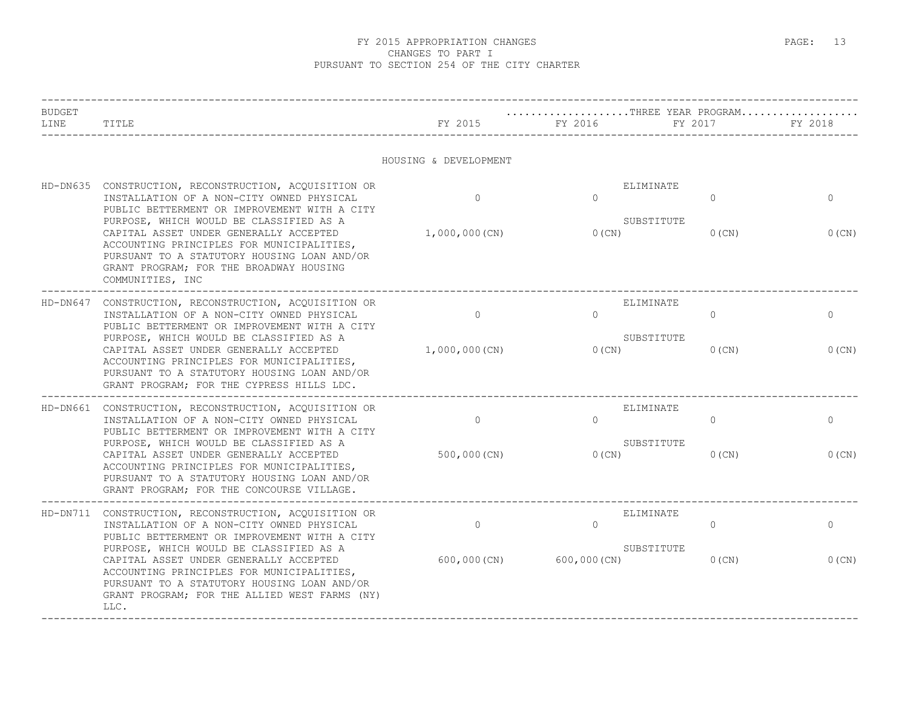# FY 2015 APPROPRIATION CHANGES
## CHANGES TO PART I
## PURSUANT TO SECTION 254 OF THE CITY CHARTER

| BUDGET LINE | TITLE | FY 2015 | THREE YEAR PROGRAM FY 2016 | FY 2017 | FY 2018 |
|---|---|---|---|---|---|
| | HOUSING & DEVELOPMENT | | | | |
| HD-DN635 | CONSTRUCTION, RECONSTRUCTION, ACQUISITION OR INSTALLATION OF A NON-CITY OWNED PHYSICAL PUBLIC BETTERMENT OR IMPROVEMENT WITH A CITY PURPOSE, WHICH WOULD BE CLASSIFIED AS A CAPITAL ASSET UNDER GENERALLY ACCEPTED ACCOUNTING PRINCIPLES FOR MUNICIPALITIES, PURSUANT TO A STATUTORY HOUSING LOAN AND/OR GRANT PROGRAM; FOR THE BROADWAY HOUSING COMMUNITIES, INC | ELIMINATE 0 | 0 | 0 | 0 |
| | | SUBSTITUTE 1,000,000(CN) | 0(CN) | 0(CN) | 0(CN) |
| HD-DN647 | CONSTRUCTION, RECONSTRUCTION, ACQUISITION OR INSTALLATION OF A NON-CITY OWNED PHYSICAL PUBLIC BETTERMENT OR IMPROVEMENT WITH A CITY PURPOSE, WHICH WOULD BE CLASSIFIED AS A CAPITAL ASSET UNDER GENERALLY ACCEPTED ACCOUNTING PRINCIPLES FOR MUNICIPALITIES, PURSUANT TO A STATUTORY HOUSING LOAN AND/OR GRANT PROGRAM; FOR THE CYPRESS HILLS LDC. | ELIMINATE 0 | 0 | 0 | 0 |
| | | SUBSTITUTE 1,000,000(CN) | 0(CN) | 0(CN) | 0(CN) |
| HD-DN661 | CONSTRUCTION, RECONSTRUCTION, ACQUISITION OR INSTALLATION OF A NON-CITY OWNED PHYSICAL PUBLIC BETTERMENT OR IMPROVEMENT WITH A CITY PURPOSE, WHICH WOULD BE CLASSIFIED AS A CAPITAL ASSET UNDER GENERALLY ACCEPTED ACCOUNTING PRINCIPLES FOR MUNICIPALITIES, PURSUANT TO A STATUTORY HOUSING LOAN AND/OR GRANT PROGRAM; FOR THE CONCOURSE VILLAGE. | ELIMINATE 0 | 0 | 0 | 0 |
| | | SUBSTITUTE 500,000(CN) | 0(CN) | 0(CN) | 0(CN) |
| HD-DN711 | CONSTRUCTION, RECONSTRUCTION, ACQUISITION OR INSTALLATION OF A NON-CITY OWNED PHYSICAL PUBLIC BETTERMENT OR IMPROVEMENT WITH A CITY PURPOSE, WHICH WOULD BE CLASSIFIED AS A CAPITAL ASSET UNDER GENERALLY ACCEPTED ACCOUNTING PRINCIPLES FOR MUNICIPALITIES, PURSUANT TO A STATUTORY HOUSING LOAN AND/OR GRANT PROGRAM; FOR THE ALLIED WEST FARMS (NY) LLC. | ELIMINATE 0 | 0 | 0 | 0 |
| | | SUBSTITUTE 600,000(CN) | 600,000(CN) | 0(CN) | 0(CN) |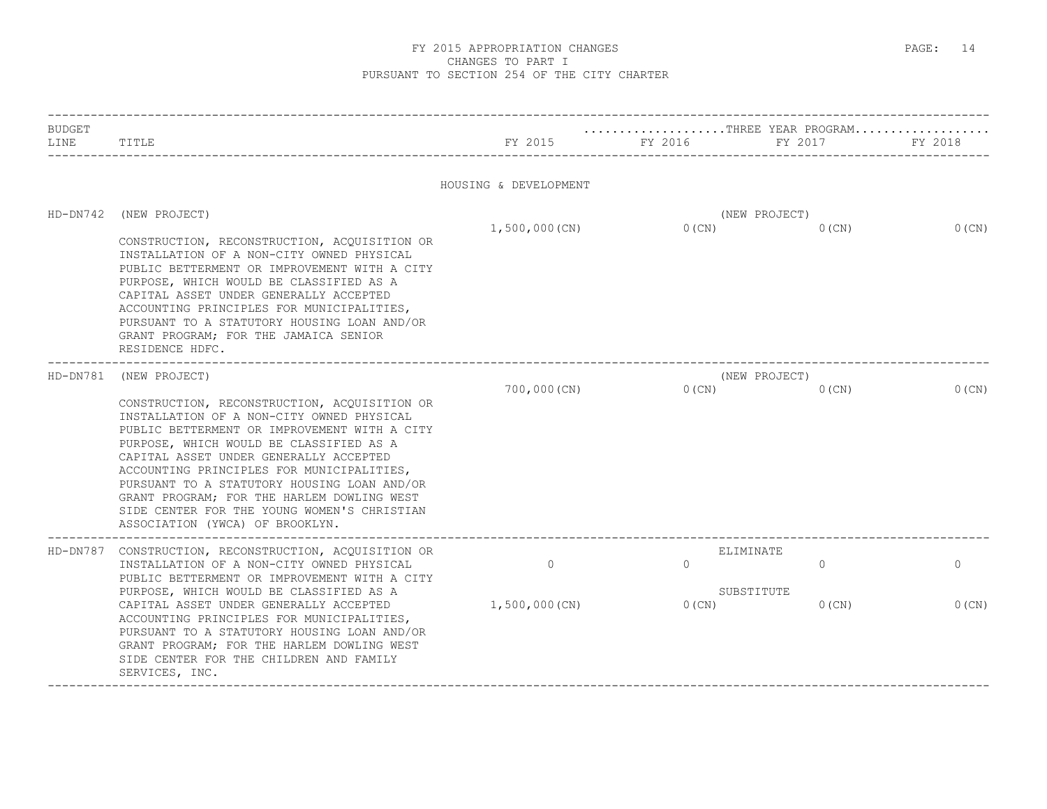# FY 2015 APPROPRIATION CHANGES
## CHANGES TO PART I
## PURSUANT TO SECTION 254 OF THE CITY CHARTER

| BUDGET LINE | TITLE | FY 2015 | FY 2016 | FY 2017 | FY 2018 |
|---|---|---|---|---|---|
| | | | ....THREE YEAR PROGRAM.... | | |
| | **HOUSING & DEVELOPMENT** | | | | |
| HD-DN742 | (NEW PROJECT) CONSTRUCTION, RECONSTRUCTION, ACQUISITION OR INSTALLATION OF A NON-CITY OWNED PHYSICAL PUBLIC BETTERMENT OR IMPROVEMENT WITH A CITY PURPOSE, WHICH WOULD BE CLASSIFIED AS A CAPITAL ASSET UNDER GENERALLY ACCEPTED ACCOUNTING PRINCIPLES FOR MUNICIPALITIES, PURSUANT TO A STATUTORY HOUSING LOAN AND/OR GRANT PROGRAM; FOR THE JAMAICA SENIOR RESIDENCE HDFC. | (NEW PROJECT) 1,500,000(CN) | 0(CN) | 0(CN) | 0(CN) |
| HD-DN781 | (NEW PROJECT) CONSTRUCTION, RECONSTRUCTION, ACQUISITION OR INSTALLATION OF A NON-CITY OWNED PHYSICAL PUBLIC BETTERMENT OR IMPROVEMENT WITH A CITY PURPOSE, WHICH WOULD BE CLASSIFIED AS A CAPITAL ASSET UNDER GENERALLY ACCEPTED ACCOUNTING PRINCIPLES FOR MUNICIPALITIES, PURSUANT TO A STATUTORY HOUSING LOAN AND/OR GRANT PROGRAM; FOR THE HARLEM DOWLING WEST SIDE CENTER FOR THE YOUNG WOMEN'S CHRISTIAN ASSOCIATION (YWCA) OF BROOKLYN. | (NEW PROJECT) 700,000(CN) | 0(CN) | 0(CN) | 0(CN) |
| HD-DN787 | CONSTRUCTION, RECONSTRUCTION, ACQUISITION OR INSTALLATION OF A NON-CITY OWNED PHYSICAL PUBLIC BETTERMENT OR IMPROVEMENT WITH A CITY PURPOSE, WHICH WOULD BE CLASSIFIED AS A CAPITAL ASSET UNDER GENERALLY ACCEPTED ACCOUNTING PRINCIPLES FOR MUNICIPALITIES, PURSUANT TO A STATUTORY HOUSING LOAN AND/OR GRANT PROGRAM; FOR THE HARLEM DOWLING WEST SIDE CENTER FOR THE CHILDREN AND FAMILY SERVICES, INC. | ELIMINATE 0 | 0 | 0 | 0 |
| | | SUBSTITUTE 1,500,000(CN) | 0(CN) | 0(CN) | 0(CN) |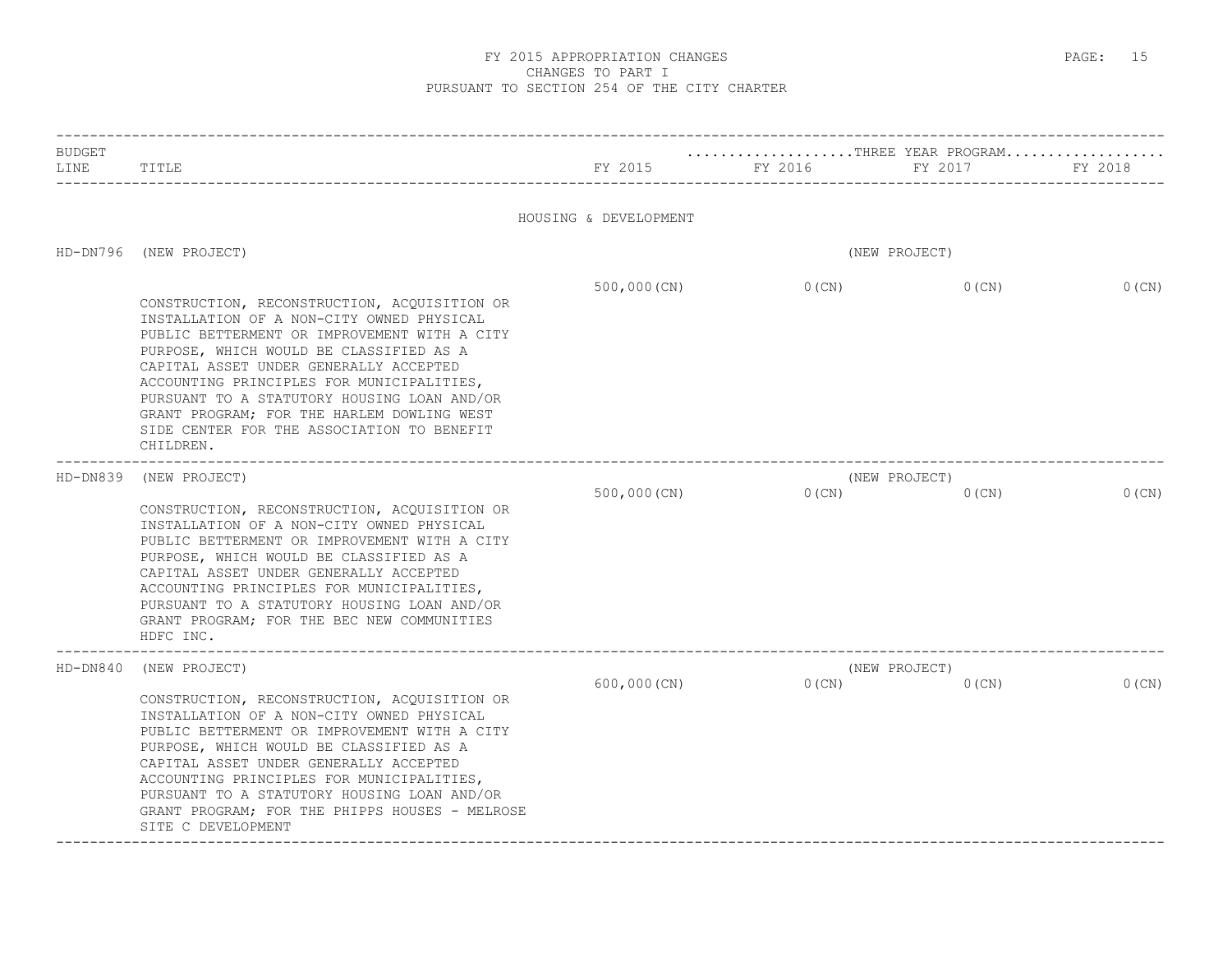# FY 2015 APPROPRIATION CHANGES
## CHANGES TO PART I
## PURSUANT TO SECTION 254 OF THE CITY CHARTER

| BUDGET LINE | TITLE | FY 2015 | FY 2016 | FY 2017 | FY 2018 |
|---|---|---|---|---|---|
| | | | THREE YEAR PROGRAM | | |
| | **HOUSING & DEVELOPMENT** | | | | |
| HD-DN796 | (NEW PROJECT) CONSTRUCTION, RECONSTRUCTION, ACQUISITION OR INSTALLATION OF A NON-CITY OWNED PHYSICAL PUBLIC BETTERMENT OR IMPROVEMENT WITH A CITY PURPOSE, WHICH WOULD BE CLASSIFIED AS A CAPITAL ASSET UNDER GENERALLY ACCEPTED ACCOUNTING PRINCIPLES FOR MUNICIPALITIES, PURSUANT TO A STATUTORY HOUSING LOAN AND/OR GRANT PROGRAM; FOR THE HARLEM DOWLING WEST SIDE CENTER FOR THE ASSOCIATION TO BENEFIT CHILDREN. | 500,000(CN) | 0(CN) | 0(CN) | 0(CN) |
| HD-DN839 | (NEW PROJECT) CONSTRUCTION, RECONSTRUCTION, ACQUISITION OR INSTALLATION OF A NON-CITY OWNED PHYSICAL PUBLIC BETTERMENT OR IMPROVEMENT WITH A CITY PURPOSE, WHICH WOULD BE CLASSIFIED AS A CAPITAL ASSET UNDER GENERALLY ACCEPTED ACCOUNTING PRINCIPLES FOR MUNICIPALITIES, PURSUANT TO A STATUTORY HOUSING LOAN AND/OR GRANT PROGRAM; FOR THE BEC NEW COMMUNITIES HDFC INC. | 500,000(CN) | 0(CN) | 0(CN) | 0(CN) |
| HD-DN840 | (NEW PROJECT) CONSTRUCTION, RECONSTRUCTION, ACQUISITION OR INSTALLATION OF A NON-CITY OWNED PHYSICAL PUBLIC BETTERMENT OR IMPROVEMENT WITH A CITY PURPOSE, WHICH WOULD BE CLASSIFIED AS A CAPITAL ASSET UNDER GENERALLY ACCEPTED ACCOUNTING PRINCIPLES FOR MUNICIPALITIES, PURSUANT TO A STATUTORY HOUSING LOAN AND/OR GRANT PROGRAM; FOR THE PHIPPS HOUSES - MELROSE SITE C DEVELOPMENT | 600,000(CN) | 0(CN) | 0(CN) | 0(CN) |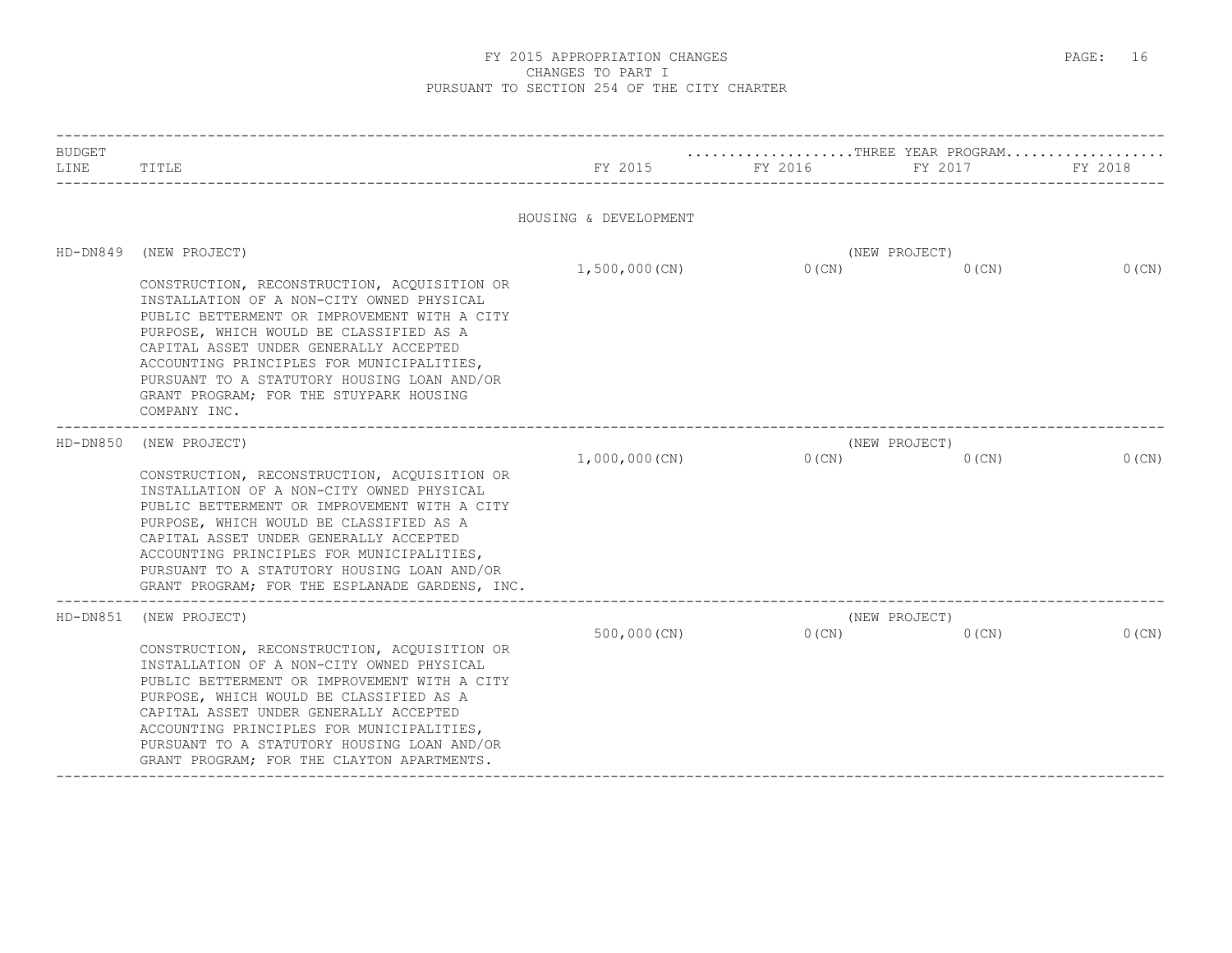# FY 2015 APPROPRIATION CHANGES
## CHANGES TO PART I
## PURSUANT TO SECTION 254 OF THE CITY CHARTER

| BUDGET LINE | TITLE | FY 2015 | FY 2016 (THREE YEAR PROGRAM) | FY 2017 (THREE YEAR PROGRAM) | FY 2018 (THREE YEAR PROGRAM) |
|---|---|---|---|---|---|
| | **HOUSING & DEVELOPMENT** | | | | |
| HD-DN849 | (NEW PROJECT) CONSTRUCTION, RECONSTRUCTION, ACQUISITION OR INSTALLATION OF A NON-CITY OWNED PHYSICAL PUBLIC BETTERMENT OR IMPROVEMENT WITH A CITY PURPOSE, WHICH WOULD BE CLASSIFIED AS A CAPITAL ASSET UNDER GENERALLY ACCEPTED ACCOUNTING PRINCIPLES FOR MUNICIPALITIES, PURSUANT TO A STATUTORY HOUSING LOAN AND/OR GRANT PROGRAM; FOR THE STUYPARK HOUSING COMPANY INC. | 1,500,000(CN) | (NEW PROJECT) 0(CN) | 0(CN) | 0(CN) |
| HD-DN850 | (NEW PROJECT) CONSTRUCTION, RECONSTRUCTION, ACQUISITION OR INSTALLATION OF A NON-CITY OWNED PHYSICAL PUBLIC BETTERMENT OR IMPROVEMENT WITH A CITY PURPOSE, WHICH WOULD BE CLASSIFIED AS A CAPITAL ASSET UNDER GENERALLY ACCEPTED ACCOUNTING PRINCIPLES FOR MUNICIPALITIES, PURSUANT TO A STATUTORY HOUSING LOAN AND/OR GRANT PROGRAM; FOR THE ESPLANADE GARDENS, INC. | 1,000,000(CN) | (NEW PROJECT) 0(CN) | 0(CN) | 0(CN) |
| HD-DN851 | (NEW PROJECT) CONSTRUCTION, RECONSTRUCTION, ACQUISITION OR INSTALLATION OF A NON-CITY OWNED PHYSICAL PUBLIC BETTERMENT OR IMPROVEMENT WITH A CITY PURPOSE, WHICH WOULD BE CLASSIFIED AS A CAPITAL ASSET UNDER GENERALLY ACCEPTED ACCOUNTING PRINCIPLES FOR MUNICIPALITIES, PURSUANT TO A STATUTORY HOUSING LOAN AND/OR GRANT PROGRAM; FOR THE CLAYTON APARTMENTS. | 500,000(CN) | (NEW PROJECT) 0(CN) | 0(CN) | 0(CN) |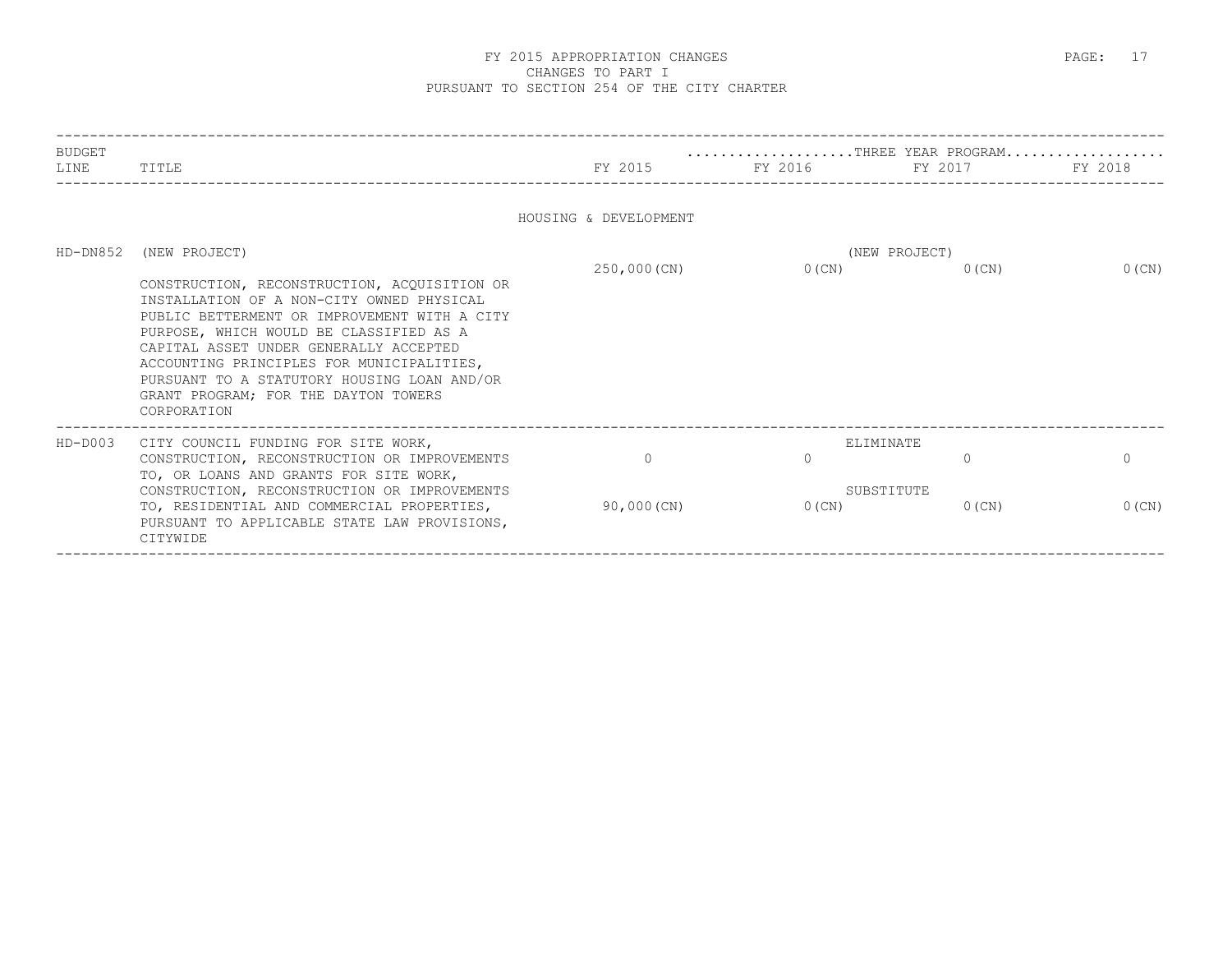# FY 2015 APPROPRIATION CHANGES
## CHANGES TO PART I
## PURSUANT TO SECTION 254 OF THE CITY CHARTER

| BUDGET LINE | TITLE | FY 2015 | FY 2016 | FY 2017 | FY 2018 |
|---|---|---|---|---|---|
| | | | ....................THREE YEAR PROGRAM.................. | | |
| | **HOUSING & DEVELOPMENT** | | | | |
| HD-DN852 | (NEW PROJECT) | | (NEW PROJECT) | | |
| | CONSTRUCTION, RECONSTRUCTION, ACQUISITION OR INSTALLATION OF A NON-CITY OWNED PHYSICAL PUBLIC BETTERMENT OR IMPROVEMENT WITH A CITY PURPOSE, WHICH WOULD BE CLASSIFIED AS A CAPITAL ASSET UNDER GENERALLY ACCEPTED ACCOUNTING PRINCIPLES FOR MUNICIPALITIES, PURSUANT TO A STATUTORY HOUSING LOAN AND/OR GRANT PROGRAM; FOR THE DAYTON TOWERS CORPORATION | 250,000(CN) | 0(CN) | 0(CN) | 0(CN) |
| HD-D003 | CITY COUNCIL FUNDING FOR SITE WORK, CONSTRUCTION, RECONSTRUCTION OR IMPROVEMENTS TO, OR LOANS AND GRANTS FOR SITE WORK, CONSTRUCTION, RECONSTRUCTION OR IMPROVEMENTS TO, RESIDENTIAL AND COMMERCIAL PROPERTIES, PURSUANT TO APPLICABLE STATE LAW PROVISIONS, CITYWIDE | | ELIMINATE | | |
| | | 0 | 0 | 0 | 0 |
| | | | SUBSTITUTE | | |
| | | 90,000(CN) | 0(CN) | 0(CN) | 0(CN) |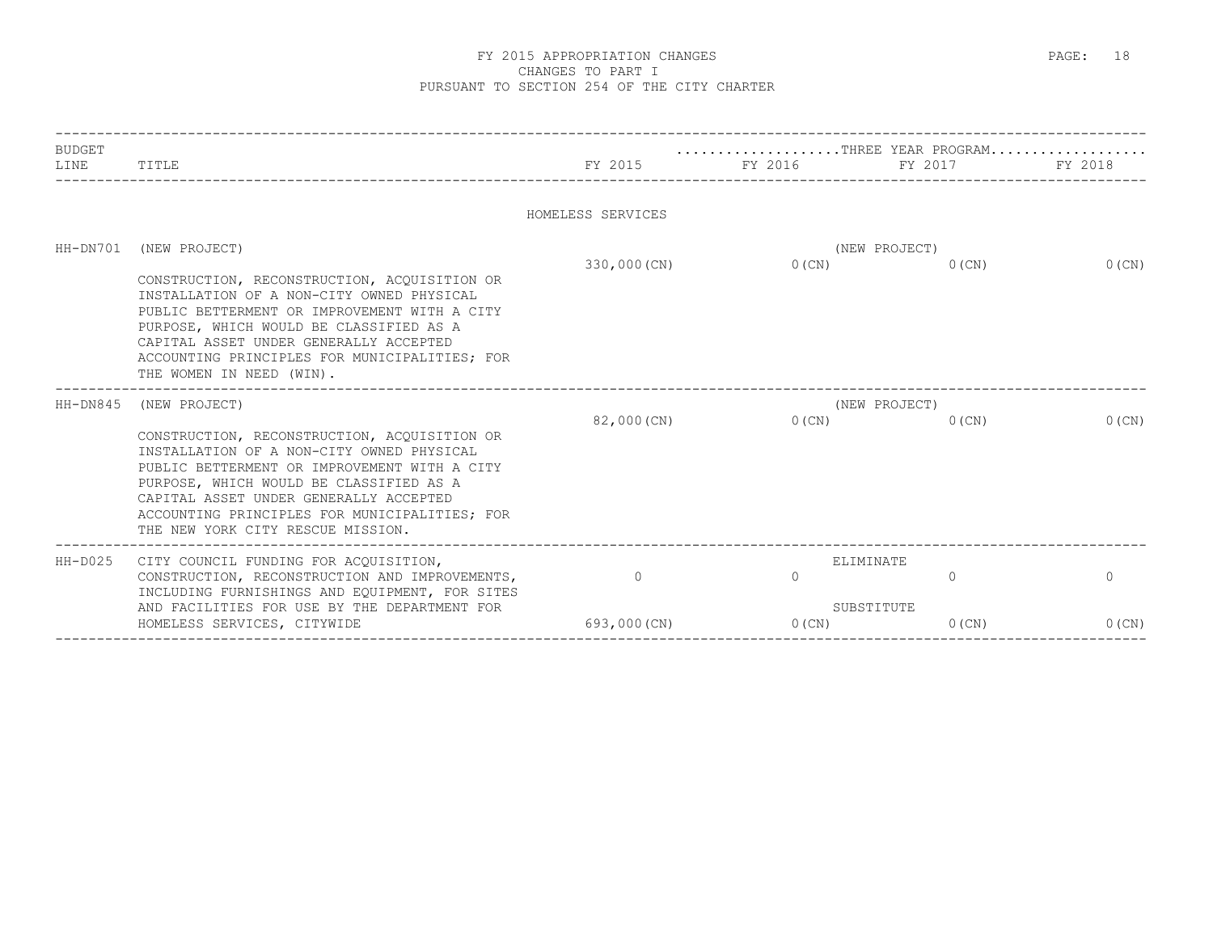# FY 2015 APPROPRIATION CHANGES
## CHANGES TO PART I
## PURSUANT TO SECTION 254 OF THE CITY CHARTER

| BUDGET LINE | TITLE | FY 2015 | FY 2016 | FY 2017 | FY 2018 |
|---|---|---|---|---|---|
| | | | THREE YEAR PROGRAM | | |
| | **HOMELESS SERVICES** | | | | |
| HH-DN701 | (NEW PROJECT) | | (NEW PROJECT) | | |
| | CONSTRUCTION, RECONSTRUCTION, ACQUISITION OR INSTALLATION OF A NON-CITY OWNED PHYSICAL PUBLIC BETTERMENT OR IMPROVEMENT WITH A CITY PURPOSE, WHICH WOULD BE CLASSIFIED AS A CAPITAL ASSET UNDER GENERALLY ACCEPTED ACCOUNTING PRINCIPLES FOR MUNICIPALITIES; FOR THE WOMEN IN NEED (WIN). | 330,000(CN) | 0(CN) | 0(CN) | 0(CN) |
| HH-DN845 | (NEW PROJECT) | | (NEW PROJECT) | | |
| | CONSTRUCTION, RECONSTRUCTION, ACQUISITION OR INSTALLATION OF A NON-CITY OWNED PHYSICAL PUBLIC BETTERMENT OR IMPROVEMENT WITH A CITY PURPOSE, WHICH WOULD BE CLASSIFIED AS A CAPITAL ASSET UNDER GENERALLY ACCEPTED ACCOUNTING PRINCIPLES FOR MUNICIPALITIES; FOR THE NEW YORK CITY RESCUE MISSION. | 82,000(CN) | 0(CN) | 0(CN) | 0(CN) |
| HH-D025 | CITY COUNCIL FUNDING FOR ACQUISITION, CONSTRUCTION, RECONSTRUCTION AND IMPROVEMENTS, INCLUDING FURNISHINGS AND EQUIPMENT, FOR SITES AND FACILITIES FOR USE BY THE DEPARTMENT FOR HOMELESS SERVICES, CITYWIDE | | ELIMINATE | | |
| | | 0 | 0 | 0 | 0 |
| | | | SUBSTITUTE | | |
| | | 693,000(CN) | 0(CN) | 0(CN) | 0(CN) |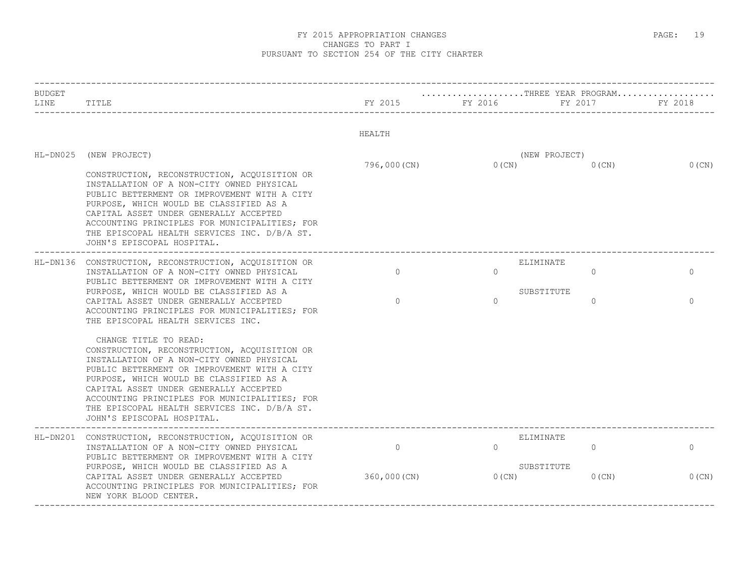# FY 2015 APPROPRIATION CHANGES
## CHANGES TO PART I
## PURSUANT TO SECTION 254 OF THE CITY CHARTER

| BUDGET LINE | TITLE | FY 2015 | FY 2016 | FY 2017 | FY 2018 |
|---|---|---|---|---|---|
| | | HEALTH | | | |
| HL-DN025 | (NEW PROJECT) | | (NEW PROJECT) | | |
| | CONSTRUCTION, RECONSTRUCTION, ACQUISITION OR INSTALLATION OF A NON-CITY OWNED PHYSICAL PUBLIC BETTERMENT OR IMPROVEMENT WITH A CITY PURPOSE, WHICH WOULD BE CLASSIFIED AS A CAPITAL ASSET UNDER GENERALLY ACCEPTED ACCOUNTING PRINCIPLES FOR MUNICIPALITIES; FOR THE EPISCOPAL HEALTH SERVICES INC. D/B/A ST. JOHN'S EPISCOPAL HOSPITAL. | 796,000(CN) | 0(CN) | 0(CN) | 0(CN) |
| HL-DN136 | CONSTRUCTION, RECONSTRUCTION, ACQUISITION OR INSTALLATION OF A NON-CITY OWNED PHYSICAL PUBLIC BETTERMENT OR IMPROVEMENT WITH A CITY PURPOSE, WHICH WOULD BE CLASSIFIED AS A CAPITAL ASSET UNDER GENERALLY ACCEPTED ACCOUNTING PRINCIPLES FOR MUNICIPALITIES; FOR THE EPISCOPAL HEALTH SERVICES INC. | | ELIMINATE | | |
| | | 0 | 0 | 0 | 0 |
| | | | SUBSTITUTE | | |
| | | 0 | 0 | 0 | 0 |
| | CHANGE TITLE TO READ: CONSTRUCTION, RECONSTRUCTION, ACQUISITION OR INSTALLATION OF A NON-CITY OWNED PHYSICAL PUBLIC BETTERMENT OR IMPROVEMENT WITH A CITY PURPOSE, WHICH WOULD BE CLASSIFIED AS A CAPITAL ASSET UNDER GENERALLY ACCEPTED ACCOUNTING PRINCIPLES FOR MUNICIPALITIES; FOR THE EPISCOPAL HEALTH SERVICES INC. D/B/A ST. JOHN'S EPISCOPAL HOSPITAL. | | | | |
| HL-DN201 | CONSTRUCTION, RECONSTRUCTION, ACQUISITION OR INSTALLATION OF A NON-CITY OWNED PHYSICAL PUBLIC BETTERMENT OR IMPROVEMENT WITH A CITY PURPOSE, WHICH WOULD BE CLASSIFIED AS A CAPITAL ASSET UNDER GENERALLY ACCEPTED ACCOUNTING PRINCIPLES FOR MUNICIPALITIES; FOR NEW YORK BLOOD CENTER. | | ELIMINATE | | |
| | | 0 | 0 | 0 | 0 |
| | | | SUBSTITUTE | | |
| | | 360,000(CN) | 0(CN) | 0(CN) | 0(CN) |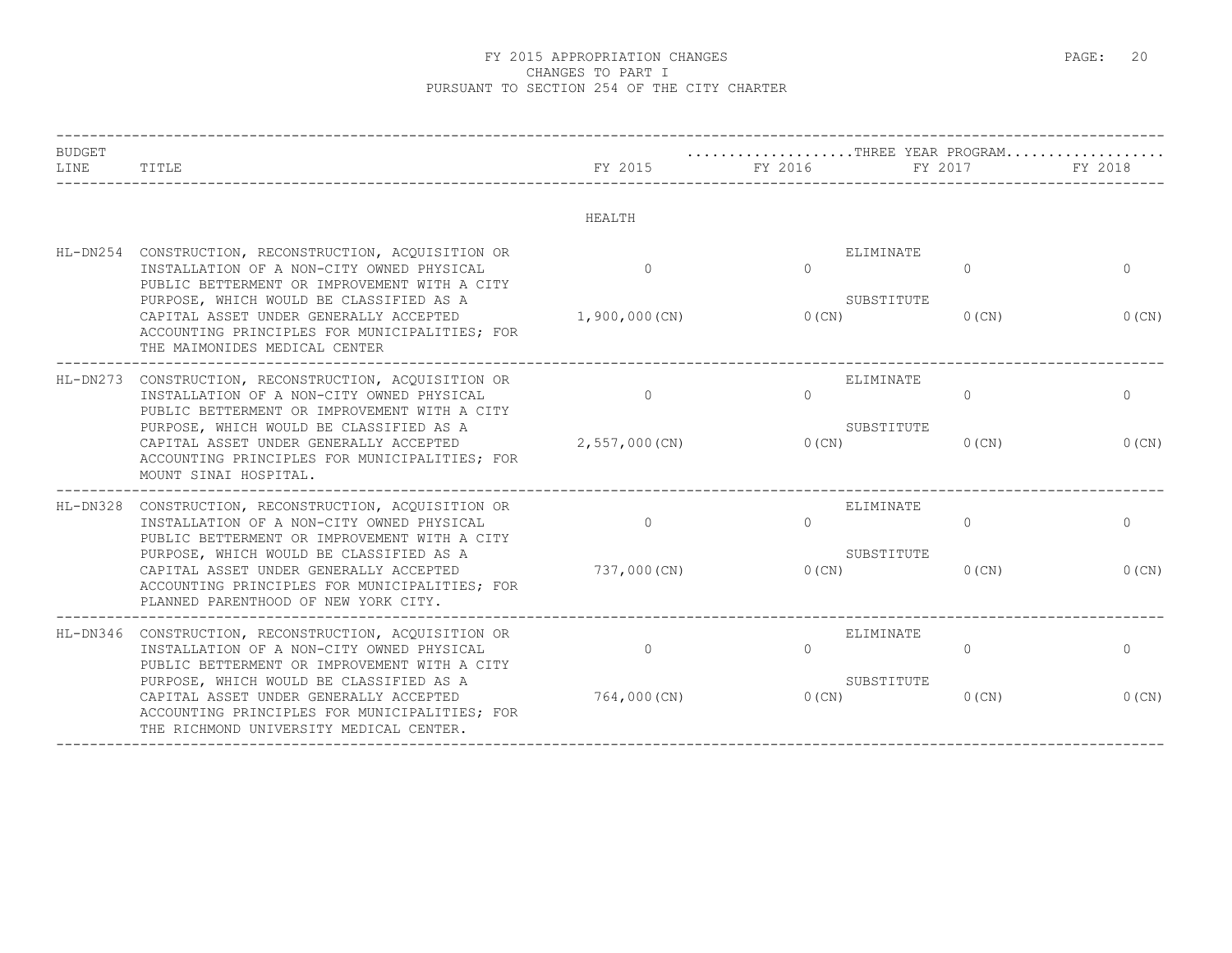# FY 2015 APPROPRIATION CHANGES
## CHANGES TO PART I
## PURSUANT TO SECTION 254 OF THE CITY CHARTER

| BUDGET LINE | TITLE | FY 2015 | THREE YEAR PROGRAM FY 2016 | FY 2017 | FY 2018 |
|---|---|---|---|---|---|
| | **HEALTH** | | | | |
| HL-DN254 | CONSTRUCTION, RECONSTRUCTION, ACQUISITION OR INSTALLATION OF A NON-CITY OWNED PHYSICAL PUBLIC BETTERMENT OR IMPROVEMENT WITH A CITY PURPOSE, WHICH WOULD BE CLASSIFIED AS A CAPITAL ASSET UNDER GENERALLY ACCEPTED ACCOUNTING PRINCIPLES FOR MUNICIPALITIES; FOR THE MAIMONIDES MEDICAL CENTER | ELIMINATE 0 | 0 | 0 | 0 |
| | | SUBSTITUTE 1,900,000(CN) | 0(CN) | 0(CN) | 0(CN) |
| HL-DN273 | CONSTRUCTION, RECONSTRUCTION, ACQUISITION OR INSTALLATION OF A NON-CITY OWNED PHYSICAL PUBLIC BETTERMENT OR IMPROVEMENT WITH A CITY PURPOSE, WHICH WOULD BE CLASSIFIED AS A CAPITAL ASSET UNDER GENERALLY ACCEPTED ACCOUNTING PRINCIPLES FOR MUNICIPALITIES; FOR MOUNT SINAI HOSPITAL. | ELIMINATE 0 | 0 | 0 | 0 |
| | | SUBSTITUTE 2,557,000(CN) | 0(CN) | 0(CN) | 0(CN) |
| HL-DN328 | CONSTRUCTION, RECONSTRUCTION, ACQUISITION OR INSTALLATION OF A NON-CITY OWNED PHYSICAL PUBLIC BETTERMENT OR IMPROVEMENT WITH A CITY PURPOSE, WHICH WOULD BE CLASSIFIED AS A CAPITAL ASSET UNDER GENERALLY ACCEPTED ACCOUNTING PRINCIPLES FOR MUNICIPALITIES; FOR PLANNED PARENTHOOD OF NEW YORK CITY. | ELIMINATE 0 | 0 | 0 | 0 |
| | | SUBSTITUTE 737,000(CN) | 0(CN) | 0(CN) | 0(CN) |
| HL-DN346 | CONSTRUCTION, RECONSTRUCTION, ACQUISITION OR INSTALLATION OF A NON-CITY OWNED PHYSICAL PUBLIC BETTERMENT OR IMPROVEMENT WITH A CITY PURPOSE, WHICH WOULD BE CLASSIFIED AS A CAPITAL ASSET UNDER GENERALLY ACCEPTED ACCOUNTING PRINCIPLES FOR MUNICIPALITIES; FOR THE RICHMOND UNIVERSITY MEDICAL CENTER. | ELIMINATE 0 | 0 | 0 | 0 |
| | | SUBSTITUTE 764,000(CN) | 0(CN) | 0(CN) | 0(CN) |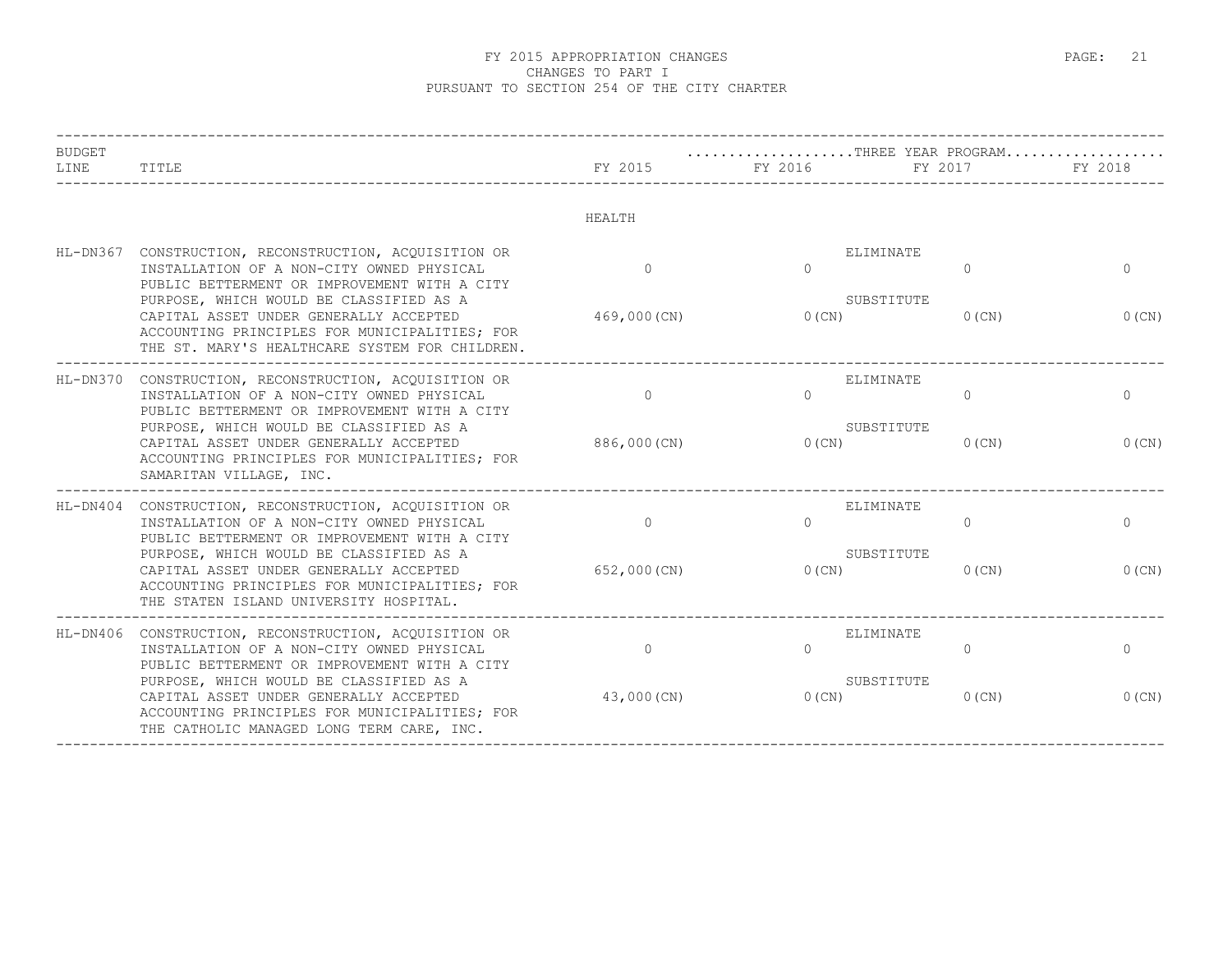# FY 2015 APPROPRIATION CHANGES
## CHANGES TO PART I
## PURSUANT TO SECTION 254 OF THE CITY CHARTER

| BUDGET LINE | TITLE | FY 2015 | FY 2016 (THREE YEAR PROGRAM) | FY 2017 (THREE YEAR PROGRAM) | FY 2018 (THREE YEAR PROGRAM) |
|---|---|---|---|---|---|
| | HEALTH | | | | |
| HL-DN367 | CONSTRUCTION, RECONSTRUCTION, ACQUISITION OR INSTALLATION OF A NON-CITY OWNED PHYSICAL PUBLIC BETTERMENT OR IMPROVEMENT WITH A CITY PURPOSE, WHICH WOULD BE CLASSIFIED AS A CAPITAL ASSET UNDER GENERALLY ACCEPTED ACCOUNTING PRINCIPLES FOR MUNICIPALITIES; FOR THE ST. MARY'S HEALTHCARE SYSTEM FOR CHILDREN. | ELIMINATE<br>0<br>SUBSTITUTE<br>469,000(CN) | 0<br><br>0(CN) | 0<br><br>0(CN) | 0<br><br>0(CN) |
| HL-DN370 | CONSTRUCTION, RECONSTRUCTION, ACQUISITION OR INSTALLATION OF A NON-CITY OWNED PHYSICAL PUBLIC BETTERMENT OR IMPROVEMENT WITH A CITY PURPOSE, WHICH WOULD BE CLASSIFIED AS A CAPITAL ASSET UNDER GENERALLY ACCEPTED ACCOUNTING PRINCIPLES FOR MUNICIPALITIES; FOR SAMARITAN VILLAGE, INC. | ELIMINATE<br>0<br>SUBSTITUTE<br>886,000(CN) | 0<br><br>0(CN) | 0<br><br>0(CN) | 0<br><br>0(CN) |
| HL-DN404 | CONSTRUCTION, RECONSTRUCTION, ACQUISITION OR INSTALLATION OF A NON-CITY OWNED PHYSICAL PUBLIC BETTERMENT OR IMPROVEMENT WITH A CITY PURPOSE, WHICH WOULD BE CLASSIFIED AS A CAPITAL ASSET UNDER GENERALLY ACCEPTED ACCOUNTING PRINCIPLES FOR MUNICIPALITIES; FOR THE STATEN ISLAND UNIVERSITY HOSPITAL. | ELIMINATE<br>0<br>SUBSTITUTE<br>652,000(CN) | 0<br><br>0(CN) | 0<br><br>0(CN) | 0<br><br>0(CN) |
| HL-DN406 | CONSTRUCTION, RECONSTRUCTION, ACQUISITION OR INSTALLATION OF A NON-CITY OWNED PHYSICAL PUBLIC BETTERMENT OR IMPROVEMENT WITH A CITY PURPOSE, WHICH WOULD BE CLASSIFIED AS A CAPITAL ASSET UNDER GENERALLY ACCEPTED ACCOUNTING PRINCIPLES FOR MUNICIPALITIES; FOR THE CATHOLIC MANAGED LONG TERM CARE, INC. | ELIMINATE<br>0<br>SUBSTITUTE<br>43,000(CN) | 0<br><br>0(CN) | 0<br><br>0(CN) | 0<br><br>0(CN) |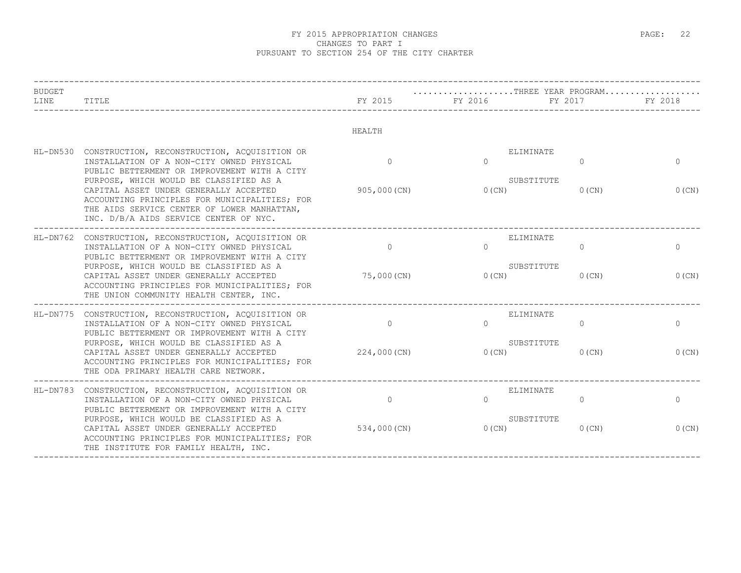# FY 2015 APPROPRIATION CHANGES
## CHANGES TO PART I
## PURSUANT TO SECTION 254 OF THE CITY CHARTER

| BUDGET LINE | TITLE | FY 2015 | FY 2016 (THREE YEAR PROGRAM) | FY 2017 (THREE YEAR PROGRAM) | FY 2018 (THREE YEAR PROGRAM) |
|---|---|---|---|---|---|
| | **HEALTH** | | | | |
| HL-DN530 | CONSTRUCTION, RECONSTRUCTION, ACQUISITION OR INSTALLATION OF A NON-CITY OWNED PHYSICAL PUBLIC BETTERMENT OR IMPROVEMENT WITH A CITY PURPOSE, WHICH WOULD BE CLASSIFIED AS A CAPITAL ASSET UNDER GENERALLY ACCEPTED ACCOUNTING PRINCIPLES FOR MUNICIPALITIES; FOR THE AIDS SERVICE CENTER OF LOWER MANHATTAN, INC. D/B/A AIDS SERVICE CENTER OF NYC. | ELIMINATE<br>0<br>SUBSTITUTE<br>905,000(CN) | 0<br>0(CN) | 0<br>0(CN) | 0<br>0(CN) |
| HL-DN762 | CONSTRUCTION, RECONSTRUCTION, ACQUISITION OR INSTALLATION OF A NON-CITY OWNED PHYSICAL PUBLIC BETTERMENT OR IMPROVEMENT WITH A CITY PURPOSE, WHICH WOULD BE CLASSIFIED AS A CAPITAL ASSET UNDER GENERALLY ACCEPTED ACCOUNTING PRINCIPLES FOR MUNICIPALITIES; FOR THE UNION COMMUNITY HEALTH CENTER, INC. | ELIMINATE<br>0<br>SUBSTITUTE<br>75,000(CN) | 0<br>0(CN) | 0<br>0(CN) | 0<br>0(CN) |
| HL-DN775 | CONSTRUCTION, RECONSTRUCTION, ACQUISITION OR INSTALLATION OF A NON-CITY OWNED PHYSICAL PUBLIC BETTERMENT OR IMPROVEMENT WITH A CITY PURPOSE, WHICH WOULD BE CLASSIFIED AS A CAPITAL ASSET UNDER GENERALLY ACCEPTED ACCOUNTING PRINCIPLES FOR MUNICIPALITIES; FOR THE ODA PRIMARY HEALTH CARE NETWORK. | ELIMINATE<br>0<br>SUBSTITUTE<br>224,000(CN) | 0<br>0(CN) | 0<br>0(CN) | 0<br>0(CN) |
| HL-DN783 | CONSTRUCTION, RECONSTRUCTION, ACQUISITION OR INSTALLATION OF A NON-CITY OWNED PHYSICAL PUBLIC BETTERMENT OR IMPROVEMENT WITH A CITY PURPOSE, WHICH WOULD BE CLASSIFIED AS A CAPITAL ASSET UNDER GENERALLY ACCEPTED ACCOUNTING PRINCIPLES FOR MUNICIPALITIES; FOR THE INSTITUTE FOR FAMILY HEALTH, INC. | ELIMINATE<br>0<br>SUBSTITUTE<br>534,000(CN) | 0<br>0(CN) | 0<br>0(CN) | 0<br>0(CN) |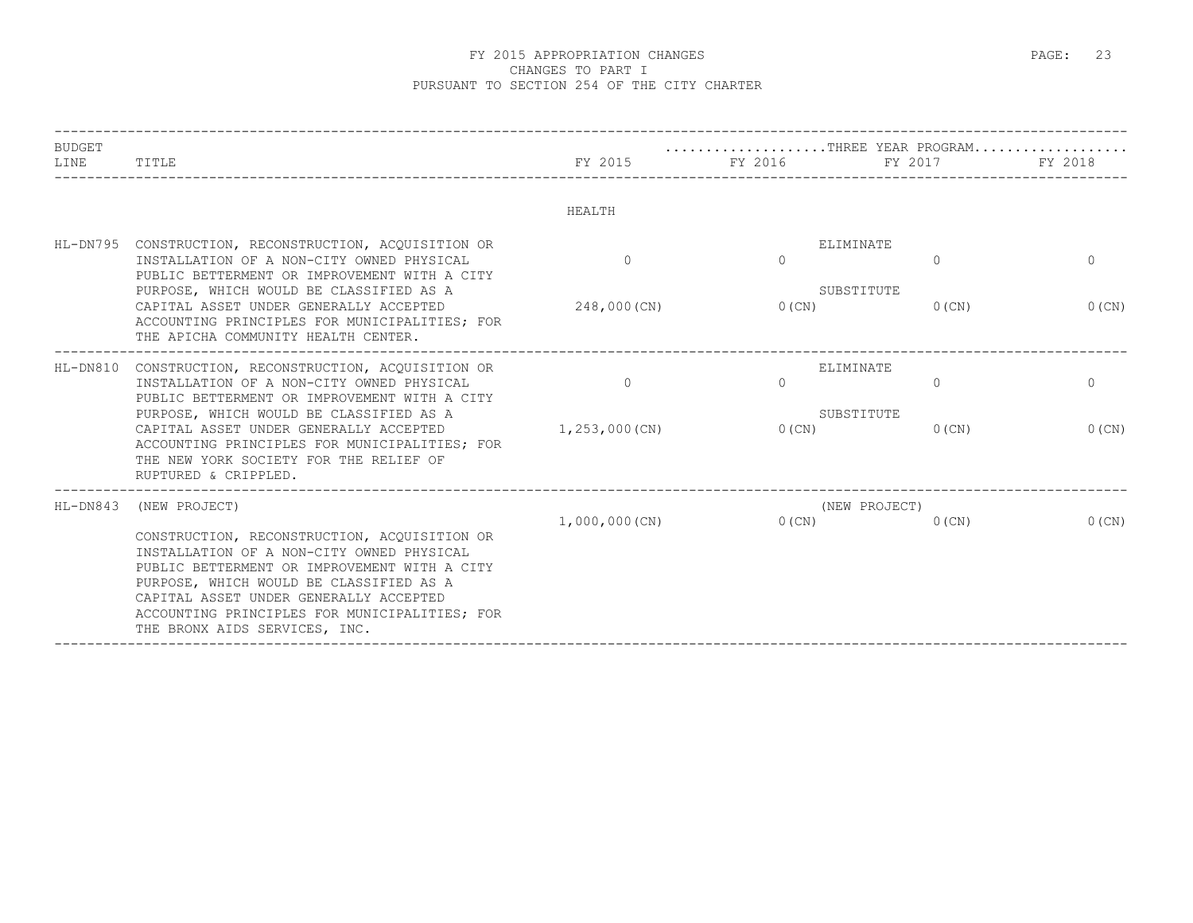FY 2015 APPROPRIATION CHANGES
CHANGES TO PART I
PURSUANT TO SECTION 254 OF THE CITY CHARTER

| BUDGET LINE | TITLE | FY 2015 | FY 2016 | FY 2017 | FY 2018 |
|---|---|---|---|---|---|
| | | | ....THREE YEAR PROGRAM.... | | |
| | | HEALTH | | | |
| HL-DN795 | CONSTRUCTION, RECONSTRUCTION, ACQUISITION OR INSTALLATION OF A NON-CITY OWNED PHYSICAL PUBLIC BETTERMENT OR IMPROVEMENT WITH A CITY PURPOSE, WHICH WOULD BE CLASSIFIED AS A CAPITAL ASSET UNDER GENERALLY ACCEPTED ACCOUNTING PRINCIPLES FOR MUNICIPALITIES; FOR THE APICHA COMMUNITY HEALTH CENTER. | ELIMINATE<br>0<br>SUBSTITUTE<br>248,000(CN) | 0<br><br>0(CN) | 0<br><br>0(CN) | 0<br><br>0(CN) |
| HL-DN810 | CONSTRUCTION, RECONSTRUCTION, ACQUISITION OR INSTALLATION OF A NON-CITY OWNED PHYSICAL PUBLIC BETTERMENT OR IMPROVEMENT WITH A CITY PURPOSE, WHICH WOULD BE CLASSIFIED AS A CAPITAL ASSET UNDER GENERALLY ACCEPTED ACCOUNTING PRINCIPLES FOR MUNICIPALITIES; FOR THE NEW YORK SOCIETY FOR THE RELIEF OF RUPTURED & CRIPPLED. | ELIMINATE<br>0<br>SUBSTITUTE<br>1,253,000(CN) | 0<br><br>0(CN) | 0<br><br>0(CN) | 0<br><br>0(CN) |
| HL-DN843 | (NEW PROJECT)<br><br>CONSTRUCTION, RECONSTRUCTION, ACQUISITION OR INSTALLATION OF A NON-CITY OWNED PHYSICAL PUBLIC BETTERMENT OR IMPROVEMENT WITH A CITY PURPOSE, WHICH WOULD BE CLASSIFIED AS A CAPITAL ASSET UNDER GENERALLY ACCEPTED ACCOUNTING PRINCIPLES FOR MUNICIPALITIES; FOR THE BRONX AIDS SERVICES, INC. | (NEW PROJECT)<br>1,000,000(CN) | 0(CN) | 0(CN) | 0(CN) |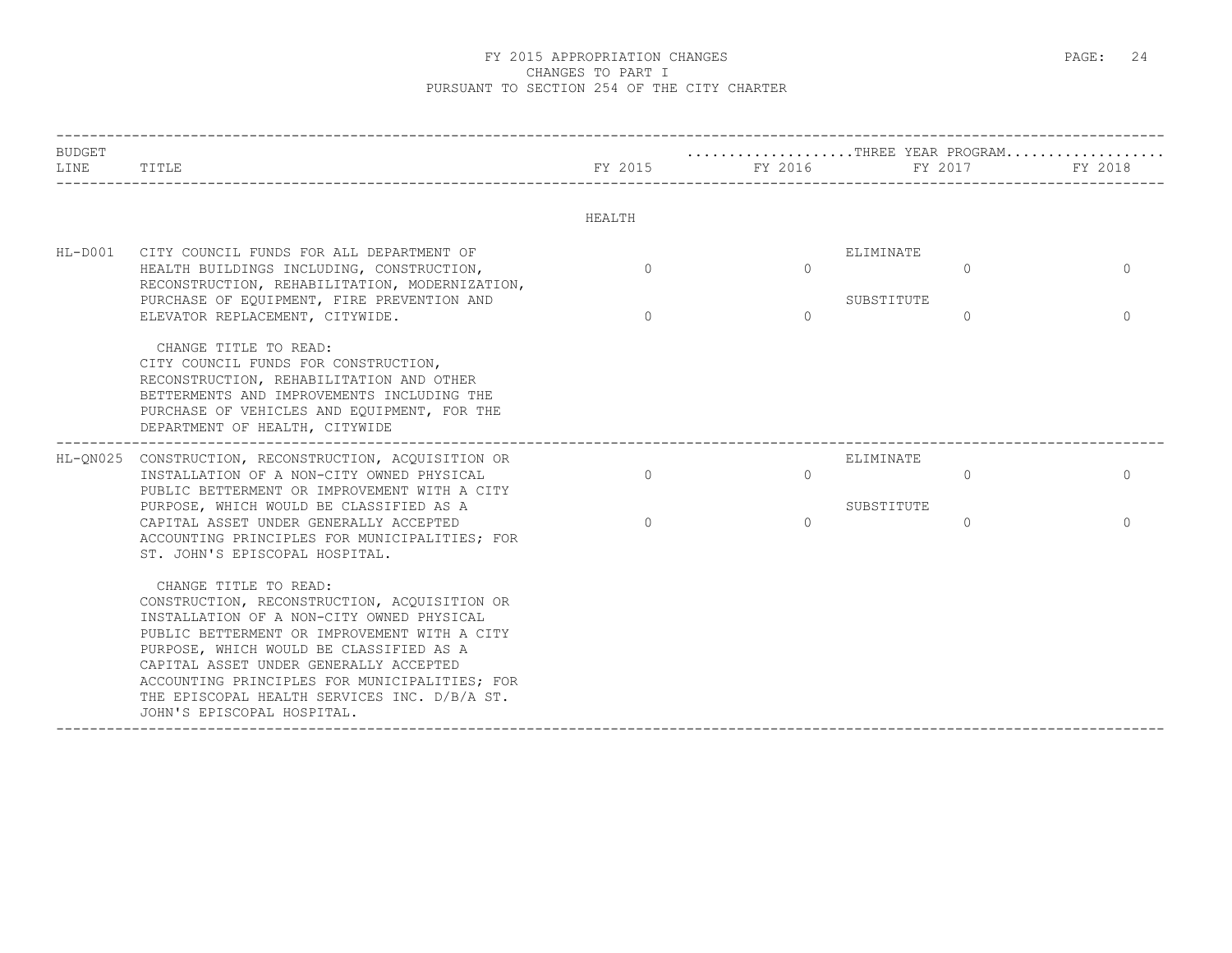# FY 2015 APPROPRIATION CHANGES
## CHANGES TO PART I
## PURSUANT TO SECTION 254 OF THE CITY CHARTER

| BUDGET LINE | TITLE | FY 2015 | FY 2016 (THREE YEAR PROGRAM) | FY 2017 (THREE YEAR PROGRAM) | FY 2018 (THREE YEAR PROGRAM) |
|---|---|---|---|---|---|
| | **HEALTH** | | | | |
| HL-D001 | CITY COUNCIL FUNDS FOR ALL DEPARTMENT OF HEALTH BUILDINGS INCLUDING, CONSTRUCTION, RECONSTRUCTION, REHABILITATION, MODERNIZATION, PURCHASE OF EQUIPMENT, FIRE PREVENTION AND ELEVATOR REPLACEMENT, CITYWIDE. | ELIMINATE | | | |
| | | 0 | 0 | 0 | 0 |
| | | SUBSTITUTE | | | |
| | | 0 | 0 | 0 | 0 |
| | CHANGE TITLE TO READ: CITY COUNCIL FUNDS FOR CONSTRUCTION, RECONSTRUCTION, REHABILITATION AND OTHER BETTERMENTS AND IMPROVEMENTS INCLUDING THE PURCHASE OF VEHICLES AND EQUIPMENT, FOR THE DEPARTMENT OF HEALTH, CITYWIDE | | | | |
| HL-QN025 | CONSTRUCTION, RECONSTRUCTION, ACQUISITION OR INSTALLATION OF A NON-CITY OWNED PHYSICAL PUBLIC BETTERMENT OR IMPROVEMENT WITH A CITY PURPOSE, WHICH WOULD BE CLASSIFIED AS A CAPITAL ASSET UNDER GENERALLY ACCEPTED ACCOUNTING PRINCIPLES FOR MUNICIPALITIES; FOR ST. JOHN'S EPISCOPAL HOSPITAL. | ELIMINATE | | | |
| | | 0 | 0 | 0 | 0 |
| | | SUBSTITUTE | | | |
| | | 0 | 0 | 0 | 0 |
| | CHANGE TITLE TO READ: CONSTRUCTION, RECONSTRUCTION, ACQUISITION OR INSTALLATION OF A NON-CITY OWNED PHYSICAL PUBLIC BETTERMENT OR IMPROVEMENT WITH A CITY PURPOSE, WHICH WOULD BE CLASSIFIED AS A CAPITAL ASSET UNDER GENERALLY ACCEPTED ACCOUNTING PRINCIPLES FOR MUNICIPALITIES; FOR THE EPISCOPAL HEALTH SERVICES INC. D/B/A ST. JOHN'S EPISCOPAL HOSPITAL. | | | | |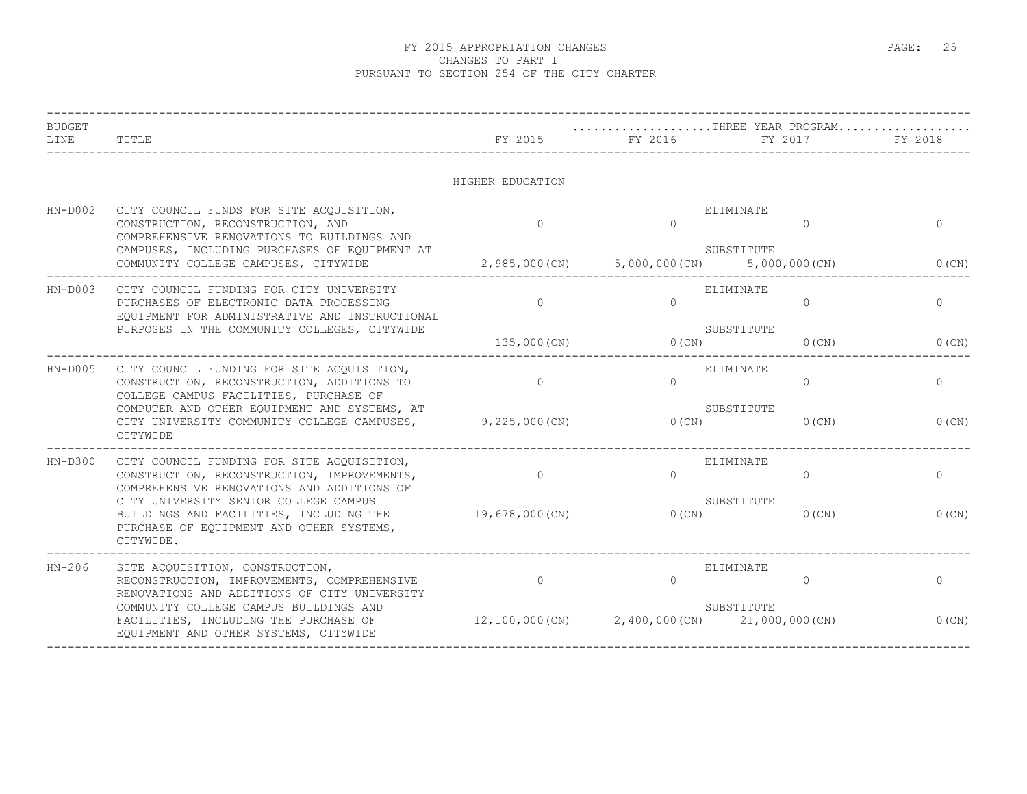# FY 2015 APPROPRIATION CHANGES
## CHANGES TO PART I
## PURSUANT TO SECTION 254 OF THE CITY CHARTER

| BUDGET LINE | TITLE | | FY 2015 | FY 2016 (THREE YEAR PROGRAM) | FY 2017 (THREE YEAR PROGRAM) | FY 2018 (THREE YEAR PROGRAM) |
|---|---|---|---|---|---|---|
| | **HIGHER EDUCATION** | | | | | |
| HN-D002 | CITY COUNCIL FUNDS FOR SITE ACQUISITION, CONSTRUCTION, RECONSTRUCTION, AND COMPREHENSIVE RENOVATIONS TO BUILDINGS AND CAMPUSES, INCLUDING PURCHASES OF EQUIPMENT AT COMMUNITY COLLEGE CAMPUSES, CITYWIDE | ELIMINATE | 0 | 0 | 0 | 0 |
| | | SUBSTITUTE | 2,985,000(CN) | 5,000,000(CN) | 5,000,000(CN) | 0(CN) |
| HN-D003 | CITY COUNCIL FUNDING FOR CITY UNIVERSITY PURCHASES OF ELECTRONIC DATA PROCESSING EQUIPMENT FOR ADMINISTRATIVE AND INSTRUCTIONAL PURPOSES IN THE COMMUNITY COLLEGES, CITYWIDE | ELIMINATE | 0 | 0 | 0 | 0 |
| | | SUBSTITUTE | 135,000(CN) | 0(CN) | 0(CN) | 0(CN) |
| HN-D005 | CITY COUNCIL FUNDING FOR SITE ACQUISITION, CONSTRUCTION, RECONSTRUCTION, ADDITIONS TO COLLEGE CAMPUS FACILITIES, PURCHASE OF COMPUTER AND OTHER EQUIPMENT AND SYSTEMS, AT CITY UNIVERSITY COMMUNITY COLLEGE CAMPUSES, CITYWIDE | ELIMINATE | 0 | 0 | 0 | 0 |
| | | SUBSTITUTE | 9,225,000(CN) | 0(CN) | 0(CN) | 0(CN) |
| HN-D300 | CITY COUNCIL FUNDING FOR SITE ACQUISITION, CONSTRUCTION, RECONSTRUCTION, IMPROVEMENTS, COMPREHENSIVE RENOVATIONS AND ADDITIONS OF CITY UNIVERSITY SENIOR COLLEGE CAMPUS BUILDINGS AND FACILITIES, INCLUDING THE PURCHASE OF EQUIPMENT AND OTHER SYSTEMS, CITYWIDE. | ELIMINATE | 0 | 0 | 0 | 0 |
| | | SUBSTITUTE | 19,678,000(CN) | 0(CN) | 0(CN) | 0(CN) |
| HN-206 | SITE ACQUISITION, CONSTRUCTION, RECONSTRUCTION, IMPROVEMENTS, COMPREHENSIVE RENOVATIONS AND ADDITIONS OF CITY UNIVERSITY COMMUNITY COLLEGE CAMPUS BUILDINGS AND FACILITIES, INCLUDING THE PURCHASE OF EQUIPMENT AND OTHER SYSTEMS, CITYWIDE | ELIMINATE | 0 | 0 | 0 | 0 |
| | | SUBSTITUTE | 12,100,000(CN) | 2,400,000(CN) | 21,000,000(CN) | 0(CN) |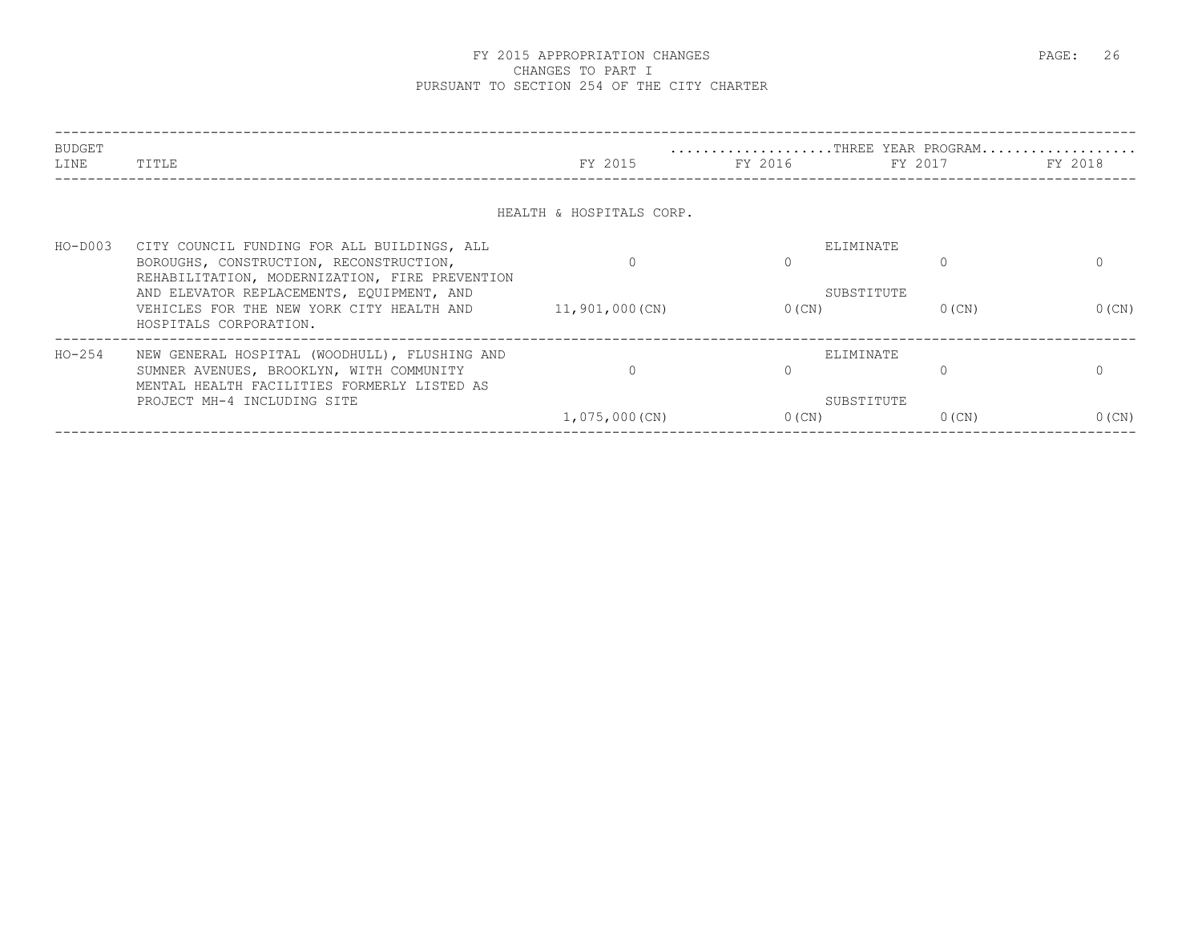# FY 2015 APPROPRIATION CHANGES
## CHANGES TO PART I
## PURSUANT TO SECTION 254 OF THE CITY CHARTER

| BUDGET LINE | TITLE | FY 2015 | FY 2016 | FY 2017 | FY 2018 |
|---|---|---|---|---|---|
| | | | THREE YEAR PROGRAM | | |
| | **HEALTH & HOSPITALS CORP.** | | | | |
| HO-D003 | CITY COUNCIL FUNDING FOR ALL BUILDINGS, ALL BOROUGHS, CONSTRUCTION, RECONSTRUCTION, REHABILITATION, MODERNIZATION, FIRE PREVENTION AND ELEVATOR REPLACEMENTS, EQUIPMENT, AND VEHICLES FOR THE NEW YORK CITY HEALTH AND HOSPITALS CORPORATION. | ELIMINATE<br>0<br>SUBSTITUTE<br>11,901,000(CN) | 0<br><br>0(CN) | 0<br><br>0(CN) | 0<br><br>0(CN) |
| HO-254 | NEW GENERAL HOSPITAL (WOODHULL), FLUSHING AND SUMNER AVENUES, BROOKLYN, WITH COMMUNITY MENTAL HEALTH FACILITIES FORMERLY LISTED AS PROJECT MH-4 INCLUDING SITE | ELIMINATE<br>0<br>SUBSTITUTE<br>1,075,000(CN) | 0<br><br>0(CN) | 0<br><br>0(CN) | 0<br><br>0(CN) |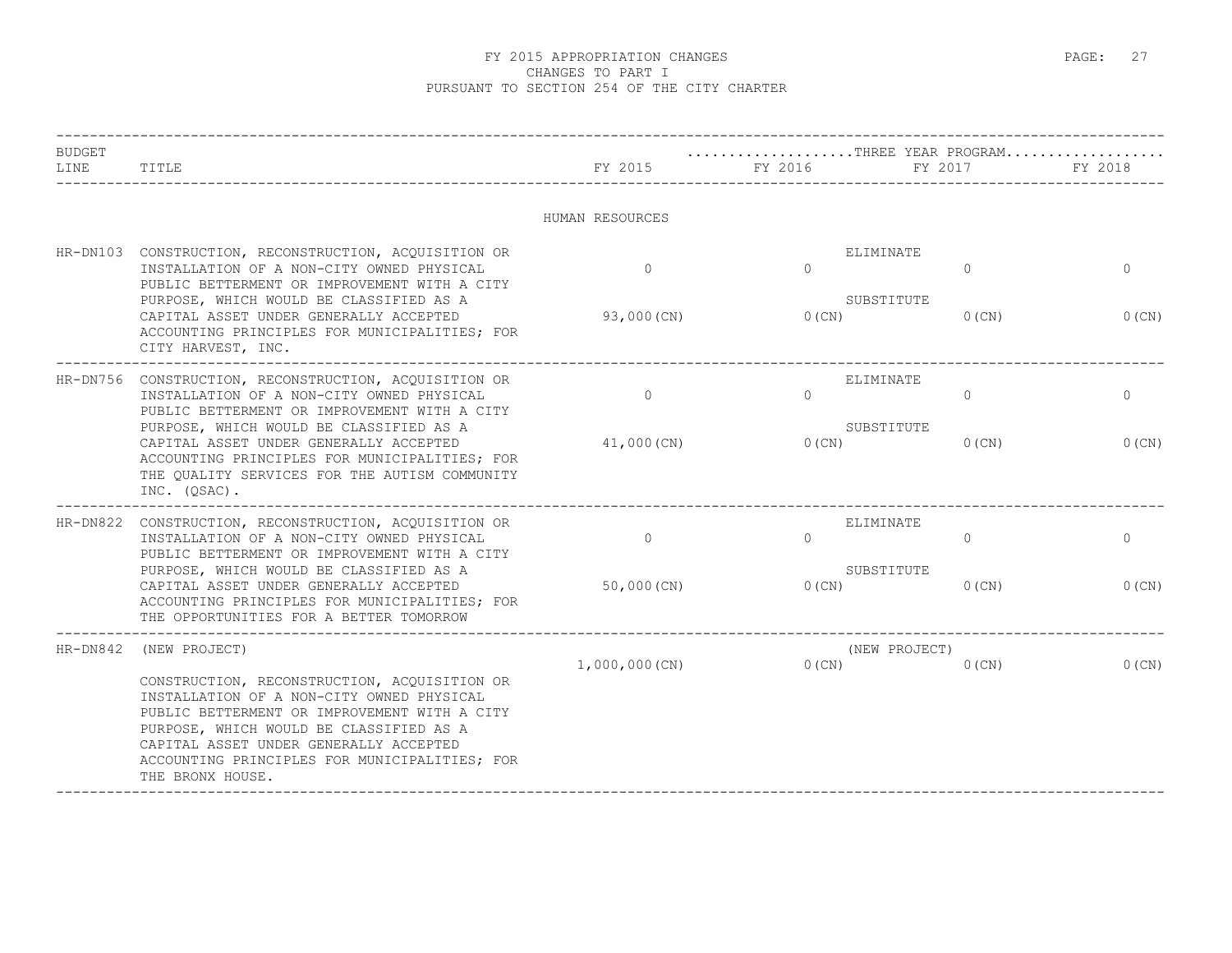# FY 2015 APPROPRIATION CHANGES
## CHANGES TO PART I
## PURSUANT TO SECTION 254 OF THE CITY CHARTER

| BUDGET LINE | TITLE | FY 2015 | FY 2016 (THREE YEAR PROGRAM) | FY 2017 (THREE YEAR PROGRAM) | FY 2018 (THREE YEAR PROGRAM) |
|---|---|---|---|---|---|
| | | HUMAN RESOURCES | | | |
| HR-DN103 | CONSTRUCTION, RECONSTRUCTION, ACQUISITION OR INSTALLATION OF A NON-CITY OWNED PHYSICAL PUBLIC BETTERMENT OR IMPROVEMENT WITH A CITY PURPOSE, WHICH WOULD BE CLASSIFIED AS A CAPITAL ASSET UNDER GENERALLY ACCEPTED ACCOUNTING PRINCIPLES FOR MUNICIPALITIES; FOR CITY HARVEST, INC. | ELIMINATE: 0<br>SUBSTITUTE: 93,000(CN) | 0<br>0(CN) | 0<br>0(CN) | 0<br>0(CN) |
| HR-DN756 | CONSTRUCTION, RECONSTRUCTION, ACQUISITION OR INSTALLATION OF A NON-CITY OWNED PHYSICAL PUBLIC BETTERMENT OR IMPROVEMENT WITH A CITY PURPOSE, WHICH WOULD BE CLASSIFIED AS A CAPITAL ASSET UNDER GENERALLY ACCEPTED ACCOUNTING PRINCIPLES FOR MUNICIPALITIES; FOR THE QUALITY SERVICES FOR THE AUTISM COMMUNITY INC. (QSAC). | ELIMINATE: 0<br>SUBSTITUTE: 41,000(CN) | 0<br>0(CN) | 0<br>0(CN) | 0<br>0(CN) |
| HR-DN822 | CONSTRUCTION, RECONSTRUCTION, ACQUISITION OR INSTALLATION OF A NON-CITY OWNED PHYSICAL PUBLIC BETTERMENT OR IMPROVEMENT WITH A CITY PURPOSE, WHICH WOULD BE CLASSIFIED AS A CAPITAL ASSET UNDER GENERALLY ACCEPTED ACCOUNTING PRINCIPLES FOR MUNICIPALITIES; FOR THE OPPORTUNITIES FOR A BETTER TOMORROW | ELIMINATE: 0<br>SUBSTITUTE: 50,000(CN) | 0<br>0(CN) | 0<br>0(CN) | 0<br>0(CN) |
| HR-DN842 | (NEW PROJECT)<br>CONSTRUCTION, RECONSTRUCTION, ACQUISITION OR INSTALLATION OF A NON-CITY OWNED PHYSICAL PUBLIC BETTERMENT OR IMPROVEMENT WITH A CITY PURPOSE, WHICH WOULD BE CLASSIFIED AS A CAPITAL ASSET UNDER GENERALLY ACCEPTED ACCOUNTING PRINCIPLES FOR MUNICIPALITIES; FOR THE BRONX HOUSE. | (NEW PROJECT)<br>1,000,000(CN) | 0(CN) | 0(CN) | 0(CN) |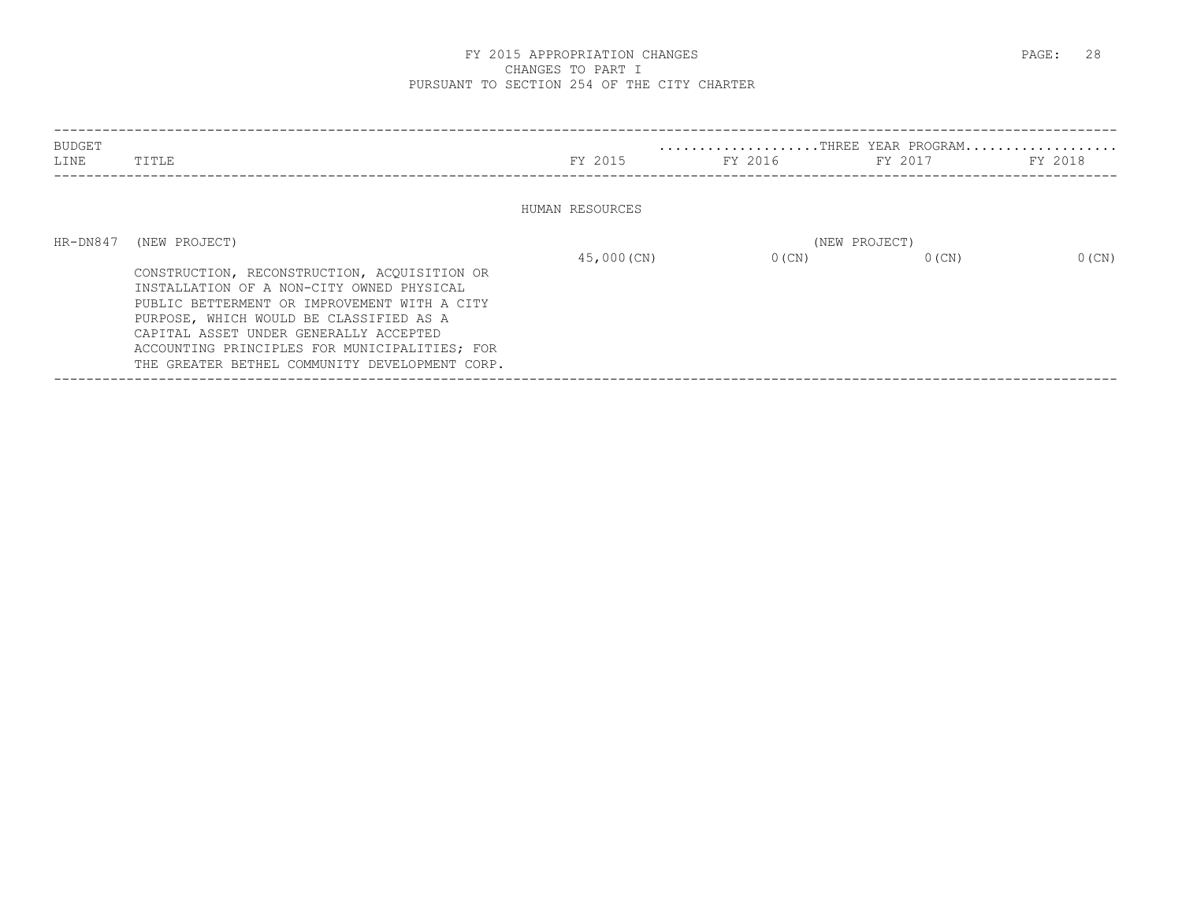# FY 2015 APPROPRIATION CHANGES
## CHANGES TO PART I
## PURSUANT TO SECTION 254 OF THE CITY CHARTER

| BUDGET LINE | TITLE | FY 2015 | FY 2016 | FY 2017 | FY 2018 |
|---|---|---|---|---|---|
| | | | THREE YEAR PROGRAM | | |
| | **HUMAN RESOURCES** | | | | |
| HR-DN847 | (NEW PROJECT) | | | (NEW PROJECT) | |
| | CONSTRUCTION, RECONSTRUCTION, ACQUISITION OR INSTALLATION OF A NON-CITY OWNED PHYSICAL PUBLIC BETTERMENT OR IMPROVEMENT WITH A CITY PURPOSE, WHICH WOULD BE CLASSIFIED AS A CAPITAL ASSET UNDER GENERALLY ACCEPTED ACCOUNTING PRINCIPLES FOR MUNICIPALITIES; FOR THE GREATER BETHEL COMMUNITY DEVELOPMENT CORP. | 45,000(CN) | 0(CN) | 0(CN) | 0(CN) |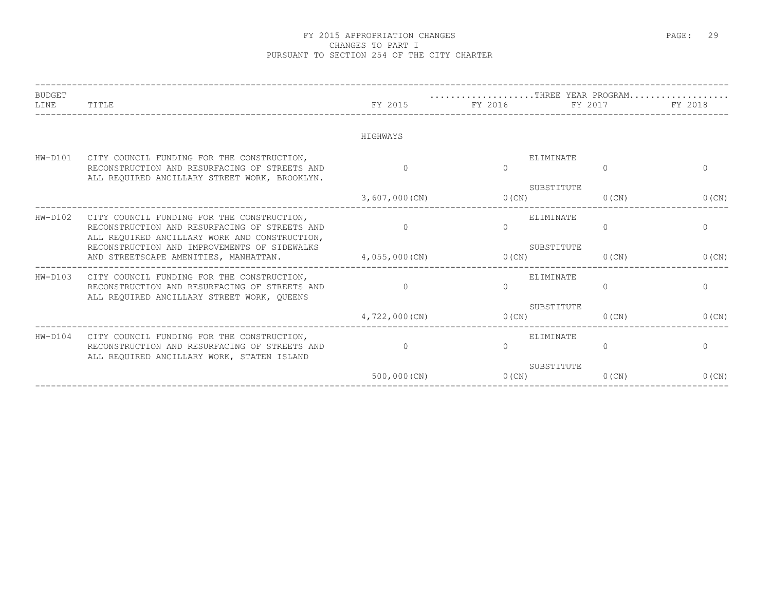# FY 2015 APPROPRIATION CHANGES
## CHANGES TO PART I
## PURSUANT TO SECTION 254 OF THE CITY CHARTER

| BUDGET LINE | TITLE | FY 2015 | THREE YEAR PROGRAM FY 2016 | FY 2017 | FY 2018 |
|---|---|---|---|---|---|
| | **HIGHWAYS** | | | | |
| HW-D101 | CITY COUNCIL FUNDING FOR THE CONSTRUCTION, RECONSTRUCTION AND RESURFACING OF STREETS AND ALL REQUIRED ANCILLARY STREET WORK, BROOKLYN. | ELIMINATE 0 | 0 | 0 | 0 |
| | | SUBSTITUTE 3,607,000(CN) | 0(CN) | 0(CN) | 0(CN) |
| HW-D102 | CITY COUNCIL FUNDING FOR THE CONSTRUCTION, RECONSTRUCTION AND RESURFACING OF STREETS AND ALL REQUIRED ANCILLARY WORK AND CONSTRUCTION, RECONSTRUCTION AND IMPROVEMENTS OF SIDEWALKS AND STREETSCAPE AMENITIES, MANHATTAN. | ELIMINATE 0 | 0 | 0 | 0 |
| | | SUBSTITUTE 4,055,000(CN) | 0(CN) | 0(CN) | 0(CN) |
| HW-D103 | CITY COUNCIL FUNDING FOR THE CONSTRUCTION, RECONSTRUCTION AND RESURFACING OF STREETS AND ALL REQUIRED ANCILLARY STREET WORK, QUEENS | ELIMINATE 0 | 0 | 0 | 0 |
| | | SUBSTITUTE 4,722,000(CN) | 0(CN) | 0(CN) | 0(CN) |
| HW-D104 | CITY COUNCIL FUNDING FOR THE CONSTRUCTION, RECONSTRUCTION AND RESURFACING OF STREETS AND ALL REQUIRED ANCILLARY WORK, STATEN ISLAND | ELIMINATE 0 | 0 | 0 | 0 |
| | | SUBSTITUTE 500,000(CN) | 0(CN) | 0(CN) | 0(CN) |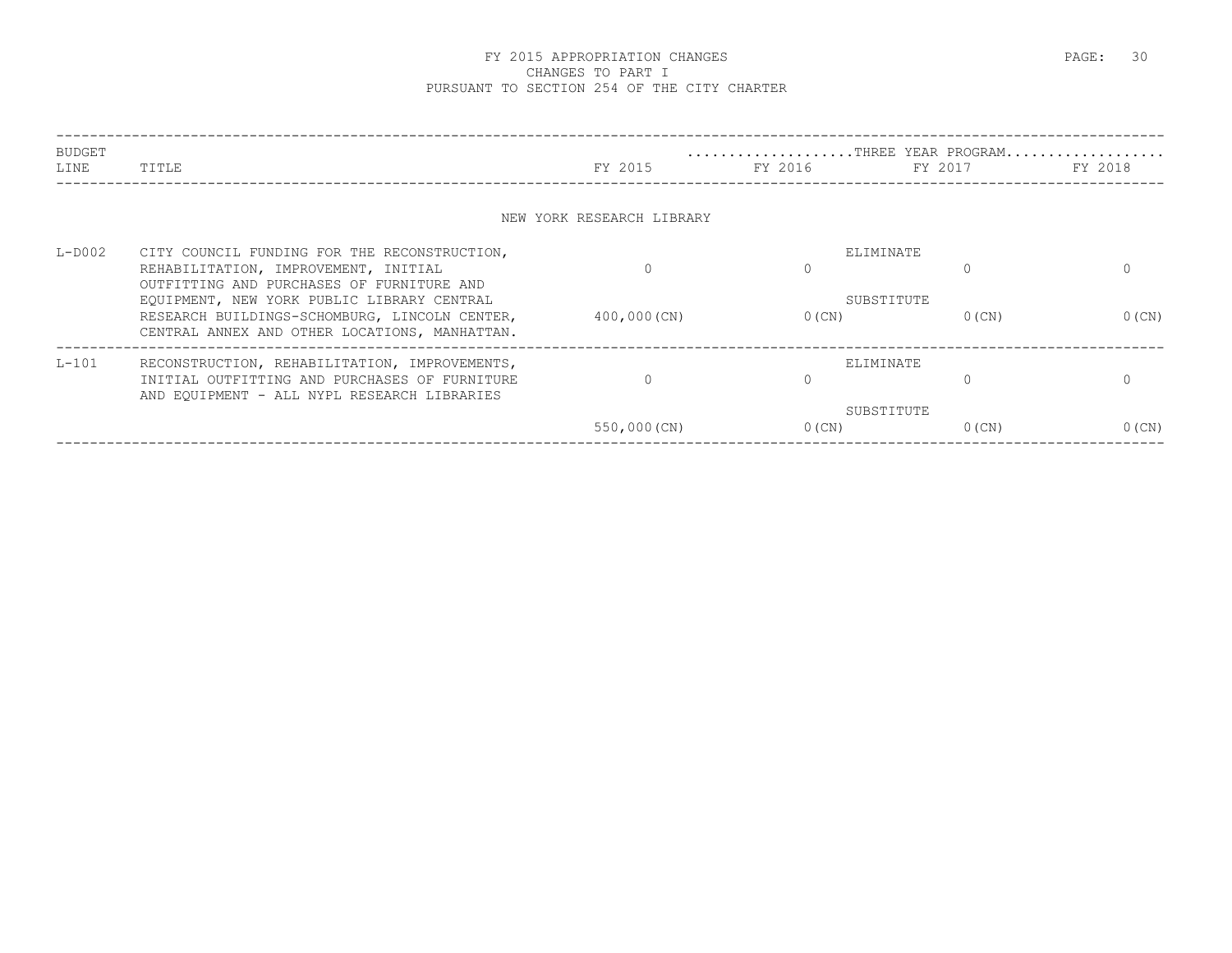# FY 2015 APPROPRIATION CHANGES
## CHANGES TO PART I
## PURSUANT TO SECTION 254 OF THE CITY CHARTER

| BUDGET LINE | TITLE | FY 2015 | THREE YEAR PROGRAM FY 2016 | FY 2017 | FY 2018 |
|---|---|---|---|---|---|
| | **NEW YORK RESEARCH LIBRARY** | | | | |
| L-D002 | CITY COUNCIL FUNDING FOR THE RECONSTRUCTION, REHABILITATION, IMPROVEMENT, INITIAL OUTFITTING AND PURCHASES OF FURNITURE AND EQUIPMENT, NEW YORK PUBLIC LIBRARY CENTRAL RESEARCH BUILDINGS-SCHOMBURG, LINCOLN CENTER, CENTRAL ANNEX AND OTHER LOCATIONS, MANHATTAN. | | ELIMINATE | | |
| | | 0 | 0 | 0 | 0 |
| | | | SUBSTITUTE | | |
| | | 400,000(CN) | 0(CN) | 0(CN) | 0(CN) |
| L-101 | RECONSTRUCTION, REHABILITATION, IMPROVEMENTS, INITIAL OUTFITTING AND PURCHASES OF FURNITURE AND EQUIPMENT - ALL NYPL RESEARCH LIBRARIES | | ELIMINATE | | |
| | | 0 | 0 | 0 | 0 |
| | | | SUBSTITUTE | | |
| | | 550,000(CN) | 0(CN) | 0(CN) | 0(CN) |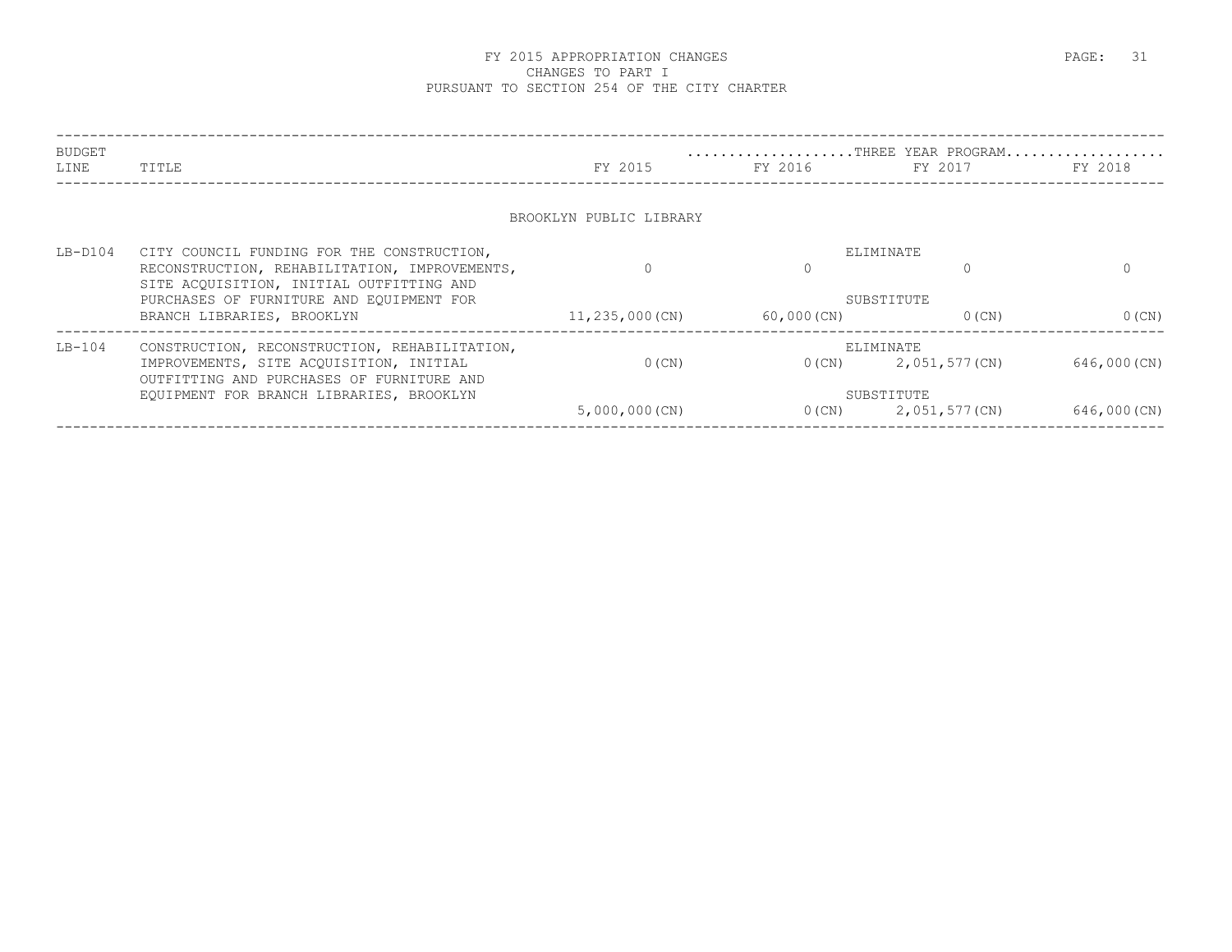# FY 2015 APPROPRIATION CHANGES
## CHANGES TO PART I
## PURSUANT TO SECTION 254 OF THE CITY CHARTER

| BUDGET LINE | TITLE | | FY 2015 | FY 2016 (THREE YEAR PROGRAM) | FY 2017 (THREE YEAR PROGRAM) | FY 2018 (THREE YEAR PROGRAM) |
|---|---|---|---|---|---|---|
| | **BROOKLYN PUBLIC LIBRARY** | | | | | |
| LB-D104 | CITY COUNCIL FUNDING FOR THE CONSTRUCTION, RECONSTRUCTION, REHABILITATION, IMPROVEMENTS, SITE ACQUISITION, INITIAL OUTFITTING AND PURCHASES OF FURNITURE AND EQUIPMENT FOR BRANCH LIBRARIES, BROOKLYN | ELIMINATE | 0 | 0 | 0 | 0 |
| | | SUBSTITUTE | 11,235,000(CN) | 60,000(CN) | 0(CN) | 0(CN) |
| LB-104 | CONSTRUCTION, RECONSTRUCTION, REHABILITATION, IMPROVEMENTS, SITE ACQUISITION, INITIAL OUTFITTING AND PURCHASES OF FURNITURE AND EQUIPMENT FOR BRANCH LIBRARIES, BROOKLYN | ELIMINATE | 0(CN) | 0(CN) | 2,051,577(CN) | 646,000(CN) |
| | | SUBSTITUTE | 5,000,000(CN) | 0(CN) | 2,051,577(CN) | 646,000(CN) |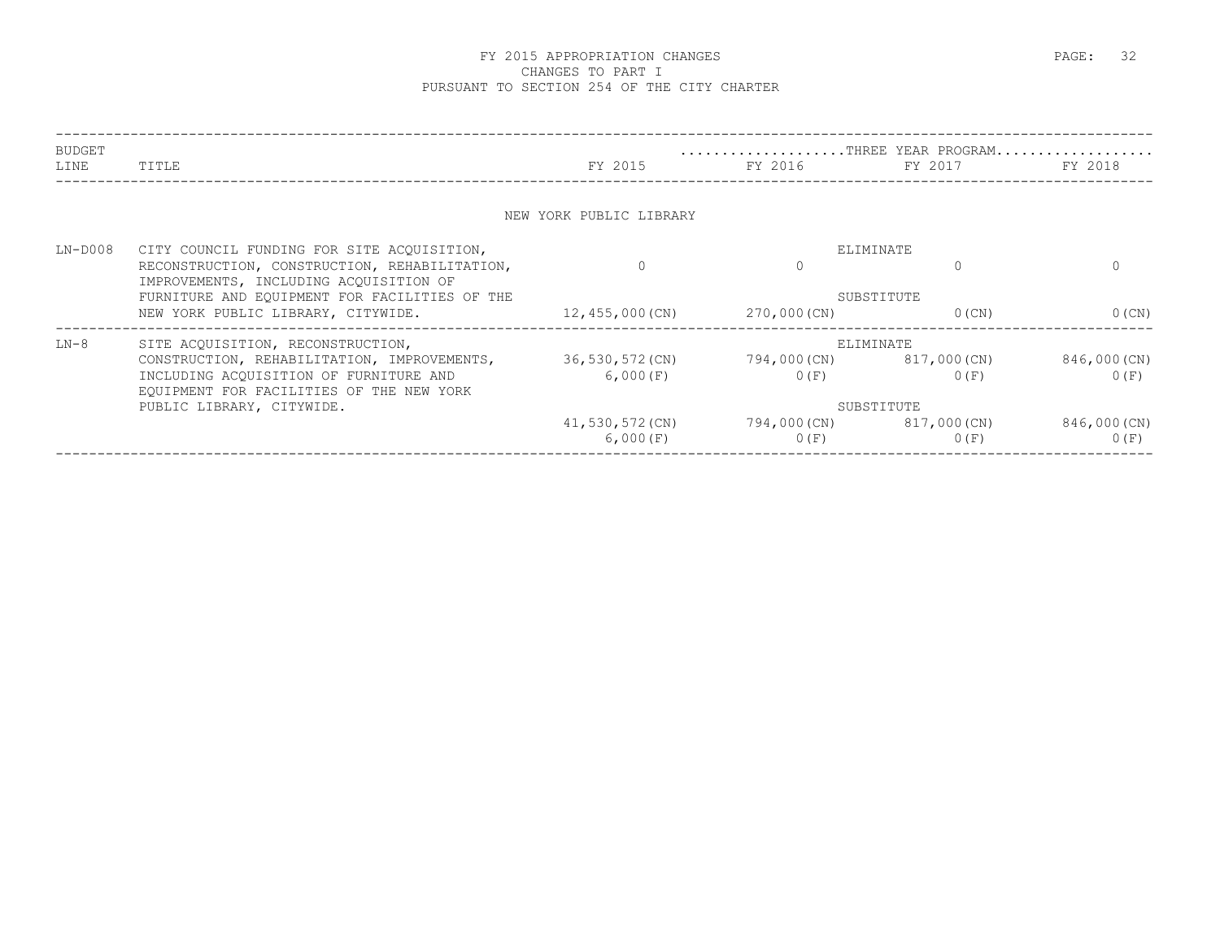# FY 2015 APPROPRIATION CHANGES
## CHANGES TO PART I
## PURSUANT TO SECTION 254 OF THE CITY CHARTER

| BUDGET LINE | TITLE | FY 2015 | FY 2016 | FY 2017 | FY 2018 |
|---|---|---|---|---|---|
| | | | THREE YEAR PROGRAM | | |
| | **NEW YORK PUBLIC LIBRARY** | | | | |
| LN-D008 | CITY COUNCIL FUNDING FOR SITE ACQUISITION, RECONSTRUCTION, CONSTRUCTION, REHABILITATION, IMPROVEMENTS, INCLUDING ACQUISITION OF FURNITURE AND EQUIPMENT FOR FACILITIES OF THE NEW YORK PUBLIC LIBRARY, CITYWIDE. | | | | |
| | ELIMINATE | 0 | 0 | 0 | 0 |
| | SUBSTITUTE | 12,455,000(CN) | 270,000(CN) | 0(CN) | 0(CN) |
| LN-8 | SITE ACQUISITION, RECONSTRUCTION, CONSTRUCTION, REHABILITATION, IMPROVEMENTS, INCLUDING ACQUISITION OF FURNITURE AND EQUIPMENT FOR FACILITIES OF THE NEW YORK PUBLIC LIBRARY, CITYWIDE. | | | | |
| | ELIMINATE | 36,530,572(CN) | 794,000(CN) | 817,000(CN) | 846,000(CN) |
| | | 6,000(F) | 0(F) | 0(F) | 0(F) |
| | SUBSTITUTE | 41,530,572(CN) | 794,000(CN) | 817,000(CN) | 846,000(CN) |
| | | 6,000(F) | 0(F) | 0(F) | 0(F) |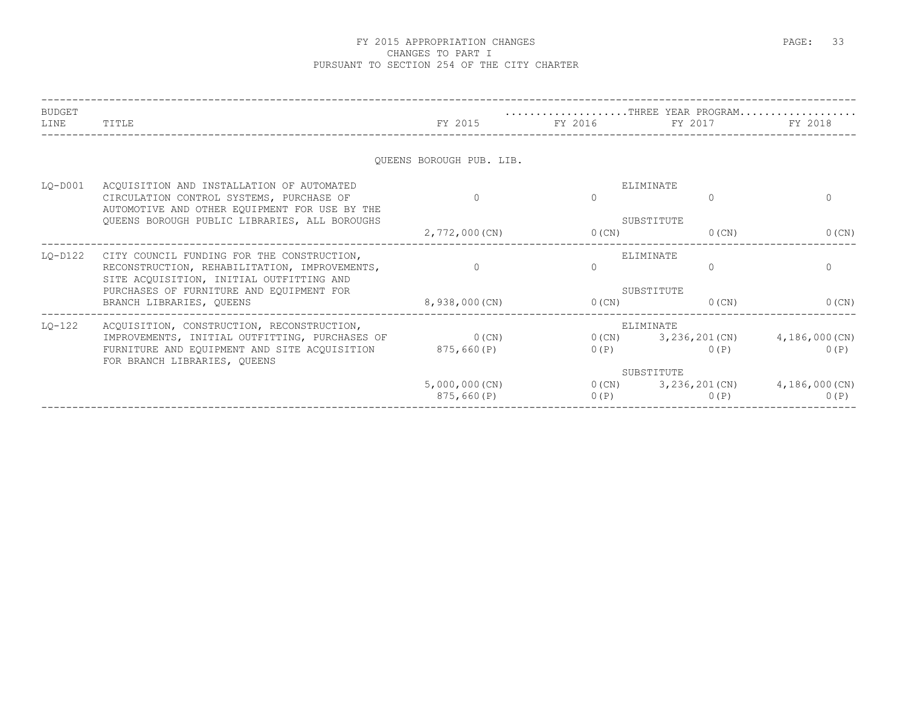# FY 2015 APPROPRIATION CHANGES
## CHANGES TO PART I
### PURSUANT TO SECTION 254 OF THE CITY CHARTER

| BUDGET LINE | TITLE | | FY 2015 | FY 2016 | FY 2017 | FY 2018 |
|---|---|---|---|---|---|---|
| | | | | THREE YEAR PROGRAM | | |
| | QUEENS BOROUGH PUB. LIB. | | | | | |
| LQ-D001 | ACQUISITION AND INSTALLATION OF AUTOMATED CIRCULATION CONTROL SYSTEMS, PURCHASE OF AUTOMOTIVE AND OTHER EQUIPMENT FOR USE BY THE QUEENS BOROUGH PUBLIC LIBRARIES, ALL BOROUGHS | ELIMINATE | 0 | 0 | 0 | 0 |
| | | SUBSTITUTE | 2,772,000(CN) | 0(CN) | 0(CN) | 0(CN) |
| LQ-D122 | CITY COUNCIL FUNDING FOR THE CONSTRUCTION, RECONSTRUCTION, REHABILITATION, IMPROVEMENTS, SITE ACQUISITION, INITIAL OUTFITTING AND PURCHASES OF FURNITURE AND EQUIPMENT FOR BRANCH LIBRARIES, QUEENS | ELIMINATE | 0 | 0 | 0 | 0 |
| | | SUBSTITUTE | 8,938,000(CN) | 0(CN) | 0(CN) | 0(CN) |
| LQ-122 | ACQUISITION, CONSTRUCTION, RECONSTRUCTION, IMPROVEMENTS, INITIAL OUTFITTING, PURCHASES OF FURNITURE AND EQUIPMENT AND SITE ACQUISITION FOR BRANCH LIBRARIES, QUEENS | ELIMINATE | 0(CN)<br>875,660(P) | 0(CN)<br>0(P) | 3,236,201(CN)<br>0(P) | 4,186,000(CN)<br>0(P) |
| | | SUBSTITUTE | 5,000,000(CN)<br>875,660(P) | 0(CN)<br>0(P) | 3,236,201(CN)<br>0(P) | 4,186,000(CN)<br>0(P) |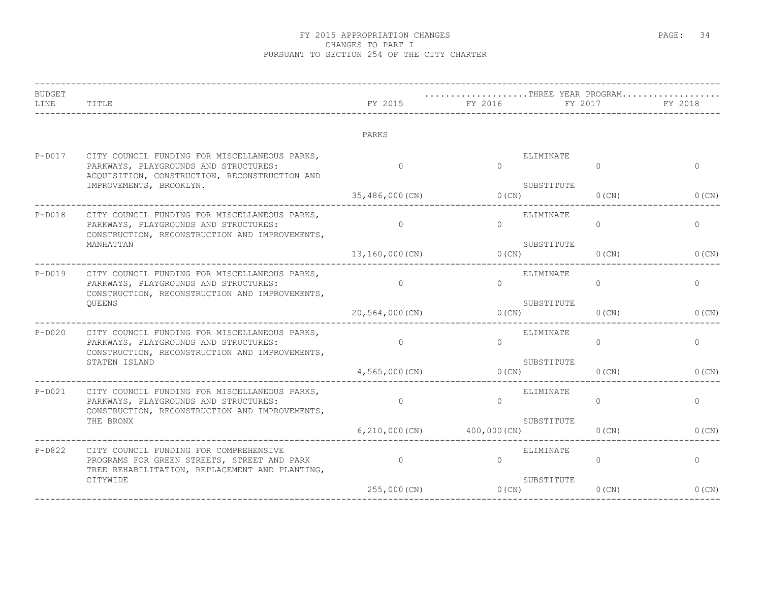# FY 2015 APPROPRIATION CHANGES
## CHANGES TO PART I
## PURSUANT TO SECTION 254 OF THE CITY CHARTER

### PARKS

| BUDGET LINE | TITLE | | FY 2015 | FY 2016 | FY 2017 | FY 2018 |
|---|---|---|---|---|---|---|
| | | | | THREE YEAR PROGRAM | | |
| P-D017 | CITY COUNCIL FUNDING FOR MISCELLANEOUS PARKS, PARKWAYS, PLAYGROUNDS AND STRUCTURES: ACQUISITION, CONSTRUCTION, RECONSTRUCTION AND IMPROVEMENTS, BROOKLYN. | ELIMINATE | 0 | 0 | 0 | 0 |
| | | SUBSTITUTE | 35,486,000(CN) | 0(CN) | 0(CN) | 0(CN) |
| P-D018 | CITY COUNCIL FUNDING FOR MISCELLANEOUS PARKS, PARKWAYS, PLAYGROUNDS AND STRUCTURES: CONSTRUCTION, RECONSTRUCTION AND IMPROVEMENTS, MANHATTAN | ELIMINATE | 0 | 0 | 0 | 0 |
| | | SUBSTITUTE | 13,160,000(CN) | 0(CN) | 0(CN) | 0(CN) |
| P-D019 | CITY COUNCIL FUNDING FOR MISCELLANEOUS PARKS, PARKWAYS, PLAYGROUNDS AND STRUCTURES: CONSTRUCTION, RECONSTRUCTION AND IMPROVEMENTS, QUEENS | ELIMINATE | 0 | 0 | 0 | 0 |
| | | SUBSTITUTE | 20,564,000(CN) | 0(CN) | 0(CN) | 0(CN) |
| P-D020 | CITY COUNCIL FUNDING FOR MISCELLANEOUS PARKS, PARKWAYS, PLAYGROUNDS AND STRUCTURES: CONSTRUCTION, RECONSTRUCTION AND IMPROVEMENTS, STATEN ISLAND | ELIMINATE | 0 | 0 | 0 | 0 |
| | | SUBSTITUTE | 4,565,000(CN) | 0(CN) | 0(CN) | 0(CN) |
| P-D021 | CITY COUNCIL FUNDING FOR MISCELLANEOUS PARKS, PARKWAYS, PLAYGROUNDS AND STRUCTURES: CONSTRUCTION, RECONSTRUCTION AND IMPROVEMENTS, THE BRONX | ELIMINATE | 0 | 0 | 0 | 0 |
| | | SUBSTITUTE | 6,210,000(CN) | 400,000(CN) | 0(CN) | 0(CN) |
| P-D822 | CITY COUNCIL FUNDING FOR COMPREHENSIVE PROGRAMS FOR GREEN STREETS, STREET AND PARK TREE REHABILITATION, REPLACEMENT AND PLANTING, CITYWIDE | ELIMINATE | 0 | 0 | 0 | 0 |
| | | SUBSTITUTE | 255,000(CN) | 0(CN) | 0(CN) | 0(CN) |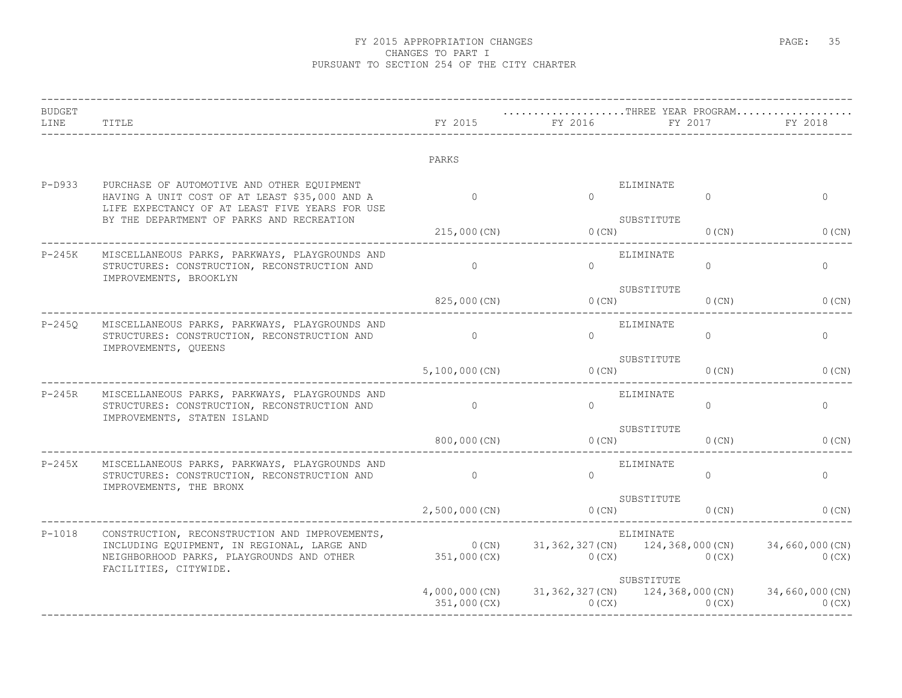# FY 2015 APPROPRIATION CHANGES
## CHANGES TO PART I
## PURSUANT TO SECTION 254 OF THE CITY CHARTER

| BUDGET LINE | TITLE | | FY 2015 | FY 2016 | FY 2017 | FY 2018 |
|---|---|---|---|---|---|---|
| | | | | ...THREE YEAR PROGRAM... | | |
| | PARKS | | | | | |
| P-D933 | PURCHASE OF AUTOMOTIVE AND OTHER EQUIPMENT HAVING A UNIT COST OF AT LEAST $35,000 AND A LIFE EXPECTANCY OF AT LEAST FIVE YEARS FOR USE BY THE DEPARTMENT OF PARKS AND RECREATION | ELIMINATE | 0 | 0 | 0 | 0 |
| | | SUBSTITUTE | 215,000(CN) | 0(CN) | 0(CN) | 0(CN) |
| P-245K | MISCELLANEOUS PARKS, PARKWAYS, PLAYGROUNDS AND STRUCTURES: CONSTRUCTION, RECONSTRUCTION AND IMPROVEMENTS, BROOKLYN | ELIMINATE | 0 | 0 | 0 | 0 |
| | | SUBSTITUTE | 825,000(CN) | 0(CN) | 0(CN) | 0(CN) |
| P-245Q | MISCELLANEOUS PARKS, PARKWAYS, PLAYGROUNDS AND STRUCTURES: CONSTRUCTION, RECONSTRUCTION AND IMPROVEMENTS, QUEENS | ELIMINATE | 0 | 0 | 0 | 0 |
| | | SUBSTITUTE | 5,100,000(CN) | 0(CN) | 0(CN) | 0(CN) |
| P-245R | MISCELLANEOUS PARKS, PARKWAYS, PLAYGROUNDS AND STRUCTURES: CONSTRUCTION, RECONSTRUCTION AND IMPROVEMENTS, STATEN ISLAND | ELIMINATE | 0 | 0 | 0 | 0 |
| | | SUBSTITUTE | 800,000(CN) | 0(CN) | 0(CN) | 0(CN) |
| P-245X | MISCELLANEOUS PARKS, PARKWAYS, PLAYGROUNDS AND STRUCTURES: CONSTRUCTION, RECONSTRUCTION AND IMPROVEMENTS, THE BRONX | ELIMINATE | 0 | 0 | 0 | 0 |
| | | SUBSTITUTE | 2,500,000(CN) | 0(CN) | 0(CN) | 0(CN) |
| P-1018 | CONSTRUCTION, RECONSTRUCTION AND IMPROVEMENTS, INCLUDING EQUIPMENT, IN REGIONAL, LARGE AND NEIGHBORHOOD PARKS, PLAYGROUNDS AND OTHER FACILITIES, CITYWIDE. | ELIMINATE | 0(CN) 351,000(CX) | 31,362,327(CN) 0(CX) | 124,368,000(CN) 0(CX) | 34,660,000(CN) 0(CX) |
| | | SUBSTITUTE | 4,000,000(CN) 351,000(CX) | 31,362,327(CN) 0(CX) | 124,368,000(CN) 0(CX) | 34,660,000(CN) 0(CX) |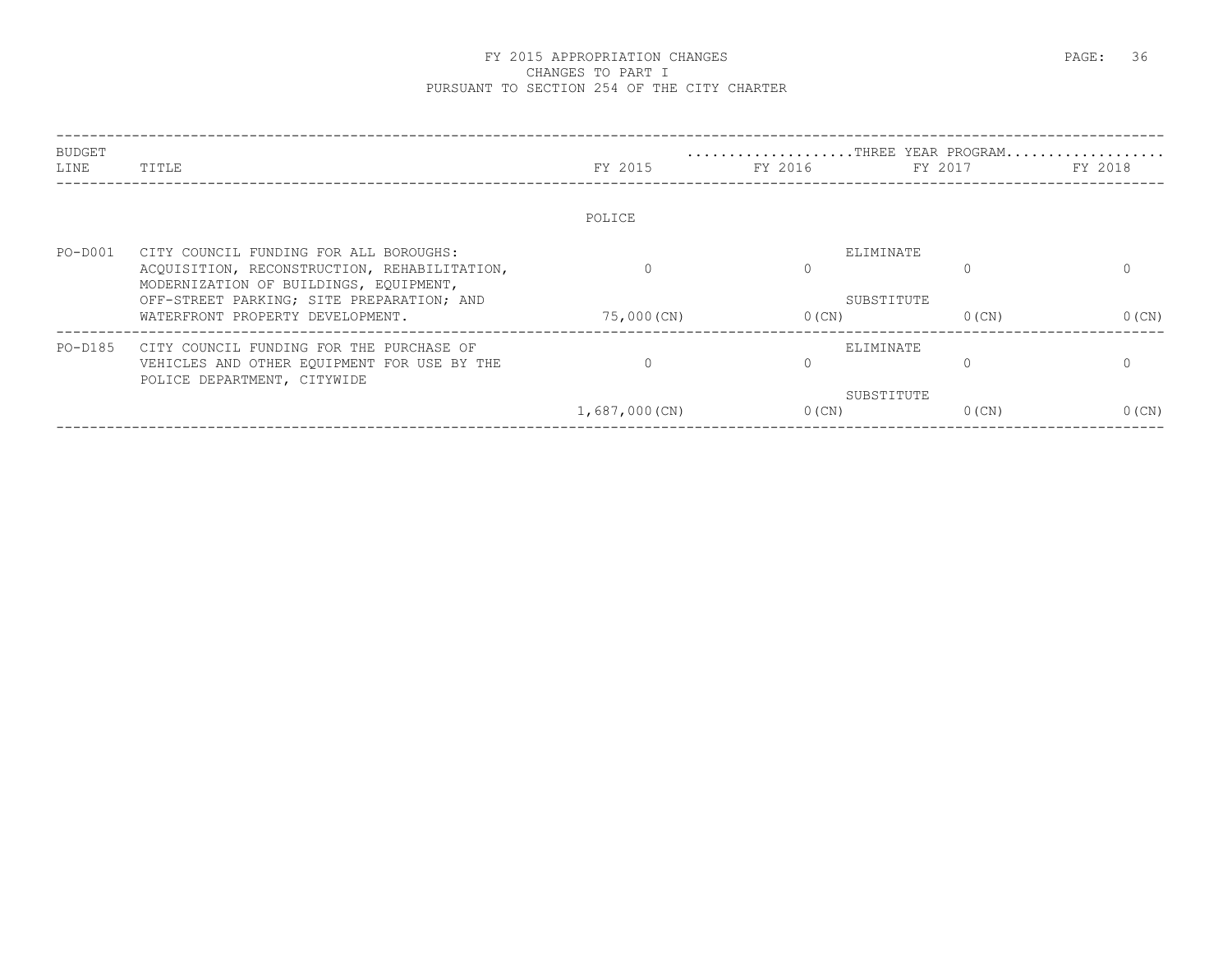# FY 2015 APPROPRIATION CHANGES
## CHANGES TO PART I
## PURSUANT TO SECTION 254 OF THE CITY CHARTER

| BUDGET LINE | TITLE | FY 2015 | THREE YEAR PROGRAM FY 2016 | FY 2017 | FY 2018 |
|---|---|---|---|---|---|
| | | POLICE | | | |
| PO-D001 | CITY COUNCIL FUNDING FOR ALL BOROUGHS: ACQUISITION, RECONSTRUCTION, REHABILITATION, MODERNIZATION OF BUILDINGS, EQUIPMENT, OFF-STREET PARKING; SITE PREPARATION; AND WATERFRONT PROPERTY DEVELOPMENT. | ELIMINATE | | | |
| | | 0 | 0 | 0 | 0 |
| | | SUBSTITUTE | | | |
| | | 75,000(CN) | 0(CN) | 0(CN) | 0(CN) |
| PO-D185 | CITY COUNCIL FUNDING FOR THE PURCHASE OF VEHICLES AND OTHER EQUIPMENT FOR USE BY THE POLICE DEPARTMENT, CITYWIDE | ELIMINATE | | | |
| | | 0 | 0 | 0 | 0 |
| | | SUBSTITUTE | | | |
| | | 1,687,000(CN) | 0(CN) | 0(CN) | 0(CN) |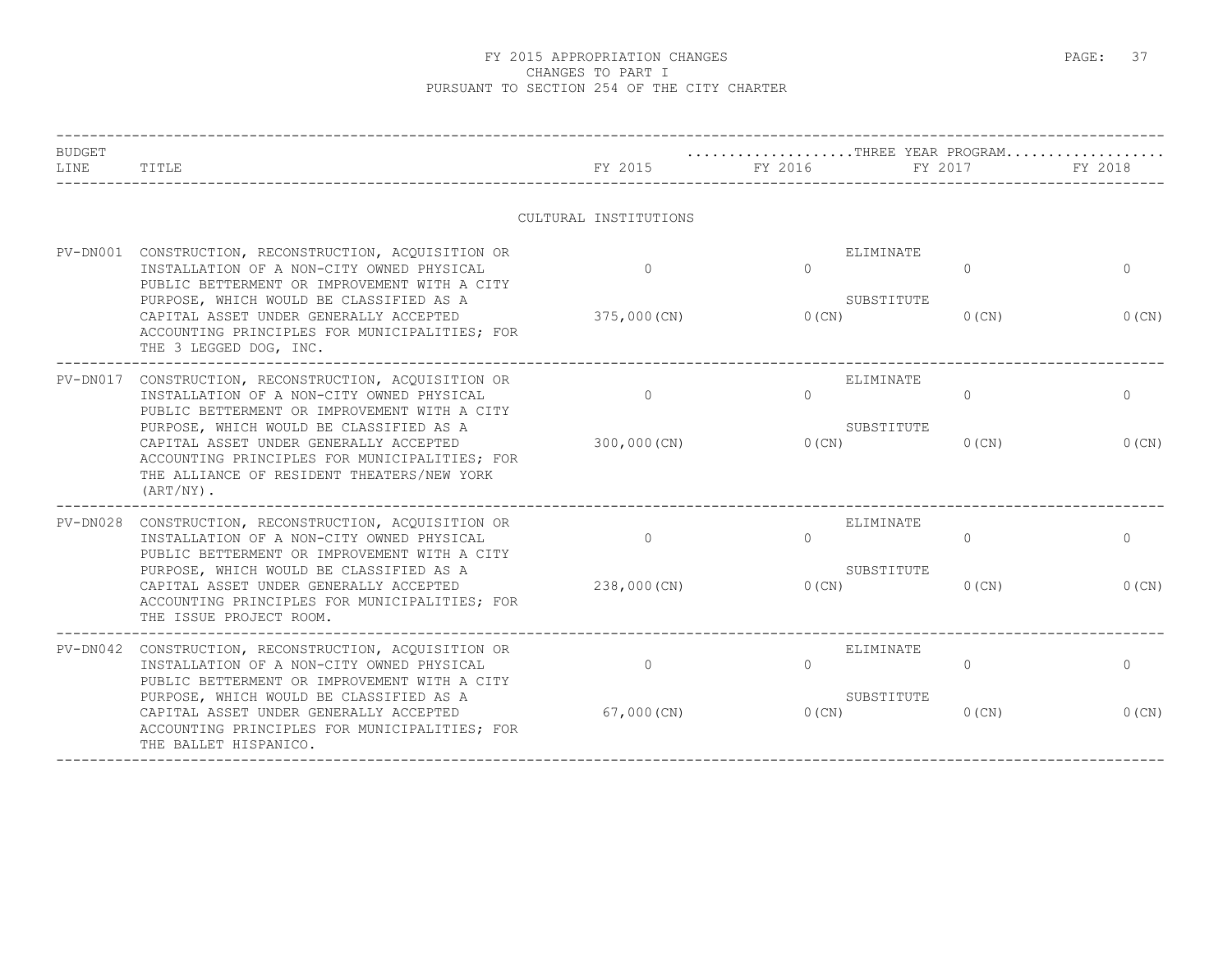# FY 2015 APPROPRIATION CHANGES
## CHANGES TO PART I
## PURSUANT TO SECTION 254 OF THE CITY CHARTER

| BUDGET LINE | TITLE | FY 2015 | FY 2016 | FY 2017 | FY 2018 |
|---|---|---|---|---|---|
| | | | THREE YEAR PROGRAM | | |
| | **CULTURAL INSTITUTIONS** | | | | |
| PV-DN001 | CONSTRUCTION, RECONSTRUCTION, ACQUISITION OR INSTALLATION OF A NON-CITY OWNED PHYSICAL PUBLIC BETTERMENT OR IMPROVEMENT WITH A CITY PURPOSE, WHICH WOULD BE CLASSIFIED AS A CAPITAL ASSET UNDER GENERALLY ACCEPTED ACCOUNTING PRINCIPLES FOR MUNICIPALITIES; FOR THE 3 LEGGED DOG, INC. | ELIMINATE<br>0<br>SUBSTITUTE<br>375,000(CN) | <br>0<br><br>0(CN) | <br>0<br><br>0(CN) | <br>0<br><br>0(CN) |
| PV-DN017 | CONSTRUCTION, RECONSTRUCTION, ACQUISITION OR INSTALLATION OF A NON-CITY OWNED PHYSICAL PUBLIC BETTERMENT OR IMPROVEMENT WITH A CITY PURPOSE, WHICH WOULD BE CLASSIFIED AS A CAPITAL ASSET UNDER GENERALLY ACCEPTED ACCOUNTING PRINCIPLES FOR MUNICIPALITIES; FOR THE ALLIANCE OF RESIDENT THEATERS/NEW YORK (ART/NY). | ELIMINATE<br>0<br>SUBSTITUTE<br>300,000(CN) | <br>0<br><br>0(CN) | <br>0<br><br>0(CN) | <br>0<br><br>0(CN) |
| PV-DN028 | CONSTRUCTION, RECONSTRUCTION, ACQUISITION OR INSTALLATION OF A NON-CITY OWNED PHYSICAL PUBLIC BETTERMENT OR IMPROVEMENT WITH A CITY PURPOSE, WHICH WOULD BE CLASSIFIED AS A CAPITAL ASSET UNDER GENERALLY ACCEPTED ACCOUNTING PRINCIPLES FOR MUNICIPALITIES; FOR THE ISSUE PROJECT ROOM. | ELIMINATE<br>0<br>SUBSTITUTE<br>238,000(CN) | <br>0<br><br>0(CN) | <br>0<br><br>0(CN) | <br>0<br><br>0(CN) |
| PV-DN042 | CONSTRUCTION, RECONSTRUCTION, ACQUISITION OR INSTALLATION OF A NON-CITY OWNED PHYSICAL PUBLIC BETTERMENT OR IMPROVEMENT WITH A CITY PURPOSE, WHICH WOULD BE CLASSIFIED AS A CAPITAL ASSET UNDER GENERALLY ACCEPTED ACCOUNTING PRINCIPLES FOR MUNICIPALITIES; FOR THE BALLET HISPANICO. | ELIMINATE<br>0<br>SUBSTITUTE<br>67,000(CN) | <br>0<br><br>0(CN) | <br>0<br><br>0(CN) | <br>0<br><br>0(CN) |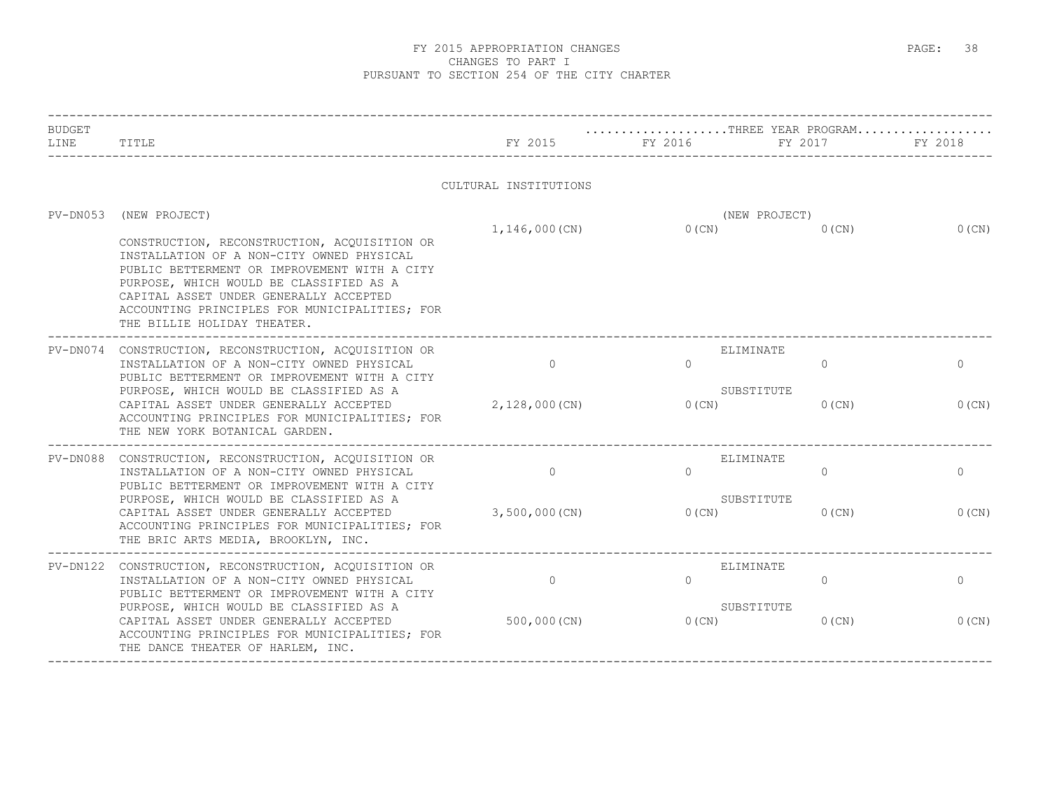FY 2015 APPROPRIATION CHANGES
CHANGES TO PART I
PURSUANT TO SECTION 254 OF THE CITY CHARTER

| BUDGET LINE | TITLE | FY 2015 | THREE YEAR PROGRAM FY 2016 | FY 2017 | FY 2018 |
|---|---|---|---|---|---|
| | **CULTURAL INSTITUTIONS** | | | | |
| PV-DN053 | (NEW PROJECT) CONSTRUCTION, RECONSTRUCTION, ACQUISITION OR INSTALLATION OF A NON-CITY OWNED PHYSICAL PUBLIC BETTERMENT OR IMPROVEMENT WITH A CITY PURPOSE, WHICH WOULD BE CLASSIFIED AS A CAPITAL ASSET UNDER GENERALLY ACCEPTED ACCOUNTING PRINCIPLES FOR MUNICIPALITIES; FOR THE BILLIE HOLIDAY THEATER. | (NEW PROJECT) 1,146,000(CN) | 0(CN) | 0(CN) | 0(CN) |
| PV-DN074 | CONSTRUCTION, RECONSTRUCTION, ACQUISITION OR INSTALLATION OF A NON-CITY OWNED PHYSICAL PUBLIC BETTERMENT OR IMPROVEMENT WITH A CITY PURPOSE, WHICH WOULD BE CLASSIFIED AS A CAPITAL ASSET UNDER GENERALLY ACCEPTED ACCOUNTING PRINCIPLES FOR MUNICIPALITIES; FOR THE NEW YORK BOTANICAL GARDEN. | ELIMINATE 0 | 0 | 0 | 0 |
| | | SUBSTITUTE 2,128,000(CN) | 0(CN) | 0(CN) | 0(CN) |
| PV-DN088 | CONSTRUCTION, RECONSTRUCTION, ACQUISITION OR INSTALLATION OF A NON-CITY OWNED PHYSICAL PUBLIC BETTERMENT OR IMPROVEMENT WITH A CITY PURPOSE, WHICH WOULD BE CLASSIFIED AS A CAPITAL ASSET UNDER GENERALLY ACCEPTED ACCOUNTING PRINCIPLES FOR MUNICIPALITIES; FOR THE BRIC ARTS MEDIA, BROOKLYN, INC. | ELIMINATE 0 | 0 | 0 | 0 |
| | | SUBSTITUTE 3,500,000(CN) | 0(CN) | 0(CN) | 0(CN) |
| PV-DN122 | CONSTRUCTION, RECONSTRUCTION, ACQUISITION OR INSTALLATION OF A NON-CITY OWNED PHYSICAL PUBLIC BETTERMENT OR IMPROVEMENT WITH A CITY PURPOSE, WHICH WOULD BE CLASSIFIED AS A CAPITAL ASSET UNDER GENERALLY ACCEPTED ACCOUNTING PRINCIPLES FOR MUNICIPALITIES; FOR THE DANCE THEATER OF HARLEM, INC. | ELIMINATE 0 | 0 | 0 | 0 |
| | | SUBSTITUTE 500,000(CN) | 0(CN) | 0(CN) | 0(CN) |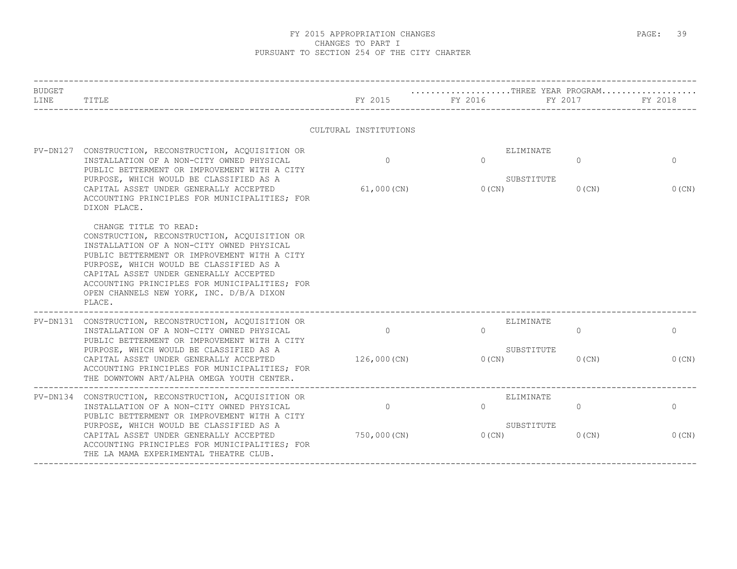# FY 2015 APPROPRIATION CHANGES
## CHANGES TO PART I
## PURSUANT TO SECTION 254 OF THE CITY CHARTER

| BUDGET LINE | TITLE | FY 2015 | FY 2016 | FY 2017 | FY 2018 |
|---|---|---|---|---|---|
| | | | ...THREE YEAR PROGRAM... | | |
| | **CULTURAL INSTITUTIONS** | | | | |
| PV-DN127 | CONSTRUCTION, RECONSTRUCTION, ACQUISITION OR INSTALLATION OF A NON-CITY OWNED PHYSICAL PUBLIC BETTERMENT OR IMPROVEMENT WITH A CITY PURPOSE, WHICH WOULD BE CLASSIFIED AS A CAPITAL ASSET UNDER GENERALLY ACCEPTED ACCOUNTING PRINCIPLES FOR MUNICIPALITIES; FOR DIXON PLACE. | ELIMINATE 0 | 0 | 0 | 0 |
| | | SUBSTITUTE 61,000(CN) | 0(CN) | 0(CN) | 0(CN) |
| | CHANGE TITLE TO READ: CONSTRUCTION, RECONSTRUCTION, ACQUISITION OR INSTALLATION OF A NON-CITY OWNED PHYSICAL PUBLIC BETTERMENT OR IMPROVEMENT WITH A CITY PURPOSE, WHICH WOULD BE CLASSIFIED AS A CAPITAL ASSET UNDER GENERALLY ACCEPTED ACCOUNTING PRINCIPLES FOR MUNICIPALITIES; FOR OPEN CHANNELS NEW YORK, INC. D/B/A DIXON PLACE. | | | | |
| PV-DN131 | CONSTRUCTION, RECONSTRUCTION, ACQUISITION OR INSTALLATION OF A NON-CITY OWNED PHYSICAL PUBLIC BETTERMENT OR IMPROVEMENT WITH A CITY PURPOSE, WHICH WOULD BE CLASSIFIED AS A CAPITAL ASSET UNDER GENERALLY ACCEPTED ACCOUNTING PRINCIPLES FOR MUNICIPALITIES; FOR THE DOWNTOWN ART/ALPHA OMEGA YOUTH CENTER. | ELIMINATE 0 | 0 | 0 | 0 |
| | | SUBSTITUTE 126,000(CN) | 0(CN) | 0(CN) | 0(CN) |
| PV-DN134 | CONSTRUCTION, RECONSTRUCTION, ACQUISITION OR INSTALLATION OF A NON-CITY OWNED PHYSICAL PUBLIC BETTERMENT OR IMPROVEMENT WITH A CITY PURPOSE, WHICH WOULD BE CLASSIFIED AS A CAPITAL ASSET UNDER GENERALLY ACCEPTED ACCOUNTING PRINCIPLES FOR MUNICIPALITIES; FOR THE LA MAMA EXPERIMENTAL THEATRE CLUB. | ELIMINATE 0 | 0 | 0 | 0 |
| | | SUBSTITUTE 750,000(CN) | 0(CN) | 0(CN) | 0(CN) |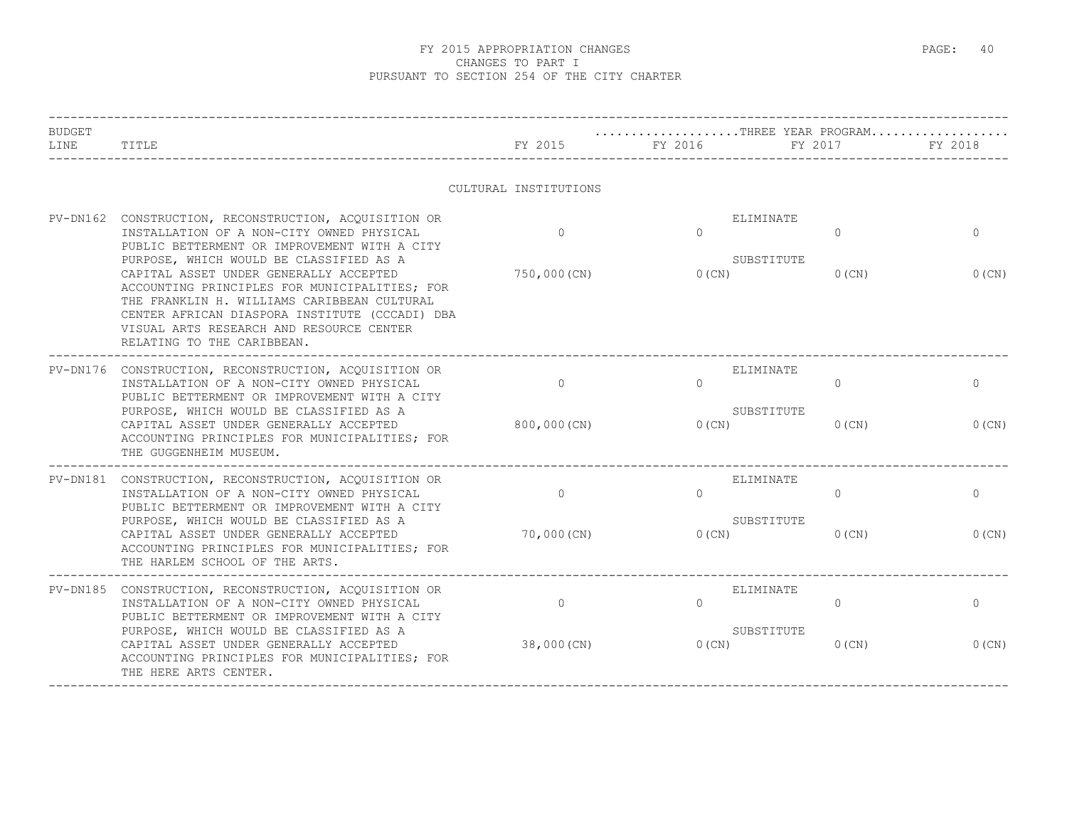# FY 2015 APPROPRIATION CHANGES
## CHANGES TO PART I
## PURSUANT TO SECTION 254 OF THE CITY CHARTER

| BUDGET LINE | TITLE | FY 2015 | FY 2016 | FY 2017 | FY 2018 |
|---|---|---|---|---|---|
| | | | ...THREE YEAR PROGRAM... | | |
| | CULTURAL INSTITUTIONS | | | | |
| PV-DN162 | CONSTRUCTION, RECONSTRUCTION, ACQUISITION OR INSTALLATION OF A NON-CITY OWNED PHYSICAL PUBLIC BETTERMENT OR IMPROVEMENT WITH A CITY PURPOSE, WHICH WOULD BE CLASSIFIED AS A CAPITAL ASSET UNDER GENERALLY ACCEPTED ACCOUNTING PRINCIPLES FOR MUNICIPALITIES; FOR THE FRANKLIN H. WILLIAMS CARIBBEAN CULTURAL CENTER AFRICAN DIASPORA INSTITUTE (CCCADI) DBA VISUAL ARTS RESEARCH AND RESOURCE CENTER RELATING TO THE CARIBBEAN. | ELIMINATE<br>0 | 0 | 0 | 0 |
| | | SUBSTITUTE<br>750,000(CN) | 0(CN) | 0(CN) | 0(CN) |
| PV-DN176 | CONSTRUCTION, RECONSTRUCTION, ACQUISITION OR INSTALLATION OF A NON-CITY OWNED PHYSICAL PUBLIC BETTERMENT OR IMPROVEMENT WITH A CITY PURPOSE, WHICH WOULD BE CLASSIFIED AS A CAPITAL ASSET UNDER GENERALLY ACCEPTED ACCOUNTING PRINCIPLES FOR MUNICIPALITIES; FOR THE GUGGENHEIM MUSEUM. | ELIMINATE<br>0 | 0 | 0 | 0 |
| | | SUBSTITUTE<br>800,000(CN) | 0(CN) | 0(CN) | 0(CN) |
| PV-DN181 | CONSTRUCTION, RECONSTRUCTION, ACQUISITION OR INSTALLATION OF A NON-CITY OWNED PHYSICAL PUBLIC BETTERMENT OR IMPROVEMENT WITH A CITY PURPOSE, WHICH WOULD BE CLASSIFIED AS A CAPITAL ASSET UNDER GENERALLY ACCEPTED ACCOUNTING PRINCIPLES FOR MUNICIPALITIES; FOR THE HARLEM SCHOOL OF THE ARTS. | ELIMINATE<br>0 | 0 | 0 | 0 |
| | | SUBSTITUTE<br>70,000(CN) | 0(CN) | 0(CN) | 0(CN) |
| PV-DN185 | CONSTRUCTION, RECONSTRUCTION, ACQUISITION OR INSTALLATION OF A NON-CITY OWNED PHYSICAL PUBLIC BETTERMENT OR IMPROVEMENT WITH A CITY PURPOSE, WHICH WOULD BE CLASSIFIED AS A CAPITAL ASSET UNDER GENERALLY ACCEPTED ACCOUNTING PRINCIPLES FOR MUNICIPALITIES; FOR THE HERE ARTS CENTER. | ELIMINATE<br>0 | 0 | 0 | 0 |
| | | SUBSTITUTE<br>38,000(CN) | 0(CN) | 0(CN) | 0(CN) |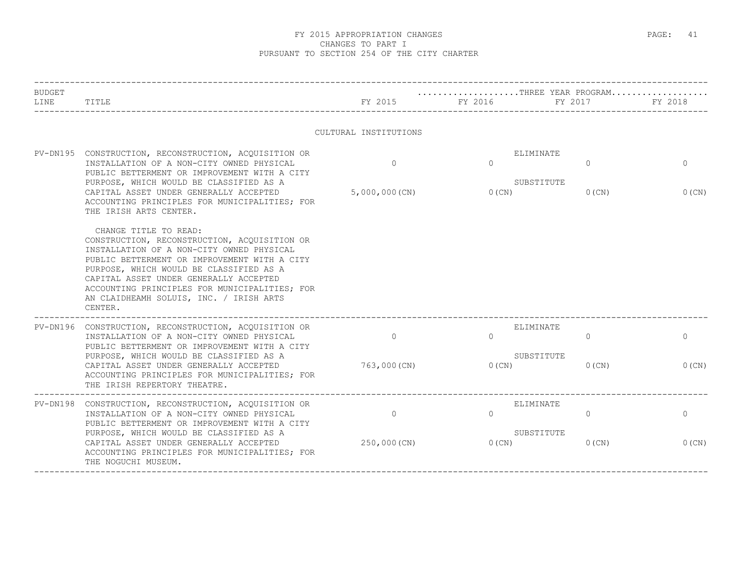# FY 2015 APPROPRIATION CHANGES
## CHANGES TO PART I
## PURSUANT TO SECTION 254 OF THE CITY CHARTER

| BUDGET LINE | TITLE | FY 2015 | THREE YEAR PROGRAM FY 2016 | FY 2017 | FY 2018 |
|---|---|---|---|---|---|
| | **CULTURAL INSTITUTIONS** | | | | |
| PV-DN195 | CONSTRUCTION, RECONSTRUCTION, ACQUISITION OR INSTALLATION OF A NON-CITY OWNED PHYSICAL PUBLIC BETTERMENT OR IMPROVEMENT WITH A CITY PURPOSE, WHICH WOULD BE CLASSIFIED AS A CAPITAL ASSET UNDER GENERALLY ACCEPTED ACCOUNTING PRINCIPLES FOR MUNICIPALITIES; FOR THE IRISH ARTS CENTER. | ELIMINATE 0 | 0 | 0 | 0 |
| | | SUBSTITUTE 5,000,000(CN) | 0(CN) | 0(CN) | 0(CN) |
| | CHANGE TITLE TO READ: CONSTRUCTION, RECONSTRUCTION, ACQUISITION OR INSTALLATION OF A NON-CITY OWNED PHYSICAL PUBLIC BETTERMENT OR IMPROVEMENT WITH A CITY PURPOSE, WHICH WOULD BE CLASSIFIED AS A CAPITAL ASSET UNDER GENERALLY ACCEPTED ACCOUNTING PRINCIPLES FOR MUNICIPALITIES; FOR AN CLAIDHEAMH SOLUIS, INC. / IRISH ARTS CENTER. | | | | |
| PV-DN196 | CONSTRUCTION, RECONSTRUCTION, ACQUISITION OR INSTALLATION OF A NON-CITY OWNED PHYSICAL PUBLIC BETTERMENT OR IMPROVEMENT WITH A CITY PURPOSE, WHICH WOULD BE CLASSIFIED AS A CAPITAL ASSET UNDER GENERALLY ACCEPTED ACCOUNTING PRINCIPLES FOR MUNICIPALITIES; FOR THE IRISH REPERTORY THEATRE. | ELIMINATE 0 | 0 | 0 | 0 |
| | | SUBSTITUTE 763,000(CN) | 0(CN) | 0(CN) | 0(CN) |
| PV-DN198 | CONSTRUCTION, RECONSTRUCTION, ACQUISITION OR INSTALLATION OF A NON-CITY OWNED PHYSICAL PUBLIC BETTERMENT OR IMPROVEMENT WITH A CITY PURPOSE, WHICH WOULD BE CLASSIFIED AS A CAPITAL ASSET UNDER GENERALLY ACCEPTED ACCOUNTING PRINCIPLES FOR MUNICIPALITIES; FOR THE NOGUCHI MUSEUM. | ELIMINATE 0 | 0 | 0 | 0 |
| | | SUBSTITUTE 250,000(CN) | 0(CN) | 0(CN) | 0(CN) |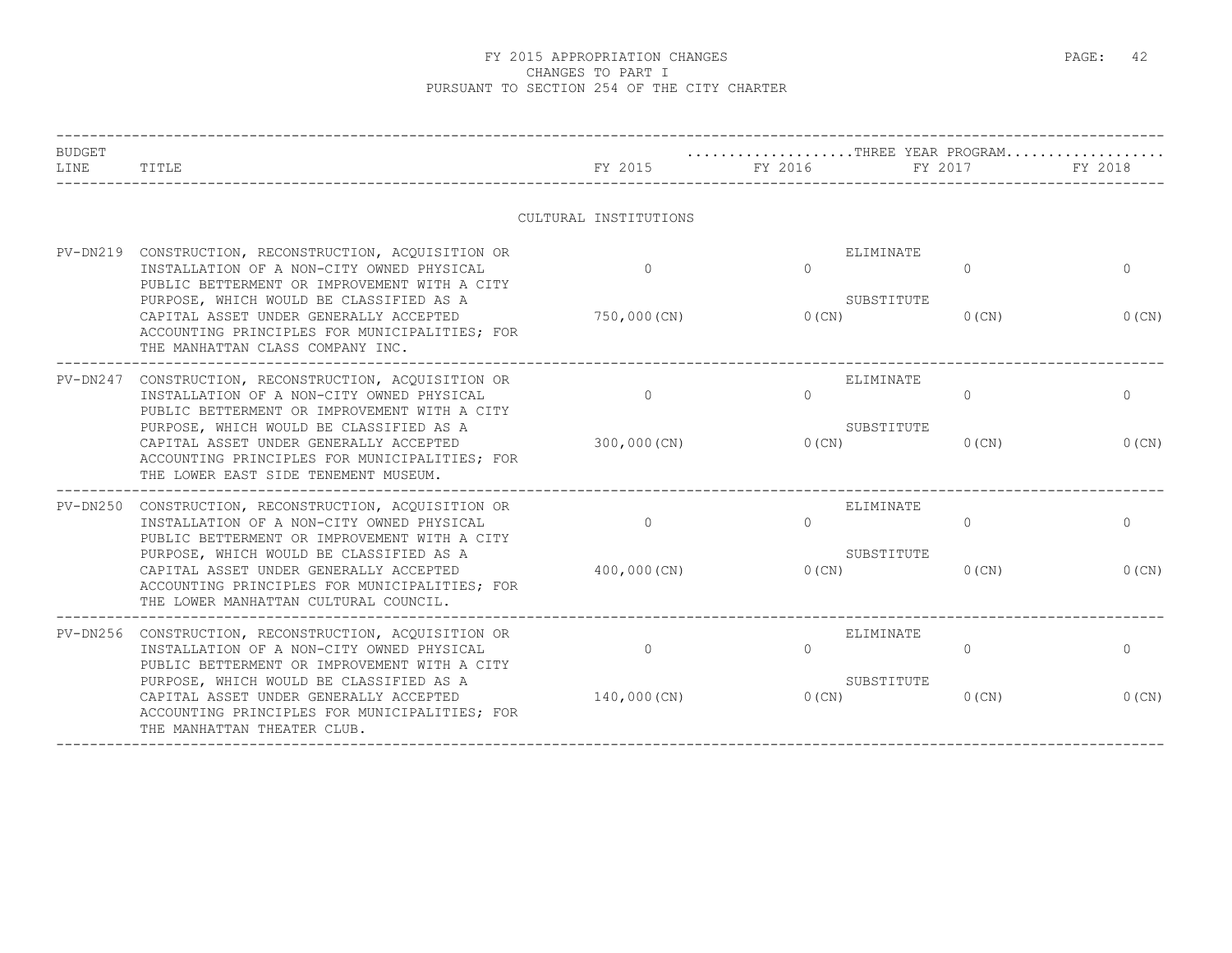# FY 2015 APPROPRIATION CHANGES
## CHANGES TO PART I
## PURSUANT TO SECTION 254 OF THE CITY CHARTER

### CULTURAL INSTITUTIONS

| BUDGET LINE | TITLE | | FY 2015 | FY 2016 | FY 2017 | FY 2018 |
|---|---|---|---|---|---|---|
| | | | | ...THREE YEAR PROGRAM... | | |
| PV-DN219 | CONSTRUCTION, RECONSTRUCTION, ACQUISITION OR INSTALLATION OF A NON-CITY OWNED PHYSICAL PUBLIC BETTERMENT OR IMPROVEMENT WITH A CITY PURPOSE, WHICH WOULD BE CLASSIFIED AS A CAPITAL ASSET UNDER GENERALLY ACCEPTED ACCOUNTING PRINCIPLES FOR MUNICIPALITIES; FOR THE MANHATTAN CLASS COMPANY INC. | ELIMINATE | 0 | 0 | 0 | 0 |
| | | SUBSTITUTE | 750,000(CN) | 0(CN) | 0(CN) | 0(CN) |
| PV-DN247 | CONSTRUCTION, RECONSTRUCTION, ACQUISITION OR INSTALLATION OF A NON-CITY OWNED PHYSICAL PUBLIC BETTERMENT OR IMPROVEMENT WITH A CITY PURPOSE, WHICH WOULD BE CLASSIFIED AS A CAPITAL ASSET UNDER GENERALLY ACCEPTED ACCOUNTING PRINCIPLES FOR MUNICIPALITIES; FOR THE LOWER EAST SIDE TENEMENT MUSEUM. | ELIMINATE | 0 | 0 | 0 | 0 |
| | | SUBSTITUTE | 300,000(CN) | 0(CN) | 0(CN) | 0(CN) |
| PV-DN250 | CONSTRUCTION, RECONSTRUCTION, ACQUISITION OR INSTALLATION OF A NON-CITY OWNED PHYSICAL PUBLIC BETTERMENT OR IMPROVEMENT WITH A CITY PURPOSE, WHICH WOULD BE CLASSIFIED AS A CAPITAL ASSET UNDER GENERALLY ACCEPTED ACCOUNTING PRINCIPLES FOR MUNICIPALITIES; FOR THE LOWER MANHATTAN CULTURAL COUNCIL. | ELIMINATE | 0 | 0 | 0 | 0 |
| | | SUBSTITUTE | 400,000(CN) | 0(CN) | 0(CN) | 0(CN) |
| PV-DN256 | CONSTRUCTION, RECONSTRUCTION, ACQUISITION OR INSTALLATION OF A NON-CITY OWNED PHYSICAL PUBLIC BETTERMENT OR IMPROVEMENT WITH A CITY PURPOSE, WHICH WOULD BE CLASSIFIED AS A CAPITAL ASSET UNDER GENERALLY ACCEPTED ACCOUNTING PRINCIPLES FOR MUNICIPALITIES; FOR THE MANHATTAN THEATER CLUB. | ELIMINATE | 0 | 0 | 0 | 0 |
| | | SUBSTITUTE | 140,000(CN) | 0(CN) | 0(CN) | 0(CN) |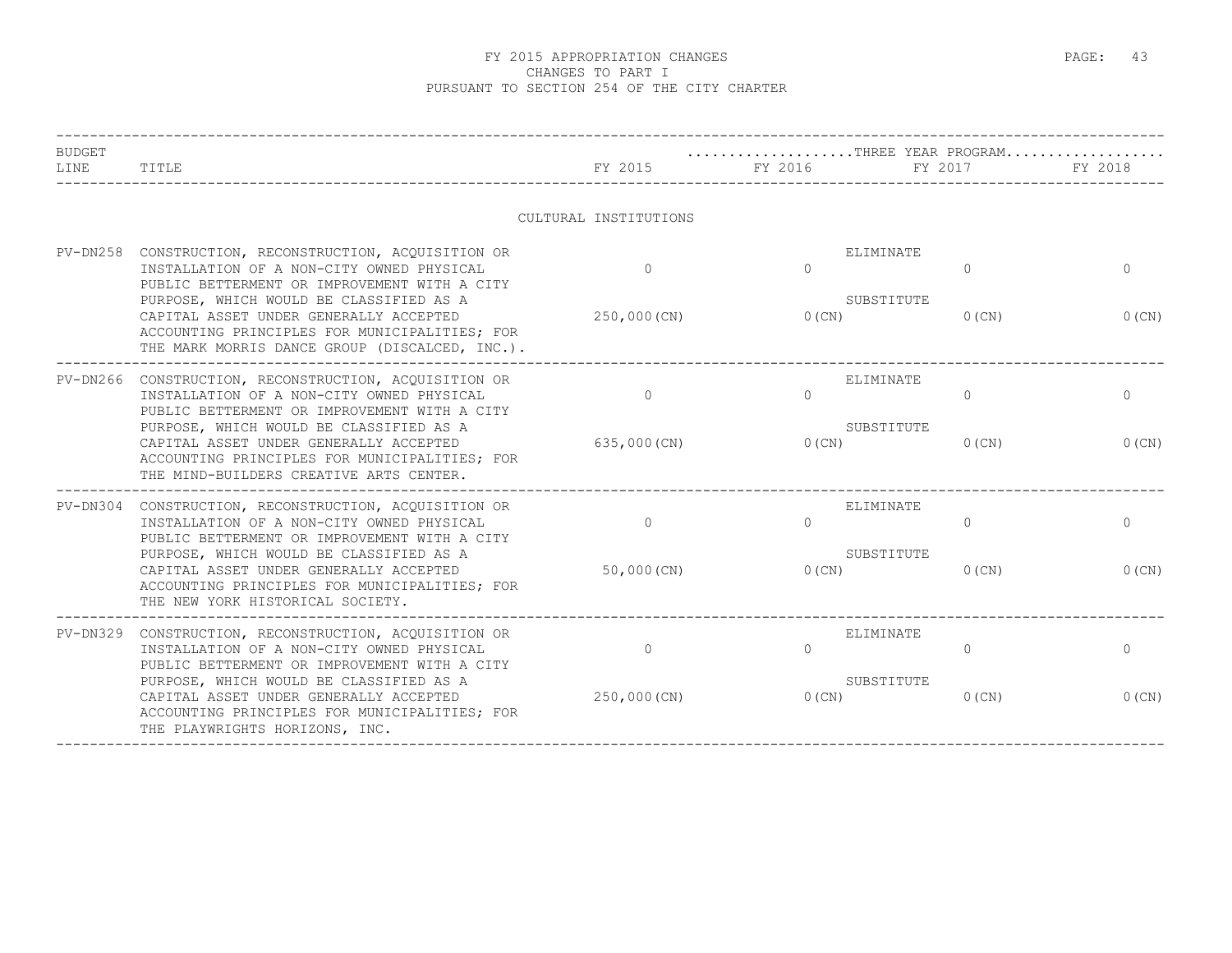FY 2015 APPROPRIATION CHANGES
CHANGES TO PART I
PURSUANT TO SECTION 254 OF THE CITY CHARTER

| BUDGET LINE | TITLE | FY 2015 | THREE YEAR PROGRAM FY 2016 | FY 2017 | FY 2018 |
|---|---|---|---|---|---|
| | CULTURAL INSTITUTIONS | | | | |
| PV-DN258 | CONSTRUCTION, RECONSTRUCTION, ACQUISITION OR INSTALLATION OF A NON-CITY OWNED PHYSICAL PUBLIC BETTERMENT OR IMPROVEMENT WITH A CITY PURPOSE, WHICH WOULD BE CLASSIFIED AS A CAPITAL ASSET UNDER GENERALLY ACCEPTED ACCOUNTING PRINCIPLES FOR MUNICIPALITIES; FOR THE MARK MORRIS DANCE GROUP (DISCALCED, INC.). | ELIMINATE 0 | 0 | 0 | 0 |
| | | SUBSTITUTE 250,000(CN) | 0(CN) | 0(CN) | 0(CN) |
| PV-DN266 | CONSTRUCTION, RECONSTRUCTION, ACQUISITION OR INSTALLATION OF A NON-CITY OWNED PHYSICAL PUBLIC BETTERMENT OR IMPROVEMENT WITH A CITY PURPOSE, WHICH WOULD BE CLASSIFIED AS A CAPITAL ASSET UNDER GENERALLY ACCEPTED ACCOUNTING PRINCIPLES FOR MUNICIPALITIES; FOR THE MIND-BUILDERS CREATIVE ARTS CENTER. | ELIMINATE 0 | 0 | 0 | 0 |
| | | SUBSTITUTE 635,000(CN) | 0(CN) | 0(CN) | 0(CN) |
| PV-DN304 | CONSTRUCTION, RECONSTRUCTION, ACQUISITION OR INSTALLATION OF A NON-CITY OWNED PHYSICAL PUBLIC BETTERMENT OR IMPROVEMENT WITH A CITY PURPOSE, WHICH WOULD BE CLASSIFIED AS A CAPITAL ASSET UNDER GENERALLY ACCEPTED ACCOUNTING PRINCIPLES FOR MUNICIPALITIES; FOR THE NEW YORK HISTORICAL SOCIETY. | ELIMINATE 0 | 0 | 0 | 0 |
| | | SUBSTITUTE 50,000(CN) | 0(CN) | 0(CN) | 0(CN) |
| PV-DN329 | CONSTRUCTION, RECONSTRUCTION, ACQUISITION OR INSTALLATION OF A NON-CITY OWNED PHYSICAL PUBLIC BETTERMENT OR IMPROVEMENT WITH A CITY PURPOSE, WHICH WOULD BE CLASSIFIED AS A CAPITAL ASSET UNDER GENERALLY ACCEPTED ACCOUNTING PRINCIPLES FOR MUNICIPALITIES; FOR THE PLAYWRIGHTS HORIZONS, INC. | ELIMINATE 0 | 0 | 0 | 0 |
| | | SUBSTITUTE 250,000(CN) | 0(CN) | 0(CN) | 0(CN) |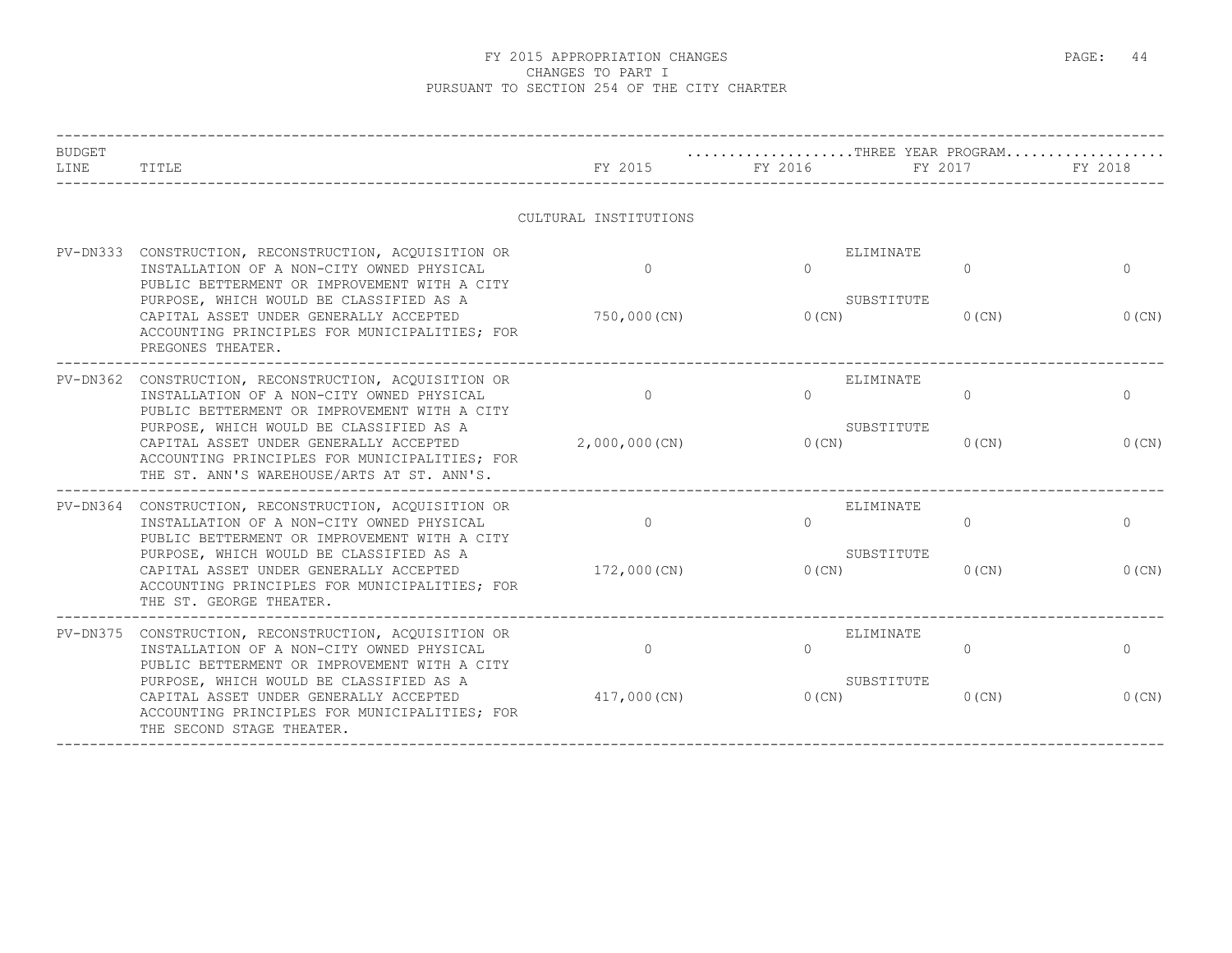# FY 2015 APPROPRIATION CHANGES
## CHANGES TO PART I
## PURSUANT TO SECTION 254 OF THE CITY CHARTER

### CULTURAL INSTITUTIONS

| BUDGET LINE | TITLE | | FY 2015 | FY 2016 (THREE YEAR PROGRAM) | FY 2017 | FY 2018 |
|---|---|---|---|---|---|---|
| PV-DN333 | CONSTRUCTION, RECONSTRUCTION, ACQUISITION OR INSTALLATION OF A NON-CITY OWNED PHYSICAL PUBLIC BETTERMENT OR IMPROVEMENT WITH A CITY PURPOSE, WHICH WOULD BE CLASSIFIED AS A CAPITAL ASSET UNDER GENERALLY ACCEPTED ACCOUNTING PRINCIPLES FOR MUNICIPALITIES; FOR PREGONES THEATER. | ELIMINATE | 0 | 0 | 0 | 0 |
| | | SUBSTITUTE | 750,000(CN) | 0(CN) | 0(CN) | 0(CN) |
| PV-DN362 | CONSTRUCTION, RECONSTRUCTION, ACQUISITION OR INSTALLATION OF A NON-CITY OWNED PHYSICAL PUBLIC BETTERMENT OR IMPROVEMENT WITH A CITY PURPOSE, WHICH WOULD BE CLASSIFIED AS A CAPITAL ASSET UNDER GENERALLY ACCEPTED ACCOUNTING PRINCIPLES FOR MUNICIPALITIES; FOR THE ST. ANN'S WAREHOUSE/ARTS AT ST. ANN'S. | ELIMINATE | 0 | 0 | 0 | 0 |
| | | SUBSTITUTE | 2,000,000(CN) | 0(CN) | 0(CN) | 0(CN) |
| PV-DN364 | CONSTRUCTION, RECONSTRUCTION, ACQUISITION OR INSTALLATION OF A NON-CITY OWNED PHYSICAL PUBLIC BETTERMENT OR IMPROVEMENT WITH A CITY PURPOSE, WHICH WOULD BE CLASSIFIED AS A CAPITAL ASSET UNDER GENERALLY ACCEPTED ACCOUNTING PRINCIPLES FOR MUNICIPALITIES; FOR THE ST. GEORGE THEATER. | ELIMINATE | 0 | 0 | 0 | 0 |
| | | SUBSTITUTE | 172,000(CN) | 0(CN) | 0(CN) | 0(CN) |
| PV-DN375 | CONSTRUCTION, RECONSTRUCTION, ACQUISITION OR INSTALLATION OF A NON-CITY OWNED PHYSICAL PUBLIC BETTERMENT OR IMPROVEMENT WITH A CITY PURPOSE, WHICH WOULD BE CLASSIFIED AS A CAPITAL ASSET UNDER GENERALLY ACCEPTED ACCOUNTING PRINCIPLES FOR MUNICIPALITIES; FOR THE SECOND STAGE THEATER. | ELIMINATE | 0 | 0 | 0 | 0 |
| | | SUBSTITUTE | 417,000(CN) | 0(CN) | 0(CN) | 0(CN) |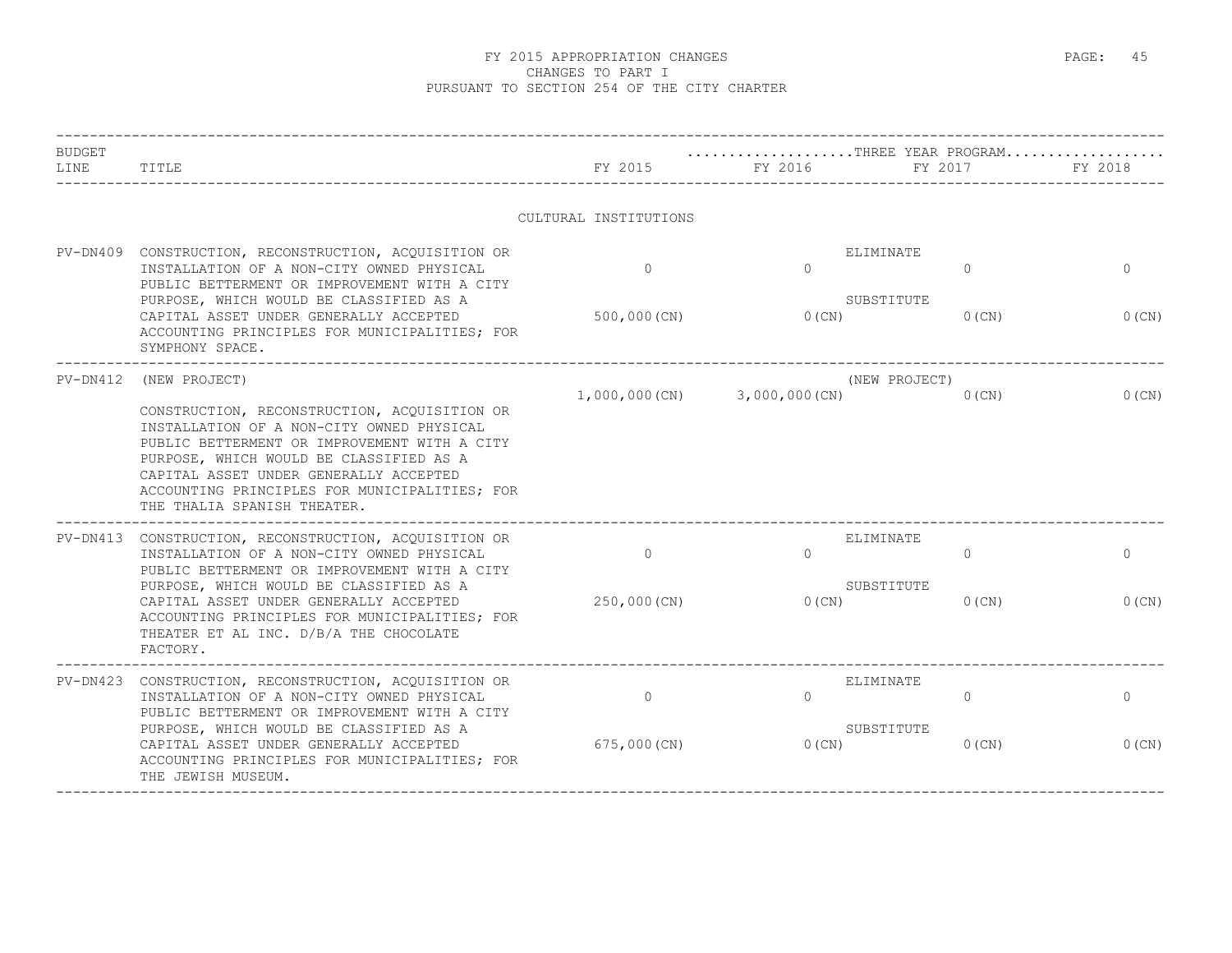# FY 2015 APPROPRIATION CHANGES
## CHANGES TO PART I
## PURSUANT TO SECTION 254 OF THE CITY CHARTER

### CULTURAL INSTITUTIONS

| BUDGET LINE | TITLE | | FY 2015 | FY 2016 (THREE YEAR PROGRAM) | FY 2017 (THREE YEAR PROGRAM) | FY 2018 (THREE YEAR PROGRAM) |
|---|---|---|---|---|---|---|
| PV-DN409 | CONSTRUCTION, RECONSTRUCTION, ACQUISITION OR INSTALLATION OF A NON-CITY OWNED PHYSICAL PUBLIC BETTERMENT OR IMPROVEMENT WITH A CITY PURPOSE, WHICH WOULD BE CLASSIFIED AS A CAPITAL ASSET UNDER GENERALLY ACCEPTED ACCOUNTING PRINCIPLES FOR MUNICIPALITIES; FOR SYMPHONY SPACE. | ELIMINATE | 0 | 0 | 0 | 0 |
| | | SUBSTITUTE | 500,000(CN) | 0(CN) | 0(CN) | 0(CN) |
| PV-DN412 | (NEW PROJECT) CONSTRUCTION, RECONSTRUCTION, ACQUISITION OR INSTALLATION OF A NON-CITY OWNED PHYSICAL PUBLIC BETTERMENT OR IMPROVEMENT WITH A CITY PURPOSE, WHICH WOULD BE CLASSIFIED AS A CAPITAL ASSET UNDER GENERALLY ACCEPTED ACCOUNTING PRINCIPLES FOR MUNICIPALITIES; FOR THE THALIA SPANISH THEATER. | (NEW PROJECT) | 1,000,000(CN) | 3,000,000(CN) | 0(CN) | 0(CN) |
| PV-DN413 | CONSTRUCTION, RECONSTRUCTION, ACQUISITION OR INSTALLATION OF A NON-CITY OWNED PHYSICAL PUBLIC BETTERMENT OR IMPROVEMENT WITH A CITY PURPOSE, WHICH WOULD BE CLASSIFIED AS A CAPITAL ASSET UNDER GENERALLY ACCEPTED ACCOUNTING PRINCIPLES FOR MUNICIPALITIES; FOR THEATER ET AL INC. D/B/A THE CHOCOLATE FACTORY. | ELIMINATE | 0 | 0 | 0 | 0 |
| | | SUBSTITUTE | 250,000(CN) | 0(CN) | 0(CN) | 0(CN) |
| PV-DN423 | CONSTRUCTION, RECONSTRUCTION, ACQUISITION OR INSTALLATION OF A NON-CITY OWNED PHYSICAL PUBLIC BETTERMENT OR IMPROVEMENT WITH A CITY PURPOSE, WHICH WOULD BE CLASSIFIED AS A CAPITAL ASSET UNDER GENERALLY ACCEPTED ACCOUNTING PRINCIPLES FOR MUNICIPALITIES; FOR THE JEWISH MUSEUM. | ELIMINATE | 0 | 0 | 0 | 0 |
| | | SUBSTITUTE | 675,000(CN) | 0(CN) | 0(CN) | 0(CN) |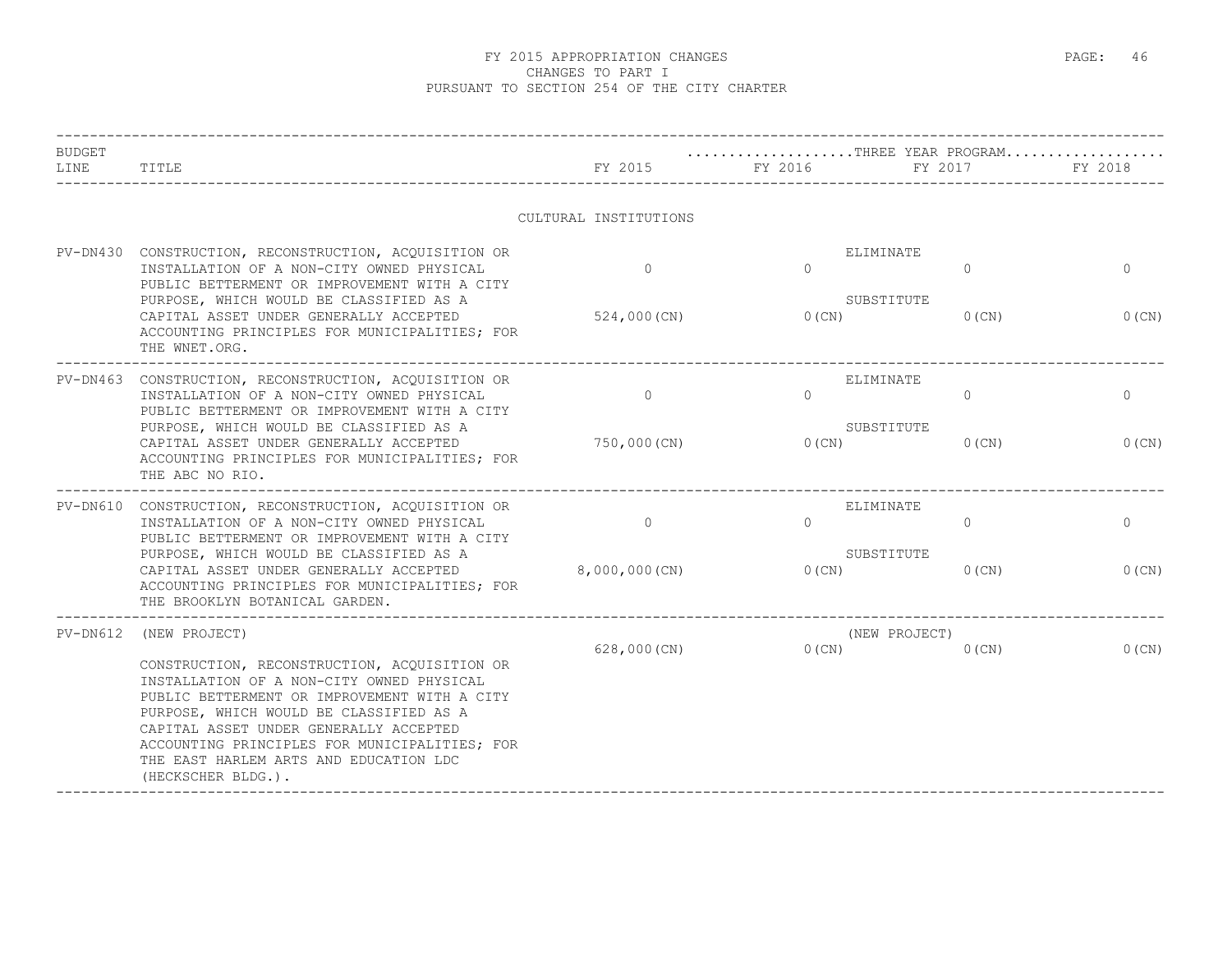# FY 2015 APPROPRIATION CHANGES
## CHANGES TO PART I
## PURSUANT TO SECTION 254 OF THE CITY CHARTER

| BUDGET LINE | TITLE | FY 2015 | FY 2016 | FY 2017 | FY 2018 |
|---|---|---|---|---|---|
| | | | THREE YEAR PROGRAM | | |
| | **CULTURAL INSTITUTIONS** | | | | |
| PV-DN430 | CONSTRUCTION, RECONSTRUCTION, ACQUISITION OR INSTALLATION OF A NON-CITY OWNED PHYSICAL PUBLIC BETTERMENT OR IMPROVEMENT WITH A CITY PURPOSE, WHICH WOULD BE CLASSIFIED AS A CAPITAL ASSET UNDER GENERALLY ACCEPTED ACCOUNTING PRINCIPLES FOR MUNICIPALITIES; FOR THE WNET.ORG. | ELIMINATE: 0 | 0 | 0 | 0 |
| | | SUBSTITUTE: 524,000(CN) | 0(CN) | 0(CN) | 0(CN) |
| PV-DN463 | CONSTRUCTION, RECONSTRUCTION, ACQUISITION OR INSTALLATION OF A NON-CITY OWNED PHYSICAL PUBLIC BETTERMENT OR IMPROVEMENT WITH A CITY PURPOSE, WHICH WOULD BE CLASSIFIED AS A CAPITAL ASSET UNDER GENERALLY ACCEPTED ACCOUNTING PRINCIPLES FOR MUNICIPALITIES; FOR THE ABC NO RIO. | ELIMINATE: 0 | 0 | 0 | 0 |
| | | SUBSTITUTE: 750,000(CN) | 0(CN) | 0(CN) | 0(CN) |
| PV-DN610 | CONSTRUCTION, RECONSTRUCTION, ACQUISITION OR INSTALLATION OF A NON-CITY OWNED PHYSICAL PUBLIC BETTERMENT OR IMPROVEMENT WITH A CITY PURPOSE, WHICH WOULD BE CLASSIFIED AS A CAPITAL ASSET UNDER GENERALLY ACCEPTED ACCOUNTING PRINCIPLES FOR MUNICIPALITIES; FOR THE BROOKLYN BOTANICAL GARDEN. | ELIMINATE: 0 | 0 | 0 | 0 |
| | | SUBSTITUTE: 8,000,000(CN) | 0(CN) | 0(CN) | 0(CN) |
| PV-DN612 | (NEW PROJECT) CONSTRUCTION, RECONSTRUCTION, ACQUISITION OR INSTALLATION OF A NON-CITY OWNED PHYSICAL PUBLIC BETTERMENT OR IMPROVEMENT WITH A CITY PURPOSE, WHICH WOULD BE CLASSIFIED AS A CAPITAL ASSET UNDER GENERALLY ACCEPTED ACCOUNTING PRINCIPLES FOR MUNICIPALITIES; FOR THE EAST HARLEM ARTS AND EDUCATION LDC (HECKSCHER BLDG.). | (NEW PROJECT): 628,000(CN) | 0(CN) | 0(CN) | 0(CN) |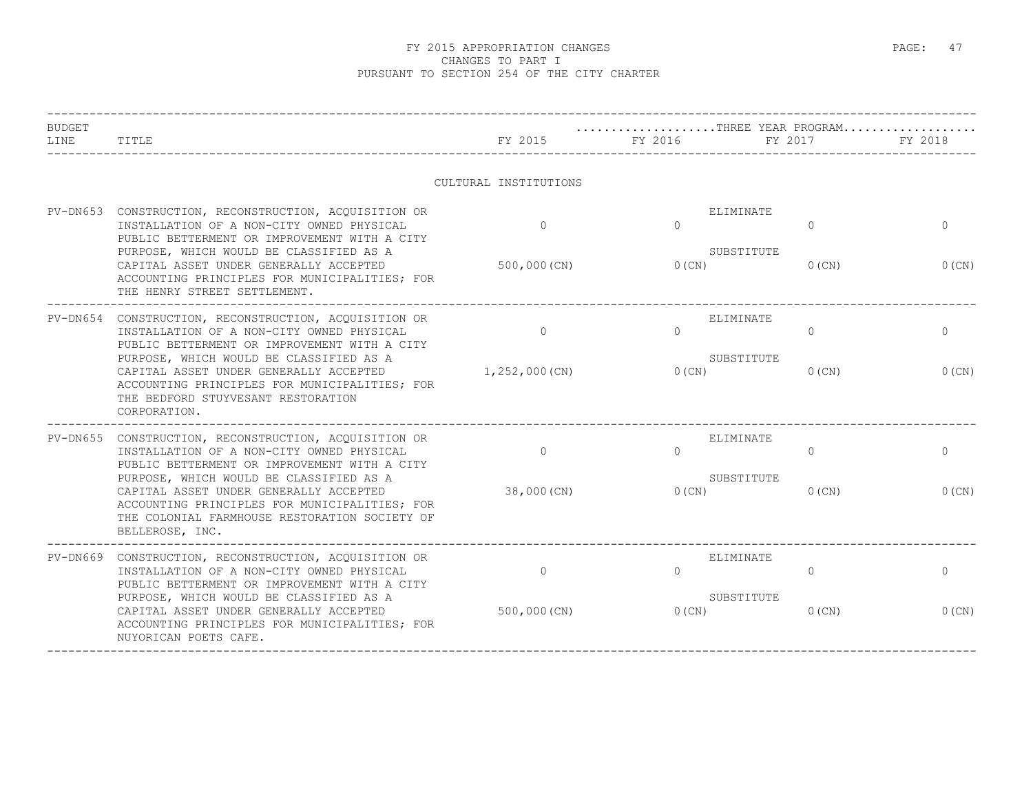# FY 2015 APPROPRIATION CHANGES
## CHANGES TO PART I
### PURSUANT TO SECTION 254 OF THE CITY CHARTER

| BUDGET LINE | TITLE | FY 2015 | FY 2016 | FY 2017 | FY 2018 |
|---|---|---|---|---|---|
| | | | THREE YEAR PROGRAM | | |
| | CULTURAL INSTITUTIONS | | | | |
| PV-DN653 | CONSTRUCTION, RECONSTRUCTION, ACQUISITION OR INSTALLATION OF A NON-CITY OWNED PHYSICAL PUBLIC BETTERMENT OR IMPROVEMENT WITH A CITY PURPOSE, WHICH WOULD BE CLASSIFIED AS A CAPITAL ASSET UNDER GENERALLY ACCEPTED ACCOUNTING PRINCIPLES FOR MUNICIPALITIES; FOR THE HENRY STREET SETTLEMENT. | ELIMINATE 0 | 0 | 0 | 0 |
| | | SUBSTITUTE 500,000(CN) | 0(CN) | 0(CN) | 0(CN) |
| PV-DN654 | CONSTRUCTION, RECONSTRUCTION, ACQUISITION OR INSTALLATION OF A NON-CITY OWNED PHYSICAL PUBLIC BETTERMENT OR IMPROVEMENT WITH A CITY PURPOSE, WHICH WOULD BE CLASSIFIED AS A CAPITAL ASSET UNDER GENERALLY ACCEPTED ACCOUNTING PRINCIPLES FOR MUNICIPALITIES; FOR THE BEDFORD STUYVESANT RESTORATION CORPORATION. | ELIMINATE 0 | 0 | 0 | 0 |
| | | SUBSTITUTE 1,252,000(CN) | 0(CN) | 0(CN) | 0(CN) |
| PV-DN655 | CONSTRUCTION, RECONSTRUCTION, ACQUISITION OR INSTALLATION OF A NON-CITY OWNED PHYSICAL PUBLIC BETTERMENT OR IMPROVEMENT WITH A CITY PURPOSE, WHICH WOULD BE CLASSIFIED AS A CAPITAL ASSET UNDER GENERALLY ACCEPTED ACCOUNTING PRINCIPLES FOR MUNICIPALITIES; FOR THE COLONIAL FARMHOUSE RESTORATION SOCIETY OF BELLEROSE, INC. | ELIMINATE 0 | 0 | 0 | 0 |
| | | SUBSTITUTE 38,000(CN) | 0(CN) | 0(CN) | 0(CN) |
| PV-DN669 | CONSTRUCTION, RECONSTRUCTION, ACQUISITION OR INSTALLATION OF A NON-CITY OWNED PHYSICAL PUBLIC BETTERMENT OR IMPROVEMENT WITH A CITY PURPOSE, WHICH WOULD BE CLASSIFIED AS A CAPITAL ASSET UNDER GENERALLY ACCEPTED ACCOUNTING PRINCIPLES FOR MUNICIPALITIES; FOR NUYORICAN POETS CAFE. | ELIMINATE 0 | 0 | 0 | 0 |
| | | SUBSTITUTE 500,000(CN) | 0(CN) | 0(CN) | 0(CN) |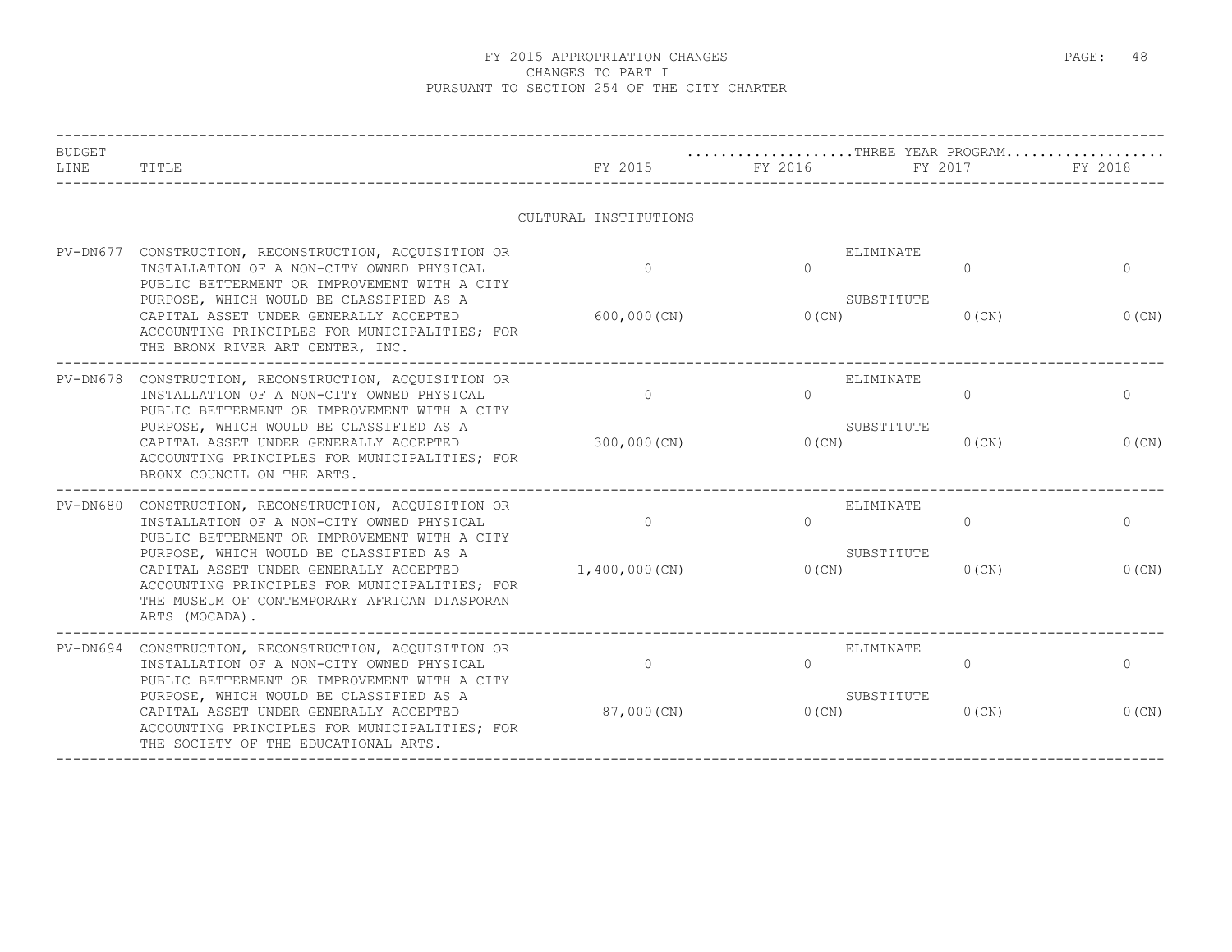# FY 2015 APPROPRIATION CHANGES
## CHANGES TO PART I
### PURSUANT TO SECTION 254 OF THE CITY CHARTER

**CULTURAL INSTITUTIONS**

| BUDGET LINE | TITLE | | FY 2015 | FY 2016 (THREE YEAR PROGRAM) | FY 2017 (THREE YEAR PROGRAM) | FY 2018 (THREE YEAR PROGRAM) |
|---|---|---|---|---|---|---|
| PV-DN677 | CONSTRUCTION, RECONSTRUCTION, ACQUISITION OR INSTALLATION OF A NON-CITY OWNED PHYSICAL PUBLIC BETTERMENT OR IMPROVEMENT WITH A CITY PURPOSE, WHICH WOULD BE CLASSIFIED AS A CAPITAL ASSET UNDER GENERALLY ACCEPTED ACCOUNTING PRINCIPLES FOR MUNICIPALITIES; FOR THE BRONX RIVER ART CENTER, INC. | ELIMINATE | 0 | 0 | 0 | 0 |
| | | SUBSTITUTE | 600,000(CN) | 0(CN) | 0(CN) | 0(CN) |
| PV-DN678 | CONSTRUCTION, RECONSTRUCTION, ACQUISITION OR INSTALLATION OF A NON-CITY OWNED PHYSICAL PUBLIC BETTERMENT OR IMPROVEMENT WITH A CITY PURPOSE, WHICH WOULD BE CLASSIFIED AS A CAPITAL ASSET UNDER GENERALLY ACCEPTED ACCOUNTING PRINCIPLES FOR MUNICIPALITIES; FOR BRONX COUNCIL ON THE ARTS. | ELIMINATE | 0 | 0 | 0 | 0 |
| | | SUBSTITUTE | 300,000(CN) | 0(CN) | 0(CN) | 0(CN) |
| PV-DN680 | CONSTRUCTION, RECONSTRUCTION, ACQUISITION OR INSTALLATION OF A NON-CITY OWNED PHYSICAL PUBLIC BETTERMENT OR IMPROVEMENT WITH A CITY PURPOSE, WHICH WOULD BE CLASSIFIED AS A CAPITAL ASSET UNDER GENERALLY ACCEPTED ACCOUNTING PRINCIPLES FOR MUNICIPALITIES; FOR THE MUSEUM OF CONTEMPORARY AFRICAN DIASPORAN ARTS (MOCADA). | ELIMINATE | 0 | 0 | 0 | 0 |
| | | SUBSTITUTE | 1,400,000(CN) | 0(CN) | 0(CN) | 0(CN) |
| PV-DN694 | CONSTRUCTION, RECONSTRUCTION, ACQUISITION OR INSTALLATION OF A NON-CITY OWNED PHYSICAL PUBLIC BETTERMENT OR IMPROVEMENT WITH A CITY PURPOSE, WHICH WOULD BE CLASSIFIED AS A CAPITAL ASSET UNDER GENERALLY ACCEPTED ACCOUNTING PRINCIPLES FOR MUNICIPALITIES; FOR THE SOCIETY OF THE EDUCATIONAL ARTS. | ELIMINATE | 0 | 0 | 0 | 0 |
| | | SUBSTITUTE | 87,000(CN) | 0(CN) | 0(CN) | 0(CN) |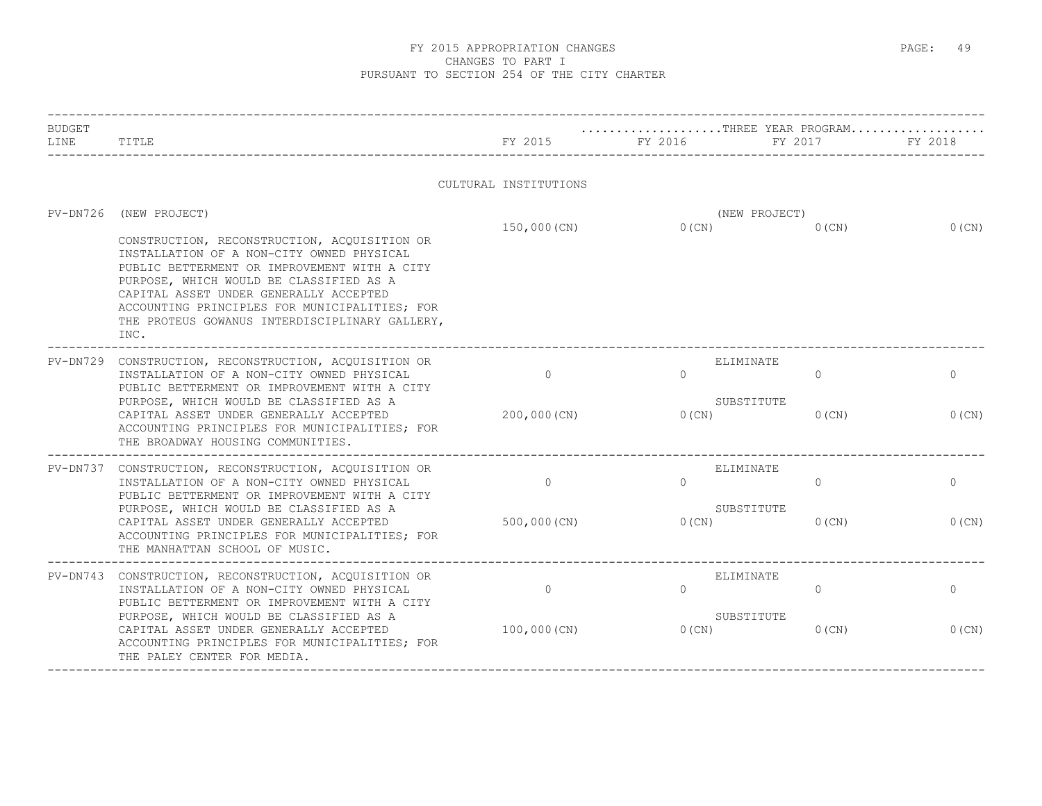# FY 2015 APPROPRIATION CHANGES
## CHANGES TO PART I
## PURSUANT TO SECTION 254 OF THE CITY CHARTER

| BUDGET LINE | TITLE | FY 2015 | FY 2016 (THREE YEAR PROGRAM) | FY 2017 (THREE YEAR PROGRAM) | FY 2018 (THREE YEAR PROGRAM) |
|---|---|---|---|---|---|
| | **CULTURAL INSTITUTIONS** | | | | |
| PV-DN726 | (NEW PROJECT) CONSTRUCTION, RECONSTRUCTION, ACQUISITION OR INSTALLATION OF A NON-CITY OWNED PHYSICAL PUBLIC BETTERMENT OR IMPROVEMENT WITH A CITY PURPOSE, WHICH WOULD BE CLASSIFIED AS A CAPITAL ASSET UNDER GENERALLY ACCEPTED ACCOUNTING PRINCIPLES FOR MUNICIPALITIES; FOR THE PROTEUS GOWANUS INTERDISCIPLINARY GALLERY, INC. | (NEW PROJECT) 150,000(CN) | 0(CN) | 0(CN) | 0(CN) |
| PV-DN729 | CONSTRUCTION, RECONSTRUCTION, ACQUISITION OR INSTALLATION OF A NON-CITY OWNED PHYSICAL PUBLIC BETTERMENT OR IMPROVEMENT WITH A CITY PURPOSE, WHICH WOULD BE CLASSIFIED AS A CAPITAL ASSET UNDER GENERALLY ACCEPTED ACCOUNTING PRINCIPLES FOR MUNICIPALITIES; FOR THE BROADWAY HOUSING COMMUNITIES. | ELIMINATE 0 | 0 | 0 | 0 |
| | | SUBSTITUTE 200,000(CN) | 0(CN) | 0(CN) | 0(CN) |
| PV-DN737 | CONSTRUCTION, RECONSTRUCTION, ACQUISITION OR INSTALLATION OF A NON-CITY OWNED PHYSICAL PUBLIC BETTERMENT OR IMPROVEMENT WITH A CITY PURPOSE, WHICH WOULD BE CLASSIFIED AS A CAPITAL ASSET UNDER GENERALLY ACCEPTED ACCOUNTING PRINCIPLES FOR MUNICIPALITIES; FOR THE MANHATTAN SCHOOL OF MUSIC. | ELIMINATE 0 | 0 | 0 | 0 |
| | | SUBSTITUTE 500,000(CN) | 0(CN) | 0(CN) | 0(CN) |
| PV-DN743 | CONSTRUCTION, RECONSTRUCTION, ACQUISITION OR INSTALLATION OF A NON-CITY OWNED PHYSICAL PUBLIC BETTERMENT OR IMPROVEMENT WITH A CITY PURPOSE, WHICH WOULD BE CLASSIFIED AS A CAPITAL ASSET UNDER GENERALLY ACCEPTED ACCOUNTING PRINCIPLES FOR MUNICIPALITIES; FOR THE PALEY CENTER FOR MEDIA. | ELIMINATE 0 | 0 | 0 | 0 |
| | | SUBSTITUTE 100,000(CN) | 0(CN) | 0(CN) | 0(CN) |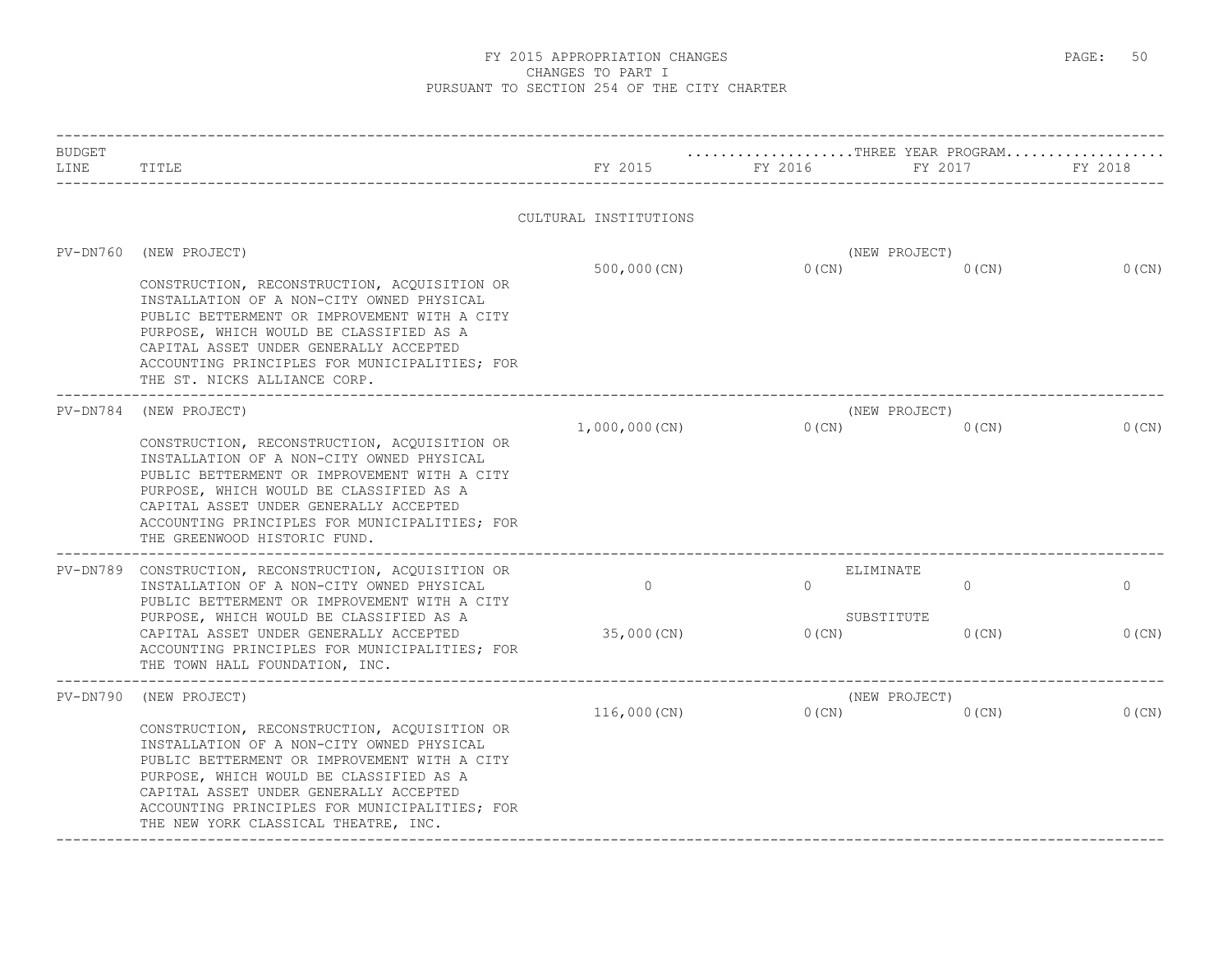FY 2015 APPROPRIATION CHANGES
CHANGES TO PART I
PURSUANT TO SECTION 254 OF THE CITY CHARTER

| BUDGET LINE | TITLE | FY 2015 | FY 2016 | FY 2017 | FY 2018 |
|---|---|---|---|---|---|
| | | | THREE YEAR PROGRAM | | |
| | CULTURAL INSTITUTIONS | | | | |
| PV-DN760 | (NEW PROJECT) | | (NEW PROJECT) | | |
| | CONSTRUCTION, RECONSTRUCTION, ACQUISITION OR INSTALLATION OF A NON-CITY OWNED PHYSICAL PUBLIC BETTERMENT OR IMPROVEMENT WITH A CITY PURPOSE, WHICH WOULD BE CLASSIFIED AS A CAPITAL ASSET UNDER GENERALLY ACCEPTED ACCOUNTING PRINCIPLES FOR MUNICIPALITIES; FOR THE ST. NICKS ALLIANCE CORP. | 500,000(CN) | 0(CN) | 0(CN) | 0(CN) |
| PV-DN784 | (NEW PROJECT) | | (NEW PROJECT) | | |
| | CONSTRUCTION, RECONSTRUCTION, ACQUISITION OR INSTALLATION OF A NON-CITY OWNED PHYSICAL PUBLIC BETTERMENT OR IMPROVEMENT WITH A CITY PURPOSE, WHICH WOULD BE CLASSIFIED AS A CAPITAL ASSET UNDER GENERALLY ACCEPTED ACCOUNTING PRINCIPLES FOR MUNICIPALITIES; FOR THE GREENWOOD HISTORIC FUND. | 1,000,000(CN) | 0(CN) | 0(CN) | 0(CN) |
| PV-DN789 | CONSTRUCTION, RECONSTRUCTION, ACQUISITION OR INSTALLATION OF A NON-CITY OWNED PHYSICAL PUBLIC BETTERMENT OR IMPROVEMENT WITH A CITY PURPOSE, WHICH WOULD BE CLASSIFIED AS A CAPITAL ASSET UNDER GENERALLY ACCEPTED ACCOUNTING PRINCIPLES FOR MUNICIPALITIES; FOR THE TOWN HALL FOUNDATION, INC. | | ELIMINATE | | |
| | | 0 | 0 | 0 | 0 |
| | | | SUBSTITUTE | | |
| | | 35,000(CN) | 0(CN) | 0(CN) | 0(CN) |
| PV-DN790 | (NEW PROJECT) | | (NEW PROJECT) | | |
| | CONSTRUCTION, RECONSTRUCTION, ACQUISITION OR INSTALLATION OF A NON-CITY OWNED PHYSICAL PUBLIC BETTERMENT OR IMPROVEMENT WITH A CITY PURPOSE, WHICH WOULD BE CLASSIFIED AS A CAPITAL ASSET UNDER GENERALLY ACCEPTED ACCOUNTING PRINCIPLES FOR MUNICIPALITIES; FOR THE NEW YORK CLASSICAL THEATRE, INC. | 116,000(CN) | 0(CN) | 0(CN) | 0(CN) |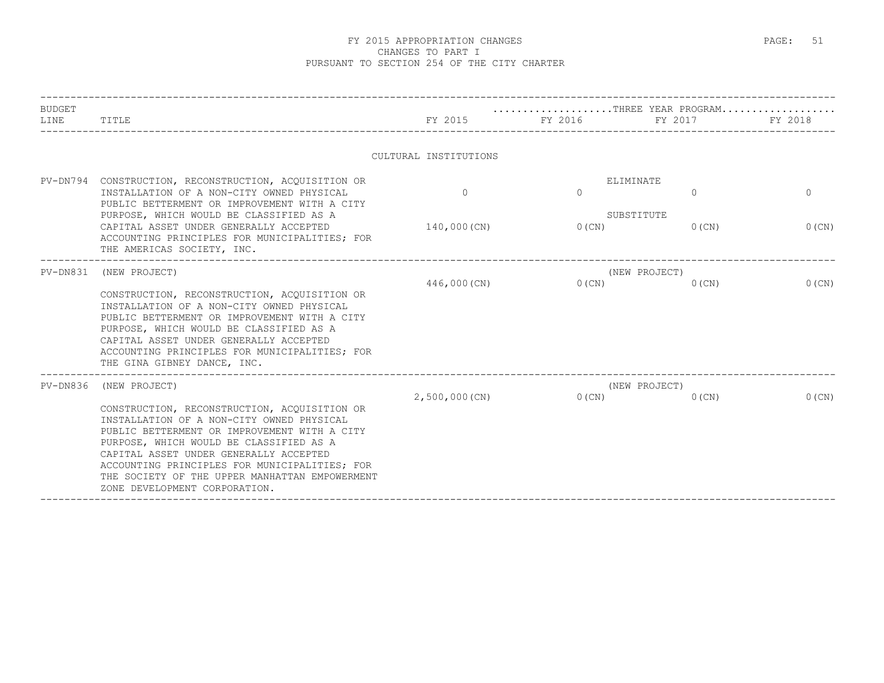# FY 2015 APPROPRIATION CHANGES
## CHANGES TO PART I
## PURSUANT TO SECTION 254 OF THE CITY CHARTER

| BUDGET LINE | TITLE | FY 2015 | FY 2016 | FY 2017 | FY 2018 |
|---|---|---|---|---|---|
| | | | ....THREE YEAR PROGRAM.... | | |
| | CULTURAL INSTITUTIONS | | | | |
| PV-DN794 | CONSTRUCTION, RECONSTRUCTION, ACQUISITION OR INSTALLATION OF A NON-CITY OWNED PHYSICAL PUBLIC BETTERMENT OR IMPROVEMENT WITH A CITY PURPOSE, WHICH WOULD BE CLASSIFIED AS A CAPITAL ASSET UNDER GENERALLY ACCEPTED ACCOUNTING PRINCIPLES FOR MUNICIPALITIES; FOR THE AMERICAS SOCIETY, INC. | ELIMINATE<br>0<br>SUBSTITUTE<br>140,000(CN) | 0<br><br>0(CN) | 0<br><br>0(CN) | 0<br><br>0(CN) |
| PV-DN831 | (NEW PROJECT)<br>CONSTRUCTION, RECONSTRUCTION, ACQUISITION OR INSTALLATION OF A NON-CITY OWNED PHYSICAL PUBLIC BETTERMENT OR IMPROVEMENT WITH A CITY PURPOSE, WHICH WOULD BE CLASSIFIED AS A CAPITAL ASSET UNDER GENERALLY ACCEPTED ACCOUNTING PRINCIPLES FOR MUNICIPALITIES; FOR THE GINA GIBNEY DANCE, INC. | (NEW PROJECT)<br>446,000(CN) | 0(CN) | 0(CN) | 0(CN) |
| PV-DN836 | (NEW PROJECT)<br>CONSTRUCTION, RECONSTRUCTION, ACQUISITION OR INSTALLATION OF A NON-CITY OWNED PHYSICAL PUBLIC BETTERMENT OR IMPROVEMENT WITH A CITY PURPOSE, WHICH WOULD BE CLASSIFIED AS A CAPITAL ASSET UNDER GENERALLY ACCEPTED ACCOUNTING PRINCIPLES FOR MUNICIPALITIES; FOR THE SOCIETY OF THE UPPER MANHATTAN EMPOWERMENT ZONE DEVELOPMENT CORPORATION. | (NEW PROJECT)<br>2,500,000(CN) | 0(CN) | 0(CN) | 0(CN) |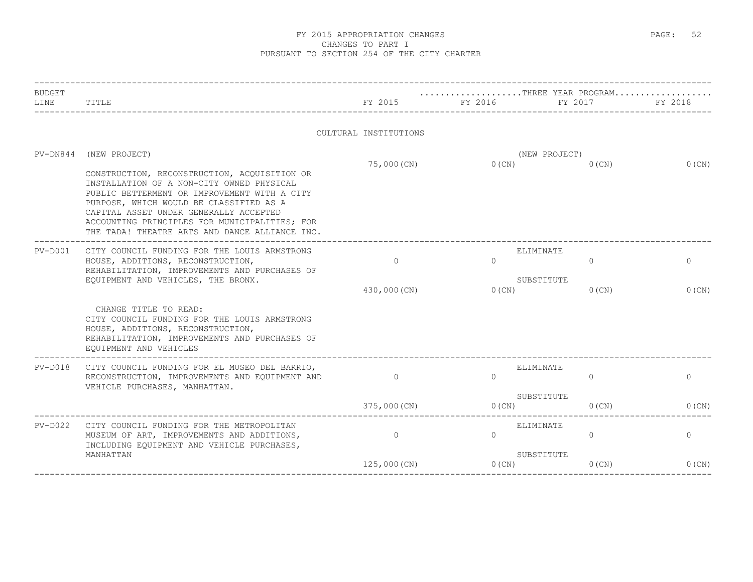# FY 2015 APPROPRIATION CHANGES
## CHANGES TO PART I
## PURSUANT TO SECTION 254 OF THE CITY CHARTER

| BUDGET LINE | TITLE | FY 2015 | FY 2016 | FY 2017 | FY 2018 |
|---|---|---|---|---|---|
| | | | THREE YEAR PROGRAM | | |
| | **CULTURAL INSTITUTIONS** | | | | |
| PV-DN844 | (NEW PROJECT) | | (NEW PROJECT) | | |
| | CONSTRUCTION, RECONSTRUCTION, ACQUISITION OR INSTALLATION OF A NON-CITY OWNED PHYSICAL PUBLIC BETTERMENT OR IMPROVEMENT WITH A CITY PURPOSE, WHICH WOULD BE CLASSIFIED AS A CAPITAL ASSET UNDER GENERALLY ACCEPTED ACCOUNTING PRINCIPLES FOR MUNICIPALITIES; FOR THE TADA! THEATRE ARTS AND DANCE ALLIANCE INC. | 75,000(CN) | 0(CN) | 0(CN) | 0(CN) |
| PV-D001 | CITY COUNCIL FUNDING FOR THE LOUIS ARMSTRONG HOUSE, ADDITIONS, RECONSTRUCTION, REHABILITATION, IMPROVEMENTS AND PURCHASES OF EQUIPMENT AND VEHICLES, THE BRONX. | | ELIMINATE | | |
| | | 0 | 0 | 0 | 0 |
| | | | SUBSTITUTE | | |
| | | 430,000(CN) | 0(CN) | 0(CN) | 0(CN) |
| | CHANGE TITLE TO READ: CITY COUNCIL FUNDING FOR THE LOUIS ARMSTRONG HOUSE, ADDITIONS, RECONSTRUCTION, REHABILITATION, IMPROVEMENTS AND PURCHASES OF EQUIPMENT AND VEHICLES | | | | |
| PV-D018 | CITY COUNCIL FUNDING FOR EL MUSEO DEL BARRIO, RECONSTRUCTION, IMPROVEMENTS AND EQUIPMENT AND VEHICLE PURCHASES, MANHATTAN. | | ELIMINATE | | |
| | | 0 | 0 | 0 | 0 |
| | | | SUBSTITUTE | | |
| | | 375,000(CN) | 0(CN) | 0(CN) | 0(CN) |
| PV-D022 | CITY COUNCIL FUNDING FOR THE METROPOLITAN MUSEUM OF ART, IMPROVEMENTS AND ADDITIONS, INCLUDING EQUIPMENT AND VEHICLE PURCHASES, MANHATTAN | | ELIMINATE | | |
| | | 0 | 0 | 0 | 0 |
| | | | SUBSTITUTE | | |
| | | 125,000(CN) | 0(CN) | 0(CN) | 0(CN) |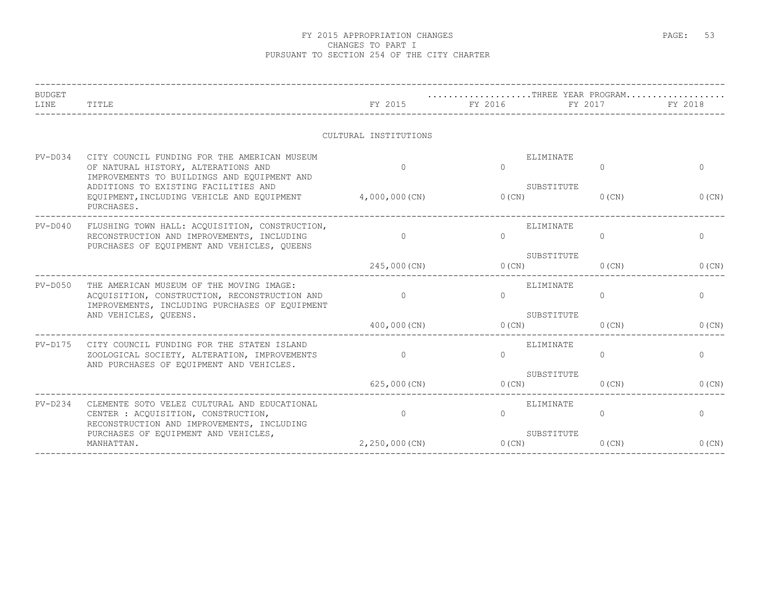# FY 2015 APPROPRIATION CHANGES
## CHANGES TO PART I
## PURSUANT TO SECTION 254 OF THE CITY CHARTER

| BUDGET LINE | TITLE | | FY 2015 | FY 2016 | FY 2017 | FY 2018 |
|---|---|---|---|---|---|---|
| | | | | ...................THREE YEAR PROGRAM.................. | | |
| | CULTURAL INSTITUTIONS | | | | | |
| PV-D034 | CITY COUNCIL FUNDING FOR THE AMERICAN MUSEUM OF NATURAL HISTORY, ALTERATIONS AND IMPROVEMENTS TO BUILDINGS AND EQUIPMENT AND ADDITIONS TO EXISTING FACILITIES AND EQUIPMENT,INCLUDING VEHICLE AND EQUIPMENT PURCHASES. | ELIMINATE | 0 | 0 | 0 | 0 |
| | | SUBSTITUTE | 4,000,000(CN) | 0(CN) | 0(CN) | 0(CN) |
| PV-D040 | FLUSHING TOWN HALL: ACQUISITION, CONSTRUCTION, RECONSTRUCTION AND IMPROVEMENTS, INCLUDING PURCHASES OF EQUIPMENT AND VEHICLES, QUEENS | ELIMINATE | 0 | 0 | 0 | 0 |
| | | SUBSTITUTE | 245,000(CN) | 0(CN) | 0(CN) | 0(CN) |
| PV-D050 | THE AMERICAN MUSEUM OF THE MOVING IMAGE: ACQUISITION, CONSTRUCTION, RECONSTRUCTION AND IMPROVEMENTS, INCLUDING PURCHASES OF EQUIPMENT AND VEHICLES, QUEENS. | ELIMINATE | 0 | 0 | 0 | 0 |
| | | SUBSTITUTE | 400,000(CN) | 0(CN) | 0(CN) | 0(CN) |
| PV-D175 | CITY COUNCIL FUNDING FOR THE STATEN ISLAND ZOOLOGICAL SOCIETY, ALTERATION, IMPROVEMENTS AND PURCHASES OF EQUIPMENT AND VEHICLES. | ELIMINATE | 0 | 0 | 0 | 0 |
| | | SUBSTITUTE | 625,000(CN) | 0(CN) | 0(CN) | 0(CN) |
| PV-D234 | CLEMENTE SOTO VELEZ CULTURAL AND EDUCATIONAL CENTER : ACQUISITION, CONSTRUCTION, RECONSTRUCTION AND IMPROVEMENTS, INCLUDING PURCHASES OF EQUIPMENT AND VEHICLES, MANHATTAN. | ELIMINATE | 0 | 0 | 0 | 0 |
| | | SUBSTITUTE | 2,250,000(CN) | 0(CN) | 0(CN) | 0(CN) |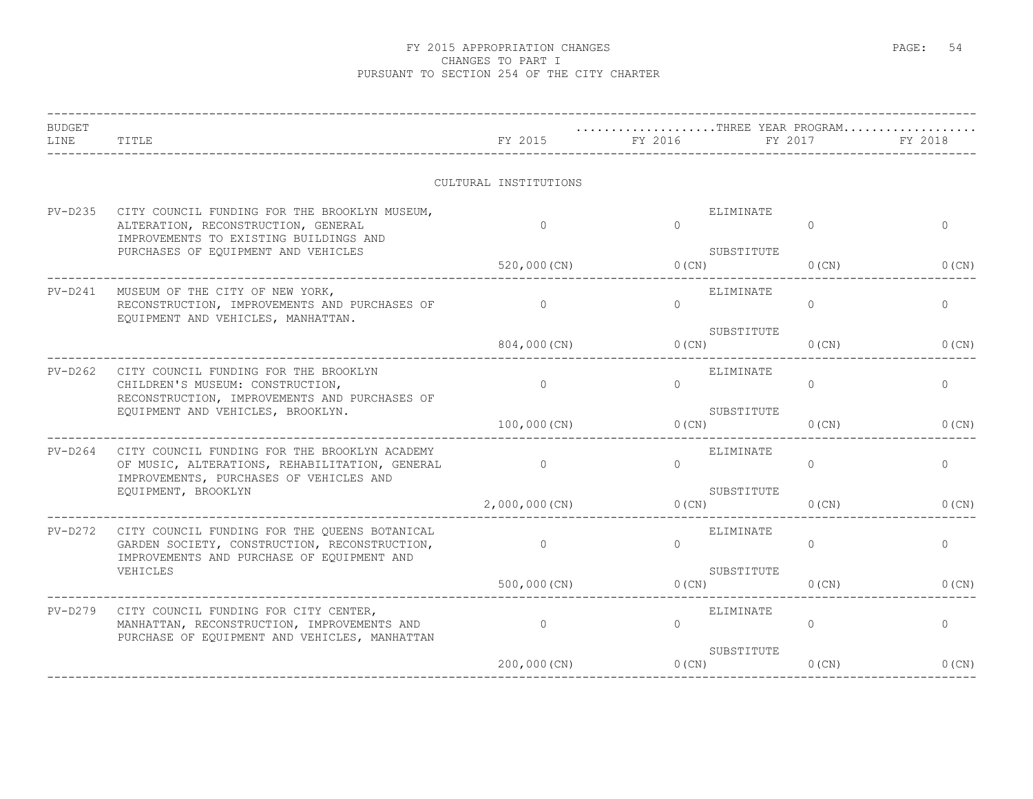# FY 2015 APPROPRIATION CHANGES
## CHANGES TO PART I
## PURSUANT TO SECTION 254 OF THE CITY CHARTER

| BUDGET LINE | TITLE | FY 2015 | THREE YEAR PROGRAM FY 2016 | FY 2017 | FY 2018 |
|---|---|---|---|---|---|
| | CULTURAL INSTITUTIONS | | | | |
| PV-D235 | CITY COUNCIL FUNDING FOR THE BROOKLYN MUSEUM, ALTERATION, RECONSTRUCTION, GENERAL IMPROVEMENTS TO EXISTING BUILDINGS AND PURCHASES OF EQUIPMENT AND VEHICLES | ELIMINATE | | | |
| | | 0 | 0 | 0 | 0 |
| | | SUBSTITUTE | | | |
| | | 520,000(CN) | 0(CN) | 0(CN) | 0(CN) |
| PV-D241 | MUSEUM OF THE CITY OF NEW YORK, RECONSTRUCTION, IMPROVEMENTS AND PURCHASES OF EQUIPMENT AND VEHICLES, MANHATTAN. | ELIMINATE | | | |
| | | 0 | 0 | 0 | 0 |
| | | SUBSTITUTE | | | |
| | | 804,000(CN) | 0(CN) | 0(CN) | 0(CN) |
| PV-D262 | CITY COUNCIL FUNDING FOR THE BROOKLYN CHILDREN'S MUSEUM: CONSTRUCTION, RECONSTRUCTION, IMPROVEMENTS AND PURCHASES OF EQUIPMENT AND VEHICLES, BROOKLYN. | ELIMINATE | | | |
| | | 0 | 0 | 0 | 0 |
| | | SUBSTITUTE | | | |
| | | 100,000(CN) | 0(CN) | 0(CN) | 0(CN) |
| PV-D264 | CITY COUNCIL FUNDING FOR THE BROOKLYN ACADEMY OF MUSIC, ALTERATIONS, REHABILITATION, GENERAL IMPROVEMENTS, PURCHASES OF VEHICLES AND EQUIPMENT, BROOKLYN | ELIMINATE | | | |
| | | 0 | 0 | 0 | 0 |
| | | SUBSTITUTE | | | |
| | | 2,000,000(CN) | 0(CN) | 0(CN) | 0(CN) |
| PV-D272 | CITY COUNCIL FUNDING FOR THE QUEENS BOTANICAL GARDEN SOCIETY, CONSTRUCTION, RECONSTRUCTION, IMPROVEMENTS AND PURCHASE OF EQUIPMENT AND VEHICLES | ELIMINATE | | | |
| | | 0 | 0 | 0 | 0 |
| | | SUBSTITUTE | | | |
| | | 500,000(CN) | 0(CN) | 0(CN) | 0(CN) |
| PV-D279 | CITY COUNCIL FUNDING FOR CITY CENTER, MANHATTAN, RECONSTRUCTION, IMPROVEMENTS AND PURCHASE OF EQUIPMENT AND VEHICLES, MANHATTAN | ELIMINATE | | | |
| | | 0 | 0 | 0 | 0 |
| | | SUBSTITUTE | | | |
| | | 200,000(CN) | 0(CN) | 0(CN) | 0(CN) |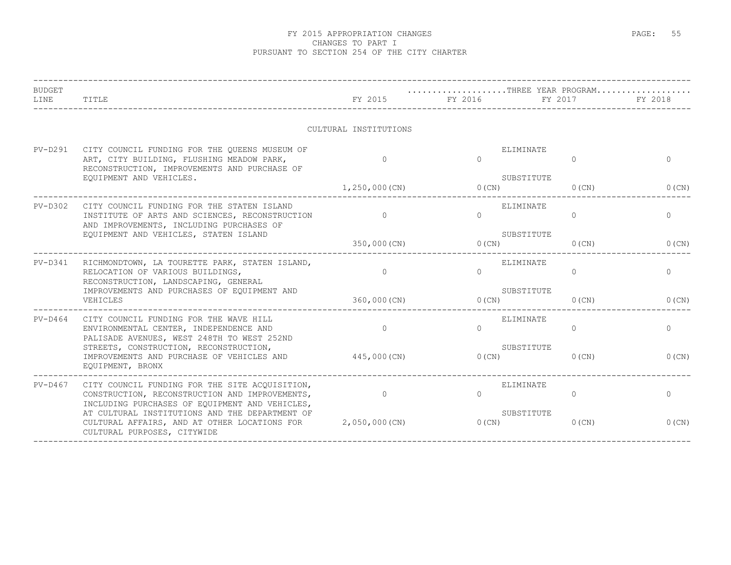# FY 2015 APPROPRIATION CHANGES
## CHANGES TO PART I
## PURSUANT TO SECTION 254 OF THE CITY CHARTER

| BUDGET LINE | TITLE | FY 2015 | THREE YEAR PROGRAM FY 2016 | FY 2017 | FY 2018 |
|---|---|---|---|---|---|
| | **CULTURAL INSTITUTIONS** | | | | |
| PV-D291 | CITY COUNCIL FUNDING FOR THE QUEENS MUSEUM OF ART, CITY BUILDING, FLUSHING MEADOW PARK, RECONSTRUCTION, IMPROVEMENTS AND PURCHASE OF EQUIPMENT AND VEHICLES. | ELIMINATE | | | |
| | | 0 | 0 | 0 | 0 |
| | | SUBSTITUTE | | | |
| | | 1,250,000(CN) | 0(CN) | 0(CN) | 0(CN) |
| PV-D302 | CITY COUNCIL FUNDING FOR THE STATEN ISLAND INSTITUTE OF ARTS AND SCIENCES, RECONSTRUCTION AND IMPROVEMENTS, INCLUDING PURCHASES OF EQUIPMENT AND VEHICLES, STATEN ISLAND | ELIMINATE | | | |
| | | 0 | 0 | 0 | 0 |
| | | SUBSTITUTE | | | |
| | | 350,000(CN) | 0(CN) | 0(CN) | 0(CN) |
| PV-D341 | RICHMONDTOWN, LA TOURETTE PARK, STATEN ISLAND, RELOCATION OF VARIOUS BUILDINGS, RECONSTRUCTION, LANDSCAPING, GENERAL IMPROVEMENTS AND PURCHASES OF EQUIPMENT AND VEHICLES | ELIMINATE | | | |
| | | 0 | 0 | 0 | 0 |
| | | SUBSTITUTE | | | |
| | | 360,000(CN) | 0(CN) | 0(CN) | 0(CN) |
| PV-D464 | CITY COUNCIL FUNDING FOR THE WAVE HILL ENVIRONMENTAL CENTER, INDEPENDENCE AND PALISADE AVENUES, WEST 248TH TO WEST 252ND STREETS, CONSTRUCTION, RECONSTRUCTION, IMPROVEMENTS AND PURCHASE OF VEHICLES AND EQUIPMENT, BRONX | ELIMINATE | | | |
| | | 0 | 0 | 0 | 0 |
| | | SUBSTITUTE | | | |
| | | 445,000(CN) | 0(CN) | 0(CN) | 0(CN) |
| PV-D467 | CITY COUNCIL FUNDING FOR THE SITE ACQUISITION, CONSTRUCTION, RECONSTRUCTION AND IMPROVEMENTS, INCLUDING PURCHASES OF EQUIPMENT AND VEHICLES, AT CULTURAL INSTITUTIONS AND THE DEPARTMENT OF CULTURAL AFFAIRS, AND AT OTHER LOCATIONS FOR CULTURAL PURPOSES, CITYWIDE | ELIMINATE | | | |
| | | 0 | 0 | 0 | 0 |
| | | SUBSTITUTE | | | |
| | | 2,050,000(CN) | 0(CN) | 0(CN) | 0(CN) |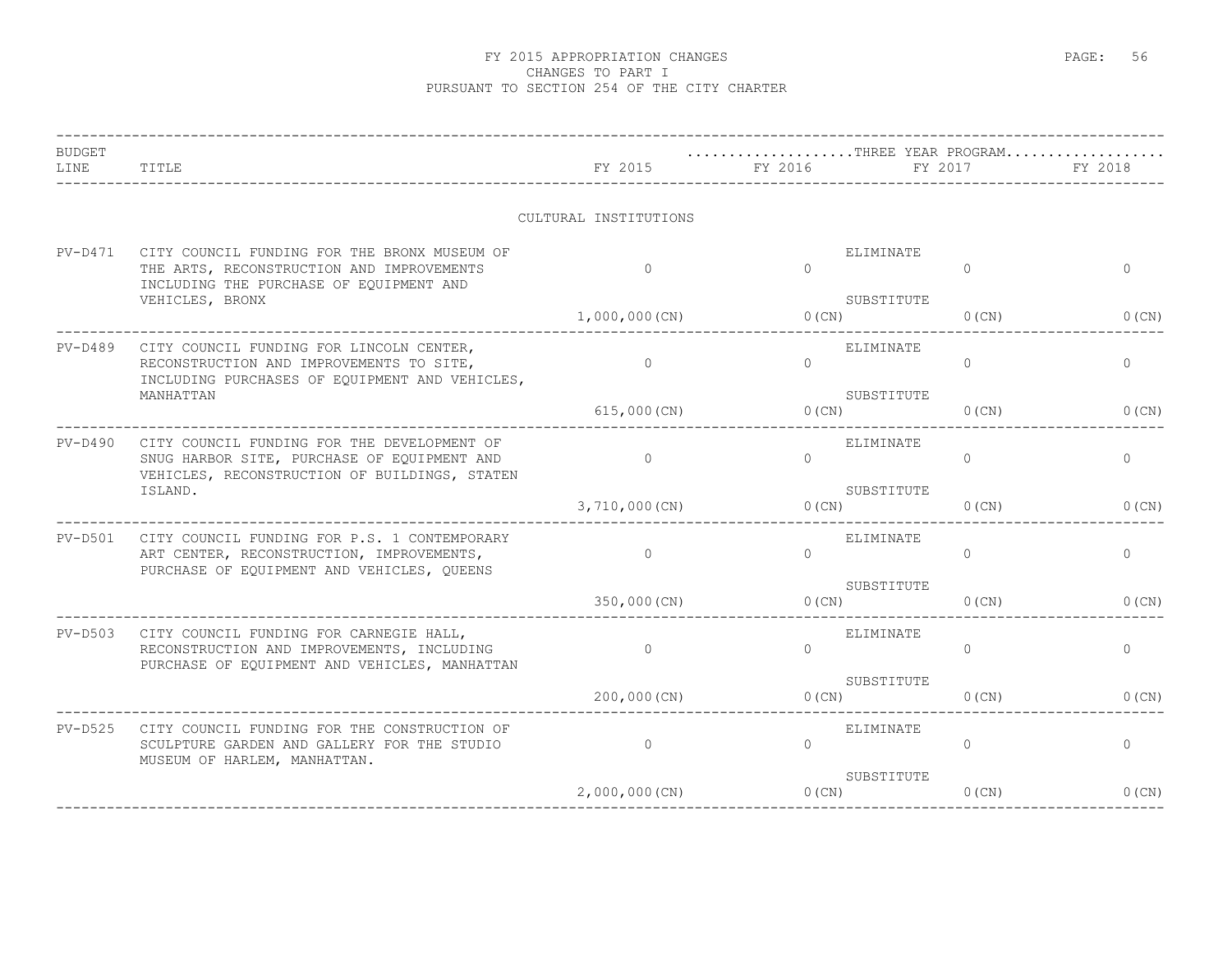# FY 2015 APPROPRIATION CHANGES
## CHANGES TO PART I
## PURSUANT TO SECTION 254 OF THE CITY CHARTER

| BUDGET LINE | TITLE | | FY 2015 | THREE YEAR PROGRAM FY 2016 | FY 2017 | FY 2018 |
|---|---|---|---|---|---|---|
| | CULTURAL INSTITUTIONS | | | | | |
| PV-D471 | CITY COUNCIL FUNDING FOR THE BRONX MUSEUM OF THE ARTS, RECONSTRUCTION AND IMPROVEMENTS INCLUDING THE PURCHASE OF EQUIPMENT AND VEHICLES, BRONX | ELIMINATE | 0 | 0 | 0 | 0 |
| | | SUBSTITUTE | 1,000,000(CN) | 0(CN) | 0(CN) | 0(CN) |
| PV-D489 | CITY COUNCIL FUNDING FOR LINCOLN CENTER, RECONSTRUCTION AND IMPROVEMENTS TO SITE, INCLUDING PURCHASES OF EQUIPMENT AND VEHICLES, MANHATTAN | ELIMINATE | 0 | 0 | 0 | 0 |
| | | SUBSTITUTE | 615,000(CN) | 0(CN) | 0(CN) | 0(CN) |
| PV-D490 | CITY COUNCIL FUNDING FOR THE DEVELOPMENT OF SNUG HARBOR SITE, PURCHASE OF EQUIPMENT AND VEHICLES, RECONSTRUCTION OF BUILDINGS, STATEN ISLAND. | ELIMINATE | 0 | 0 | 0 | 0 |
| | | SUBSTITUTE | 3,710,000(CN) | 0(CN) | 0(CN) | 0(CN) |
| PV-D501 | CITY COUNCIL FUNDING FOR P.S. 1 CONTEMPORARY ART CENTER, RECONSTRUCTION, IMPROVEMENTS, PURCHASE OF EQUIPMENT AND VEHICLES, QUEENS | ELIMINATE | 0 | 0 | 0 | 0 |
| | | SUBSTITUTE | 350,000(CN) | 0(CN) | 0(CN) | 0(CN) |
| PV-D503 | CITY COUNCIL FUNDING FOR CARNEGIE HALL, RECONSTRUCTION AND IMPROVEMENTS, INCLUDING PURCHASE OF EQUIPMENT AND VEHICLES, MANHATTAN | ELIMINATE | 0 | 0 | 0 | 0 |
| | | SUBSTITUTE | 200,000(CN) | 0(CN) | 0(CN) | 0(CN) |
| PV-D525 | CITY COUNCIL FUNDING FOR THE CONSTRUCTION OF SCULPTURE GARDEN AND GALLERY FOR THE STUDIO MUSEUM OF HARLEM, MANHATTAN. | ELIMINATE | 0 | 0 | 0 | 0 |
| | | SUBSTITUTE | 2,000,000(CN) | 0(CN) | 0(CN) | 0(CN) |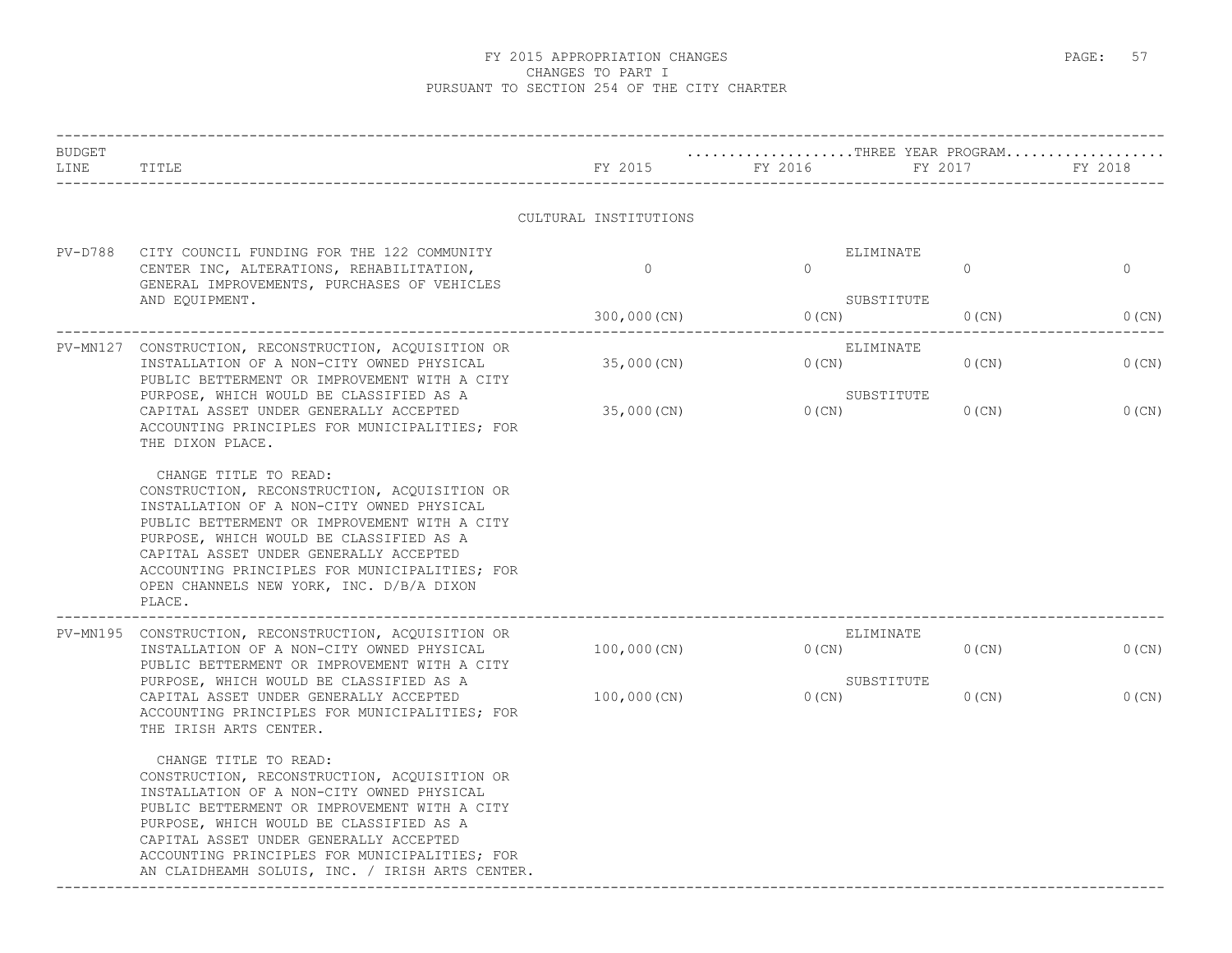# FY 2015 APPROPRIATION CHANGES
## CHANGES TO PART I
## PURSUANT TO SECTION 254 OF THE CITY CHARTER

| BUDGET LINE | TITLE | FY 2015 | THREE YEAR PROGRAM FY 2016 | FY 2017 | FY 2018 |
|---|---|---|---|---|---|
| | **CULTURAL INSTITUTIONS** | | | | |
| PV-D788 | CITY COUNCIL FUNDING FOR THE 122 COMMUNITY CENTER INC, ALTERATIONS, REHABILITATION, GENERAL IMPROVEMENTS, PURCHASES OF VEHICLES AND EQUIPMENT. | ELIMINATE | | | |
| | | 0 | 0 | 0 | 0 |
| | | SUBSTITUTE | | | |
| | | 300,000(CN) | 0(CN) | 0(CN) | 0(CN) |
| PV-MN127 | CONSTRUCTION, RECONSTRUCTION, ACQUISITION OR INSTALLATION OF A NON-CITY OWNED PHYSICAL PUBLIC BETTERMENT OR IMPROVEMENT WITH A CITY PURPOSE, WHICH WOULD BE CLASSIFIED AS A CAPITAL ASSET UNDER GENERALLY ACCEPTED ACCOUNTING PRINCIPLES FOR MUNICIPALITIES; FOR THE DIXON PLACE. | ELIMINATE | | | |
| | | 35,000(CN) | 0(CN) | 0(CN) | 0(CN) |
| | | SUBSTITUTE | | | |
| | | 35,000(CN) | 0(CN) | 0(CN) | 0(CN) |
| | CHANGE TITLE TO READ: CONSTRUCTION, RECONSTRUCTION, ACQUISITION OR INSTALLATION OF A NON-CITY OWNED PHYSICAL PUBLIC BETTERMENT OR IMPROVEMENT WITH A CITY PURPOSE, WHICH WOULD BE CLASSIFIED AS A CAPITAL ASSET UNDER GENERALLY ACCEPTED ACCOUNTING PRINCIPLES FOR MUNICIPALITIES; FOR OPEN CHANNELS NEW YORK, INC. D/B/A DIXON PLACE. | | | | |
| PV-MN195 | CONSTRUCTION, RECONSTRUCTION, ACQUISITION OR INSTALLATION OF A NON-CITY OWNED PHYSICAL PUBLIC BETTERMENT OR IMPROVEMENT WITH A CITY PURPOSE, WHICH WOULD BE CLASSIFIED AS A CAPITAL ASSET UNDER GENERALLY ACCEPTED ACCOUNTING PRINCIPLES FOR MUNICIPALITIES; FOR THE IRISH ARTS CENTER. | ELIMINATE | | | |
| | | 100,000(CN) | 0(CN) | 0(CN) | 0(CN) |
| | | SUBSTITUTE | | | |
| | | 100,000(CN) | 0(CN) | 0(CN) | 0(CN) |
| | CHANGE TITLE TO READ: CONSTRUCTION, RECONSTRUCTION, ACQUISITION OR INSTALLATION OF A NON-CITY OWNED PHYSICAL PUBLIC BETTERMENT OR IMPROVEMENT WITH A CITY PURPOSE, WHICH WOULD BE CLASSIFIED AS A CAPITAL ASSET UNDER GENERALLY ACCEPTED ACCOUNTING PRINCIPLES FOR MUNICIPALITIES; FOR AN CLAIDHEAMH SOLUIS, INC. / IRISH ARTS CENTER. | | | | |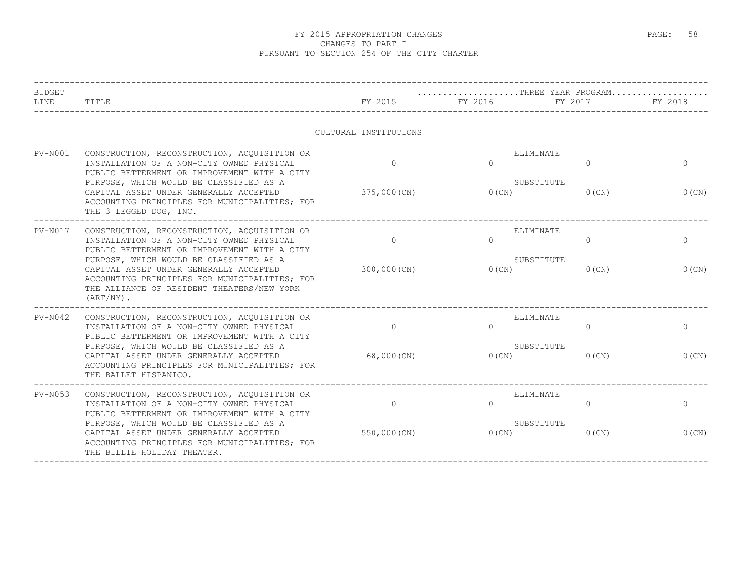# FY 2015 APPROPRIATION CHANGES
## CHANGES TO PART I
## PURSUANT TO SECTION 254 OF THE CITY CHARTER

| BUDGET LINE | TITLE | FY 2015 | FY 2016 | FY 2017 | FY 2018 |
|---|---|---|---|---|---|
| | | | ....THREE YEAR PROGRAM.... | | |
| | **CULTURAL INSTITUTIONS** | | | | |
| PV-N001 | CONSTRUCTION, RECONSTRUCTION, ACQUISITION OR INSTALLATION OF A NON-CITY OWNED PHYSICAL PUBLIC BETTERMENT OR IMPROVEMENT WITH A CITY PURPOSE, WHICH WOULD BE CLASSIFIED AS A CAPITAL ASSET UNDER GENERALLY ACCEPTED ACCOUNTING PRINCIPLES FOR MUNICIPALITIES; FOR THE 3 LEGGED DOG, INC. | ELIMINATE 0 | 0 | 0 | 0 |
| | | SUBSTITUTE 375,000(CN) | 0(CN) | 0(CN) | 0(CN) |
| PV-N017 | CONSTRUCTION, RECONSTRUCTION, ACQUISITION OR INSTALLATION OF A NON-CITY OWNED PHYSICAL PUBLIC BETTERMENT OR IMPROVEMENT WITH A CITY PURPOSE, WHICH WOULD BE CLASSIFIED AS A CAPITAL ASSET UNDER GENERALLY ACCEPTED ACCOUNTING PRINCIPLES FOR MUNICIPALITIES; FOR THE ALLIANCE OF RESIDENT THEATERS/NEW YORK (ART/NY). | ELIMINATE 0 | 0 | 0 | 0 |
| | | SUBSTITUTE 300,000(CN) | 0(CN) | 0(CN) | 0(CN) |
| PV-N042 | CONSTRUCTION, RECONSTRUCTION, ACQUISITION OR INSTALLATION OF A NON-CITY OWNED PHYSICAL PUBLIC BETTERMENT OR IMPROVEMENT WITH A CITY PURPOSE, WHICH WOULD BE CLASSIFIED AS A CAPITAL ASSET UNDER GENERALLY ACCEPTED ACCOUNTING PRINCIPLES FOR MUNICIPALITIES; FOR THE BALLET HISPANICO. | ELIMINATE 0 | 0 | 0 | 0 |
| | | SUBSTITUTE 68,000(CN) | 0(CN) | 0(CN) | 0(CN) |
| PV-N053 | CONSTRUCTION, RECONSTRUCTION, ACQUISITION OR INSTALLATION OF A NON-CITY OWNED PHYSICAL PUBLIC BETTERMENT OR IMPROVEMENT WITH A CITY PURPOSE, WHICH WOULD BE CLASSIFIED AS A CAPITAL ASSET UNDER GENERALLY ACCEPTED ACCOUNTING PRINCIPLES FOR MUNICIPALITIES; FOR THE BILLIE HOLIDAY THEATER. | ELIMINATE 0 | 0 | 0 | 0 |
| | | SUBSTITUTE 550,000(CN) | 0(CN) | 0(CN) | 0(CN) |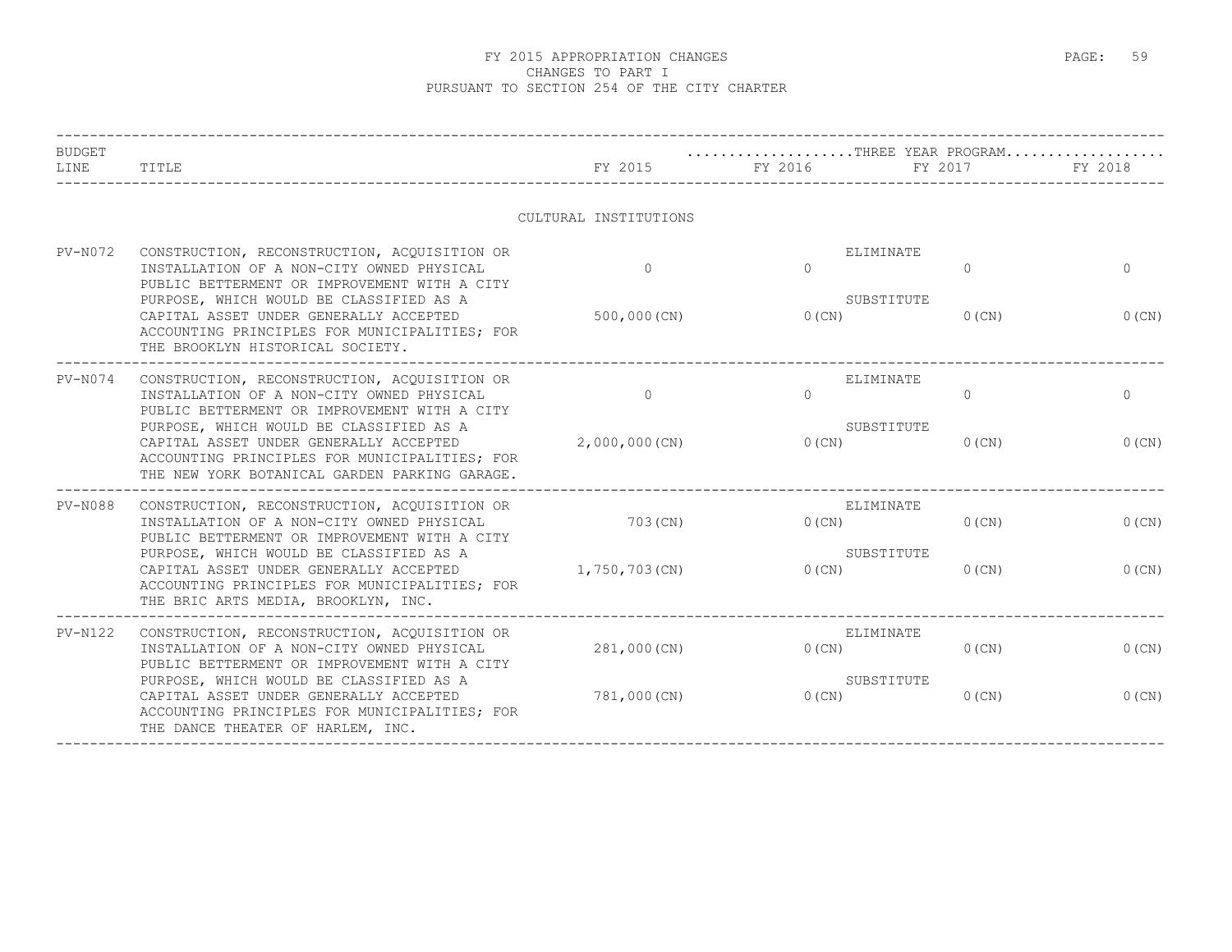# FY 2015 APPROPRIATION CHANGES
## CHANGES TO PART I
## PURSUANT TO SECTION 254 OF THE CITY CHARTER

| BUDGET LINE | TITLE | FY 2015 | THREE YEAR PROGRAM FY 2016 | FY 2017 | FY 2018 |
|---|---|---|---|---|---|
| | **CULTURAL INSTITUTIONS** | | | | |
| PV-N072 | CONSTRUCTION, RECONSTRUCTION, ACQUISITION OR INSTALLATION OF A NON-CITY OWNED PHYSICAL PUBLIC BETTERMENT OR IMPROVEMENT WITH A CITY PURPOSE, WHICH WOULD BE CLASSIFIED AS A CAPITAL ASSET UNDER GENERALLY ACCEPTED ACCOUNTING PRINCIPLES FOR MUNICIPALITIES; FOR THE BROOKLYN HISTORICAL SOCIETY. | ELIMINATE | | | |
| | | 0 | 0 | 0 | 0 |
| | | SUBSTITUTE | | | |
| | | 500,000(CN) | 0(CN) | 0(CN) | 0(CN) |
| PV-N074 | CONSTRUCTION, RECONSTRUCTION, ACQUISITION OR INSTALLATION OF A NON-CITY OWNED PHYSICAL PUBLIC BETTERMENT OR IMPROVEMENT WITH A CITY PURPOSE, WHICH WOULD BE CLASSIFIED AS A CAPITAL ASSET UNDER GENERALLY ACCEPTED ACCOUNTING PRINCIPLES FOR MUNICIPALITIES; FOR THE NEW YORK BOTANICAL GARDEN PARKING GARAGE. | ELIMINATE | | | |
| | | 0 | 0 | 0 | 0 |
| | | SUBSTITUTE | | | |
| | | 2,000,000(CN) | 0(CN) | 0(CN) | 0(CN) |
| PV-N088 | CONSTRUCTION, RECONSTRUCTION, ACQUISITION OR INSTALLATION OF A NON-CITY OWNED PHYSICAL PUBLIC BETTERMENT OR IMPROVEMENT WITH A CITY PURPOSE, WHICH WOULD BE CLASSIFIED AS A CAPITAL ASSET UNDER GENERALLY ACCEPTED ACCOUNTING PRINCIPLES FOR MUNICIPALITIES; FOR THE BRIC ARTS MEDIA, BROOKLYN, INC. | ELIMINATE | | | |
| | | 703(CN) | 0(CN) | 0(CN) | 0(CN) |
| | | SUBSTITUTE | | | |
| | | 1,750,703(CN) | 0(CN) | 0(CN) | 0(CN) |
| PV-N122 | CONSTRUCTION, RECONSTRUCTION, ACQUISITION OR INSTALLATION OF A NON-CITY OWNED PHYSICAL PUBLIC BETTERMENT OR IMPROVEMENT WITH A CITY PURPOSE, WHICH WOULD BE CLASSIFIED AS A CAPITAL ASSET UNDER GENERALLY ACCEPTED ACCOUNTING PRINCIPLES FOR MUNICIPALITIES; FOR THE DANCE THEATER OF HARLEM, INC. | ELIMINATE | | | |
| | | 281,000(CN) | 0(CN) | 0(CN) | 0(CN) |
| | | SUBSTITUTE | | | |
| | | 781,000(CN) | 0(CN) | 0(CN) | 0(CN) |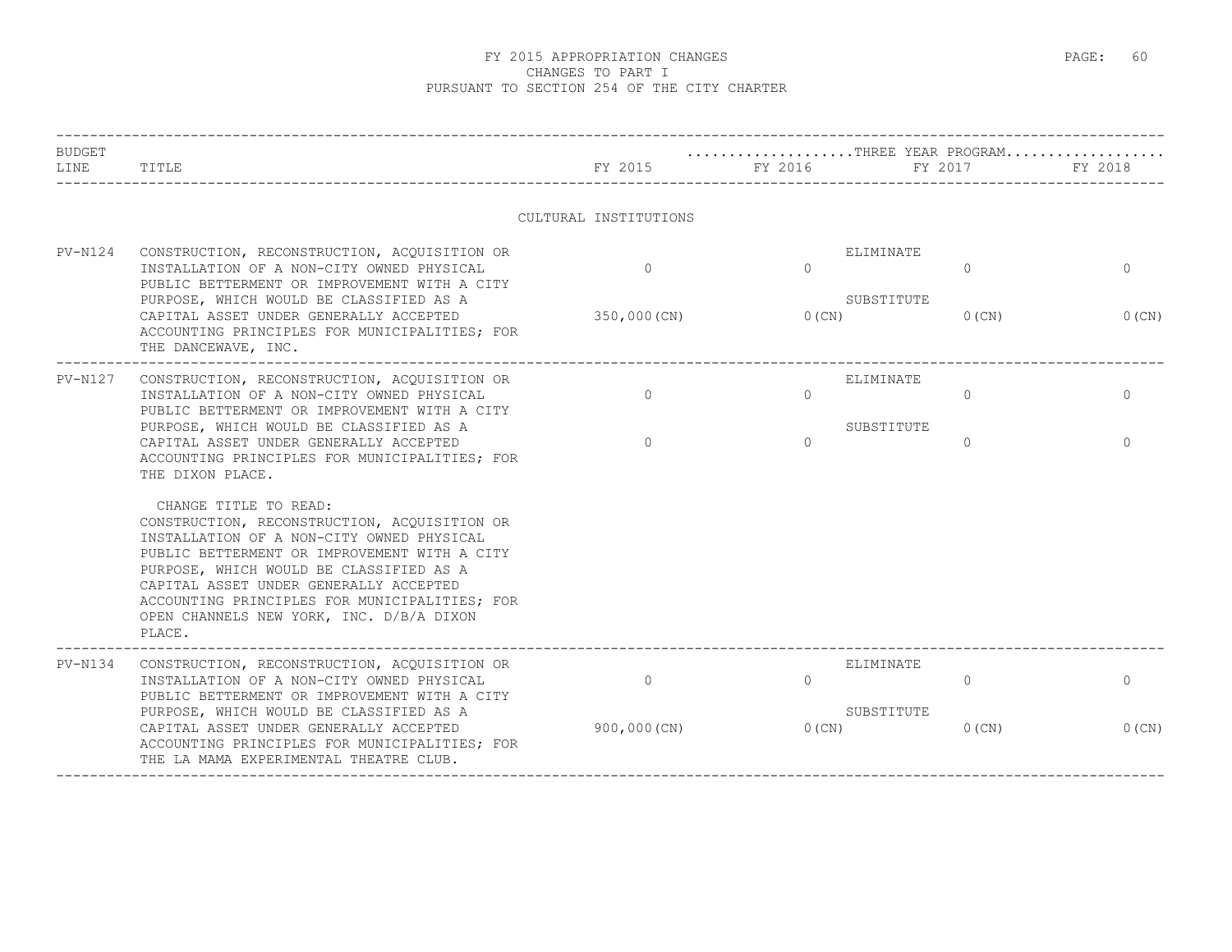# FY 2015 APPROPRIATION CHANGES
## CHANGES TO PART I
## PURSUANT TO SECTION 254 OF THE CITY CHARTER

| BUDGET LINE | TITLE | | FY 2015 | FY 2016 | FY 2017 | FY 2018 |
|---|---|---|---|---|---|---|
| | | | | ...THREE YEAR PROGRAM... | | |

### CULTURAL INSTITUTIONS

| BUDGET LINE | TITLE | | FY 2015 | FY 2016 | FY 2017 | FY 2018 |
|---|---|---|---|---|---|---|
| PV-N124 | CONSTRUCTION, RECONSTRUCTION, ACQUISITION OR INSTALLATION OF A NON-CITY OWNED PHYSICAL PUBLIC BETTERMENT OR IMPROVEMENT WITH A CITY PURPOSE, WHICH WOULD BE CLASSIFIED AS A CAPITAL ASSET UNDER GENERALLY ACCEPTED ACCOUNTING PRINCIPLES FOR MUNICIPALITIES; FOR THE DANCEWAVE, INC. | ELIMINATE | 0 | 0 | 0 | 0 |
| | | SUBSTITUTE | 350,000(CN) | 0(CN) | 0(CN) | 0(CN) |
| PV-N127 | CONSTRUCTION, RECONSTRUCTION, ACQUISITION OR INSTALLATION OF A NON-CITY OWNED PHYSICAL PUBLIC BETTERMENT OR IMPROVEMENT WITH A CITY PURPOSE, WHICH WOULD BE CLASSIFIED AS A CAPITAL ASSET UNDER GENERALLY ACCEPTED ACCOUNTING PRINCIPLES FOR MUNICIPALITIES; FOR THE DIXON PLACE. | ELIMINATE | 0 | 0 | 0 | 0 |
| | | SUBSTITUTE | 0 | 0 | 0 | 0 |
| | CHANGE TITLE TO READ: CONSTRUCTION, RECONSTRUCTION, ACQUISITION OR INSTALLATION OF A NON-CITY OWNED PHYSICAL PUBLIC BETTERMENT OR IMPROVEMENT WITH A CITY PURPOSE, WHICH WOULD BE CLASSIFIED AS A CAPITAL ASSET UNDER GENERALLY ACCEPTED ACCOUNTING PRINCIPLES FOR MUNICIPALITIES; FOR OPEN CHANNELS NEW YORK, INC. D/B/A DIXON PLACE. | | | | | |
| PV-N134 | CONSTRUCTION, RECONSTRUCTION, ACQUISITION OR INSTALLATION OF A NON-CITY OWNED PHYSICAL PUBLIC BETTERMENT OR IMPROVEMENT WITH A CITY PURPOSE, WHICH WOULD BE CLASSIFIED AS A CAPITAL ASSET UNDER GENERALLY ACCEPTED ACCOUNTING PRINCIPLES FOR MUNICIPALITIES; FOR THE LA MAMA EXPERIMENTAL THEATRE CLUB. | ELIMINATE | 0 | 0 | 0 | 0 |
| | | SUBSTITUTE | 900,000(CN) | 0(CN) | 0(CN) | 0(CN) |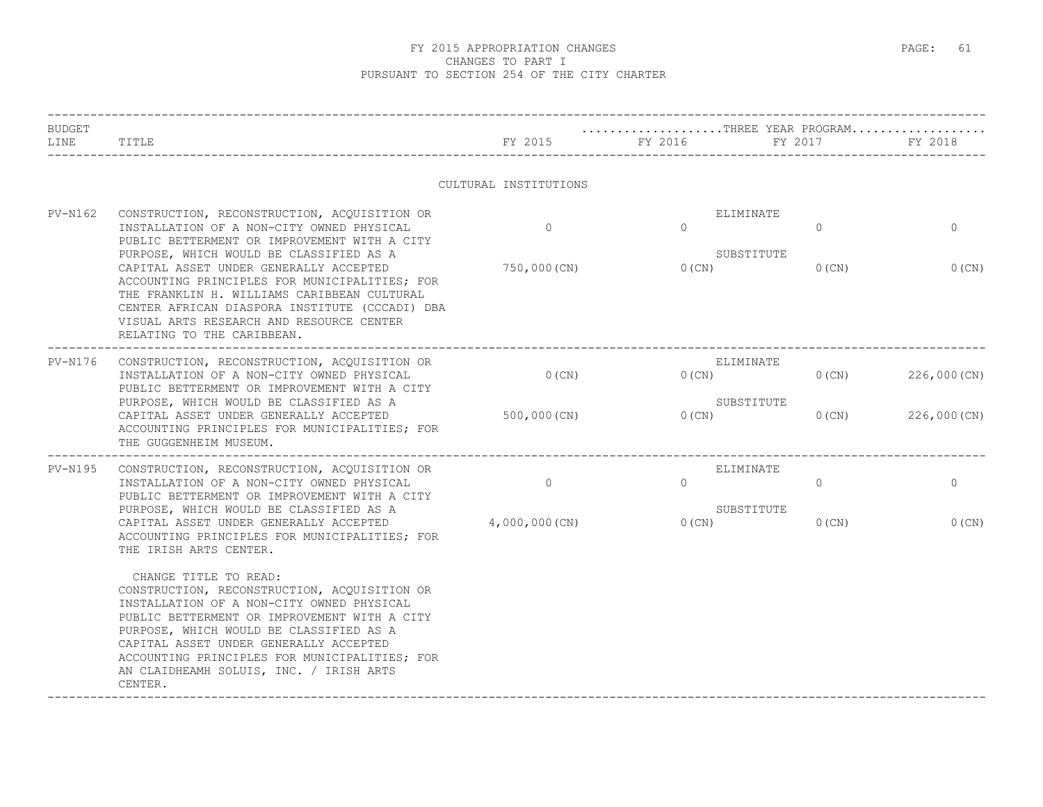# FY 2015 APPROPRIATION CHANGES
## CHANGES TO PART I
## PURSUANT TO SECTION 254 OF THE CITY CHARTER

### CULTURAL INSTITUTIONS

| BUDGET LINE | TITLE | | FY 2015 | FY 2016 | FY 2017 | FY 2018 |
|---|---|---|---|---|---|---|
| | | | | THREE YEAR PROGRAM | | |
| PV-N162 | CONSTRUCTION, RECONSTRUCTION, ACQUISITION OR INSTALLATION OF A NON-CITY OWNED PHYSICAL PUBLIC BETTERMENT OR IMPROVEMENT WITH A CITY PURPOSE, WHICH WOULD BE CLASSIFIED AS A CAPITAL ASSET UNDER GENERALLY ACCEPTED ACCOUNTING PRINCIPLES FOR MUNICIPALITIES; FOR THE FRANKLIN H. WILLIAMS CARIBBEAN CULTURAL CENTER AFRICAN DIASPORA INSTITUTE (CCCADI) DBA VISUAL ARTS RESEARCH AND RESOURCE CENTER RELATING TO THE CARIBBEAN. | ELIMINATE | 0 | 0 | 0 | 0 |
| | | SUBSTITUTE | 750,000(CN) | 0(CN) | 0(CN) | 0(CN) |
| PV-N176 | CONSTRUCTION, RECONSTRUCTION, ACQUISITION OR INSTALLATION OF A NON-CITY OWNED PHYSICAL PUBLIC BETTERMENT OR IMPROVEMENT WITH A CITY PURPOSE, WHICH WOULD BE CLASSIFIED AS A CAPITAL ASSET UNDER GENERALLY ACCEPTED ACCOUNTING PRINCIPLES FOR MUNICIPALITIES; FOR THE GUGGENHEIM MUSEUM. | ELIMINATE | 0(CN) | 0(CN) | 0(CN) | 226,000(CN) |
| | | SUBSTITUTE | 500,000(CN) | 0(CN) | 0(CN) | 226,000(CN) |
| PV-N195 | CONSTRUCTION, RECONSTRUCTION, ACQUISITION OR INSTALLATION OF A NON-CITY OWNED PHYSICAL PUBLIC BETTERMENT OR IMPROVEMENT WITH A CITY PURPOSE, WHICH WOULD BE CLASSIFIED AS A CAPITAL ASSET UNDER GENERALLY ACCEPTED ACCOUNTING PRINCIPLES FOR MUNICIPALITIES; FOR THE IRISH ARTS CENTER. | ELIMINATE | 0 | 0 | 0 | 0 |
| | | SUBSTITUTE | 4,000,000(CN) | 0(CN) | 0(CN) | 0(CN) |
| | CHANGE TITLE TO READ: CONSTRUCTION, RECONSTRUCTION, ACQUISITION OR INSTALLATION OF A NON-CITY OWNED PHYSICAL PUBLIC BETTERMENT OR IMPROVEMENT WITH A CITY PURPOSE, WHICH WOULD BE CLASSIFIED AS A CAPITAL ASSET UNDER GENERALLY ACCEPTED ACCOUNTING PRINCIPLES FOR MUNICIPALITIES; FOR AN CLAIDHEAMH SOLUIS, INC. / IRISH ARTS CENTER. | | | | | |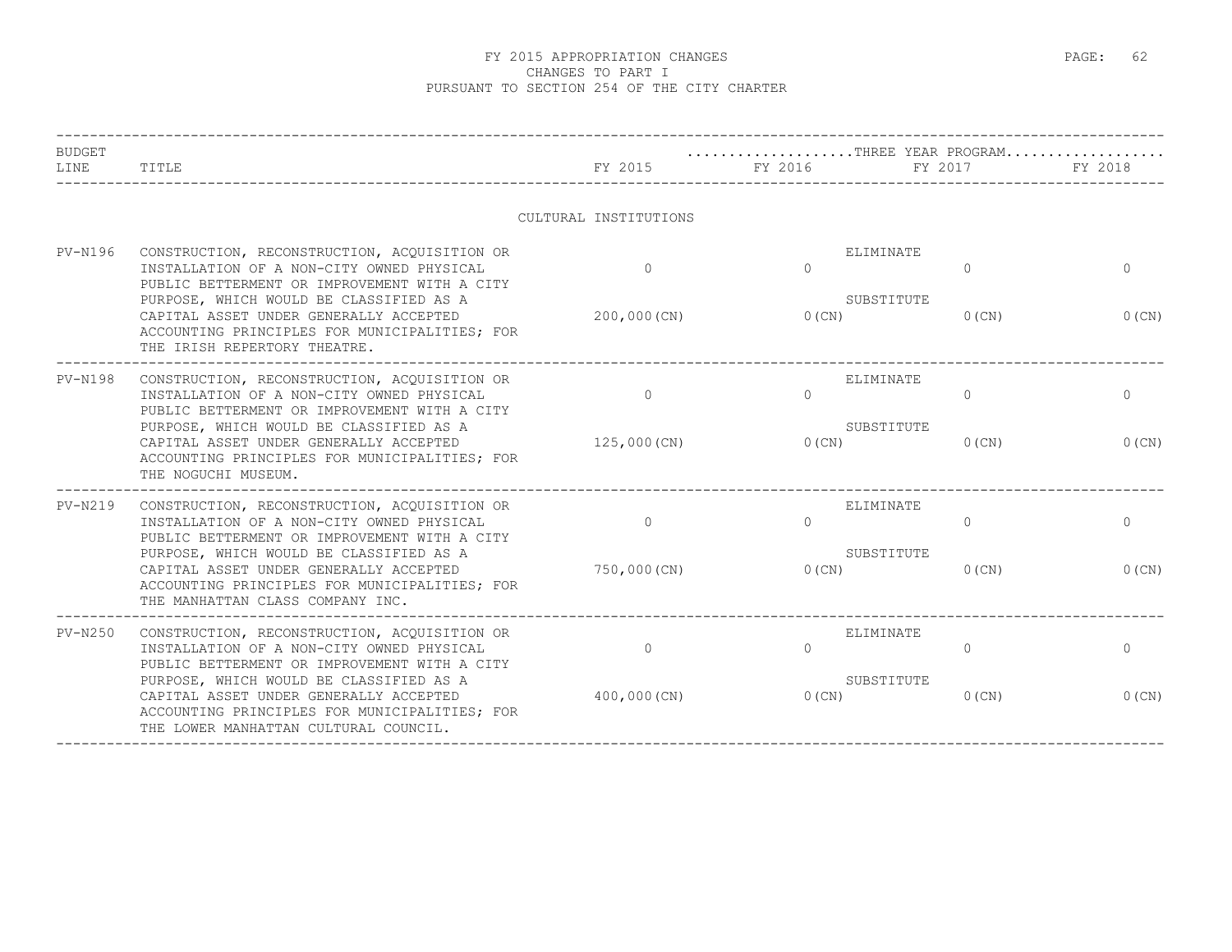# FY 2015 APPROPRIATION CHANGES
## CHANGES TO PART I
## PURSUANT TO SECTION 254 OF THE CITY CHARTER

| BUDGET LINE | TITLE | FY 2015 | FY 2016 | FY 2017 | FY 2018 |
|---|---|---|---|---|---|
| | | | ...................THREE YEAR PROGRAM.................. | | |
| | **CULTURAL INSTITUTIONS** | | | | |
| PV-N196 | CONSTRUCTION, RECONSTRUCTION, ACQUISITION OR INSTALLATION OF A NON-CITY OWNED PHYSICAL PUBLIC BETTERMENT OR IMPROVEMENT WITH A CITY PURPOSE, WHICH WOULD BE CLASSIFIED AS A CAPITAL ASSET UNDER GENERALLY ACCEPTED ACCOUNTING PRINCIPLES FOR MUNICIPALITIES; FOR THE IRISH REPERTORY THEATRE. | ELIMINATE<br>0<br>SUBSTITUTE<br>200,000(CN) | <br>0<br><br>0(CN) | <br>0<br><br>0(CN) | <br>0<br><br>0(CN) |
| PV-N198 | CONSTRUCTION, RECONSTRUCTION, ACQUISITION OR INSTALLATION OF A NON-CITY OWNED PHYSICAL PUBLIC BETTERMENT OR IMPROVEMENT WITH A CITY PURPOSE, WHICH WOULD BE CLASSIFIED AS A CAPITAL ASSET UNDER GENERALLY ACCEPTED ACCOUNTING PRINCIPLES FOR MUNICIPALITIES; FOR THE NOGUCHI MUSEUM. | ELIMINATE<br>0<br>SUBSTITUTE<br>125,000(CN) | <br>0<br><br>0(CN) | <br>0<br><br>0(CN) | <br>0<br><br>0(CN) |
| PV-N219 | CONSTRUCTION, RECONSTRUCTION, ACQUISITION OR INSTALLATION OF A NON-CITY OWNED PHYSICAL PUBLIC BETTERMENT OR IMPROVEMENT WITH A CITY PURPOSE, WHICH WOULD BE CLASSIFIED AS A CAPITAL ASSET UNDER GENERALLY ACCEPTED ACCOUNTING PRINCIPLES FOR MUNICIPALITIES; FOR THE MANHATTAN CLASS COMPANY INC. | ELIMINATE<br>0<br>SUBSTITUTE<br>750,000(CN) | <br>0<br><br>0(CN) | <br>0<br><br>0(CN) | <br>0<br><br>0(CN) |
| PV-N250 | CONSTRUCTION, RECONSTRUCTION, ACQUISITION OR INSTALLATION OF A NON-CITY OWNED PHYSICAL PUBLIC BETTERMENT OR IMPROVEMENT WITH A CITY PURPOSE, WHICH WOULD BE CLASSIFIED AS A CAPITAL ASSET UNDER GENERALLY ACCEPTED ACCOUNTING PRINCIPLES FOR MUNICIPALITIES; FOR THE LOWER MANHATTAN CULTURAL COUNCIL. | ELIMINATE<br>0<br>SUBSTITUTE<br>400,000(CN) | <br>0<br><br>0(CN) | <br>0<br><br>0(CN) | <br>0<br><br>0(CN) |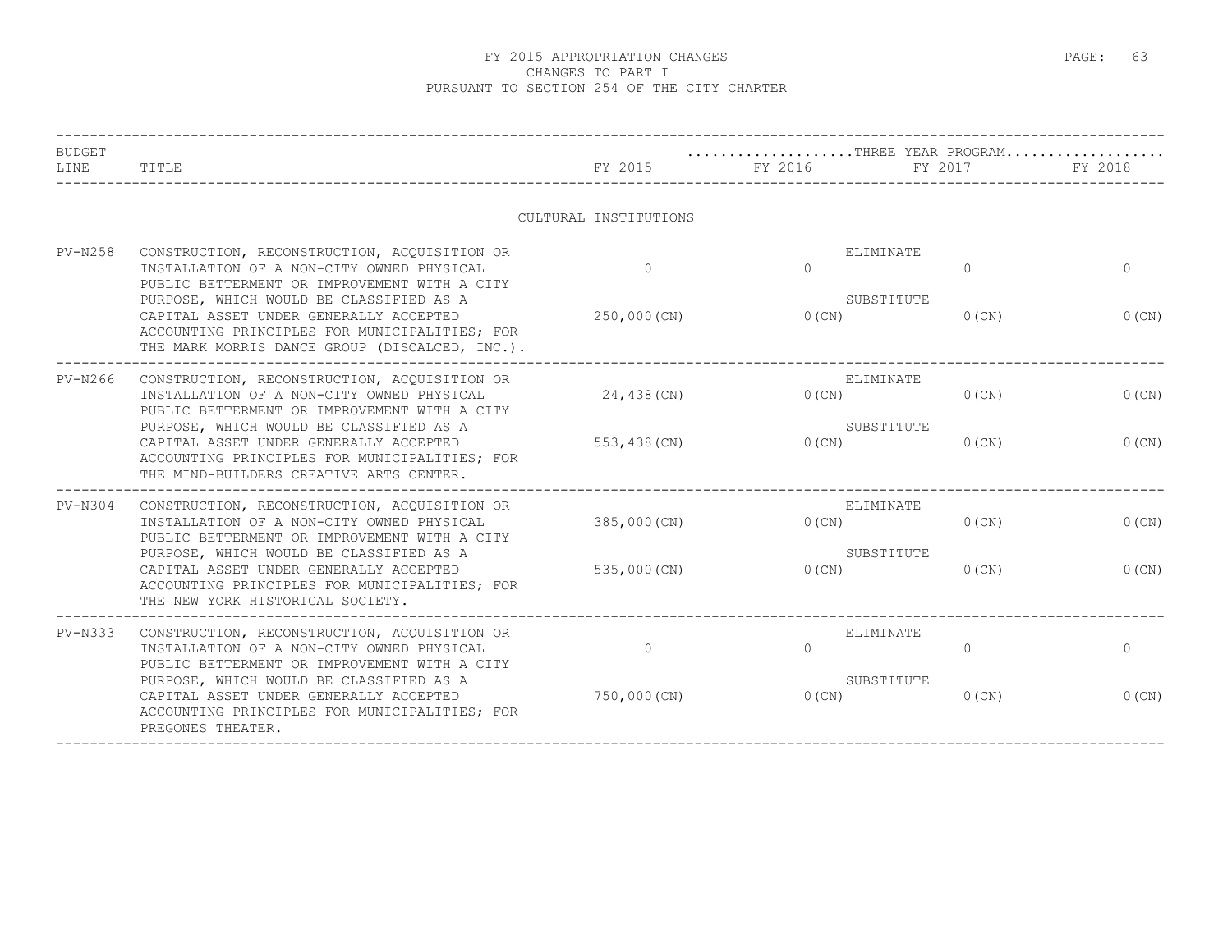# FY 2015 APPROPRIATION CHANGES
## CHANGES TO PART I
## PURSUANT TO SECTION 254 OF THE CITY CHARTER

### CULTURAL INSTITUTIONS

| BUDGET LINE | TITLE | | FY 2015 | FY 2016 | FY 2017 | FY 2018 |
|---|---|---|---|---|---|---|
| | | | | THREE YEAR PROGRAM | | |
| PV-N258 | CONSTRUCTION, RECONSTRUCTION, ACQUISITION OR INSTALLATION OF A NON-CITY OWNED PHYSICAL PUBLIC BETTERMENT OR IMPROVEMENT WITH A CITY PURPOSE, WHICH WOULD BE CLASSIFIED AS A CAPITAL ASSET UNDER GENERALLY ACCEPTED ACCOUNTING PRINCIPLES FOR MUNICIPALITIES; FOR THE MARK MORRIS DANCE GROUP (DISCALCED, INC.). | ELIMINATE | 0 | 0 | 0 | 0 |
| | | SUBSTITUTE | 250,000(CN) | 0(CN) | 0(CN) | 0(CN) |
| PV-N266 | CONSTRUCTION, RECONSTRUCTION, ACQUISITION OR INSTALLATION OF A NON-CITY OWNED PHYSICAL PUBLIC BETTERMENT OR IMPROVEMENT WITH A CITY PURPOSE, WHICH WOULD BE CLASSIFIED AS A CAPITAL ASSET UNDER GENERALLY ACCEPTED ACCOUNTING PRINCIPLES FOR MUNICIPALITIES; FOR THE MIND-BUILDERS CREATIVE ARTS CENTER. | ELIMINATE | 24,438(CN) | 0(CN) | 0(CN) | 0(CN) |
| | | SUBSTITUTE | 553,438(CN) | 0(CN) | 0(CN) | 0(CN) |
| PV-N304 | CONSTRUCTION, RECONSTRUCTION, ACQUISITION OR INSTALLATION OF A NON-CITY OWNED PHYSICAL PUBLIC BETTERMENT OR IMPROVEMENT WITH A CITY PURPOSE, WHICH WOULD BE CLASSIFIED AS A CAPITAL ASSET UNDER GENERALLY ACCEPTED ACCOUNTING PRINCIPLES FOR MUNICIPALITIES; FOR THE NEW YORK HISTORICAL SOCIETY. | ELIMINATE | 385,000(CN) | 0(CN) | 0(CN) | 0(CN) |
| | | SUBSTITUTE | 535,000(CN) | 0(CN) | 0(CN) | 0(CN) |
| PV-N333 | CONSTRUCTION, RECONSTRUCTION, ACQUISITION OR INSTALLATION OF A NON-CITY OWNED PHYSICAL PUBLIC BETTERMENT OR IMPROVEMENT WITH A CITY PURPOSE, WHICH WOULD BE CLASSIFIED AS A CAPITAL ASSET UNDER GENERALLY ACCEPTED ACCOUNTING PRINCIPLES FOR MUNICIPALITIES; FOR PREGONES THEATER. | ELIMINATE | 0 | 0 | 0 | 0 |
| | | SUBSTITUTE | 750,000(CN) | 0(CN) | 0(CN) | 0(CN) |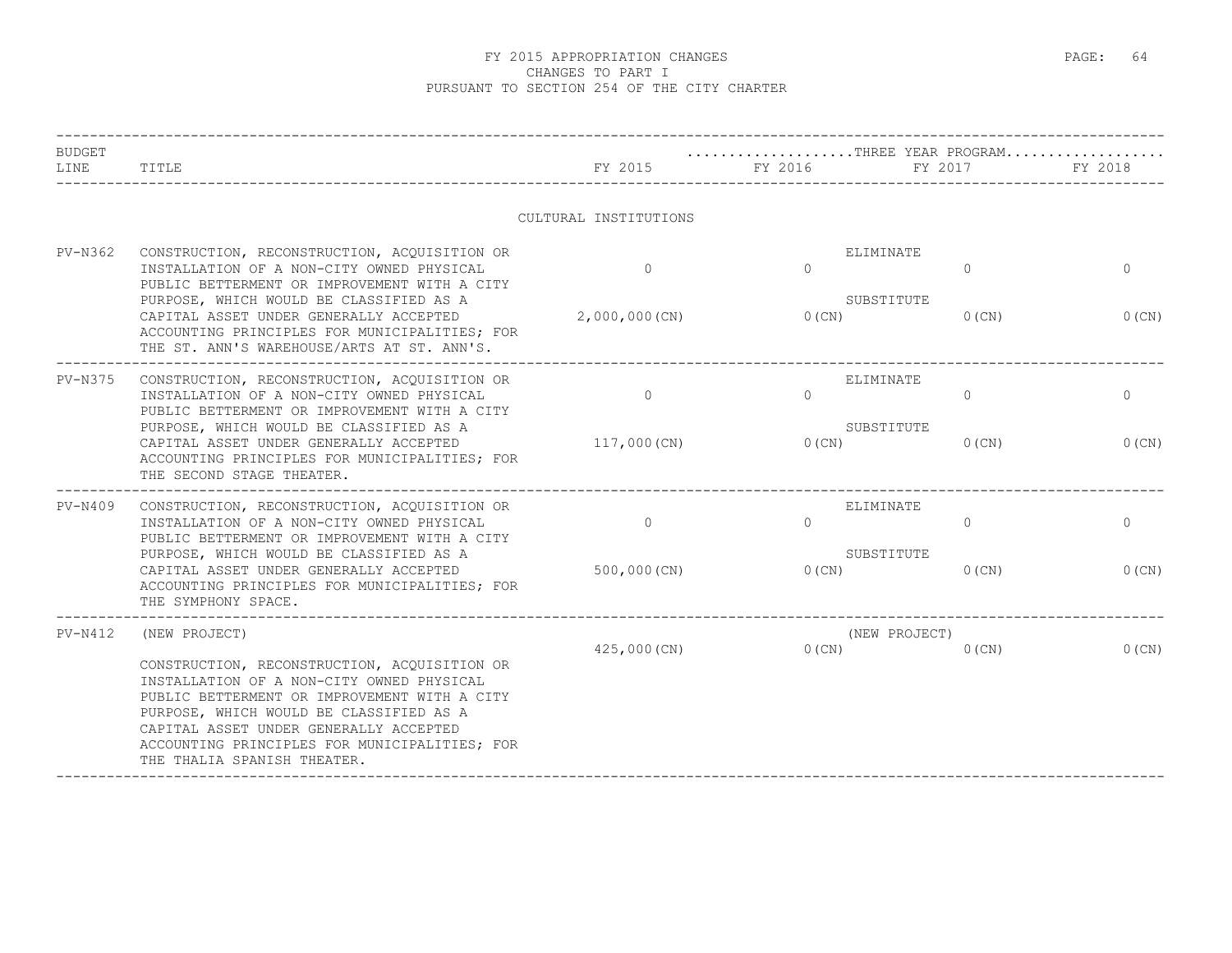# FY 2015 APPROPRIATION CHANGES
## CHANGES TO PART I
## PURSUANT TO SECTION 254 OF THE CITY CHARTER

| BUDGET LINE | TITLE | FY 2015 | FY 2016 | FY 2017 | FY 2018 |
|---|---|---|---|---|---|
| | | | ...THREE YEAR PROGRAM... | | |
| | CULTURAL INSTITUTIONS | | | | |
| PV-N362 | CONSTRUCTION, RECONSTRUCTION, ACQUISITION OR INSTALLATION OF A NON-CITY OWNED PHYSICAL PUBLIC BETTERMENT OR IMPROVEMENT WITH A CITY PURPOSE, WHICH WOULD BE CLASSIFIED AS A CAPITAL ASSET UNDER GENERALLY ACCEPTED ACCOUNTING PRINCIPLES FOR MUNICIPALITIES; FOR THE ST. ANN'S WAREHOUSE/ARTS AT ST. ANN'S. | ELIMINATE 0 | 0 | 0 | 0 |
| | | SUBSTITUTE 2,000,000(CN) | 0(CN) | 0(CN) | 0(CN) |
| PV-N375 | CONSTRUCTION, RECONSTRUCTION, ACQUISITION OR INSTALLATION OF A NON-CITY OWNED PHYSICAL PUBLIC BETTERMENT OR IMPROVEMENT WITH A CITY PURPOSE, WHICH WOULD BE CLASSIFIED AS A CAPITAL ASSET UNDER GENERALLY ACCEPTED ACCOUNTING PRINCIPLES FOR MUNICIPALITIES; FOR THE SECOND STAGE THEATER. | ELIMINATE 0 | 0 | 0 | 0 |
| | | SUBSTITUTE 117,000(CN) | 0(CN) | 0(CN) | 0(CN) |
| PV-N409 | CONSTRUCTION, RECONSTRUCTION, ACQUISITION OR INSTALLATION OF A NON-CITY OWNED PHYSICAL PUBLIC BETTERMENT OR IMPROVEMENT WITH A CITY PURPOSE, WHICH WOULD BE CLASSIFIED AS A CAPITAL ASSET UNDER GENERALLY ACCEPTED ACCOUNTING PRINCIPLES FOR MUNICIPALITIES; FOR THE SYMPHONY SPACE. | ELIMINATE 0 | 0 | 0 | 0 |
| | | SUBSTITUTE 500,000(CN) | 0(CN) | 0(CN) | 0(CN) |
| PV-N412 | (NEW PROJECT) CONSTRUCTION, RECONSTRUCTION, ACQUISITION OR INSTALLATION OF A NON-CITY OWNED PHYSICAL PUBLIC BETTERMENT OR IMPROVEMENT WITH A CITY PURPOSE, WHICH WOULD BE CLASSIFIED AS A CAPITAL ASSET UNDER GENERALLY ACCEPTED ACCOUNTING PRINCIPLES FOR MUNICIPALITIES; FOR THE THALIA SPANISH THEATER. | (NEW PROJECT) 425,000(CN) | 0(CN) | 0(CN) | 0(CN) |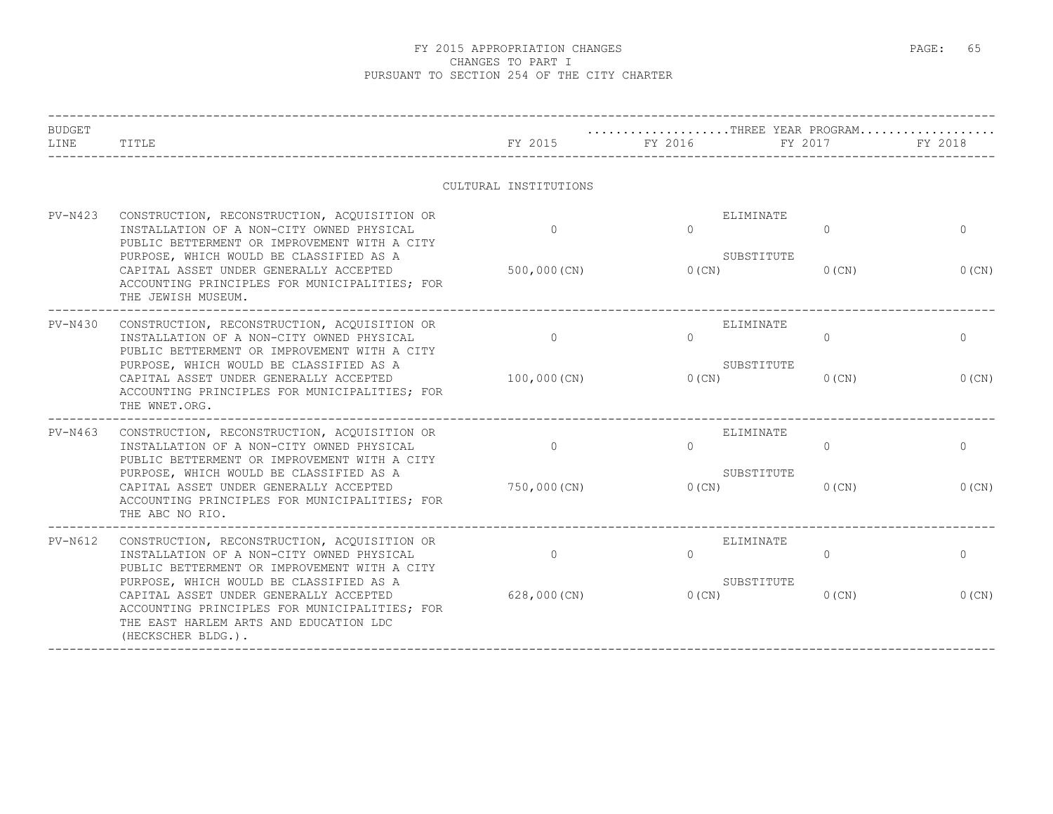# FY 2015 APPROPRIATION CHANGES
## CHANGES TO PART I
## PURSUANT TO SECTION 254 OF THE CITY CHARTER

| BUDGET LINE | TITLE | FY 2015 | THREE YEAR PROGRAM FY 2016 | FY 2017 | FY 2018 |
|---|---|---|---|---|---|
| | **CULTURAL INSTITUTIONS** | | | | |
| PV-N423 | CONSTRUCTION, RECONSTRUCTION, ACQUISITION OR INSTALLATION OF A NON-CITY OWNED PHYSICAL PUBLIC BETTERMENT OR IMPROVEMENT WITH A CITY PURPOSE, WHICH WOULD BE CLASSIFIED AS A CAPITAL ASSET UNDER GENERALLY ACCEPTED ACCOUNTING PRINCIPLES FOR MUNICIPALITIES; FOR THE JEWISH MUSEUM. | ELIMINATE 0 | 0 | 0 | 0 |
| | | SUBSTITUTE 500,000(CN) | 0(CN) | 0(CN) | 0(CN) |
| PV-N430 | CONSTRUCTION, RECONSTRUCTION, ACQUISITION OR INSTALLATION OF A NON-CITY OWNED PHYSICAL PUBLIC BETTERMENT OR IMPROVEMENT WITH A CITY PURPOSE, WHICH WOULD BE CLASSIFIED AS A CAPITAL ASSET UNDER GENERALLY ACCEPTED ACCOUNTING PRINCIPLES FOR MUNICIPALITIES; FOR THE WNET.ORG. | ELIMINATE 0 | 0 | 0 | 0 |
| | | SUBSTITUTE 100,000(CN) | 0(CN) | 0(CN) | 0(CN) |
| PV-N463 | CONSTRUCTION, RECONSTRUCTION, ACQUISITION OR INSTALLATION OF A NON-CITY OWNED PHYSICAL PUBLIC BETTERMENT OR IMPROVEMENT WITH A CITY PURPOSE, WHICH WOULD BE CLASSIFIED AS A CAPITAL ASSET UNDER GENERALLY ACCEPTED ACCOUNTING PRINCIPLES FOR MUNICIPALITIES; FOR THE ABC NO RIO. | ELIMINATE 0 | 0 | 0 | 0 |
| | | SUBSTITUTE 750,000(CN) | 0(CN) | 0(CN) | 0(CN) |
| PV-N612 | CONSTRUCTION, RECONSTRUCTION, ACQUISITION OR INSTALLATION OF A NON-CITY OWNED PHYSICAL PUBLIC BETTERMENT OR IMPROVEMENT WITH A CITY PURPOSE, WHICH WOULD BE CLASSIFIED AS A CAPITAL ASSET UNDER GENERALLY ACCEPTED ACCOUNTING PRINCIPLES FOR MUNICIPALITIES; FOR THE EAST HARLEM ARTS AND EDUCATION LDC (HECKSCHER BLDG.). | ELIMINATE 0 | 0 | 0 | 0 |
| | | SUBSTITUTE 628,000(CN) | 0(CN) | 0(CN) | 0(CN) |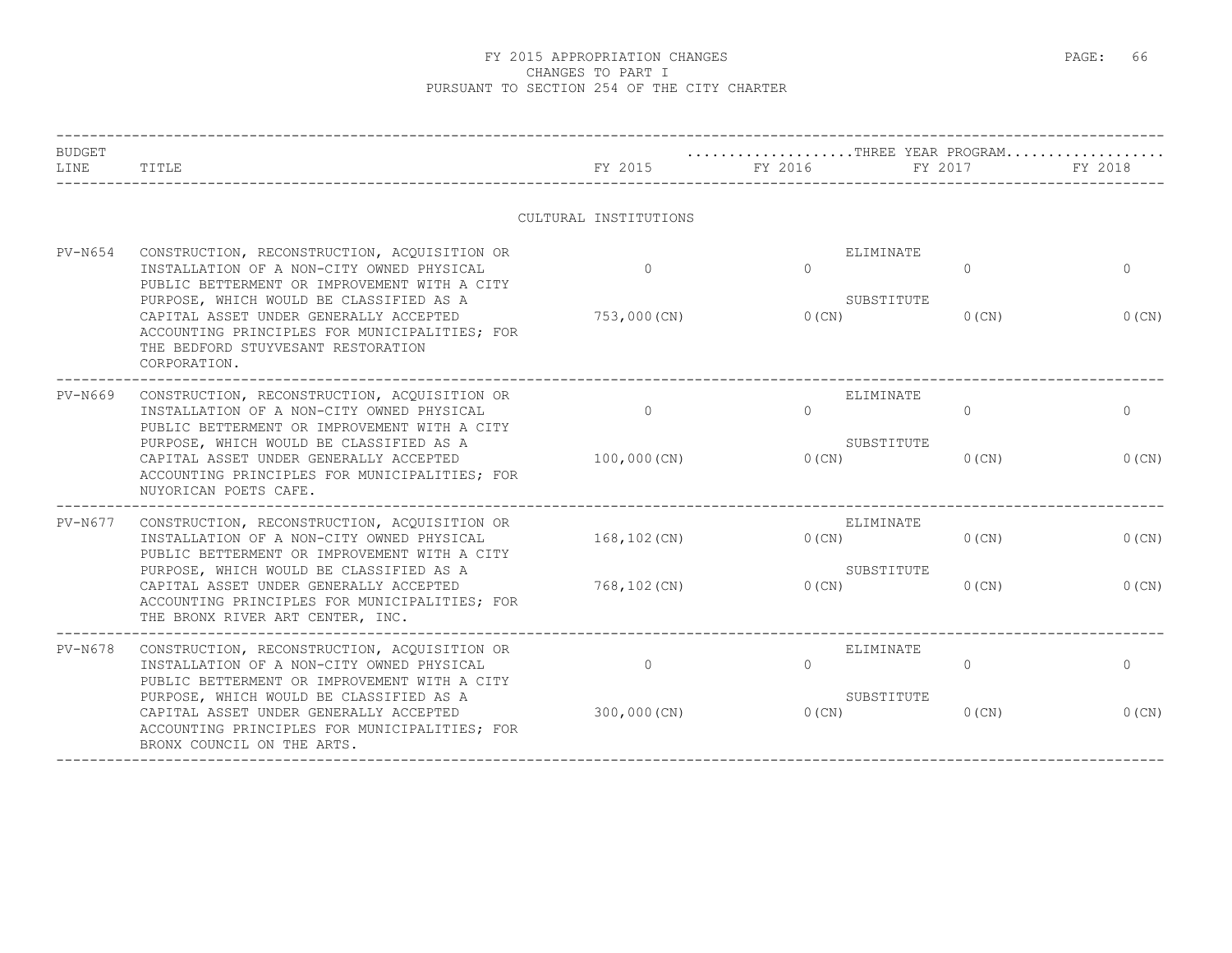# FY 2015 APPROPRIATION CHANGES
## CHANGES TO PART I
## PURSUANT TO SECTION 254 OF THE CITY CHARTER

CULTURAL INSTITUTIONS

| BUDGET LINE | TITLE | | FY 2015 | FY 2016 | FY 2017 | FY 2018 |
|---|---|---|---|---|---|---|
| | | | | THREE YEAR PROGRAM | | |
| PV-N654 | CONSTRUCTION, RECONSTRUCTION, ACQUISITION OR INSTALLATION OF A NON-CITY OWNED PHYSICAL PUBLIC BETTERMENT OR IMPROVEMENT WITH A CITY PURPOSE, WHICH WOULD BE CLASSIFIED AS A CAPITAL ASSET UNDER GENERALLY ACCEPTED ACCOUNTING PRINCIPLES FOR MUNICIPALITIES; FOR THE BEDFORD STUYVESANT RESTORATION CORPORATION. | ELIMINATE | 0 | 0 | 0 | 0 |
| | | SUBSTITUTE | 753,000(CN) | 0(CN) | 0(CN) | 0(CN) |
| PV-N669 | CONSTRUCTION, RECONSTRUCTION, ACQUISITION OR INSTALLATION OF A NON-CITY OWNED PHYSICAL PUBLIC BETTERMENT OR IMPROVEMENT WITH A CITY PURPOSE, WHICH WOULD BE CLASSIFIED AS A CAPITAL ASSET UNDER GENERALLY ACCEPTED ACCOUNTING PRINCIPLES FOR MUNICIPALITIES; FOR NUYORICAN POETS CAFE. | ELIMINATE | 0 | 0 | 0 | 0 |
| | | SUBSTITUTE | 100,000(CN) | 0(CN) | 0(CN) | 0(CN) |
| PV-N677 | CONSTRUCTION, RECONSTRUCTION, ACQUISITION OR INSTALLATION OF A NON-CITY OWNED PHYSICAL PUBLIC BETTERMENT OR IMPROVEMENT WITH A CITY PURPOSE, WHICH WOULD BE CLASSIFIED AS A CAPITAL ASSET UNDER GENERALLY ACCEPTED ACCOUNTING PRINCIPLES FOR MUNICIPALITIES; FOR THE BRONX RIVER ART CENTER, INC. | ELIMINATE | 168,102(CN) | 0(CN) | 0(CN) | 0(CN) |
| | | SUBSTITUTE | 768,102(CN) | 0(CN) | 0(CN) | 0(CN) |
| PV-N678 | CONSTRUCTION, RECONSTRUCTION, ACQUISITION OR INSTALLATION OF A NON-CITY OWNED PHYSICAL PUBLIC BETTERMENT OR IMPROVEMENT WITH A CITY PURPOSE, WHICH WOULD BE CLASSIFIED AS A CAPITAL ASSET UNDER GENERALLY ACCEPTED ACCOUNTING PRINCIPLES FOR MUNICIPALITIES; FOR BRONX COUNCIL ON THE ARTS. | ELIMINATE | 0 | 0 | 0 | 0 |
| | | SUBSTITUTE | 300,000(CN) | 0(CN) | 0(CN) | 0(CN) |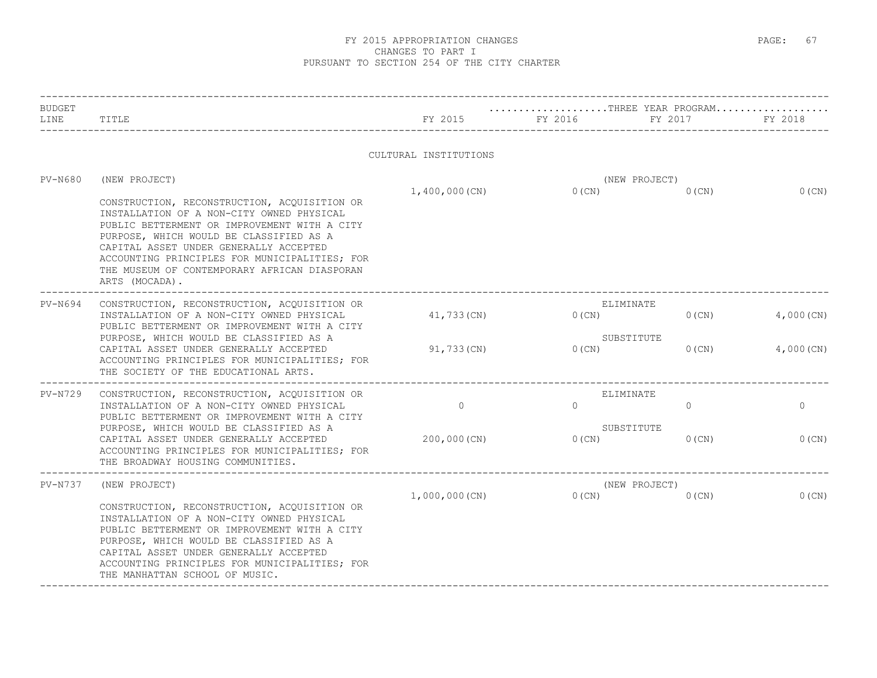# FY 2015 APPROPRIATION CHANGES
## CHANGES TO PART I
## PURSUANT TO SECTION 254 OF THE CITY CHARTER

### CULTURAL INSTITUTIONS

| BUDGET LINE | TITLE | | FY 2015 | FY 2016 | FY 2017 | FY 2018 |
|---|---|---|---|---|---|---|
| | | | | THREE YEAR PROGRAM | | |
| PV-N680 | (NEW PROJECT) CONSTRUCTION, RECONSTRUCTION, ACQUISITION OR INSTALLATION OF A NON-CITY OWNED PHYSICAL PUBLIC BETTERMENT OR IMPROVEMENT WITH A CITY PURPOSE, WHICH WOULD BE CLASSIFIED AS A CAPITAL ASSET UNDER GENERALLY ACCEPTED ACCOUNTING PRINCIPLES FOR MUNICIPALITIES; FOR THE MUSEUM OF CONTEMPORARY AFRICAN DIASPORAN ARTS (MOCADA). | (NEW PROJECT) | 1,400,000(CN) | 0(CN) | 0(CN) | 0(CN) |
| PV-N694 | CONSTRUCTION, RECONSTRUCTION, ACQUISITION OR INSTALLATION OF A NON-CITY OWNED PHYSICAL PUBLIC BETTERMENT OR IMPROVEMENT WITH A CITY PURPOSE, WHICH WOULD BE CLASSIFIED AS A CAPITAL ASSET UNDER GENERALLY ACCEPTED ACCOUNTING PRINCIPLES FOR MUNICIPALITIES; FOR THE SOCIETY OF THE EDUCATIONAL ARTS. | ELIMINATE | 41,733(CN) | 0(CN) | 0(CN) | 4,000(CN) |
| | | SUBSTITUTE | 91,733(CN) | 0(CN) | 0(CN) | 4,000(CN) |
| PV-N729 | CONSTRUCTION, RECONSTRUCTION, ACQUISITION OR INSTALLATION OF A NON-CITY OWNED PHYSICAL PUBLIC BETTERMENT OR IMPROVEMENT WITH A CITY PURPOSE, WHICH WOULD BE CLASSIFIED AS A CAPITAL ASSET UNDER GENERALLY ACCEPTED ACCOUNTING PRINCIPLES FOR MUNICIPALITIES; FOR THE BROADWAY HOUSING COMMUNITIES. | ELIMINATE | 0 | 0 | 0 | 0 |
| | | SUBSTITUTE | 200,000(CN) | 0(CN) | 0(CN) | 0(CN) |
| PV-N737 | (NEW PROJECT) CONSTRUCTION, RECONSTRUCTION, ACQUISITION OR INSTALLATION OF A NON-CITY OWNED PHYSICAL PUBLIC BETTERMENT OR IMPROVEMENT WITH A CITY PURPOSE, WHICH WOULD BE CLASSIFIED AS A CAPITAL ASSET UNDER GENERALLY ACCEPTED ACCOUNTING PRINCIPLES FOR MUNICIPALITIES; FOR THE MANHATTAN SCHOOL OF MUSIC. | (NEW PROJECT) | 1,000,000(CN) | 0(CN) | 0(CN) | 0(CN) |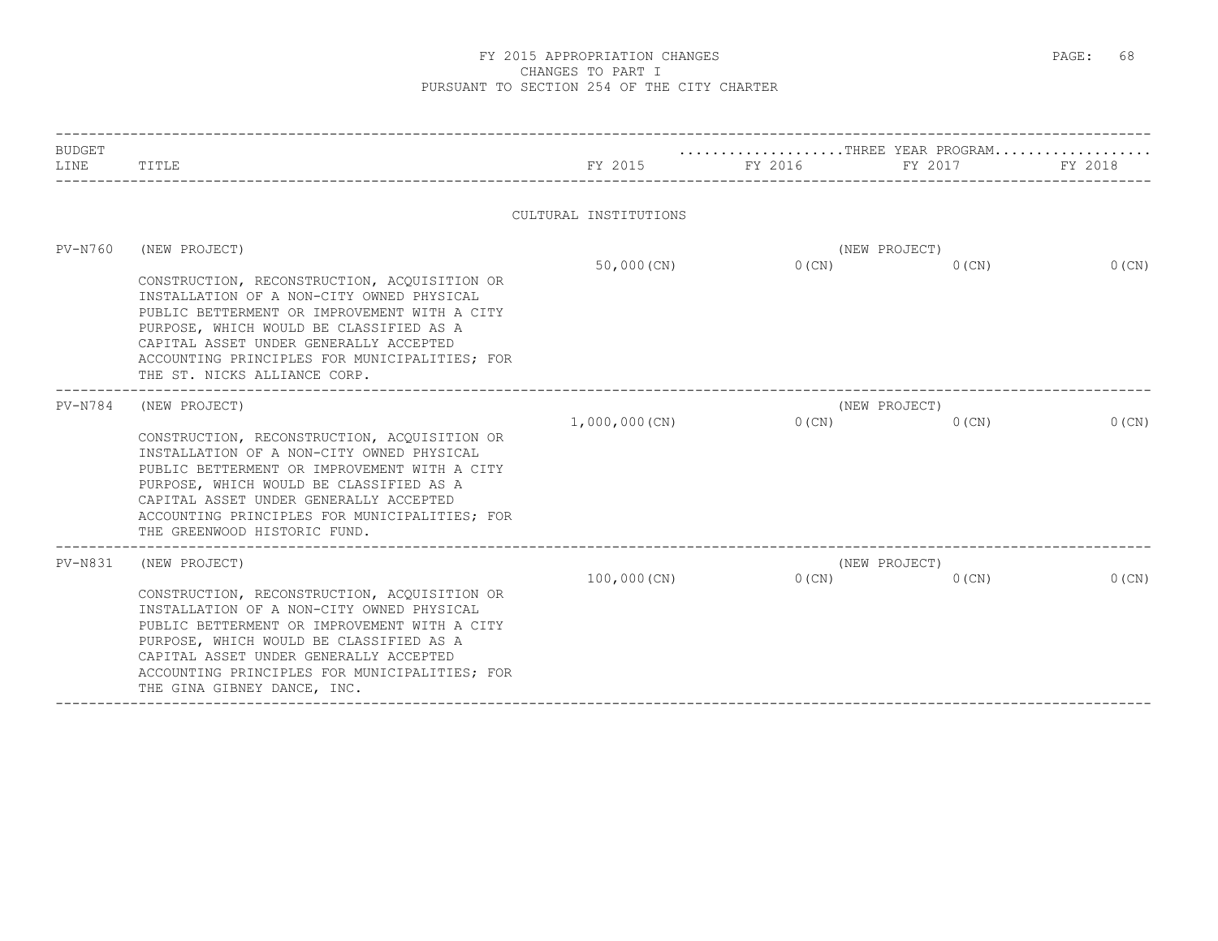# FY 2015 APPROPRIATION CHANGES
## CHANGES TO PART I
## PURSUANT TO SECTION 254 OF THE CITY CHARTER

| BUDGET LINE | TITLE | FY 2015 | THREE YEAR PROGRAM FY 2016 | FY 2017 | FY 2018 |
|---|---|---|---|---|---|
| | **CULTURAL INSTITUTIONS** | | | | |
| PV-N760 | (NEW PROJECT) CONSTRUCTION, RECONSTRUCTION, ACQUISITION OR INSTALLATION OF A NON-CITY OWNED PHYSICAL PUBLIC BETTERMENT OR IMPROVEMENT WITH A CITY PURPOSE, WHICH WOULD BE CLASSIFIED AS A CAPITAL ASSET UNDER GENERALLY ACCEPTED ACCOUNTING PRINCIPLES FOR MUNICIPALITIES; FOR THE ST. NICKS ALLIANCE CORP. | 50,000(CN) | (NEW PROJECT) 0(CN) | 0(CN) | 0(CN) |
| PV-N784 | (NEW PROJECT) CONSTRUCTION, RECONSTRUCTION, ACQUISITION OR INSTALLATION OF A NON-CITY OWNED PHYSICAL PUBLIC BETTERMENT OR IMPROVEMENT WITH A CITY PURPOSE, WHICH WOULD BE CLASSIFIED AS A CAPITAL ASSET UNDER GENERALLY ACCEPTED ACCOUNTING PRINCIPLES FOR MUNICIPALITIES; FOR THE GREENWOOD HISTORIC FUND. | 1,000,000(CN) | (NEW PROJECT) 0(CN) | 0(CN) | 0(CN) |
| PV-N831 | (NEW PROJECT) CONSTRUCTION, RECONSTRUCTION, ACQUISITION OR INSTALLATION OF A NON-CITY OWNED PHYSICAL PUBLIC BETTERMENT OR IMPROVEMENT WITH A CITY PURPOSE, WHICH WOULD BE CLASSIFIED AS A CAPITAL ASSET UNDER GENERALLY ACCEPTED ACCOUNTING PRINCIPLES FOR MUNICIPALITIES; FOR THE GINA GIBNEY DANCE, INC. | 100,000(CN) | (NEW PROJECT) 0(CN) | 0(CN) | 0(CN) |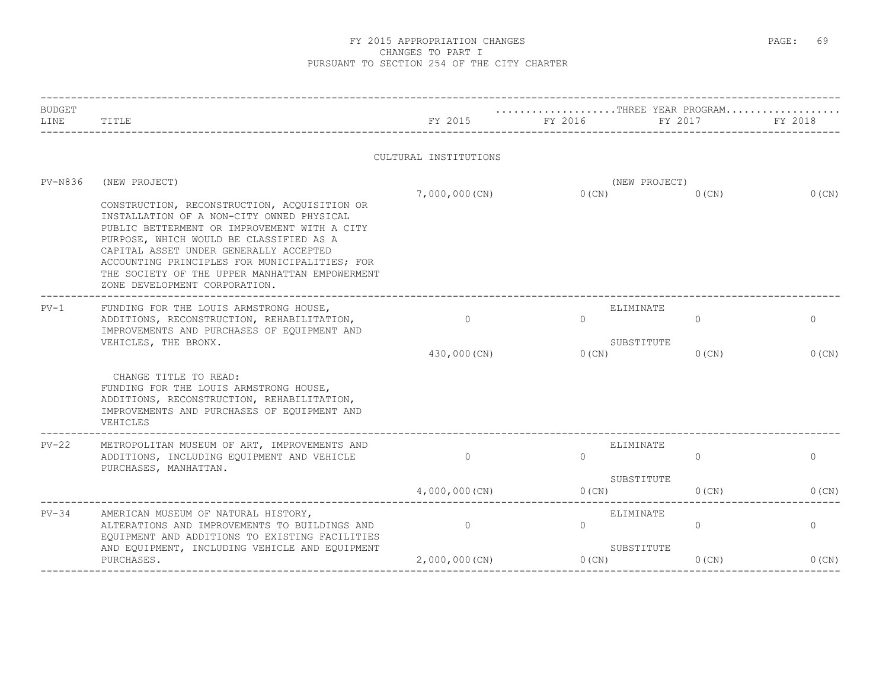# FY 2015 APPROPRIATION CHANGES
## CHANGES TO PART I
## PURSUANT TO SECTION 254 OF THE CITY CHARTER

| BUDGET LINE | TITLE | FY 2015 | THREE YEAR PROGRAM FY 2016 | FY 2017 | FY 2018 |
|---|---|---|---|---|---|
| | **CULTURAL INSTITUTIONS** | | | | |
| PV-N836 | (NEW PROJECT) | | (NEW PROJECT) | | |
| | CONSTRUCTION, RECONSTRUCTION, ACQUISITION OR INSTALLATION OF A NON-CITY OWNED PHYSICAL PUBLIC BETTERMENT OR IMPROVEMENT WITH A CITY PURPOSE, WHICH WOULD BE CLASSIFIED AS A CAPITAL ASSET UNDER GENERALLY ACCEPTED ACCOUNTING PRINCIPLES FOR MUNICIPALITIES; FOR THE SOCIETY OF THE UPPER MANHATTAN EMPOWERMENT ZONE DEVELOPMENT CORPORATION. | 7,000,000(CN) | 0(CN) | 0(CN) | 0(CN) |
| PV-1 | FUNDING FOR THE LOUIS ARMSTRONG HOUSE, ADDITIONS, RECONSTRUCTION, REHABILITATION, IMPROVEMENTS AND PURCHASES OF EQUIPMENT AND VEHICLES, THE BRONX. | | ELIMINATE | | |
| | | 0 | 0 | 0 | 0 |
| | | | SUBSTITUTE | | |
| | | 430,000(CN) | 0(CN) | 0(CN) | 0(CN) |
| | CHANGE TITLE TO READ: FUNDING FOR THE LOUIS ARMSTRONG HOUSE, ADDITIONS, RECONSTRUCTION, REHABILITATION, IMPROVEMENTS AND PURCHASES OF EQUIPMENT AND VEHICLES | | | | |
| PV-22 | METROPOLITAN MUSEUM OF ART, IMPROVEMENTS AND ADDITIONS, INCLUDING EQUIPMENT AND VEHICLE PURCHASES, MANHATTAN. | | ELIMINATE | | |
| | | 0 | 0 | 0 | 0 |
| | | | SUBSTITUTE | | |
| | | 4,000,000(CN) | 0(CN) | 0(CN) | 0(CN) |
| PV-34 | AMERICAN MUSEUM OF NATURAL HISTORY, ALTERATIONS AND IMPROVEMENTS TO BUILDINGS AND EQUIPMENT AND ADDITIONS TO EXISTING FACILITIES AND EQUIPMENT, INCLUDING VEHICLE AND EQUIPMENT PURCHASES. | | ELIMINATE | | |
| | | 0 | 0 | 0 | 0 |
| | | | SUBSTITUTE | | |
| | | 2,000,000(CN) | 0(CN) | 0(CN) | 0(CN) |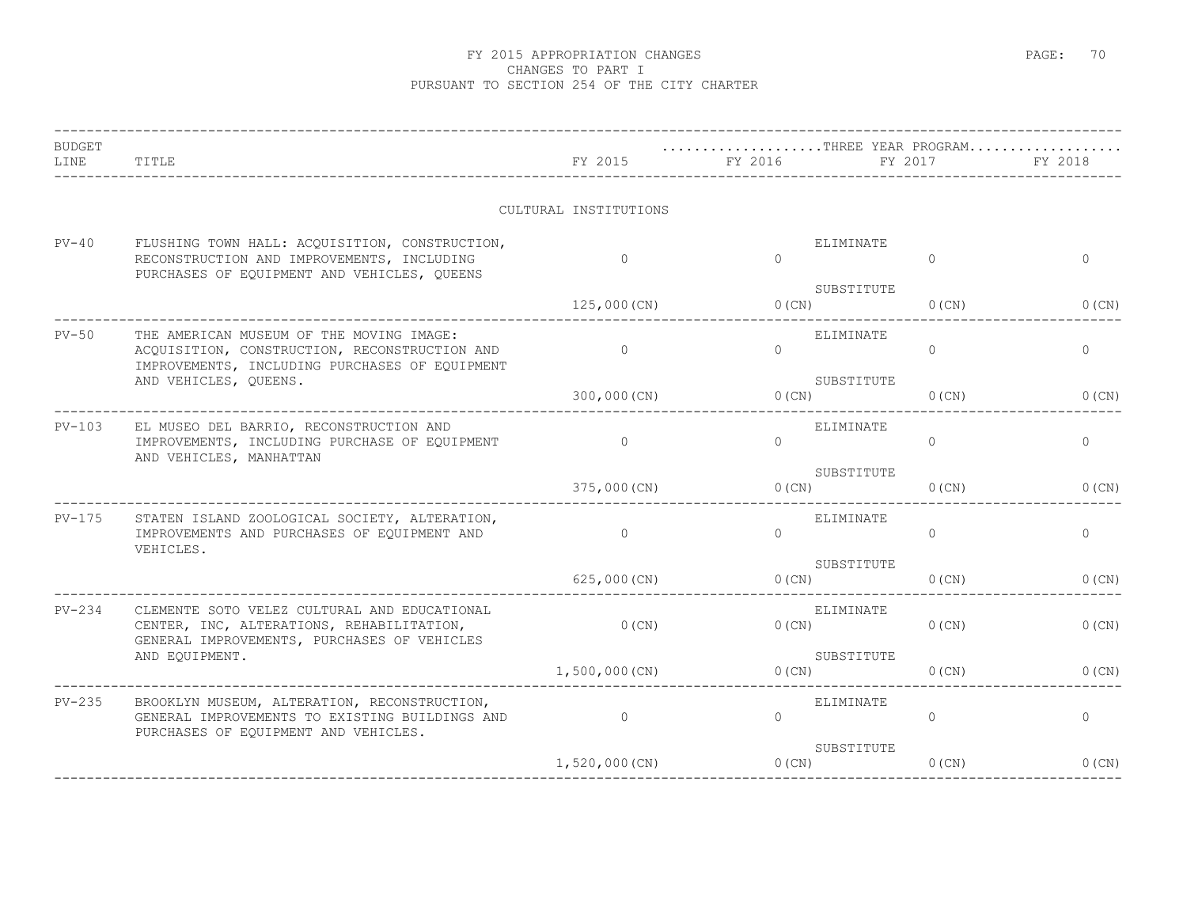# FY 2015 APPROPRIATION CHANGES
## CHANGES TO PART I
## PURSUANT TO SECTION 254 OF THE CITY CHARTER

| BUDGET LINE | TITLE | | FY 2015 | THREE YEAR PROGRAM FY 2016 | FY 2017 | FY 2018 |
|---|---|---|---|---|---|---|
| | | | CULTURAL INSTITUTIONS | | | |
| PV-40 | FLUSHING TOWN HALL: ACQUISITION, CONSTRUCTION, RECONSTRUCTION AND IMPROVEMENTS, INCLUDING PURCHASES OF EQUIPMENT AND VEHICLES, QUEENS | ELIMINATE | 0 | 0 | 0 | 0 |
| | | SUBSTITUTE | 125,000(CN) | 0(CN) | 0(CN) | 0(CN) |
| PV-50 | THE AMERICAN MUSEUM OF THE MOVING IMAGE: ACQUISITION, CONSTRUCTION, RECONSTRUCTION AND IMPROVEMENTS, INCLUDING PURCHASES OF EQUIPMENT AND VEHICLES, QUEENS. | ELIMINATE | 0 | 0 | 0 | 0 |
| | | SUBSTITUTE | 300,000(CN) | 0(CN) | 0(CN) | 0(CN) |
| PV-103 | EL MUSEO DEL BARRIO, RECONSTRUCTION AND IMPROVEMENTS, INCLUDING PURCHASE OF EQUIPMENT AND VEHICLES, MANHATTAN | ELIMINATE | 0 | 0 | 0 | 0 |
| | | SUBSTITUTE | 375,000(CN) | 0(CN) | 0(CN) | 0(CN) |
| PV-175 | STATEN ISLAND ZOOLOGICAL SOCIETY, ALTERATION, IMPROVEMENTS AND PURCHASES OF EQUIPMENT AND VEHICLES. | ELIMINATE | 0 | 0 | 0 | 0 |
| | | SUBSTITUTE | 625,000(CN) | 0(CN) | 0(CN) | 0(CN) |
| PV-234 | CLEMENTE SOTO VELEZ CULTURAL AND EDUCATIONAL CENTER, INC, ALTERATIONS, REHABILITATION, GENERAL IMPROVEMENTS, PURCHASES OF VEHICLES AND EQUIPMENT. | ELIMINATE | 0(CN) | 0(CN) | 0(CN) | 0(CN) |
| | | SUBSTITUTE | 1,500,000(CN) | 0(CN) | 0(CN) | 0(CN) |
| PV-235 | BROOKLYN MUSEUM, ALTERATION, RECONSTRUCTION, GENERAL IMPROVEMENTS TO EXISTING BUILDINGS AND PURCHASES OF EQUIPMENT AND VEHICLES. | ELIMINATE | 0 | 0 | 0 | 0 |
| | | SUBSTITUTE | 1,520,000(CN) | 0(CN) | 0(CN) | 0(CN) |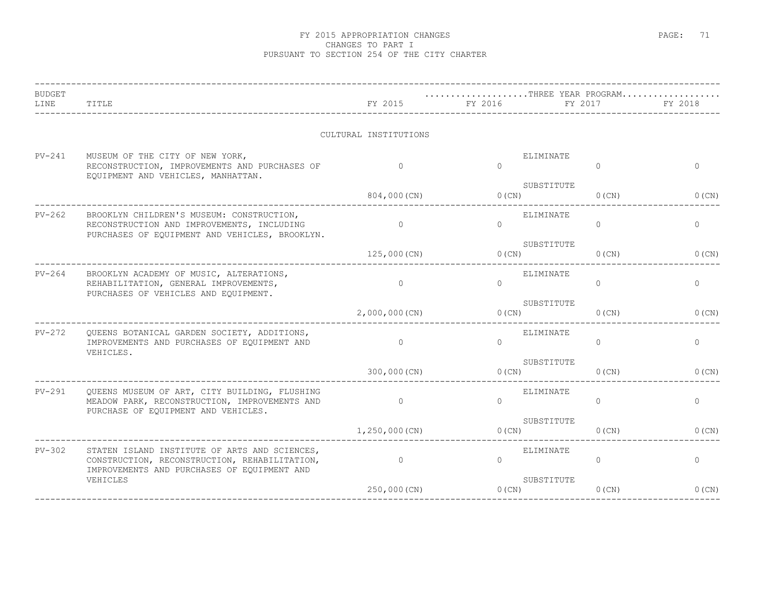# FY 2015 APPROPRIATION CHANGES
## CHANGES TO PART I
## PURSUANT TO SECTION 254 OF THE CITY CHARTER

| BUDGET LINE | TITLE | FY 2015 | THREE YEAR PROGRAM FY 2016 | | FY 2017 | FY 2018 |
|---|---|---|---|---|---|---|
| | | CULTURAL INSTITUTIONS | | | | |
| PV-241 | MUSEUM OF THE CITY OF NEW YORK, RECONSTRUCTION, IMPROVEMENTS AND PURCHASES OF EQUIPMENT AND VEHICLES, MANHATTAN. | 0 | 0 | ELIMINATE | 0 | 0 |
| | | 804,000(CN) | 0(CN) | SUBSTITUTE | 0(CN) | 0(CN) |
| PV-262 | BROOKLYN CHILDREN'S MUSEUM: CONSTRUCTION, RECONSTRUCTION AND IMPROVEMENTS, INCLUDING PURCHASES OF EQUIPMENT AND VEHICLES, BROOKLYN. | 0 | 0 | ELIMINATE | 0 | 0 |
| | | 125,000(CN) | 0(CN) | SUBSTITUTE | 0(CN) | 0(CN) |
| PV-264 | BROOKLYN ACADEMY OF MUSIC, ALTERATIONS, REHABILITATION, GENERAL IMPROVEMENTS, PURCHASES OF VEHICLES AND EQUIPMENT. | 0 | 0 | ELIMINATE | 0 | 0 |
| | | 2,000,000(CN) | 0(CN) | SUBSTITUTE | 0(CN) | 0(CN) |
| PV-272 | QUEENS BOTANICAL GARDEN SOCIETY, ADDITIONS, IMPROVEMENTS AND PURCHASES OF EQUIPMENT AND VEHICLES. | 0 | 0 | ELIMINATE | 0 | 0 |
| | | 300,000(CN) | 0(CN) | SUBSTITUTE | 0(CN) | 0(CN) |
| PV-291 | QUEENS MUSEUM OF ART, CITY BUILDING, FLUSHING MEADOW PARK, RECONSTRUCTION, IMPROVEMENTS AND PURCHASE OF EQUIPMENT AND VEHICLES. | 0 | 0 | ELIMINATE | 0 | 0 |
| | | 1,250,000(CN) | 0(CN) | SUBSTITUTE | 0(CN) | 0(CN) |
| PV-302 | STATEN ISLAND INSTITUTE OF ARTS AND SCIENCES, CONSTRUCTION, RECONSTRUCTION, REHABILITATION, IMPROVEMENTS AND PURCHASES OF EQUIPMENT AND VEHICLES | 0 | 0 | ELIMINATE | 0 | 0 |
| | | 250,000(CN) | 0(CN) | SUBSTITUTE | 0(CN) | 0(CN) |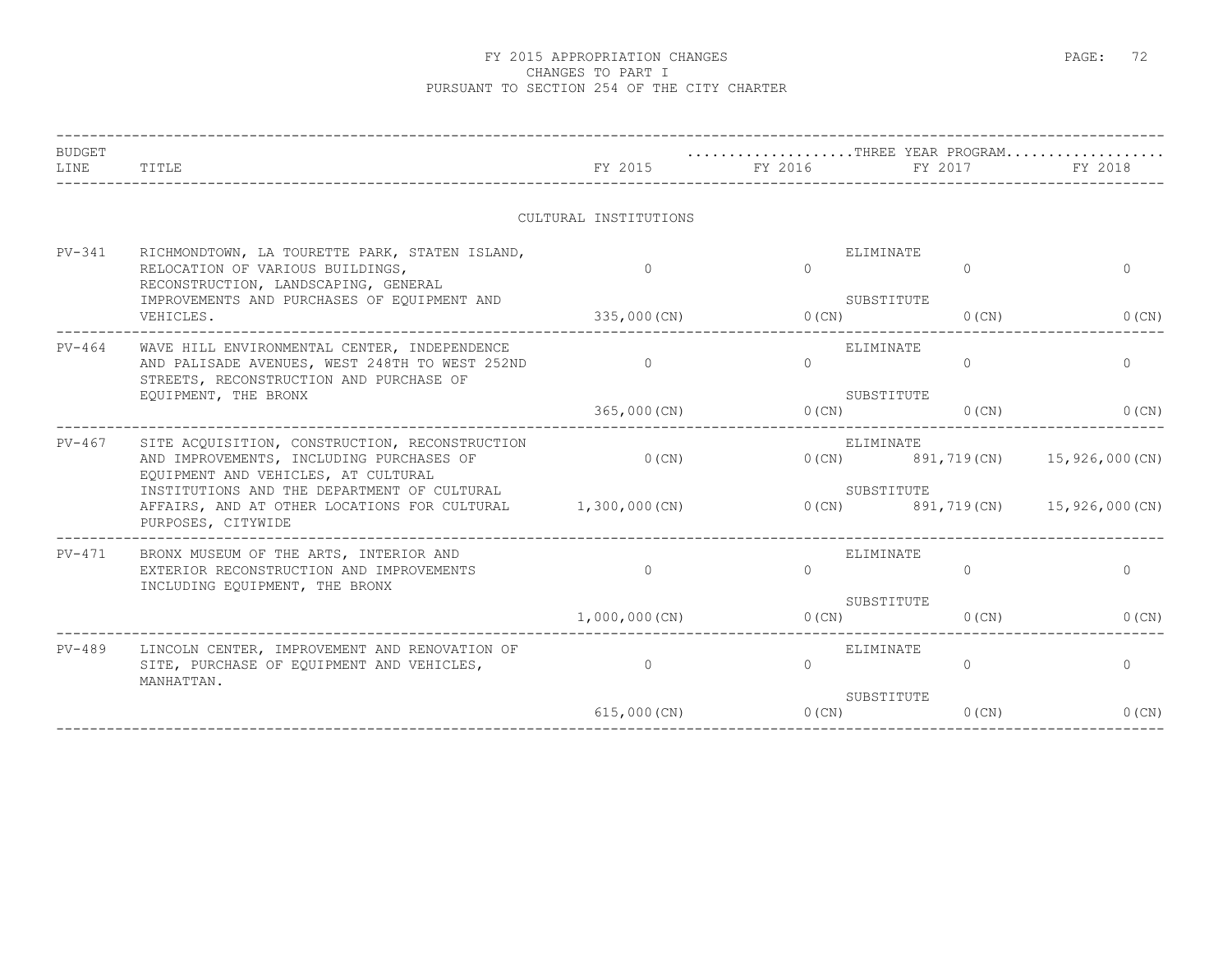# FY 2015 APPROPRIATION CHANGES
## CHANGES TO PART I
### PURSUANT TO SECTION 254 OF THE CITY CHARTER

| BUDGET LINE | TITLE | | FY 2015 | FY 2016 | FY 2017 | FY 2018 |
|---|---|---|---|---|---|---|
| | | | | THREE YEAR PROGRAM | | |
| | **CULTURAL INSTITUTIONS** | | | | | |
| PV-341 | RICHMONDTOWN, LA TOURETTE PARK, STATEN ISLAND, RELOCATION OF VARIOUS BUILDINGS, RECONSTRUCTION, LANDSCAPING, GENERAL IMPROVEMENTS AND PURCHASES OF EQUIPMENT AND VEHICLES. | ELIMINATE | 0 | 0 | 0 | 0 |
| | | SUBSTITUTE | 335,000(CN) | 0(CN) | 0(CN) | 0(CN) |
| PV-464 | WAVE HILL ENVIRONMENTAL CENTER, INDEPENDENCE AND PALISADE AVENUES, WEST 248TH TO WEST 252ND STREETS, RECONSTRUCTION AND PURCHASE OF EQUIPMENT, THE BRONX | ELIMINATE | 0 | 0 | 0 | 0 |
| | | SUBSTITUTE | 365,000(CN) | 0(CN) | 0(CN) | 0(CN) |
| PV-467 | SITE ACQUISITION, CONSTRUCTION, RECONSTRUCTION AND IMPROVEMENTS, INCLUDING PURCHASES OF EQUIPMENT AND VEHICLES, AT CULTURAL INSTITUTIONS AND THE DEPARTMENT OF CULTURAL AFFAIRS, AND AT OTHER LOCATIONS FOR CULTURAL PURPOSES, CITYWIDE | ELIMINATE | 0(CN) | 0(CN) | 891,719(CN) | 15,926,000(CN) |
| | | SUBSTITUTE | 1,300,000(CN) | 0(CN) | 891,719(CN) | 15,926,000(CN) |
| PV-471 | BRONX MUSEUM OF THE ARTS, INTERIOR AND EXTERIOR RECONSTRUCTION AND IMPROVEMENTS INCLUDING EQUIPMENT, THE BRONX | ELIMINATE | 0 | 0 | 0 | 0 |
| | | SUBSTITUTE | 1,000,000(CN) | 0(CN) | 0(CN) | 0(CN) |
| PV-489 | LINCOLN CENTER, IMPROVEMENT AND RENOVATION OF SITE, PURCHASE OF EQUIPMENT AND VEHICLES, MANHATTAN. | ELIMINATE | 0 | 0 | 0 | 0 |
| | | SUBSTITUTE | 615,000(CN) | 0(CN) | 0(CN) | 0(CN) |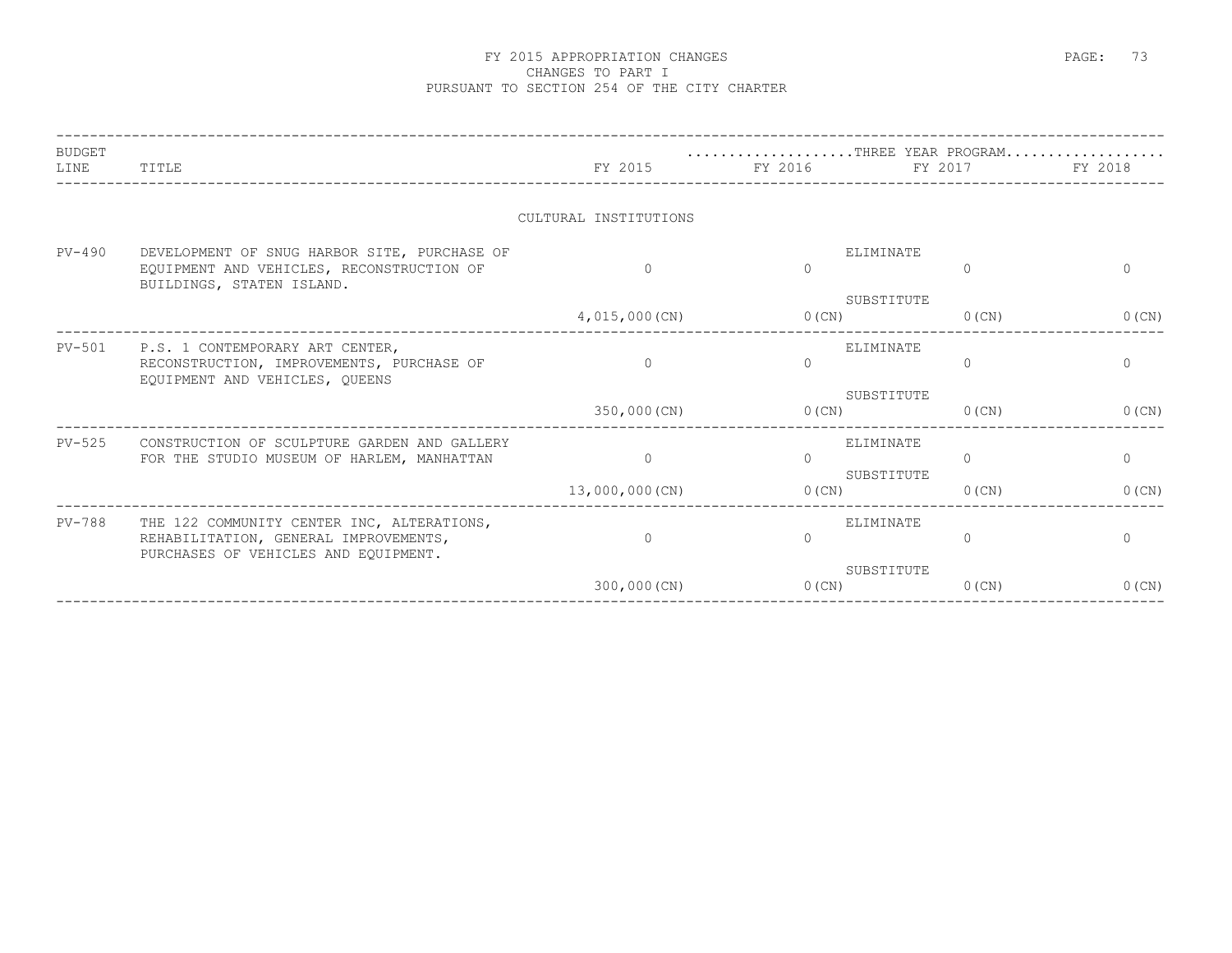# FY 2015 APPROPRIATION CHANGES
## CHANGES TO PART I
## PURSUANT TO SECTION 254 OF THE CITY CHARTER

CULTURAL INSTITUTIONS

| BUDGET LINE | TITLE | | FY 2015 | FY 2016 | FY 2017 | FY 2018 |
|---|---|---|---|---|---|---|
| | | | | THREE YEAR PROGRAM | | |
| PV-490 | DEVELOPMENT OF SNUG HARBOR SITE, PURCHASE OF EQUIPMENT AND VEHICLES, RECONSTRUCTION OF BUILDINGS, STATEN ISLAND. | ELIMINATE | 0 | 0 | 0 | 0 |
| | | SUBSTITUTE | 4,015,000(CN) | 0(CN) | 0(CN) | 0(CN) |
| PV-501 | P.S. 1 CONTEMPORARY ART CENTER, RECONSTRUCTION, IMPROVEMENTS, PURCHASE OF EQUIPMENT AND VEHICLES, QUEENS | ELIMINATE | 0 | 0 | 0 | 0 |
| | | SUBSTITUTE | 350,000(CN) | 0(CN) | 0(CN) | 0(CN) |
| PV-525 | CONSTRUCTION OF SCULPTURE GARDEN AND GALLERY FOR THE STUDIO MUSEUM OF HARLEM, MANHATTAN | ELIMINATE | 0 | 0 | 0 | 0 |
| | | SUBSTITUTE | 13,000,000(CN) | 0(CN) | 0(CN) | 0(CN) |
| PV-788 | THE 122 COMMUNITY CENTER INC, ALTERATIONS, REHABILITATION, GENERAL IMPROVEMENTS, PURCHASES OF VEHICLES AND EQUIPMENT. | ELIMINATE | 0 | 0 | 0 | 0 |
| | | SUBSTITUTE | 300,000(CN) | 0(CN) | 0(CN) | 0(CN) |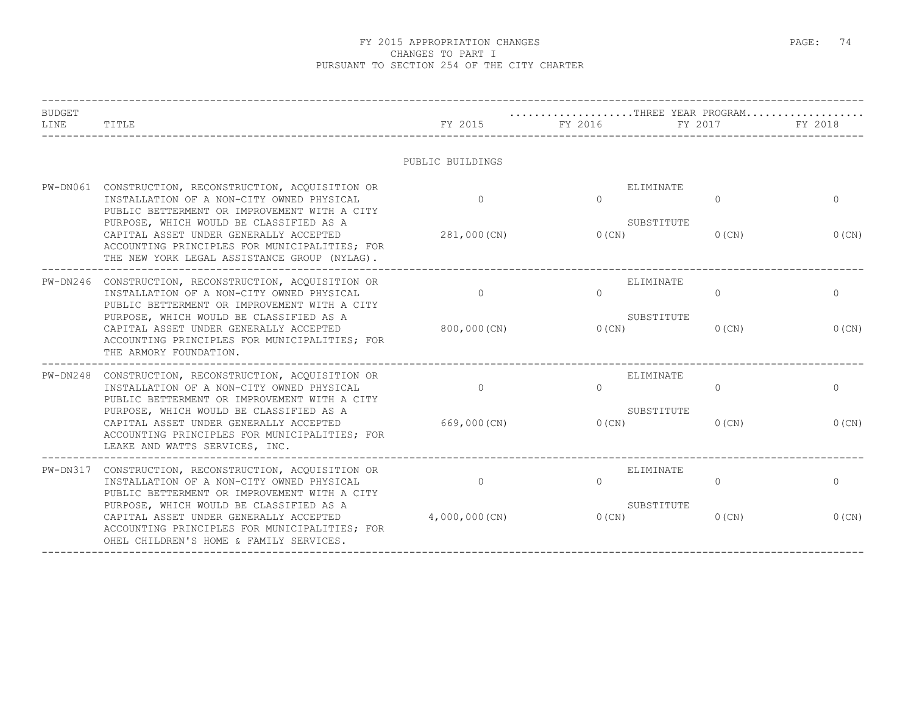# FY 2015 APPROPRIATION CHANGES
## CHANGES TO PART I
## PURSUANT TO SECTION 254 OF THE CITY CHARTER

| BUDGET LINE | TITLE | FY 2015 | FY 2016 | FY 2017 | FY 2018 |
|---|---|---|---|---|---|
| | | PUBLIC BUILDINGS | | | |
| PW-DN061 | CONSTRUCTION, RECONSTRUCTION, ACQUISITION OR INSTALLATION OF A NON-CITY OWNED PHYSICAL PUBLIC BETTERMENT OR IMPROVEMENT WITH A CITY PURPOSE, WHICH WOULD BE CLASSIFIED AS A CAPITAL ASSET UNDER GENERALLY ACCEPTED ACCOUNTING PRINCIPLES FOR MUNICIPALITIES; FOR THE NEW YORK LEGAL ASSISTANCE GROUP (NYLAG). | ELIMINATE<br>0<br>SUBSTITUTE<br>281,000(CN) | 0<br>0(CN) | 0<br>0(CN) | 0<br>0(CN) |
| PW-DN246 | CONSTRUCTION, RECONSTRUCTION, ACQUISITION OR INSTALLATION OF A NON-CITY OWNED PHYSICAL PUBLIC BETTERMENT OR IMPROVEMENT WITH A CITY PURPOSE, WHICH WOULD BE CLASSIFIED AS A CAPITAL ASSET UNDER GENERALLY ACCEPTED ACCOUNTING PRINCIPLES FOR MUNICIPALITIES; FOR THE ARMORY FOUNDATION. | ELIMINATE<br>0<br>SUBSTITUTE<br>800,000(CN) | 0<br>0(CN) | 0<br>0(CN) | 0<br>0(CN) |
| PW-DN248 | CONSTRUCTION, RECONSTRUCTION, ACQUISITION OR INSTALLATION OF A NON-CITY OWNED PHYSICAL PUBLIC BETTERMENT OR IMPROVEMENT WITH A CITY PURPOSE, WHICH WOULD BE CLASSIFIED AS A CAPITAL ASSET UNDER GENERALLY ACCEPTED ACCOUNTING PRINCIPLES FOR MUNICIPALITIES; FOR LEAKE AND WATTS SERVICES, INC. | ELIMINATE<br>0<br>SUBSTITUTE<br>669,000(CN) | 0<br>0(CN) | 0<br>0(CN) | 0<br>0(CN) |
| PW-DN317 | CONSTRUCTION, RECONSTRUCTION, ACQUISITION OR INSTALLATION OF A NON-CITY OWNED PHYSICAL PUBLIC BETTERMENT OR IMPROVEMENT WITH A CITY PURPOSE, WHICH WOULD BE CLASSIFIED AS A CAPITAL ASSET UNDER GENERALLY ACCEPTED ACCOUNTING PRINCIPLES FOR MUNICIPALITIES; FOR OHEL CHILDREN'S HOME & FAMILY SERVICES. | ELIMINATE<br>0<br>SUBSTITUTE<br>4,000,000(CN) | 0<br>0(CN) | 0<br>0(CN) | 0<br>0(CN) |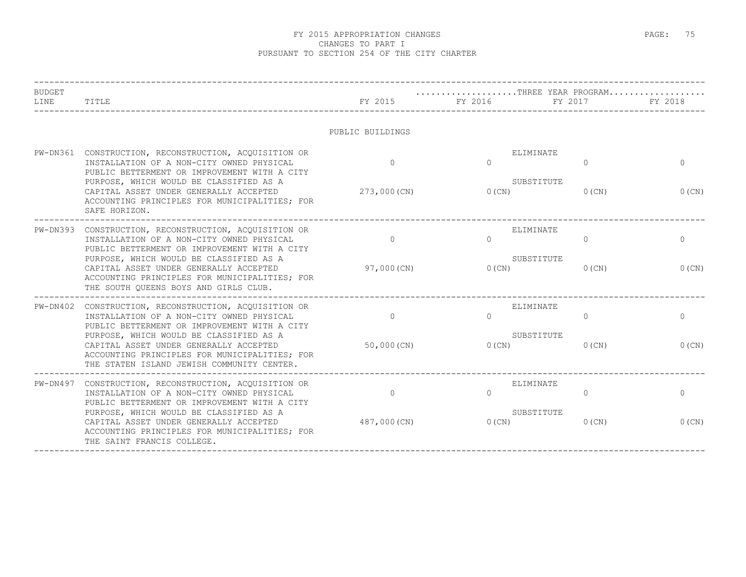# FY 2015 APPROPRIATION CHANGES
## CHANGES TO PART I
## PURSUANT TO SECTION 254 OF THE CITY CHARTER

| BUDGET LINE | TITLE | FY 2015 | THREE YEAR PROGRAM FY 2016 | FY 2017 | FY 2018 |
|---|---|---|---|---|---|
| | PUBLIC BUILDINGS | | | | |
| PW-DN361 | CONSTRUCTION, RECONSTRUCTION, ACQUISITION OR INSTALLATION OF A NON-CITY OWNED PHYSICAL PUBLIC BETTERMENT OR IMPROVEMENT WITH A CITY PURPOSE, WHICH WOULD BE CLASSIFIED AS A CAPITAL ASSET UNDER GENERALLY ACCEPTED ACCOUNTING PRINCIPLES FOR MUNICIPALITIES; FOR SAFE HORIZON. | ELIMINATE | | | |
| | | 0 | 0 | 0 | 0 |
| | | SUBSTITUTE | | | |
| | | 273,000(CN) | 0(CN) | 0(CN) | 0(CN) |
| PW-DN393 | CONSTRUCTION, RECONSTRUCTION, ACQUISITION OR INSTALLATION OF A NON-CITY OWNED PHYSICAL PUBLIC BETTERMENT OR IMPROVEMENT WITH A CITY PURPOSE, WHICH WOULD BE CLASSIFIED AS A CAPITAL ASSET UNDER GENERALLY ACCEPTED ACCOUNTING PRINCIPLES FOR MUNICIPALITIES; FOR THE SOUTH QUEENS BOYS AND GIRLS CLUB. | ELIMINATE | | | |
| | | 0 | 0 | 0 | 0 |
| | | SUBSTITUTE | | | |
| | | 97,000(CN) | 0(CN) | 0(CN) | 0(CN) |
| PW-DN402 | CONSTRUCTION, RECONSTRUCTION, ACQUISITION OR INSTALLATION OF A NON-CITY OWNED PHYSICAL PUBLIC BETTERMENT OR IMPROVEMENT WITH A CITY PURPOSE, WHICH WOULD BE CLASSIFIED AS A CAPITAL ASSET UNDER GENERALLY ACCEPTED ACCOUNTING PRINCIPLES FOR MUNICIPALITIES; FOR THE STATEN ISLAND JEWISH COMMUNITY CENTER. | ELIMINATE | | | |
| | | 0 | 0 | 0 | 0 |
| | | SUBSTITUTE | | | |
| | | 50,000(CN) | 0(CN) | 0(CN) | 0(CN) |
| PW-DN497 | CONSTRUCTION, RECONSTRUCTION, ACQUISITION OR INSTALLATION OF A NON-CITY OWNED PHYSICAL PUBLIC BETTERMENT OR IMPROVEMENT WITH A CITY PURPOSE, WHICH WOULD BE CLASSIFIED AS A CAPITAL ASSET UNDER GENERALLY ACCEPTED ACCOUNTING PRINCIPLES FOR MUNICIPALITIES; FOR THE SAINT FRANCIS COLLEGE. | ELIMINATE | | | |
| | | 0 | 0 | 0 | 0 |
| | | SUBSTITUTE | | | |
| | | 487,000(CN) | 0(CN) | 0(CN) | 0(CN) |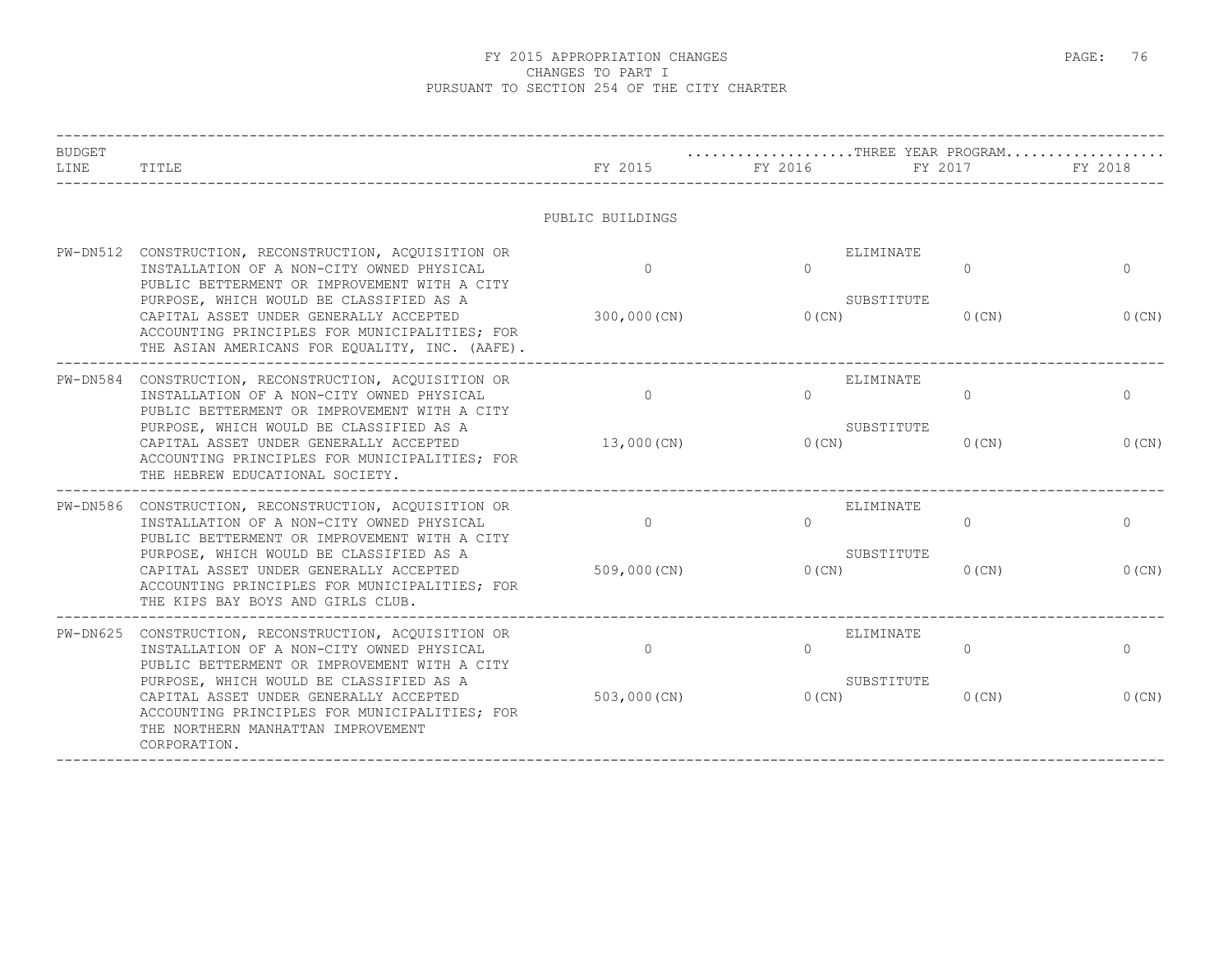# FY 2015 APPROPRIATION CHANGES
## CHANGES TO PART I
## PURSUANT TO SECTION 254 OF THE CITY CHARTER

| BUDGET LINE | TITLE | FY 2015 | THREE YEAR PROGRAM FY 2016 | FY 2017 | FY 2018 |
|---|---|---|---|---|---|
| | PUBLIC BUILDINGS | | | | |
| PW-DN512 | CONSTRUCTION, RECONSTRUCTION, ACQUISITION OR INSTALLATION OF A NON-CITY OWNED PHYSICAL PUBLIC BETTERMENT OR IMPROVEMENT WITH A CITY PURPOSE, WHICH WOULD BE CLASSIFIED AS A CAPITAL ASSET UNDER GENERALLY ACCEPTED ACCOUNTING PRINCIPLES FOR MUNICIPALITIES; FOR THE ASIAN AMERICANS FOR EQUALITY, INC. (AAFE). | ELIMINATE 0<br>SUBSTITUTE 300,000(CN) | 0<br>0(CN) | 0<br>0(CN) | 0<br>0(CN) |
| PW-DN584 | CONSTRUCTION, RECONSTRUCTION, ACQUISITION OR INSTALLATION OF A NON-CITY OWNED PHYSICAL PUBLIC BETTERMENT OR IMPROVEMENT WITH A CITY PURPOSE, WHICH WOULD BE CLASSIFIED AS A CAPITAL ASSET UNDER GENERALLY ACCEPTED ACCOUNTING PRINCIPLES FOR MUNICIPALITIES; FOR THE HEBREW EDUCATIONAL SOCIETY. | ELIMINATE 0<br>SUBSTITUTE 13,000(CN) | 0<br>0(CN) | 0<br>0(CN) | 0<br>0(CN) |
| PW-DN586 | CONSTRUCTION, RECONSTRUCTION, ACQUISITION OR INSTALLATION OF A NON-CITY OWNED PHYSICAL PUBLIC BETTERMENT OR IMPROVEMENT WITH A CITY PURPOSE, WHICH WOULD BE CLASSIFIED AS A CAPITAL ASSET UNDER GENERALLY ACCEPTED ACCOUNTING PRINCIPLES FOR MUNICIPALITIES; FOR THE KIPS BAY BOYS AND GIRLS CLUB. | ELIMINATE 0<br>SUBSTITUTE 509,000(CN) | 0<br>0(CN) | 0<br>0(CN) | 0<br>0(CN) |
| PW-DN625 | CONSTRUCTION, RECONSTRUCTION, ACQUISITION OR INSTALLATION OF A NON-CITY OWNED PHYSICAL PUBLIC BETTERMENT OR IMPROVEMENT WITH A CITY PURPOSE, WHICH WOULD BE CLASSIFIED AS A CAPITAL ASSET UNDER GENERALLY ACCEPTED ACCOUNTING PRINCIPLES FOR MUNICIPALITIES; FOR THE NORTHERN MANHATTAN IMPROVEMENT CORPORATION. | ELIMINATE 0<br>SUBSTITUTE 503,000(CN) | 0<br>0(CN) | 0<br>0(CN) | 0<br>0(CN) |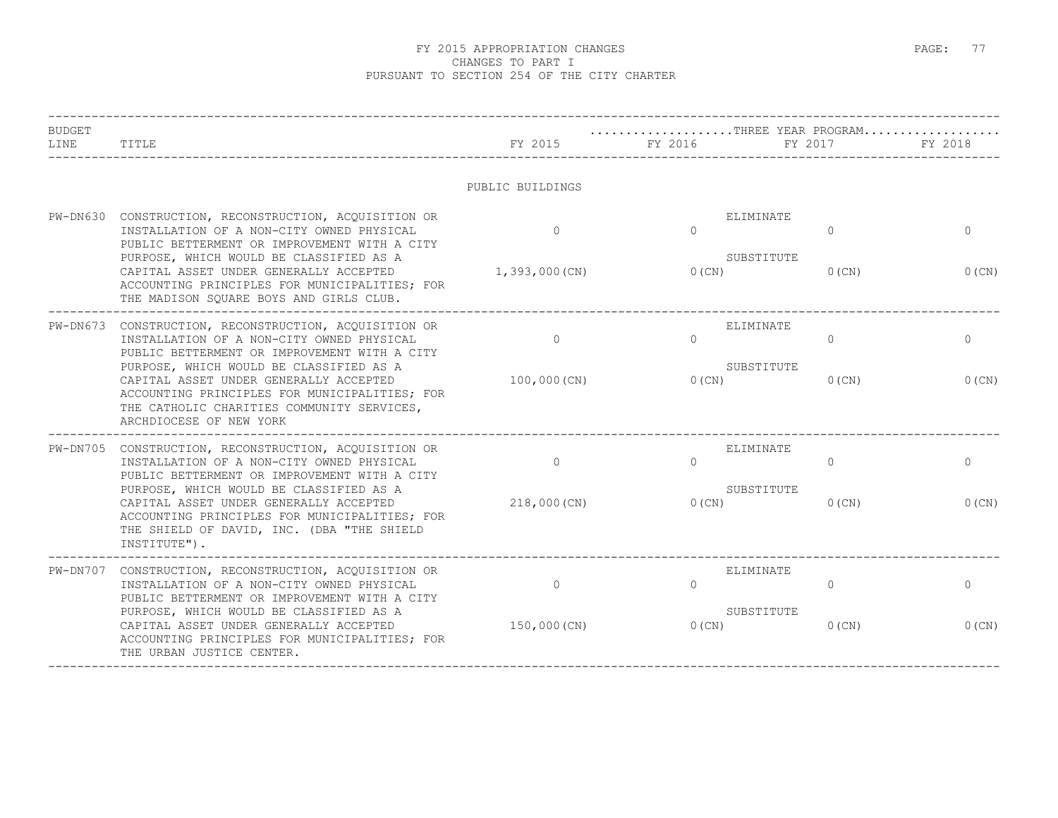# FY 2015 APPROPRIATION CHANGES
## CHANGES TO PART I
## PURSUANT TO SECTION 254 OF THE CITY CHARTER

PUBLIC BUILDINGS

| BUDGET LINE | TITLE | FY 2015 | THREE YEAR PROGRAM FY 2016 | FY 2017 | FY 2018 |
|---|---|---|---|---|---|
| PW-DN630 | CONSTRUCTION, RECONSTRUCTION, ACQUISITION OR INSTALLATION OF A NON-CITY OWNED PHYSICAL PUBLIC BETTERMENT OR IMPROVEMENT WITH A CITY PURPOSE, WHICH WOULD BE CLASSIFIED AS A CAPITAL ASSET UNDER GENERALLY ACCEPTED ACCOUNTING PRINCIPLES FOR MUNICIPALITIES; FOR THE MADISON SQUARE BOYS AND GIRLS CLUB. | ELIMINATE<br>0<br>SUBSTITUTE<br>1,393,000(CN) | 0<br><br>0(CN) | 0<br><br>0(CN) | 0<br><br>0(CN) |
| PW-DN673 | CONSTRUCTION, RECONSTRUCTION, ACQUISITION OR INSTALLATION OF A NON-CITY OWNED PHYSICAL PUBLIC BETTERMENT OR IMPROVEMENT WITH A CITY PURPOSE, WHICH WOULD BE CLASSIFIED AS A CAPITAL ASSET UNDER GENERALLY ACCEPTED ACCOUNTING PRINCIPLES FOR MUNICIPALITIES; FOR THE CATHOLIC CHARITIES COMMUNITY SERVICES, ARCHDIOCESE OF NEW YORK | ELIMINATE<br>0<br>SUBSTITUTE<br>100,000(CN) | 0<br><br>0(CN) | 0<br><br>0(CN) | 0<br><br>0(CN) |
| PW-DN705 | CONSTRUCTION, RECONSTRUCTION, ACQUISITION OR INSTALLATION OF A NON-CITY OWNED PHYSICAL PUBLIC BETTERMENT OR IMPROVEMENT WITH A CITY PURPOSE, WHICH WOULD BE CLASSIFIED AS A CAPITAL ASSET UNDER GENERALLY ACCEPTED ACCOUNTING PRINCIPLES FOR MUNICIPALITIES; FOR THE SHIELD OF DAVID, INC. (DBA "THE SHIELD INSTITUTE"). | ELIMINATE<br>0<br>SUBSTITUTE<br>218,000(CN) | 0<br><br>0(CN) | 0<br><br>0(CN) | 0<br><br>0(CN) |
| PW-DN707 | CONSTRUCTION, RECONSTRUCTION, ACQUISITION OR INSTALLATION OF A NON-CITY OWNED PHYSICAL PUBLIC BETTERMENT OR IMPROVEMENT WITH A CITY PURPOSE, WHICH WOULD BE CLASSIFIED AS A CAPITAL ASSET UNDER GENERALLY ACCEPTED ACCOUNTING PRINCIPLES FOR MUNICIPALITIES; FOR THE URBAN JUSTICE CENTER. | ELIMINATE<br>0<br>SUBSTITUTE<br>150,000(CN) | 0<br><br>0(CN) | 0<br><br>0(CN) | 0<br><br>0(CN) |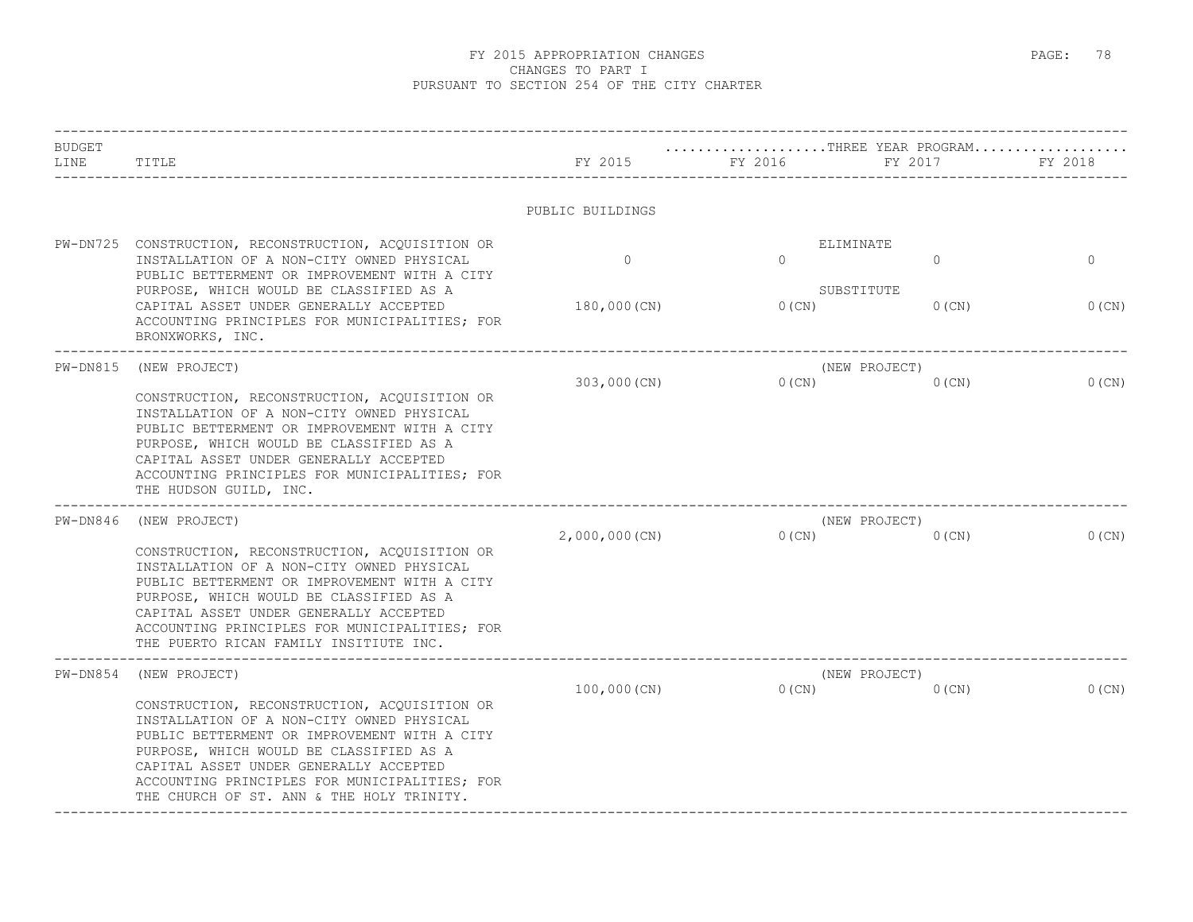# FY 2015 APPROPRIATION CHANGES
## CHANGES TO PART I
## PURSUANT TO SECTION 254 OF THE CITY CHARTER

| BUDGET LINE | TITLE | FY 2015 | FY 2016 | FY 2017 | FY 2018 |
|---|---|---|---|---|---|
| | | | THREE YEAR PROGRAM | | |
| | PUBLIC BUILDINGS | | | | |
| PW-DN725 | CONSTRUCTION, RECONSTRUCTION, ACQUISITION OR INSTALLATION OF A NON-CITY OWNED PHYSICAL PUBLIC BETTERMENT OR IMPROVEMENT WITH A CITY PURPOSE, WHICH WOULD BE CLASSIFIED AS A CAPITAL ASSET UNDER GENERALLY ACCEPTED ACCOUNTING PRINCIPLES FOR MUNICIPALITIES; FOR BRONXWORKS, INC. | ELIMINATE<br>0<br>SUBSTITUTE<br>180,000(CN) | <br>0<br><br>0(CN) | <br>0<br><br>0(CN) | <br>0<br><br>0(CN) |
| PW-DN815 | (NEW PROJECT)<br>CONSTRUCTION, RECONSTRUCTION, ACQUISITION OR INSTALLATION OF A NON-CITY OWNED PHYSICAL PUBLIC BETTERMENT OR IMPROVEMENT WITH A CITY PURPOSE, WHICH WOULD BE CLASSIFIED AS A CAPITAL ASSET UNDER GENERALLY ACCEPTED ACCOUNTING PRINCIPLES FOR MUNICIPALITIES; FOR THE HUDSON GUILD, INC. | (NEW PROJECT)<br>303,000(CN) | 0(CN) | 0(CN) | 0(CN) |
| PW-DN846 | (NEW PROJECT)<br>CONSTRUCTION, RECONSTRUCTION, ACQUISITION OR INSTALLATION OF A NON-CITY OWNED PHYSICAL PUBLIC BETTERMENT OR IMPROVEMENT WITH A CITY PURPOSE, WHICH WOULD BE CLASSIFIED AS A CAPITAL ASSET UNDER GENERALLY ACCEPTED ACCOUNTING PRINCIPLES FOR MUNICIPALITIES; FOR THE PUERTO RICAN FAMILY INSITIUTE INC. | (NEW PROJECT)<br>2,000,000(CN) | 0(CN) | 0(CN) | 0(CN) |
| PW-DN854 | (NEW PROJECT)<br>CONSTRUCTION, RECONSTRUCTION, ACQUISITION OR INSTALLATION OF A NON-CITY OWNED PHYSICAL PUBLIC BETTERMENT OR IMPROVEMENT WITH A CITY PURPOSE, WHICH WOULD BE CLASSIFIED AS A CAPITAL ASSET UNDER GENERALLY ACCEPTED ACCOUNTING PRINCIPLES FOR MUNICIPALITIES; FOR THE CHURCH OF ST. ANN & THE HOLY TRINITY. | (NEW PROJECT)<br>100,000(CN) | 0(CN) | 0(CN) | 0(CN) |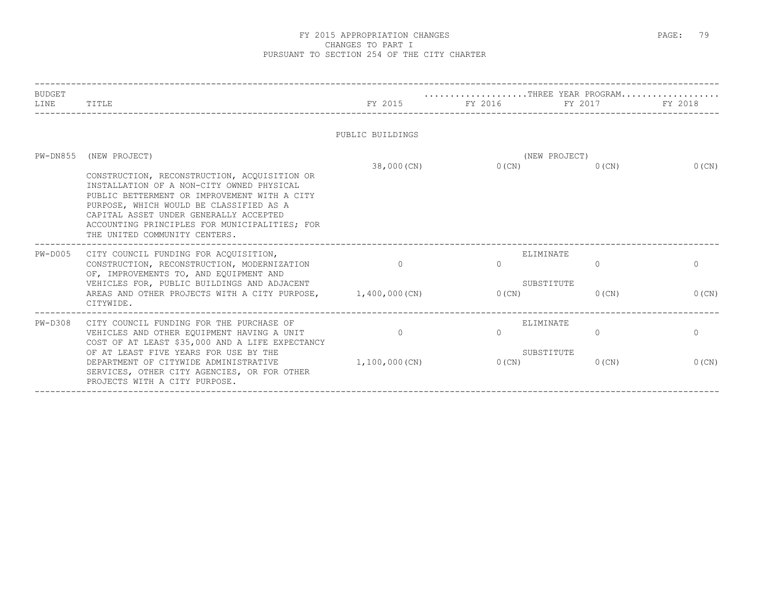# FY 2015 APPROPRIATION CHANGES
## CHANGES TO PART I
## PURSUANT TO SECTION 254 OF THE CITY CHARTER

| BUDGET LINE | TITLE | FY 2015 | FY 2016 | FY 2017 | FY 2018 |
|---|---|---|---|---|---|
| | | | THREE YEAR PROGRAM | | |
| | **PUBLIC BUILDINGS** | | | | |
| PW-DN855 | (NEW PROJECT) | | (NEW PROJECT) | | |
| | CONSTRUCTION, RECONSTRUCTION, ACQUISITION OR INSTALLATION OF A NON-CITY OWNED PHYSICAL PUBLIC BETTERMENT OR IMPROVEMENT WITH A CITY PURPOSE, WHICH WOULD BE CLASSIFIED AS A CAPITAL ASSET UNDER GENERALLY ACCEPTED ACCOUNTING PRINCIPLES FOR MUNICIPALITIES; FOR THE UNITED COMMUNITY CENTERS. | 38,000(CN) | 0(CN) | 0(CN) | 0(CN) |
| PW-D005 | CITY COUNCIL FUNDING FOR ACQUISITION, CONSTRUCTION, RECONSTRUCTION, MODERNIZATION OF, IMPROVEMENTS TO, AND EQUIPMENT AND VEHICLES FOR, PUBLIC BUILDINGS AND ADJACENT AREAS AND OTHER PROJECTS WITH A CITY PURPOSE, CITYWIDE. | | ELIMINATE | | |
| | | 0 | 0 | 0 | 0 |
| | | | SUBSTITUTE | | |
| | | 1,400,000(CN) | 0(CN) | 0(CN) | 0(CN) |
| PW-D308 | CITY COUNCIL FUNDING FOR THE PURCHASE OF VEHICLES AND OTHER EQUIPMENT HAVING A UNIT COST OF AT LEAST $35,000 AND A LIFE EXPECTANCY OF AT LEAST FIVE YEARS FOR USE BY THE DEPARTMENT OF CITYWIDE ADMINISTRATIVE SERVICES, OTHER CITY AGENCIES, OR FOR OTHER PROJECTS WITH A CITY PURPOSE. | | ELIMINATE | | |
| | | 0 | 0 | 0 | 0 |
| | | | SUBSTITUTE | | |
| | | 1,100,000(CN) | 0(CN) | 0(CN) | 0(CN) |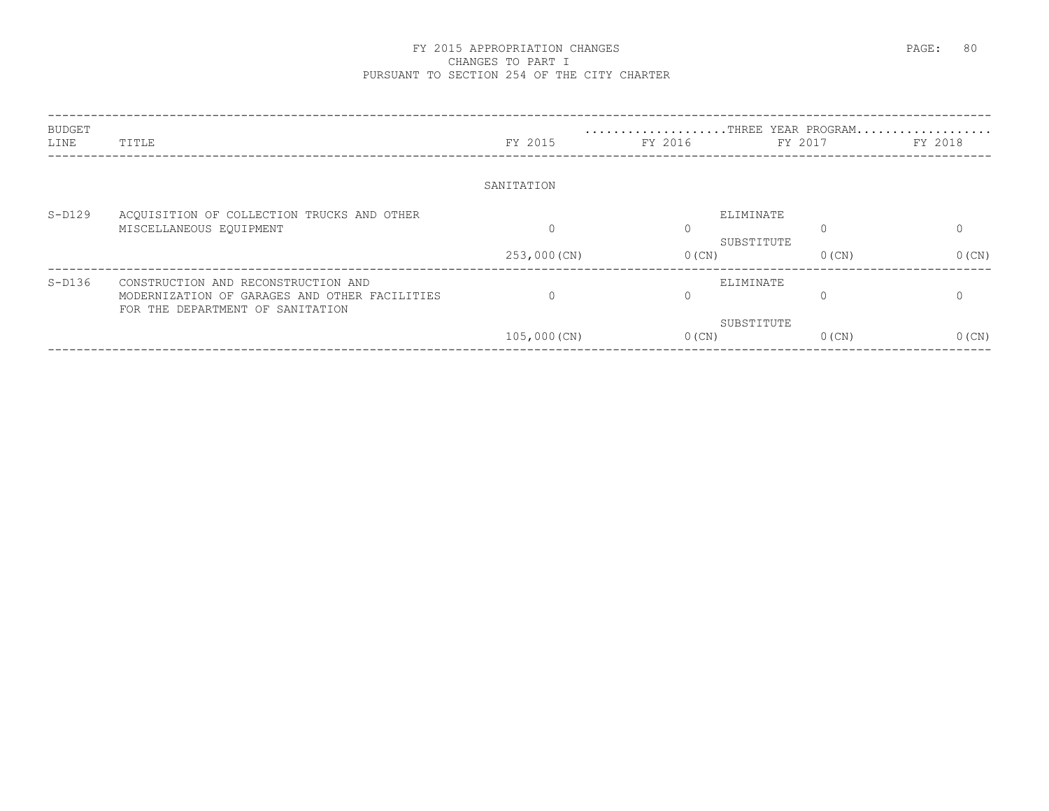# FY 2015 APPROPRIATION CHANGES
## CHANGES TO PART I
## PURSUANT TO SECTION 254 OF THE CITY CHARTER

| BUDGET LINE | TITLE | FY 2015 | THREE YEAR PROGRAM FY 2016 | FY 2017 | FY 2018 |
|---|---|---|---|---|---|
| | | SANITATION | | | |
| S-D129 | ACQUISITION OF COLLECTION TRUCKS AND OTHER MISCELLANEOUS EQUIPMENT | | ELIMINATE | | |
| | | 0 | 0 | 0 | 0 |
| | | | SUBSTITUTE | | |
| | | 253,000(CN) | 0(CN) | 0(CN) | 0(CN) |
| S-D136 | CONSTRUCTION AND RECONSTRUCTION AND MODERNIZATION OF GARAGES AND OTHER FACILITIES FOR THE DEPARTMENT OF SANITATION | | ELIMINATE | | |
| | | 0 | 0 | 0 | 0 |
| | | | SUBSTITUTE | | |
| | | 105,000(CN) | 0(CN) | 0(CN) | 0(CN) |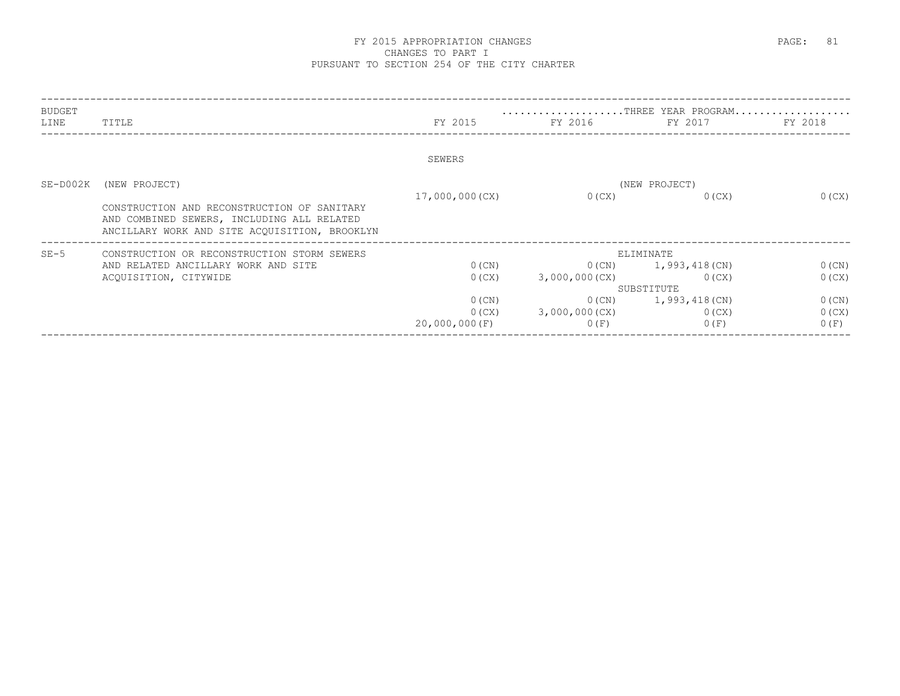# FY 2015 APPROPRIATION CHANGES
## CHANGES TO PART I
## PURSUANT TO SECTION 254 OF THE CITY CHARTER

| BUDGET LINE | TITLE | FY 2015 | THREE YEAR PROGRAM FY 2016 | FY 2017 | FY 2018 |
|---|---|---|---|---|---|
| | | SEWERS | | | |
| SE-D002K | (NEW PROJECT) | | | (NEW PROJECT) | |
| | CONSTRUCTION AND RECONSTRUCTION OF SANITARY AND COMBINED SEWERS, INCLUDING ALL RELATED ANCILLARY WORK AND SITE ACQUISITION, BROOKLYN | 17,000,000(CX) | 0(CX) | 0(CX) | 0(CX) |
| SE-5 | CONSTRUCTION OR RECONSTRUCTION STORM SEWERS AND RELATED ANCILLARY WORK AND SITE ACQUISITION, CITYWIDE | | | ELIMINATE | |
| | | 0(CN) | 0(CN) | 1,993,418(CN) | 0(CN) |
| | | 0(CX) | 3,000,000(CX) | 0(CX) | 0(CX) |
| | | | | SUBSTITUTE | |
| | | 0(CN) | 0(CN) | 1,993,418(CN) | 0(CN) |
| | | 0(CX) | 3,000,000(CX) | 0(CX) | 0(CX) |
| | | 20,000,000(F) | 0(F) | 0(F) | 0(F) |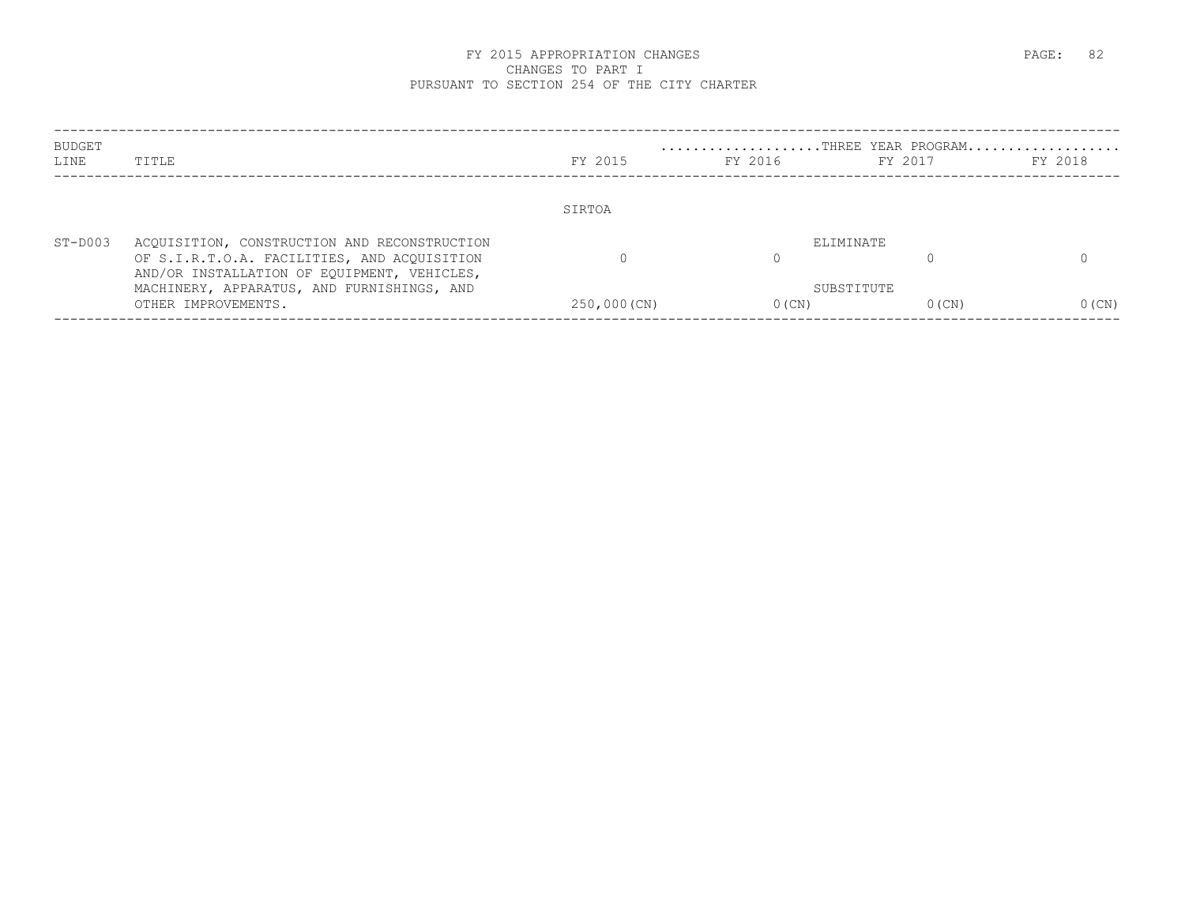# FY 2015 APPROPRIATION CHANGES
## CHANGES TO PART I
## PURSUANT TO SECTION 254 OF THE CITY CHARTER

| BUDGET LINE | TITLE | FY 2015 | FY 2016 | FY 2017 | FY 2018 |
|---|---|---|---|---|---|
| | | | THREE YEAR PROGRAM | | |
| | | SIRTOA | | | |
| ST-D003 | ACQUISITION, CONSTRUCTION AND RECONSTRUCTION OF S.I.R.T.O.A. FACILITIES, AND ACQUISITION AND/OR INSTALLATION OF EQUIPMENT, VEHICLES, MACHINERY, APPARATUS, AND FURNISHINGS, AND OTHER IMPROVEMENTS. | | | | |
| | ELIMINATE | 0 | 0 | 0 | 0 |
| | SUBSTITUTE | 250,000(CN) | 0(CN) | 0(CN) | 0(CN) |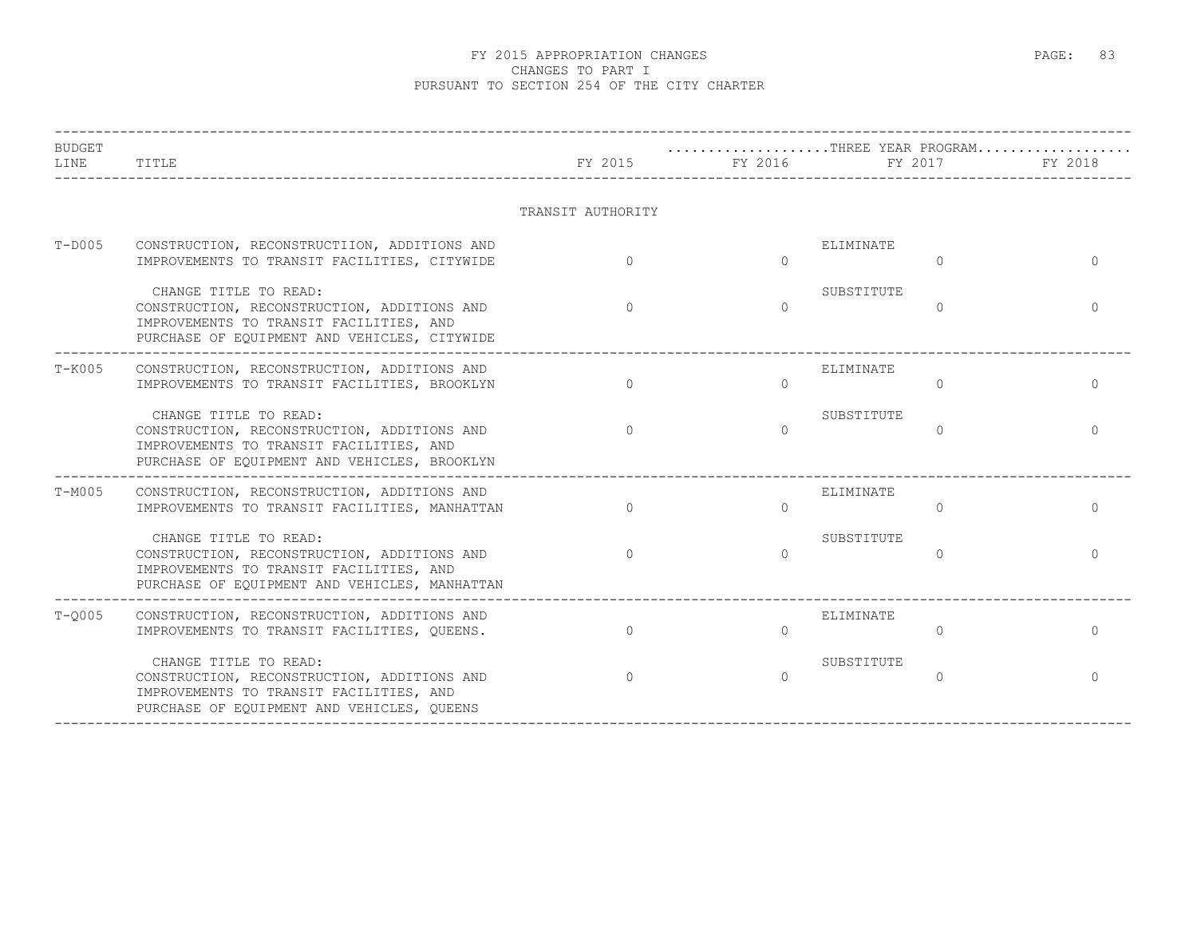# FY 2015 APPROPRIATION CHANGES
## CHANGES TO PART I
## PURSUANT TO SECTION 254 OF THE CITY CHARTER

| BUDGET LINE | TITLE | FY 2015 | FY 2016 | | FY 2017 | FY 2018 |
|---|---|---|---|---|---|---|
| | | | ...................THREE YEAR PROGRAM.................. | | | |
| | TRANSIT AUTHORITY | | | | | |
| T-D005 | CONSTRUCTION, RECONSTRUCTIION, ADDITIONS AND IMPROVEMENTS TO TRANSIT FACILITIES, CITYWIDE | 0 | 0 | ELIMINATE | 0 | 0 |
| | CHANGE TITLE TO READ: CONSTRUCTION, RECONSTRUCTION, ADDITIONS AND IMPROVEMENTS TO TRANSIT FACILITIES, AND PURCHASE OF EQUIPMENT AND VEHICLES, CITYWIDE | 0 | 0 | SUBSTITUTE | 0 | 0 |
| T-K005 | CONSTRUCTION, RECONSTRUCTION, ADDITIONS AND IMPROVEMENTS TO TRANSIT FACILITIES, BROOKLYN | 0 | 0 | ELIMINATE | 0 | 0 |
| | CHANGE TITLE TO READ: CONSTRUCTION, RECONSTRUCTION, ADDITIONS AND IMPROVEMENTS TO TRANSIT FACILITIES, AND PURCHASE OF EQUIPMENT AND VEHICLES, BROOKLYN | 0 | 0 | SUBSTITUTE | 0 | 0 |
| T-M005 | CONSTRUCTION, RECONSTRUCTION, ADDITIONS AND IMPROVEMENTS TO TRANSIT FACILITIES, MANHATTAN | 0 | 0 | ELIMINATE | 0 | 0 |
| | CHANGE TITLE TO READ: CONSTRUCTION, RECONSTRUCTION, ADDITIONS AND IMPROVEMENTS TO TRANSIT FACILITIES, AND PURCHASE OF EQUIPMENT AND VEHICLES, MANHATTAN | 0 | 0 | SUBSTITUTE | 0 | 0 |
| T-Q005 | CONSTRUCTION, RECONSTRUCTION, ADDITIONS AND IMPROVEMENTS TO TRANSIT FACILITIES, QUEENS. | 0 | 0 | ELIMINATE | 0 | 0 |
| | CHANGE TITLE TO READ: CONSTRUCTION, RECONSTRUCTION, ADDITIONS AND IMPROVEMENTS TO TRANSIT FACILITIES, AND PURCHASE OF EQUIPMENT AND VEHICLES, QUEENS | 0 | 0 | SUBSTITUTE | 0 | 0 |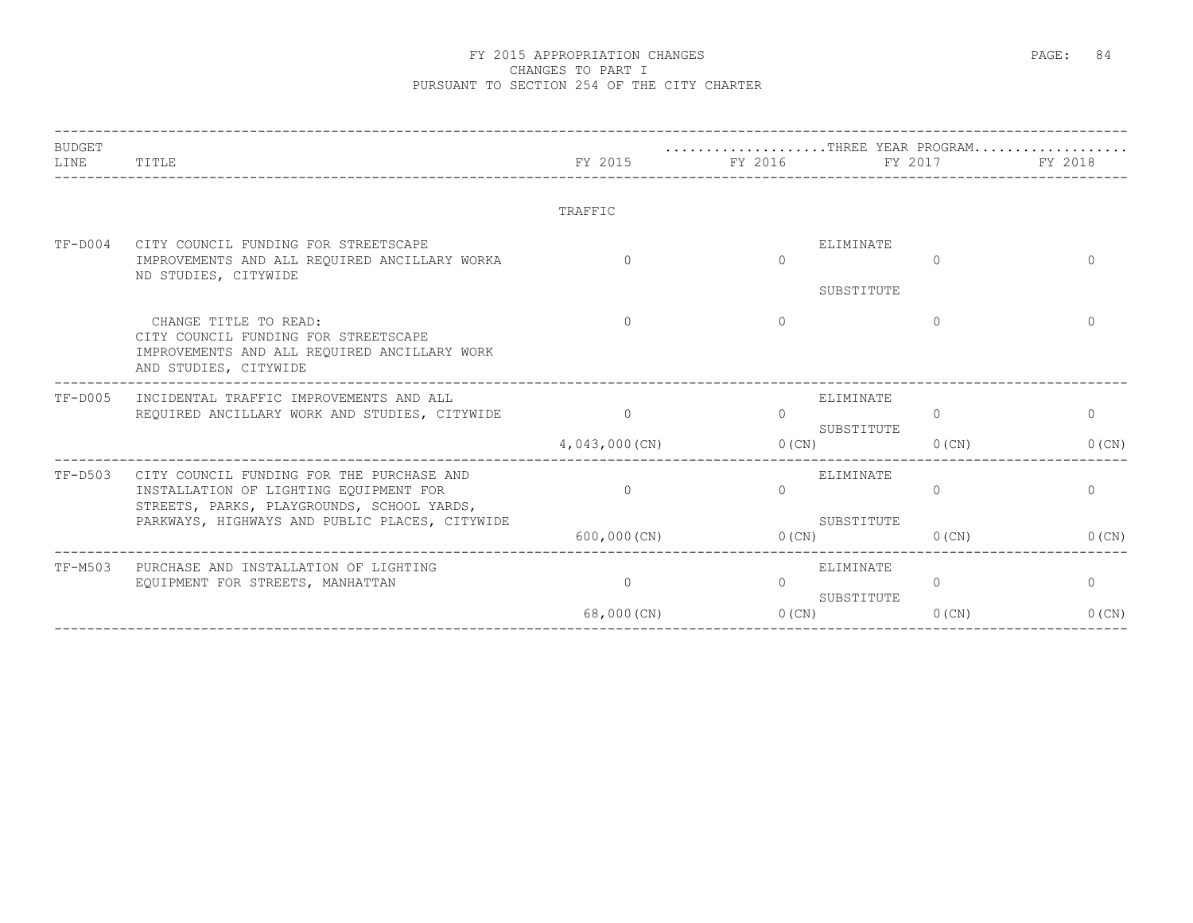# FY 2015 APPROPRIATION CHANGES
## CHANGES TO PART I
## PURSUANT TO SECTION 254 OF THE CITY CHARTER

| BUDGET LINE | TITLE | FY 2015 | THREE YEAR PROGRAM FY 2016 | FY 2017 | FY 2018 |
|---|---|---|---|---|---|
| | TRAFFIC | | | | |
| TF-D004 | CITY COUNCIL FUNDING FOR STREETSCAPE IMPROVEMENTS AND ALL REQUIRED ANCILLARY WORKA ND STUDIES, CITYWIDE | | ELIMINATE | | |
| | | 0 | 0 | 0 | 0 |
| | | | SUBSTITUTE | | |
| | CHANGE TITLE TO READ: CITY COUNCIL FUNDING FOR STREETSCAPE IMPROVEMENTS AND ALL REQUIRED ANCILLARY WORK AND STUDIES, CITYWIDE | 0 | 0 | 0 | 0 |
| TF-D005 | INCIDENTAL TRAFFIC IMPROVEMENTS AND ALL REQUIRED ANCILLARY WORK AND STUDIES, CITYWIDE | | ELIMINATE | | |
| | | 0 | 0 | 0 | 0 |
| | | | SUBSTITUTE | | |
| | | 4,043,000(CN) | 0(CN) | 0(CN) | 0(CN) |
| TF-D503 | CITY COUNCIL FUNDING FOR THE PURCHASE AND INSTALLATION OF LIGHTING EQUIPMENT FOR STREETS, PARKS, PLAYGROUNDS, SCHOOL YARDS, PARKWAYS, HIGHWAYS AND PUBLIC PLACES, CITYWIDE | | ELIMINATE | | |
| | | 0 | 0 | 0 | 0 |
| | | | SUBSTITUTE | | |
| | | 600,000(CN) | 0(CN) | 0(CN) | 0(CN) |
| TF-M503 | PURCHASE AND INSTALLATION OF LIGHTING EQUIPMENT FOR STREETS, MANHATTAN | | ELIMINATE | | |
| | | 0 | 0 | 0 | 0 |
| | | | SUBSTITUTE | | |
| | | 68,000(CN) | 0(CN) | 0(CN) | 0(CN) |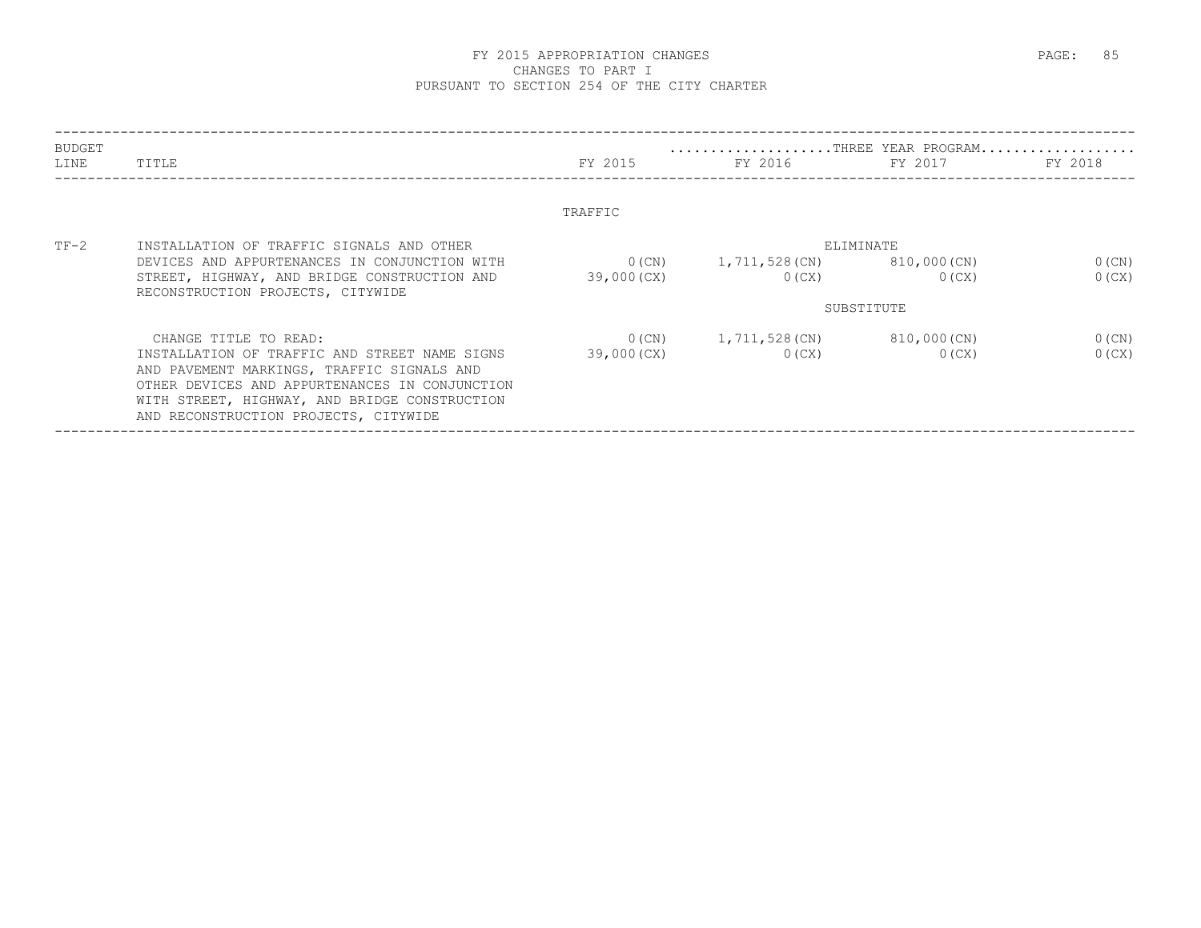# FY 2015 APPROPRIATION CHANGES
## CHANGES TO PART I
## PURSUANT TO SECTION 254 OF THE CITY CHARTER

| BUDGET LINE | TITLE | FY 2015 | THREE YEAR PROGRAM FY 2016 | FY 2017 | FY 2018 |
|---|---|---|---|---|---|
| | | TRAFFIC | | | |
| TF-2 | INSTALLATION OF TRAFFIC SIGNALS AND OTHER DEVICES AND APPURTENANCES IN CONJUNCTION WITH STREET, HIGHWAY, AND BRIDGE CONSTRUCTION AND RECONSTRUCTION PROJECTS, CITYWIDE | | | ELIMINATE | |
| | | 0(CN) | 1,711,528(CN) | 810,000(CN) | 0(CN) |
| | | 39,000(CX) | 0(CX) | 0(CX) | 0(CX) |
| | | | | SUBSTITUTE | |
| | CHANGE TITLE TO READ: INSTALLATION OF TRAFFIC AND STREET NAME SIGNS AND PAVEMENT MARKINGS, TRAFFIC SIGNALS AND OTHER DEVICES AND APPURTENANCES IN CONJUNCTION WITH STREET, HIGHWAY, AND BRIDGE CONSTRUCTION AND RECONSTRUCTION PROJECTS, CITYWIDE | 0(CN) | 1,711,528(CN) | 810,000(CN) | 0(CN) |
| | | 39,000(CX) | 0(CX) | 0(CX) | 0(CX) |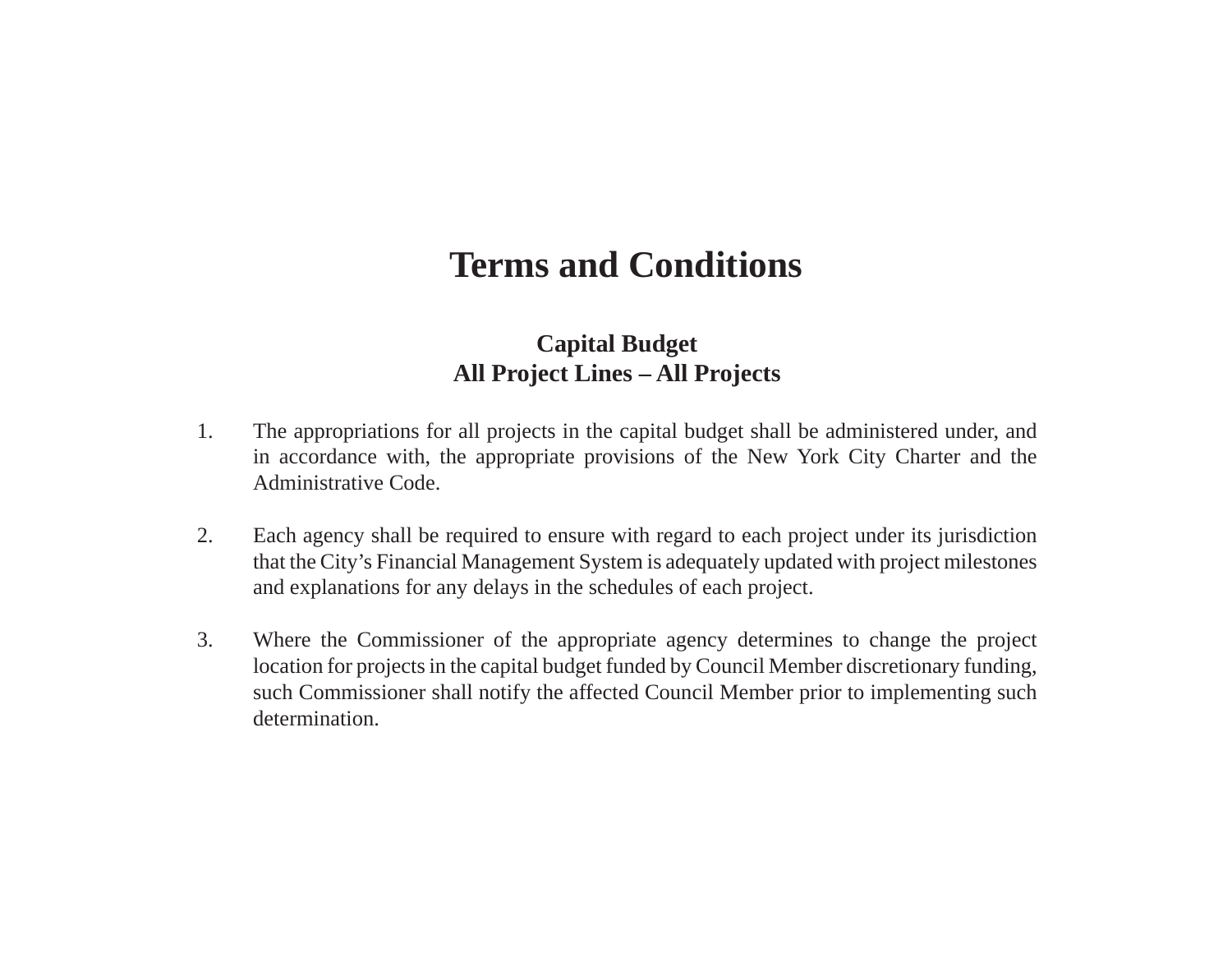# Terms and Conditions

## Capital Budget
## All Project Lines – All Projects

1. The appropriations for all projects in the capital budget shall be administered under, and in accordance with, the appropriate provisions of the New York City Charter and the Administrative Code.

2. Each agency shall be required to ensure with regard to each project under its jurisdiction that the City's Financial Management System is adequately updated with project milestones and explanations for any delays in the schedules of each project.

3. Where the Commissioner of the appropriate agency determines to change the project location for projects in the capital budget funded by Council Member discretionary funding, such Commissioner shall notify the affected Council Member prior to implementing such determination.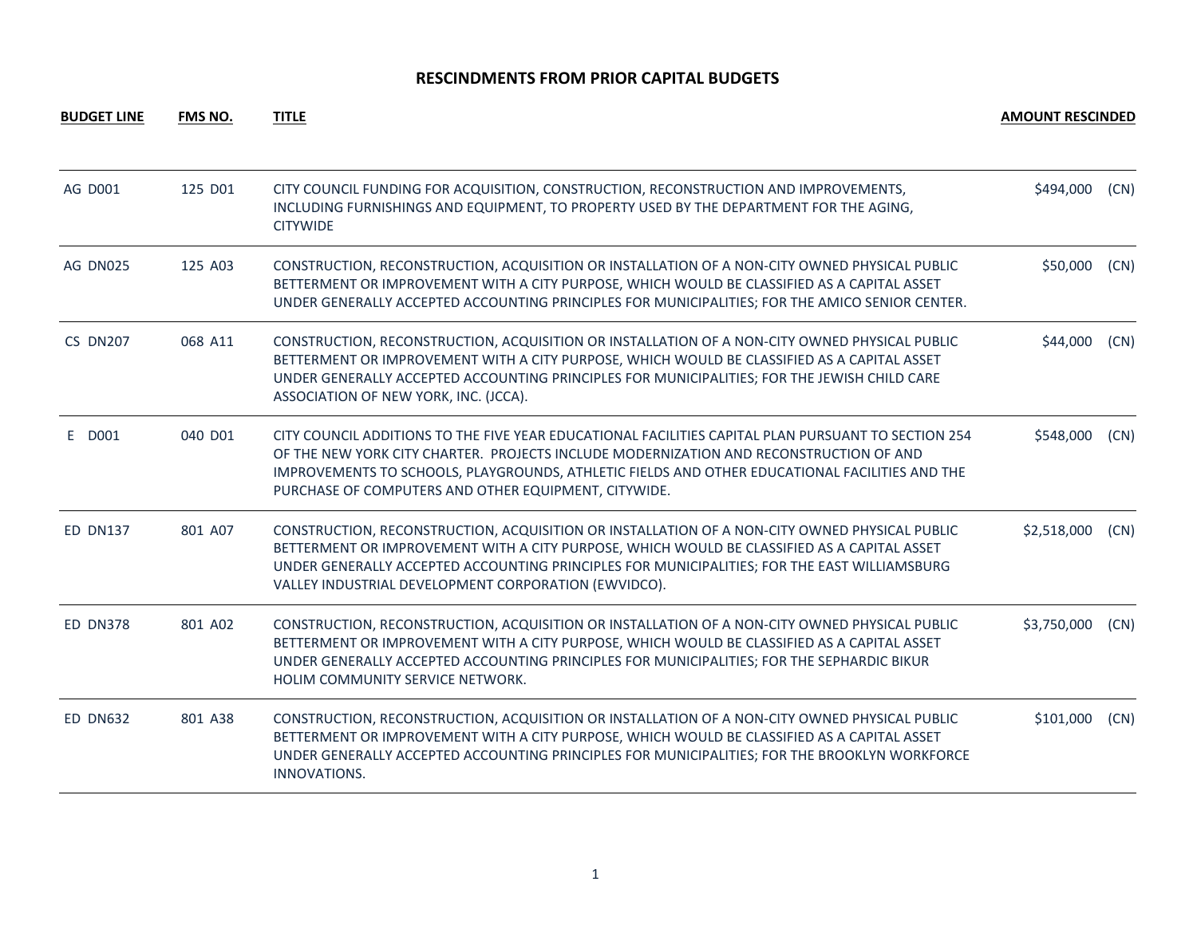# RESCINDMENTS FROM PRIOR CAPITAL BUDGETS

| BUDGET LINE | FMS NO. | TITLE | AMOUNT RESCINDED |
|---|---|---|---|
| AG D001 | 125 D01 | CITY COUNCIL FUNDING FOR ACQUISITION, CONSTRUCTION, RECONSTRUCTION AND IMPROVEMENTS, INCLUDING FURNISHINGS AND EQUIPMENT, TO PROPERTY USED BY THE DEPARTMENT FOR THE AGING, CITYWIDE | $494,000 (CN) |
| AG DN025 | 125 A03 | CONSTRUCTION, RECONSTRUCTION, ACQUISITION OR INSTALLATION OF A NON-CITY OWNED PHYSICAL PUBLIC BETTERMENT OR IMPROVEMENT WITH A CITY PURPOSE, WHICH WOULD BE CLASSIFIED AS A CAPITAL ASSET UNDER GENERALLY ACCEPTED ACCOUNTING PRINCIPLES FOR MUNICIPALITIES; FOR THE AMICO SENIOR CENTER. | $50,000 (CN) |
| CS DN207 | 068 A11 | CONSTRUCTION, RECONSTRUCTION, ACQUISITION OR INSTALLATION OF A NON-CITY OWNED PHYSICAL PUBLIC BETTERMENT OR IMPROVEMENT WITH A CITY PURPOSE, WHICH WOULD BE CLASSIFIED AS A CAPITAL ASSET UNDER GENERALLY ACCEPTED ACCOUNTING PRINCIPLES FOR MUNICIPALITIES; FOR THE JEWISH CHILD CARE ASSOCIATION OF NEW YORK, INC. (JCCA). | $44,000 (CN) |
| E D001 | 040 D01 | CITY COUNCIL ADDITIONS TO THE FIVE YEAR EDUCATIONAL FACILITIES CAPITAL PLAN PURSUANT TO SECTION 254 OF THE NEW YORK CITY CHARTER. PROJECTS INCLUDE MODERNIZATION AND RECONSTRUCTION OF AND IMPROVEMENTS TO SCHOOLS, PLAYGROUNDS, ATHLETIC FIELDS AND OTHER EDUCATIONAL FACILITIES AND THE PURCHASE OF COMPUTERS AND OTHER EQUIPMENT, CITYWIDE. | $548,000 (CN) |
| ED DN137 | 801 A07 | CONSTRUCTION, RECONSTRUCTION, ACQUISITION OR INSTALLATION OF A NON-CITY OWNED PHYSICAL PUBLIC BETTERMENT OR IMPROVEMENT WITH A CITY PURPOSE, WHICH WOULD BE CLASSIFIED AS A CAPITAL ASSET UNDER GENERALLY ACCEPTED ACCOUNTING PRINCIPLES FOR MUNICIPALITIES; FOR THE EAST WILLIAMSBURG VALLEY INDUSTRIAL DEVELOPMENT CORPORATION (EWVIDCO). | $2,518,000 (CN) |
| ED DN378 | 801 A02 | CONSTRUCTION, RECONSTRUCTION, ACQUISITION OR INSTALLATION OF A NON-CITY OWNED PHYSICAL PUBLIC BETTERMENT OR IMPROVEMENT WITH A CITY PURPOSE, WHICH WOULD BE CLASSIFIED AS A CAPITAL ASSET UNDER GENERALLY ACCEPTED ACCOUNTING PRINCIPLES FOR MUNICIPALITIES; FOR THE SEPHARDIC BIKUR HOLIM COMMUNITY SERVICE NETWORK. | $3,750,000 (CN) |
| ED DN632 | 801 A38 | CONSTRUCTION, RECONSTRUCTION, ACQUISITION OR INSTALLATION OF A NON-CITY OWNED PHYSICAL PUBLIC BETTERMENT OR IMPROVEMENT WITH A CITY PURPOSE, WHICH WOULD BE CLASSIFIED AS A CAPITAL ASSET UNDER GENERALLY ACCEPTED ACCOUNTING PRINCIPLES FOR MUNICIPALITIES; FOR THE BROOKLYN WORKFORCE INNOVATIONS. | $101,000 (CN) |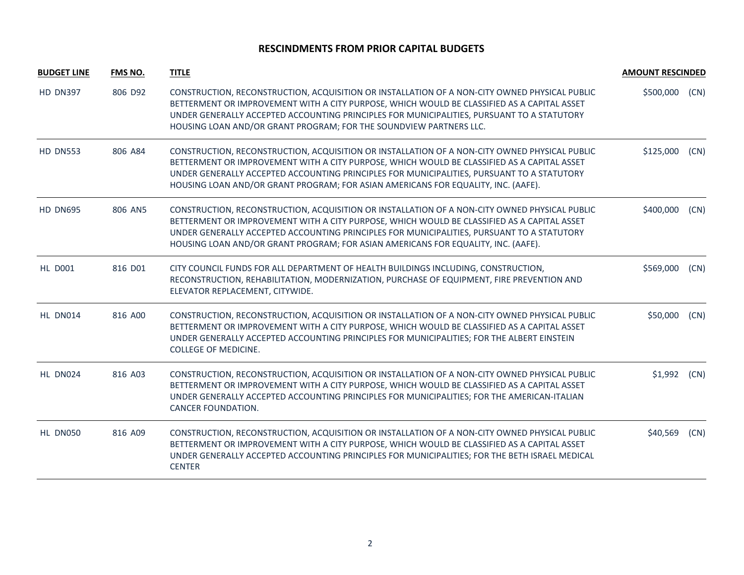## RESCINDMENTS FROM PRIOR CAPITAL BUDGETS

| BUDGET LINE | FMS NO. | TITLE | AMOUNT RESCINDED |
|---|---|---|---|
| HD DN397 | 806 D92 | CONSTRUCTION, RECONSTRUCTION, ACQUISITION OR INSTALLATION OF A NON-CITY OWNED PHYSICAL PUBLIC BETTERMENT OR IMPROVEMENT WITH A CITY PURPOSE, WHICH WOULD BE CLASSIFIED AS A CAPITAL ASSET UNDER GENERALLY ACCEPTED ACCOUNTING PRINCIPLES FOR MUNICIPALITIES, PURSUANT TO A STATUTORY HOUSING LOAN AND/OR GRANT PROGRAM; FOR THE SOUNDVIEW PARTNERS LLC. | \$500,000 (CN) |
| HD DN553 | 806 A84 | CONSTRUCTION, RECONSTRUCTION, ACQUISITION OR INSTALLATION OF A NON-CITY OWNED PHYSICAL PUBLIC BETTERMENT OR IMPROVEMENT WITH A CITY PURPOSE, WHICH WOULD BE CLASSIFIED AS A CAPITAL ASSET UNDER GENERALLY ACCEPTED ACCOUNTING PRINCIPLES FOR MUNICIPALITIES, PURSUANT TO A STATUTORY HOUSING LOAN AND/OR GRANT PROGRAM; FOR ASIAN AMERICANS FOR EQUALITY, INC. (AAFE). | \$125,000 (CN) |
| HD DN695 | 806 AN5 | CONSTRUCTION, RECONSTRUCTION, ACQUISITION OR INSTALLATION OF A NON-CITY OWNED PHYSICAL PUBLIC BETTERMENT OR IMPROVEMENT WITH A CITY PURPOSE, WHICH WOULD BE CLASSIFIED AS A CAPITAL ASSET UNDER GENERALLY ACCEPTED ACCOUNTING PRINCIPLES FOR MUNICIPALITIES, PURSUANT TO A STATUTORY HOUSING LOAN AND/OR GRANT PROGRAM; FOR ASIAN AMERICANS FOR EQUALITY, INC. (AAFE). | \$400,000 (CN) |
| HL D001 | 816 D01 | CITY COUNCIL FUNDS FOR ALL DEPARTMENT OF HEALTH BUILDINGS INCLUDING, CONSTRUCTION, RECONSTRUCTION, REHABILITATION, MODERNIZATION, PURCHASE OF EQUIPMENT, FIRE PREVENTION AND ELEVATOR REPLACEMENT, CITYWIDE. | \$569,000 (CN) |
| HL DN014 | 816 A00 | CONSTRUCTION, RECONSTRUCTION, ACQUISITION OR INSTALLATION OF A NON-CITY OWNED PHYSICAL PUBLIC BETTERMENT OR IMPROVEMENT WITH A CITY PURPOSE, WHICH WOULD BE CLASSIFIED AS A CAPITAL ASSET UNDER GENERALLY ACCEPTED ACCOUNTING PRINCIPLES FOR MUNICIPALITIES; FOR THE ALBERT EINSTEIN COLLEGE OF MEDICINE. | \$50,000 (CN) |
| HL DN024 | 816 A03 | CONSTRUCTION, RECONSTRUCTION, ACQUISITION OR INSTALLATION OF A NON-CITY OWNED PHYSICAL PUBLIC BETTERMENT OR IMPROVEMENT WITH A CITY PURPOSE, WHICH WOULD BE CLASSIFIED AS A CAPITAL ASSET UNDER GENERALLY ACCEPTED ACCOUNTING PRINCIPLES FOR MUNICIPALITIES; FOR THE AMERICAN-ITALIAN CANCER FOUNDATION. | \$1,992 (CN) |
| HL DN050 | 816 A09 | CONSTRUCTION, RECONSTRUCTION, ACQUISITION OR INSTALLATION OF A NON-CITY OWNED PHYSICAL PUBLIC BETTERMENT OR IMPROVEMENT WITH A CITY PURPOSE, WHICH WOULD BE CLASSIFIED AS A CAPITAL ASSET UNDER GENERALLY ACCEPTED ACCOUNTING PRINCIPLES FOR MUNICIPALITIES; FOR THE BETH ISRAEL MEDICAL CENTER | \$40,569 (CN) |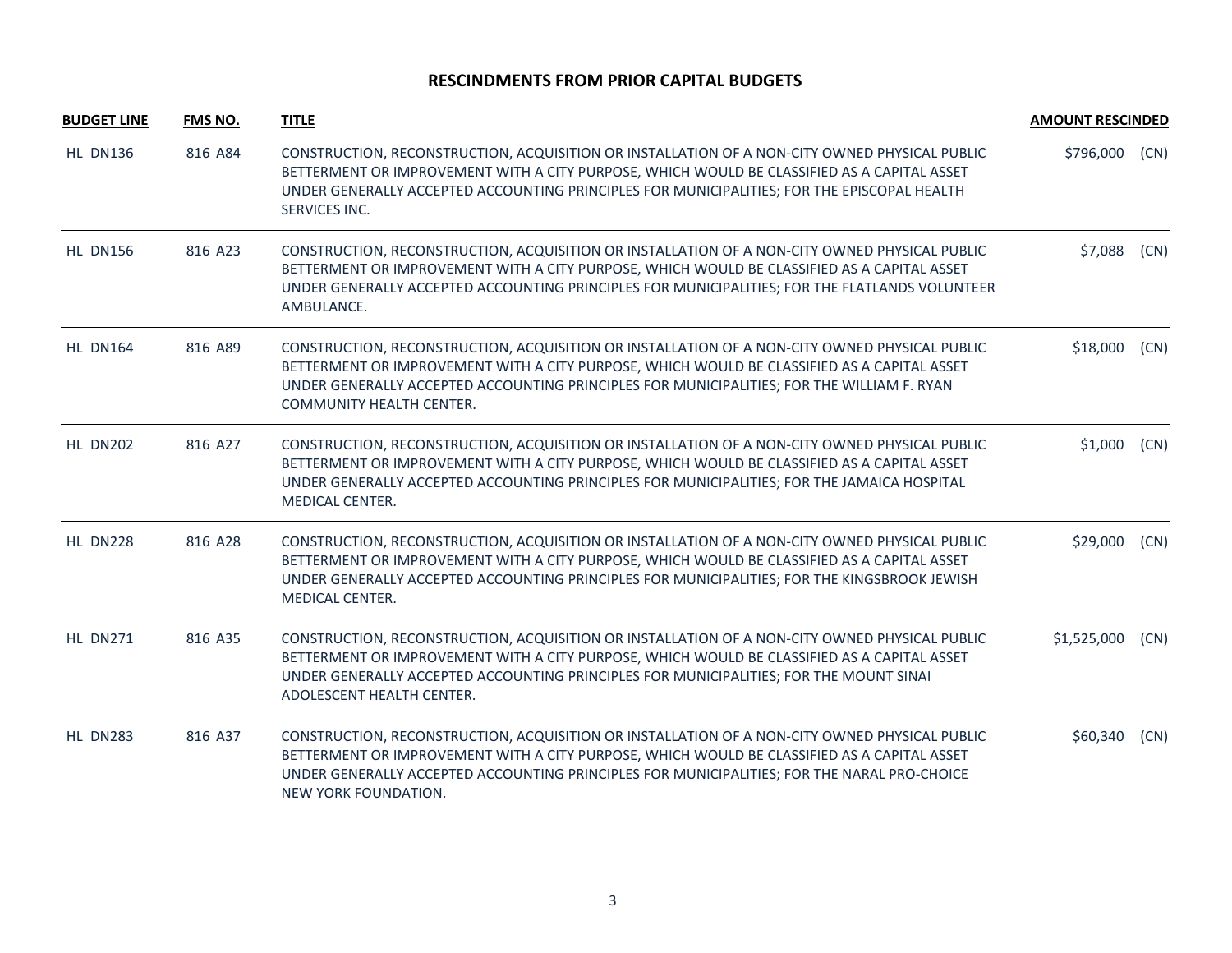## RESCINDMENTS FROM PRIOR CAPITAL BUDGETS

| BUDGET LINE | FMS NO. | TITLE | AMOUNT RESCINDED | |
|---|---|---|---|---|
| HL DN136 | 816 A84 | CONSTRUCTION, RECONSTRUCTION, ACQUISITION OR INSTALLATION OF A NON-CITY OWNED PHYSICAL PUBLIC BETTERMENT OR IMPROVEMENT WITH A CITY PURPOSE, WHICH WOULD BE CLASSIFIED AS A CAPITAL ASSET UNDER GENERALLY ACCEPTED ACCOUNTING PRINCIPLES FOR MUNICIPALITIES; FOR THE EPISCOPAL HEALTH SERVICES INC. | $796,000 | (CN) |
| HL DN156 | 816 A23 | CONSTRUCTION, RECONSTRUCTION, ACQUISITION OR INSTALLATION OF A NON-CITY OWNED PHYSICAL PUBLIC BETTERMENT OR IMPROVEMENT WITH A CITY PURPOSE, WHICH WOULD BE CLASSIFIED AS A CAPITAL ASSET UNDER GENERALLY ACCEPTED ACCOUNTING PRINCIPLES FOR MUNICIPALITIES; FOR THE FLATLANDS VOLUNTEER AMBULANCE. | $7,088 | (CN) |
| HL DN164 | 816 A89 | CONSTRUCTION, RECONSTRUCTION, ACQUISITION OR INSTALLATION OF A NON-CITY OWNED PHYSICAL PUBLIC BETTERMENT OR IMPROVEMENT WITH A CITY PURPOSE, WHICH WOULD BE CLASSIFIED AS A CAPITAL ASSET UNDER GENERALLY ACCEPTED ACCOUNTING PRINCIPLES FOR MUNICIPALITIES; FOR THE WILLIAM F. RYAN COMMUNITY HEALTH CENTER. | $18,000 | (CN) |
| HL DN202 | 816 A27 | CONSTRUCTION, RECONSTRUCTION, ACQUISITION OR INSTALLATION OF A NON-CITY OWNED PHYSICAL PUBLIC BETTERMENT OR IMPROVEMENT WITH A CITY PURPOSE, WHICH WOULD BE CLASSIFIED AS A CAPITAL ASSET UNDER GENERALLY ACCEPTED ACCOUNTING PRINCIPLES FOR MUNICIPALITIES; FOR THE JAMAICA HOSPITAL MEDICAL CENTER. | $1,000 | (CN) |
| HL DN228 | 816 A28 | CONSTRUCTION, RECONSTRUCTION, ACQUISITION OR INSTALLATION OF A NON-CITY OWNED PHYSICAL PUBLIC BETTERMENT OR IMPROVEMENT WITH A CITY PURPOSE, WHICH WOULD BE CLASSIFIED AS A CAPITAL ASSET UNDER GENERALLY ACCEPTED ACCOUNTING PRINCIPLES FOR MUNICIPALITIES; FOR THE KINGSBROOK JEWISH MEDICAL CENTER. | $29,000 | (CN) |
| HL DN271 | 816 A35 | CONSTRUCTION, RECONSTRUCTION, ACQUISITION OR INSTALLATION OF A NON-CITY OWNED PHYSICAL PUBLIC BETTERMENT OR IMPROVEMENT WITH A CITY PURPOSE, WHICH WOULD BE CLASSIFIED AS A CAPITAL ASSET UNDER GENERALLY ACCEPTED ACCOUNTING PRINCIPLES FOR MUNICIPALITIES; FOR THE MOUNT SINAI ADOLESCENT HEALTH CENTER. | $1,525,000 | (CN) |
| HL DN283 | 816 A37 | CONSTRUCTION, RECONSTRUCTION, ACQUISITION OR INSTALLATION OF A NON-CITY OWNED PHYSICAL PUBLIC BETTERMENT OR IMPROVEMENT WITH A CITY PURPOSE, WHICH WOULD BE CLASSIFIED AS A CAPITAL ASSET UNDER GENERALLY ACCEPTED ACCOUNTING PRINCIPLES FOR MUNICIPALITIES; FOR THE NARAL PRO-CHOICE NEW YORK FOUNDATION. | $60,340 | (CN) |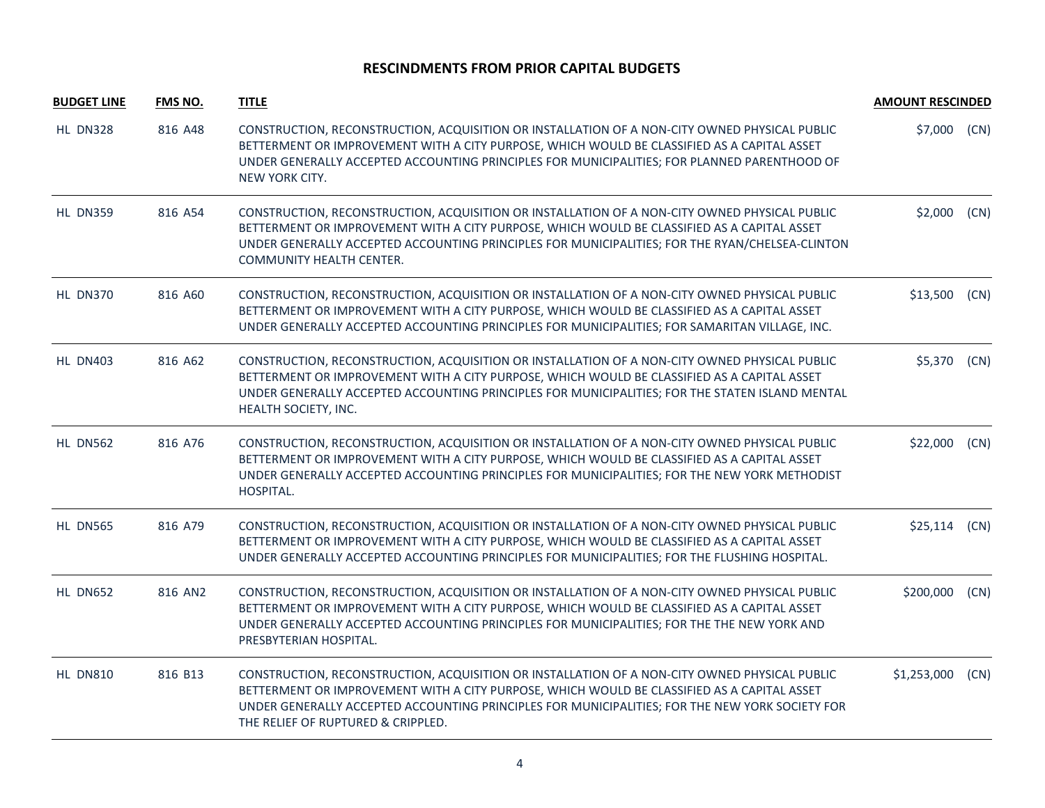## RESCINDMENTS FROM PRIOR CAPITAL BUDGETS

| BUDGET LINE | FMS NO. | TITLE | AMOUNT RESCINDED |
|---|---|---|---|
| HL DN328 | 816 A48 | CONSTRUCTION, RECONSTRUCTION, ACQUISITION OR INSTALLATION OF A NON-CITY OWNED PHYSICAL PUBLIC BETTERMENT OR IMPROVEMENT WITH A CITY PURPOSE, WHICH WOULD BE CLASSIFIED AS A CAPITAL ASSET UNDER GENERALLY ACCEPTED ACCOUNTING PRINCIPLES FOR MUNICIPALITIES; FOR PLANNED PARENTHOOD OF NEW YORK CITY. | $7,000 (CN) |
| HL DN359 | 816 A54 | CONSTRUCTION, RECONSTRUCTION, ACQUISITION OR INSTALLATION OF A NON-CITY OWNED PHYSICAL PUBLIC BETTERMENT OR IMPROVEMENT WITH A CITY PURPOSE, WHICH WOULD BE CLASSIFIED AS A CAPITAL ASSET UNDER GENERALLY ACCEPTED ACCOUNTING PRINCIPLES FOR MUNICIPALITIES; FOR THE RYAN/CHELSEA-CLINTON COMMUNITY HEALTH CENTER. | $2,000 (CN) |
| HL DN370 | 816 A60 | CONSTRUCTION, RECONSTRUCTION, ACQUISITION OR INSTALLATION OF A NON-CITY OWNED PHYSICAL PUBLIC BETTERMENT OR IMPROVEMENT WITH A CITY PURPOSE, WHICH WOULD BE CLASSIFIED AS A CAPITAL ASSET UNDER GENERALLY ACCEPTED ACCOUNTING PRINCIPLES FOR MUNICIPALITIES; FOR SAMARITAN VILLAGE, INC. | $13,500 (CN) |
| HL DN403 | 816 A62 | CONSTRUCTION, RECONSTRUCTION, ACQUISITION OR INSTALLATION OF A NON-CITY OWNED PHYSICAL PUBLIC BETTERMENT OR IMPROVEMENT WITH A CITY PURPOSE, WHICH WOULD BE CLASSIFIED AS A CAPITAL ASSET UNDER GENERALLY ACCEPTED ACCOUNTING PRINCIPLES FOR MUNICIPALITIES; FOR THE STATEN ISLAND MENTAL HEALTH SOCIETY, INC. | $5,370 (CN) |
| HL DN562 | 816 A76 | CONSTRUCTION, RECONSTRUCTION, ACQUISITION OR INSTALLATION OF A NON-CITY OWNED PHYSICAL PUBLIC BETTERMENT OR IMPROVEMENT WITH A CITY PURPOSE, WHICH WOULD BE CLASSIFIED AS A CAPITAL ASSET UNDER GENERALLY ACCEPTED ACCOUNTING PRINCIPLES FOR MUNICIPALITIES; FOR THE NEW YORK METHODIST HOSPITAL. | $22,000 (CN) |
| HL DN565 | 816 A79 | CONSTRUCTION, RECONSTRUCTION, ACQUISITION OR INSTALLATION OF A NON-CITY OWNED PHYSICAL PUBLIC BETTERMENT OR IMPROVEMENT WITH A CITY PURPOSE, WHICH WOULD BE CLASSIFIED AS A CAPITAL ASSET UNDER GENERALLY ACCEPTED ACCOUNTING PRINCIPLES FOR MUNICIPALITIES; FOR THE FLUSHING HOSPITAL. | $25,114 (CN) |
| HL DN652 | 816 AN2 | CONSTRUCTION, RECONSTRUCTION, ACQUISITION OR INSTALLATION OF A NON-CITY OWNED PHYSICAL PUBLIC BETTERMENT OR IMPROVEMENT WITH A CITY PURPOSE, WHICH WOULD BE CLASSIFIED AS A CAPITAL ASSET UNDER GENERALLY ACCEPTED ACCOUNTING PRINCIPLES FOR MUNICIPALITIES; FOR THE THE NEW YORK AND PRESBYTERIAN HOSPITAL. | $200,000 (CN) |
| HL DN810 | 816 B13 | CONSTRUCTION, RECONSTRUCTION, ACQUISITION OR INSTALLATION OF A NON-CITY OWNED PHYSICAL PUBLIC BETTERMENT OR IMPROVEMENT WITH A CITY PURPOSE, WHICH WOULD BE CLASSIFIED AS A CAPITAL ASSET UNDER GENERALLY ACCEPTED ACCOUNTING PRINCIPLES FOR MUNICIPALITIES; FOR THE NEW YORK SOCIETY FOR THE RELIEF OF RUPTURED & CRIPPLED. | $1,253,000 (CN) |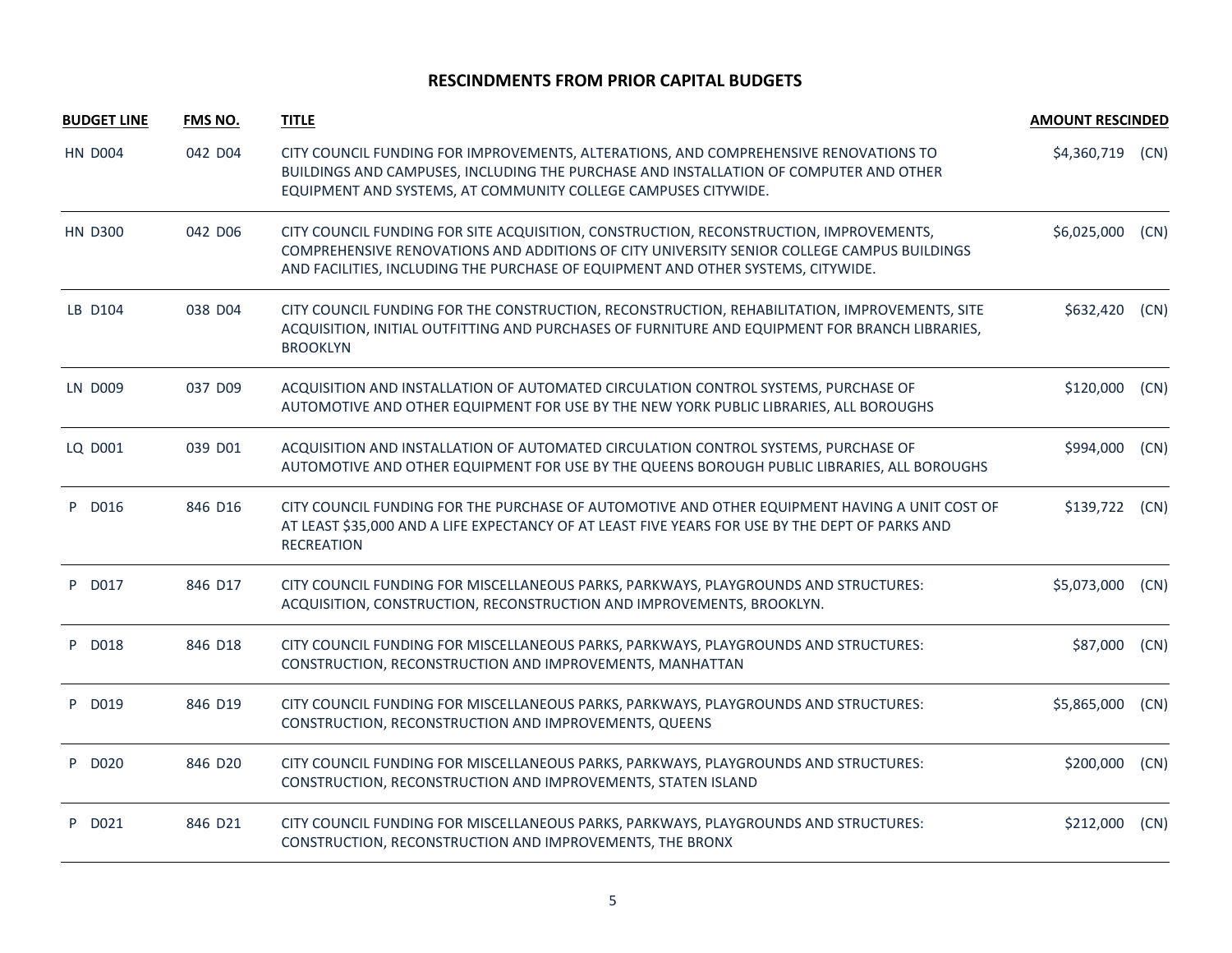## RESCINDMENTS FROM PRIOR CAPITAL BUDGETS

| BUDGET LINE | FMS NO. | TITLE | AMOUNT RESCINDED |
|---|---|---|---|
| HN D004 | 042 D04 | CITY COUNCIL FUNDING FOR IMPROVEMENTS, ALTERATIONS, AND COMPREHENSIVE RENOVATIONS TO BUILDINGS AND CAMPUSES, INCLUDING THE PURCHASE AND INSTALLATION OF COMPUTER AND OTHER EQUIPMENT AND SYSTEMS, AT COMMUNITY COLLEGE CAMPUSES CITYWIDE. | $4,360,719 (CN) |
| HN D300 | 042 D06 | CITY COUNCIL FUNDING FOR SITE ACQUISITION, CONSTRUCTION, RECONSTRUCTION, IMPROVEMENTS, COMPREHENSIVE RENOVATIONS AND ADDITIONS OF CITY UNIVERSITY SENIOR COLLEGE CAMPUS BUILDINGS AND FACILITIES, INCLUDING THE PURCHASE OF EQUIPMENT AND OTHER SYSTEMS, CITYWIDE. | $6,025,000 (CN) |
| LB D104 | 038 D04 | CITY COUNCIL FUNDING FOR THE CONSTRUCTION, RECONSTRUCTION, REHABILITATION, IMPROVEMENTS, SITE ACQUISITION, INITIAL OUTFITTING AND PURCHASES OF FURNITURE AND EQUIPMENT FOR BRANCH LIBRARIES, BROOKLYN | $632,420 (CN) |
| LN D009 | 037 D09 | ACQUISITION AND INSTALLATION OF AUTOMATED CIRCULATION CONTROL SYSTEMS, PURCHASE OF AUTOMOTIVE AND OTHER EQUIPMENT FOR USE BY THE NEW YORK PUBLIC LIBRARIES, ALL BOROUGHS | $120,000 (CN) |
| LQ D001 | 039 D01 | ACQUISITION AND INSTALLATION OF AUTOMATED CIRCULATION CONTROL SYSTEMS, PURCHASE OF AUTOMOTIVE AND OTHER EQUIPMENT FOR USE BY THE QUEENS BOROUGH PUBLIC LIBRARIES, ALL BOROUGHS | $994,000 (CN) |
| P D016 | 846 D16 | CITY COUNCIL FUNDING FOR THE PURCHASE OF AUTOMOTIVE AND OTHER EQUIPMENT HAVING A UNIT COST OF AT LEAST $35,000 AND A LIFE EXPECTANCY OF AT LEAST FIVE YEARS FOR USE BY THE DEPT OF PARKS AND RECREATION | $139,722 (CN) |
| P D017 | 846 D17 | CITY COUNCIL FUNDING FOR MISCELLANEOUS PARKS, PARKWAYS, PLAYGROUNDS AND STRUCTURES: ACQUISITION, CONSTRUCTION, RECONSTRUCTION AND IMPROVEMENTS, BROOKLYN. | $5,073,000 (CN) |
| P D018 | 846 D18 | CITY COUNCIL FUNDING FOR MISCELLANEOUS PARKS, PARKWAYS, PLAYGROUNDS AND STRUCTURES: CONSTRUCTION, RECONSTRUCTION AND IMPROVEMENTS, MANHATTAN | $87,000 (CN) |
| P D019 | 846 D19 | CITY COUNCIL FUNDING FOR MISCELLANEOUS PARKS, PARKWAYS, PLAYGROUNDS AND STRUCTURES: CONSTRUCTION, RECONSTRUCTION AND IMPROVEMENTS, QUEENS | $5,865,000 (CN) |
| P D020 | 846 D20 | CITY COUNCIL FUNDING FOR MISCELLANEOUS PARKS, PARKWAYS, PLAYGROUNDS AND STRUCTURES: CONSTRUCTION, RECONSTRUCTION AND IMPROVEMENTS, STATEN ISLAND | $200,000 (CN) |
| P D021 | 846 D21 | CITY COUNCIL FUNDING FOR MISCELLANEOUS PARKS, PARKWAYS, PLAYGROUNDS AND STRUCTURES: CONSTRUCTION, RECONSTRUCTION AND IMPROVEMENTS, THE BRONX | $212,000 (CN) |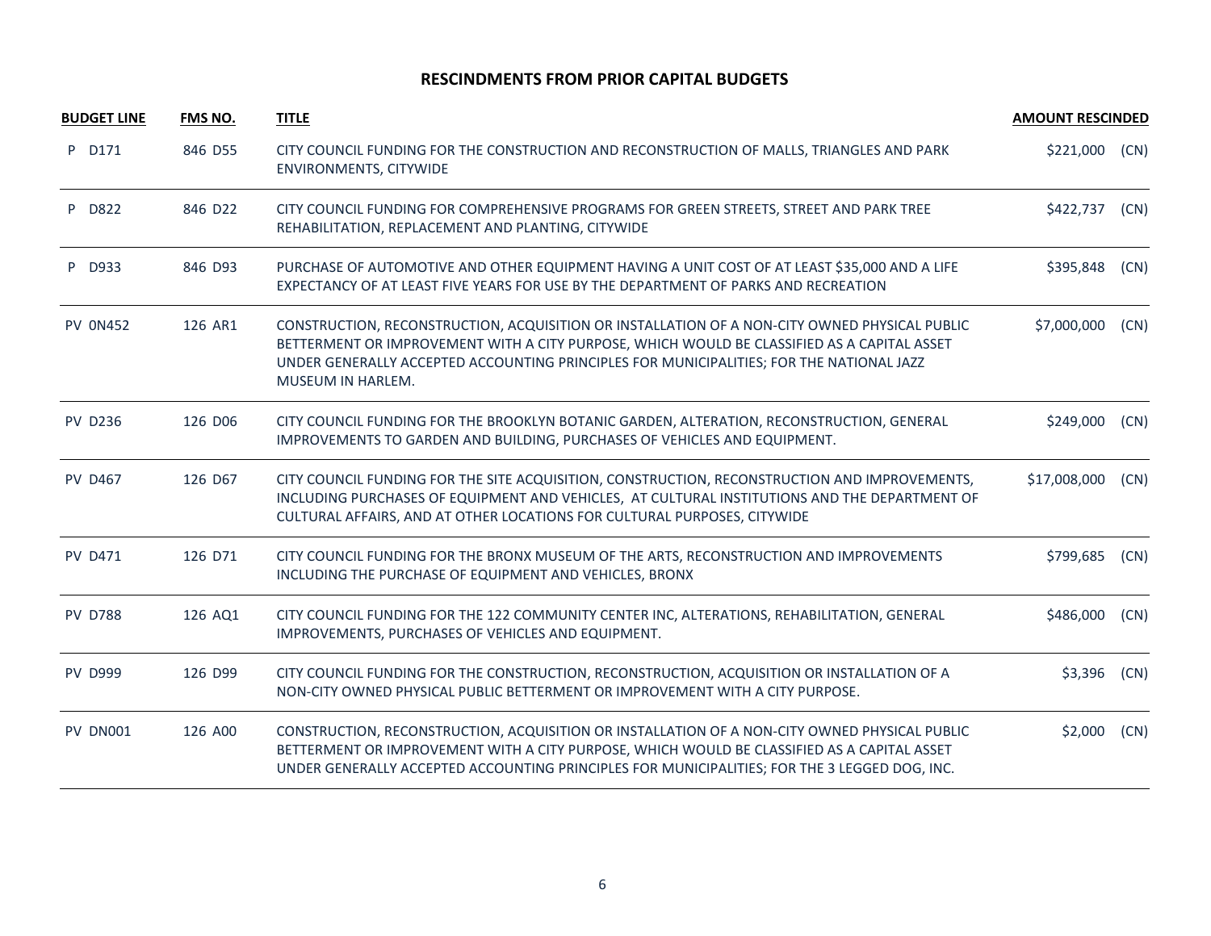## RESCINDMENTS FROM PRIOR CAPITAL BUDGETS

| BUDGET LINE | FMS NO. | TITLE | AMOUNT RESCINDED | |
|---|---|---|---|---|
| P D171 | 846 D55 | CITY COUNCIL FUNDING FOR THE CONSTRUCTION AND RECONSTRUCTION OF MALLS, TRIANGLES AND PARK ENVIRONMENTS, CITYWIDE | $221,000 | (CN) |
| P D822 | 846 D22 | CITY COUNCIL FUNDING FOR COMPREHENSIVE PROGRAMS FOR GREEN STREETS, STREET AND PARK TREE REHABILITATION, REPLACEMENT AND PLANTING, CITYWIDE | $422,737 | (CN) |
| P D933 | 846 D93 | PURCHASE OF AUTOMOTIVE AND OTHER EQUIPMENT HAVING A UNIT COST OF AT LEAST $35,000 AND A LIFE EXPECTANCY OF AT LEAST FIVE YEARS FOR USE BY THE DEPARTMENT OF PARKS AND RECREATION | $395,848 | (CN) |
| PV 0N452 | 126 AR1 | CONSTRUCTION, RECONSTRUCTION, ACQUISITION OR INSTALLATION OF A NON-CITY OWNED PHYSICAL PUBLIC BETTERMENT OR IMPROVEMENT WITH A CITY PURPOSE, WHICH WOULD BE CLASSIFIED AS A CAPITAL ASSET UNDER GENERALLY ACCEPTED ACCOUNTING PRINCIPLES FOR MUNICIPALITIES; FOR THE NATIONAL JAZZ MUSEUM IN HARLEM. | $7,000,000 | (CN) |
| PV D236 | 126 D06 | CITY COUNCIL FUNDING FOR THE BROOKLYN BOTANIC GARDEN, ALTERATION, RECONSTRUCTION, GENERAL IMPROVEMENTS TO GARDEN AND BUILDING, PURCHASES OF VEHICLES AND EQUIPMENT. | $249,000 | (CN) |
| PV D467 | 126 D67 | CITY COUNCIL FUNDING FOR THE SITE ACQUISITION, CONSTRUCTION, RECONSTRUCTION AND IMPROVEMENTS, INCLUDING PURCHASES OF EQUIPMENT AND VEHICLES, AT CULTURAL INSTITUTIONS AND THE DEPARTMENT OF CULTURAL AFFAIRS, AND AT OTHER LOCATIONS FOR CULTURAL PURPOSES, CITYWIDE | $17,008,000 | (CN) |
| PV D471 | 126 D71 | CITY COUNCIL FUNDING FOR THE BRONX MUSEUM OF THE ARTS, RECONSTRUCTION AND IMPROVEMENTS INCLUDING THE PURCHASE OF EQUIPMENT AND VEHICLES, BRONX | $799,685 | (CN) |
| PV D788 | 126 AQ1 | CITY COUNCIL FUNDING FOR THE 122 COMMUNITY CENTER INC, ALTERATIONS, REHABILITATION, GENERAL IMPROVEMENTS, PURCHASES OF VEHICLES AND EQUIPMENT. | $486,000 | (CN) |
| PV D999 | 126 D99 | CITY COUNCIL FUNDING FOR THE CONSTRUCTION, RECONSTRUCTION, ACQUISITION OR INSTALLATION OF A NON-CITY OWNED PHYSICAL PUBLIC BETTERMENT OR IMPROVEMENT WITH A CITY PURPOSE. | $3,396 | (CN) |
| PV DN001 | 126 A00 | CONSTRUCTION, RECONSTRUCTION, ACQUISITION OR INSTALLATION OF A NON-CITY OWNED PHYSICAL PUBLIC BETTERMENT OR IMPROVEMENT WITH A CITY PURPOSE, WHICH WOULD BE CLASSIFIED AS A CAPITAL ASSET UNDER GENERALLY ACCEPTED ACCOUNTING PRINCIPLES FOR MUNICIPALITIES; FOR THE 3 LEGGED DOG, INC. | $2,000 | (CN) |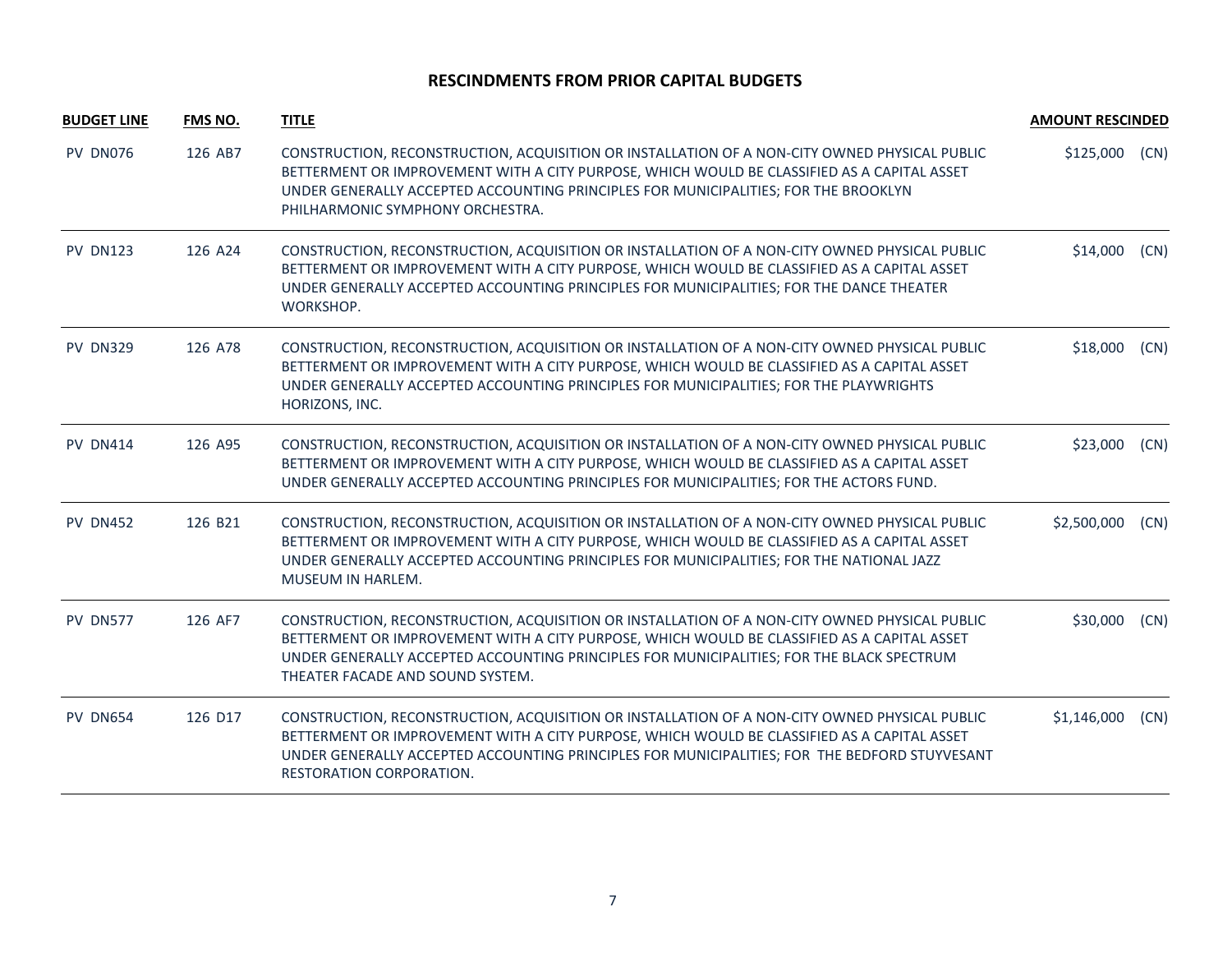## RESCINDMENTS FROM PRIOR CAPITAL BUDGETS

| BUDGET LINE | FMS NO. | TITLE | AMOUNT RESCINDED | |
|---|---|---|---|---|
| PV DN076 | 126 AB7 | CONSTRUCTION, RECONSTRUCTION, ACQUISITION OR INSTALLATION OF A NON-CITY OWNED PHYSICAL PUBLIC BETTERMENT OR IMPROVEMENT WITH A CITY PURPOSE, WHICH WOULD BE CLASSIFIED AS A CAPITAL ASSET UNDER GENERALLY ACCEPTED ACCOUNTING PRINCIPLES FOR MUNICIPALITIES; FOR THE BROOKLYN PHILHARMONIC SYMPHONY ORCHESTRA. | $125,000 | (CN) |
| PV DN123 | 126 A24 | CONSTRUCTION, RECONSTRUCTION, ACQUISITION OR INSTALLATION OF A NON-CITY OWNED PHYSICAL PUBLIC BETTERMENT OR IMPROVEMENT WITH A CITY PURPOSE, WHICH WOULD BE CLASSIFIED AS A CAPITAL ASSET UNDER GENERALLY ACCEPTED ACCOUNTING PRINCIPLES FOR MUNICIPALITIES; FOR THE DANCE THEATER WORKSHOP. | $14,000 | (CN) |
| PV DN329 | 126 A78 | CONSTRUCTION, RECONSTRUCTION, ACQUISITION OR INSTALLATION OF A NON-CITY OWNED PHYSICAL PUBLIC BETTERMENT OR IMPROVEMENT WITH A CITY PURPOSE, WHICH WOULD BE CLASSIFIED AS A CAPITAL ASSET UNDER GENERALLY ACCEPTED ACCOUNTING PRINCIPLES FOR MUNICIPALITIES; FOR THE PLAYWRIGHTS HORIZONS, INC. | $18,000 | (CN) |
| PV DN414 | 126 A95 | CONSTRUCTION, RECONSTRUCTION, ACQUISITION OR INSTALLATION OF A NON-CITY OWNED PHYSICAL PUBLIC BETTERMENT OR IMPROVEMENT WITH A CITY PURPOSE, WHICH WOULD BE CLASSIFIED AS A CAPITAL ASSET UNDER GENERALLY ACCEPTED ACCOUNTING PRINCIPLES FOR MUNICIPALITIES; FOR THE ACTORS FUND. | $23,000 | (CN) |
| PV DN452 | 126 B21 | CONSTRUCTION, RECONSTRUCTION, ACQUISITION OR INSTALLATION OF A NON-CITY OWNED PHYSICAL PUBLIC BETTERMENT OR IMPROVEMENT WITH A CITY PURPOSE, WHICH WOULD BE CLASSIFIED AS A CAPITAL ASSET UNDER GENERALLY ACCEPTED ACCOUNTING PRINCIPLES FOR MUNICIPALITIES; FOR THE NATIONAL JAZZ MUSEUM IN HARLEM. | $2,500,000 | (CN) |
| PV DN577 | 126 AF7 | CONSTRUCTION, RECONSTRUCTION, ACQUISITION OR INSTALLATION OF A NON-CITY OWNED PHYSICAL PUBLIC BETTERMENT OR IMPROVEMENT WITH A CITY PURPOSE, WHICH WOULD BE CLASSIFIED AS A CAPITAL ASSET UNDER GENERALLY ACCEPTED ACCOUNTING PRINCIPLES FOR MUNICIPALITIES; FOR THE BLACK SPECTRUM THEATER FACADE AND SOUND SYSTEM. | $30,000 | (CN) |
| PV DN654 | 126 D17 | CONSTRUCTION, RECONSTRUCTION, ACQUISITION OR INSTALLATION OF A NON-CITY OWNED PHYSICAL PUBLIC BETTERMENT OR IMPROVEMENT WITH A CITY PURPOSE, WHICH WOULD BE CLASSIFIED AS A CAPITAL ASSET UNDER GENERALLY ACCEPTED ACCOUNTING PRINCIPLES FOR MUNICIPALITIES; FOR THE BEDFORD STUYVESANT RESTORATION CORPORATION. | $1,146,000 | (CN) |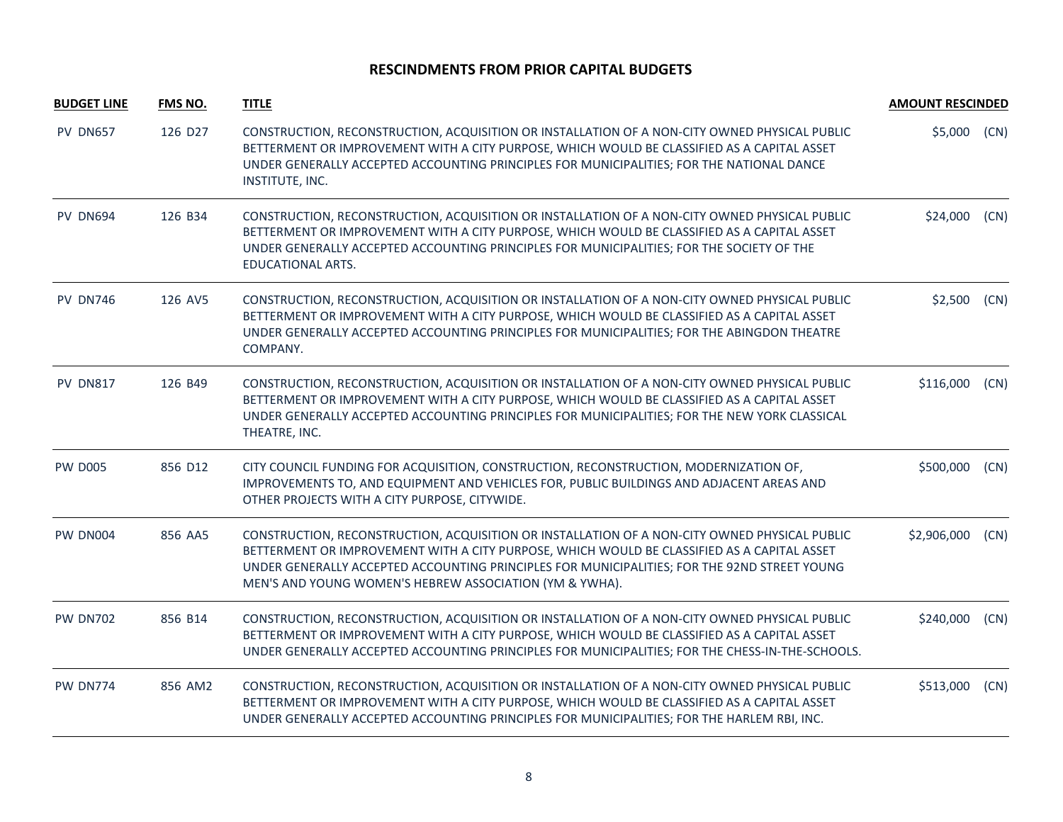## RESCINDMENTS FROM PRIOR CAPITAL BUDGETS

| BUDGET LINE | FMS NO. | TITLE | AMOUNT RESCINDED |
|---|---|---|---|
| PV DN657 | 126 D27 | CONSTRUCTION, RECONSTRUCTION, ACQUISITION OR INSTALLATION OF A NON-CITY OWNED PHYSICAL PUBLIC BETTERMENT OR IMPROVEMENT WITH A CITY PURPOSE, WHICH WOULD BE CLASSIFIED AS A CAPITAL ASSET UNDER GENERALLY ACCEPTED ACCOUNTING PRINCIPLES FOR MUNICIPALITIES; FOR THE NATIONAL DANCE INSTITUTE, INC. | $5,000 (CN) |
| PV DN694 | 126 B34 | CONSTRUCTION, RECONSTRUCTION, ACQUISITION OR INSTALLATION OF A NON-CITY OWNED PHYSICAL PUBLIC BETTERMENT OR IMPROVEMENT WITH A CITY PURPOSE, WHICH WOULD BE CLASSIFIED AS A CAPITAL ASSET UNDER GENERALLY ACCEPTED ACCOUNTING PRINCIPLES FOR MUNICIPALITIES; FOR THE SOCIETY OF THE EDUCATIONAL ARTS. | $24,000 (CN) |
| PV DN746 | 126 AV5 | CONSTRUCTION, RECONSTRUCTION, ACQUISITION OR INSTALLATION OF A NON-CITY OWNED PHYSICAL PUBLIC BETTERMENT OR IMPROVEMENT WITH A CITY PURPOSE, WHICH WOULD BE CLASSIFIED AS A CAPITAL ASSET UNDER GENERALLY ACCEPTED ACCOUNTING PRINCIPLES FOR MUNICIPALITIES; FOR THE ABINGDON THEATRE COMPANY. | $2,500 (CN) |
| PV DN817 | 126 B49 | CONSTRUCTION, RECONSTRUCTION, ACQUISITION OR INSTALLATION OF A NON-CITY OWNED PHYSICAL PUBLIC BETTERMENT OR IMPROVEMENT WITH A CITY PURPOSE, WHICH WOULD BE CLASSIFIED AS A CAPITAL ASSET UNDER GENERALLY ACCEPTED ACCOUNTING PRINCIPLES FOR MUNICIPALITIES; FOR THE NEW YORK CLASSICAL THEATRE, INC. | $116,000 (CN) |
| PW D005 | 856 D12 | CITY COUNCIL FUNDING FOR ACQUISITION, CONSTRUCTION, RECONSTRUCTION, MODERNIZATION OF, IMPROVEMENTS TO, AND EQUIPMENT AND VEHICLES FOR, PUBLIC BUILDINGS AND ADJACENT AREAS AND OTHER PROJECTS WITH A CITY PURPOSE, CITYWIDE. | $500,000 (CN) |
| PW DN004 | 856 AA5 | CONSTRUCTION, RECONSTRUCTION, ACQUISITION OR INSTALLATION OF A NON-CITY OWNED PHYSICAL PUBLIC BETTERMENT OR IMPROVEMENT WITH A CITY PURPOSE, WHICH WOULD BE CLASSIFIED AS A CAPITAL ASSET UNDER GENERALLY ACCEPTED ACCOUNTING PRINCIPLES FOR MUNICIPALITIES; FOR THE 92ND STREET YOUNG MEN'S AND YOUNG WOMEN'S HEBREW ASSOCIATION (YM & YWHA). | $2,906,000 (CN) |
| PW DN702 | 856 B14 | CONSTRUCTION, RECONSTRUCTION, ACQUISITION OR INSTALLATION OF A NON-CITY OWNED PHYSICAL PUBLIC BETTERMENT OR IMPROVEMENT WITH A CITY PURPOSE, WHICH WOULD BE CLASSIFIED AS A CAPITAL ASSET UNDER GENERALLY ACCEPTED ACCOUNTING PRINCIPLES FOR MUNICIPALITIES; FOR THE CHESS-IN-THE-SCHOOLS. | $240,000 (CN) |
| PW DN774 | 856 AM2 | CONSTRUCTION, RECONSTRUCTION, ACQUISITION OR INSTALLATION OF A NON-CITY OWNED PHYSICAL PUBLIC BETTERMENT OR IMPROVEMENT WITH A CITY PURPOSE, WHICH WOULD BE CLASSIFIED AS A CAPITAL ASSET UNDER GENERALLY ACCEPTED ACCOUNTING PRINCIPLES FOR MUNICIPALITIES; FOR THE HARLEM RBI, INC. | $513,000 (CN) |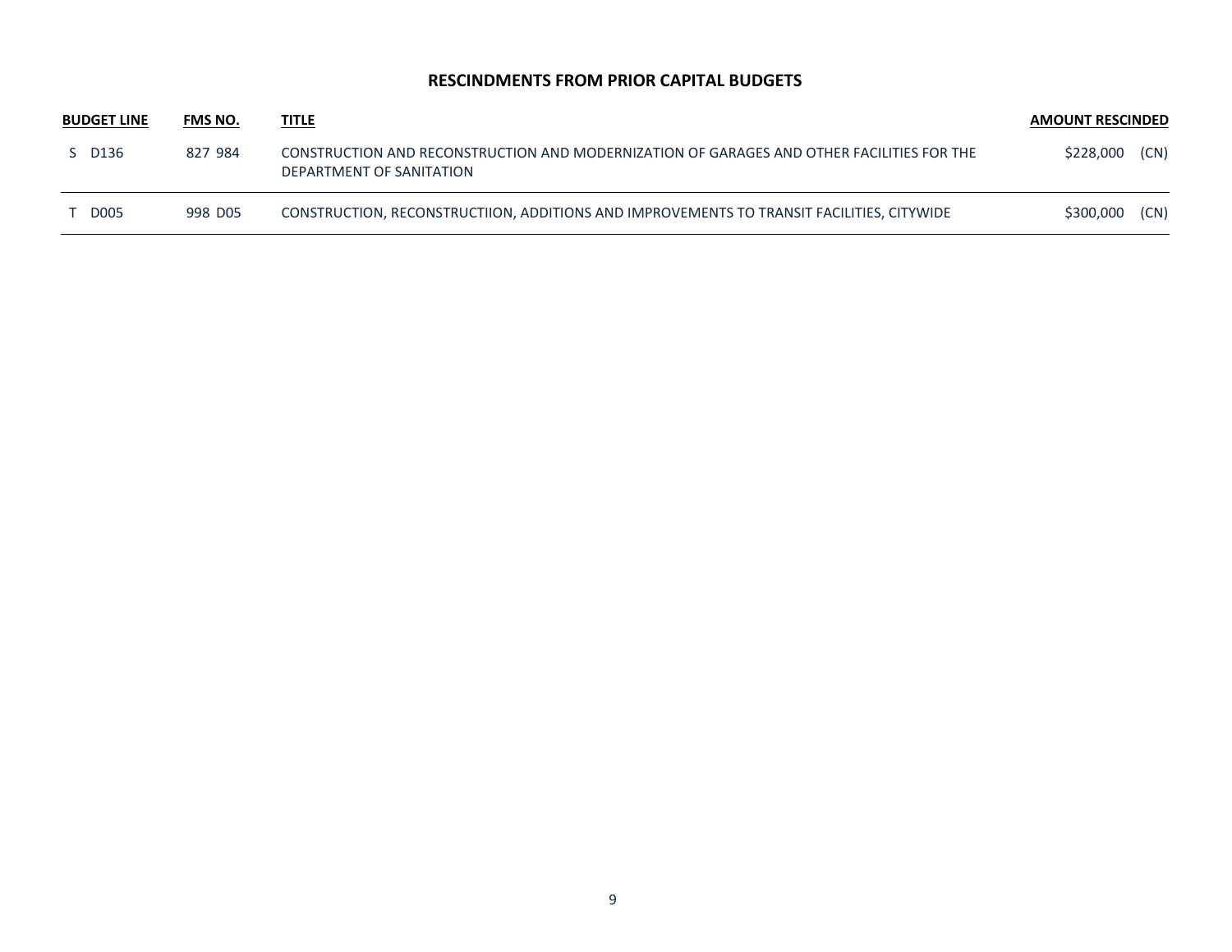## RESCINDMENTS FROM PRIOR CAPITAL BUDGETS

| BUDGET LINE | FMS NO. | TITLE | AMOUNT RESCINDED |
|---|---|---|---|
| S D136 | 827 984 | CONSTRUCTION AND RECONSTRUCTION AND MODERNIZATION OF GARAGES AND OTHER FACILITIES FOR THE DEPARTMENT OF SANITATION | $228,000 (CN) |
| T D005 | 998 D05 | CONSTRUCTION, RECONSTRUCTIION, ADDITIONS AND IMPROVEMENTS TO TRANSIT FACILITIES, CITYWIDE | $300,000 (CN) |